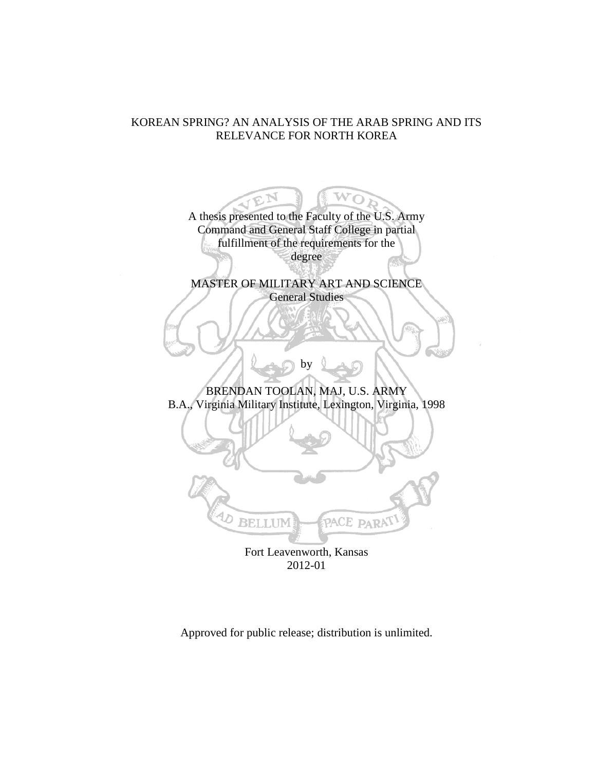# KOREAN SPRING? AN ANALYSIS OF THE ARAB SPRING AND ITS RELEVANCE FOR NORTH KOREA

A thesis presented to the Faculty of the U.S. Army Command and General Staff College in partial fulfillment of the requirements for the degree

MASTER OF MILITARY ART AND SCIENCE
General Studies

by

BRENDAN TOOLAN, MAJ, U.S. ARMY
B.A., Virginia Military Institute, Lexington, Virginia, 1998

Fort Leavenworth, Kansas
2012-01

Approved for public release; distribution is unlimited.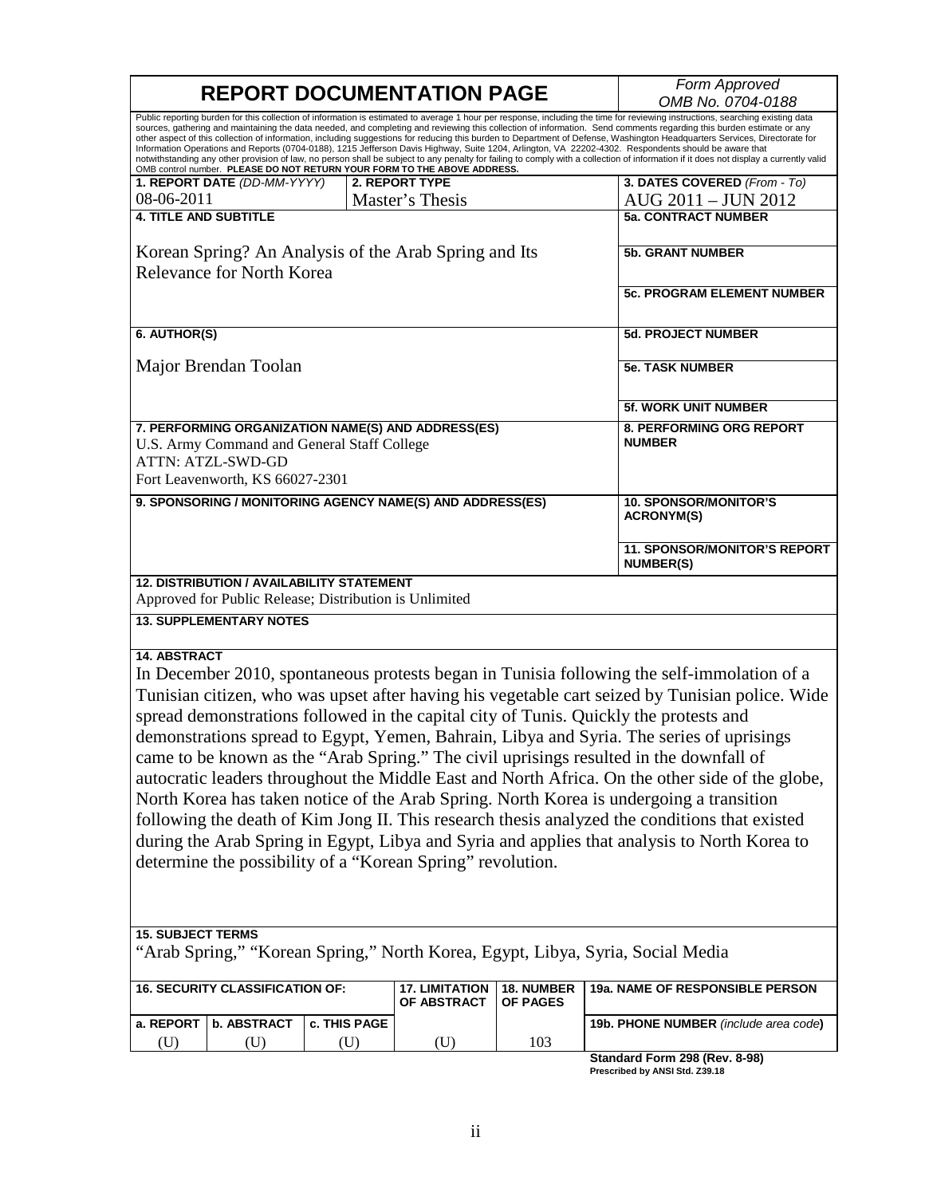# REPORT DOCUMENTATION PAGE

*Form Approved*
*OMB No. 0704-0188*

Public reporting burden for this collection of information is estimated to average 1 hour per response, including the time for reviewing instructions, searching existing data sources, gathering and maintaining the data needed, and completing and reviewing this collection of information. Send comments regarding this burden estimate or any other aspect of this collection of information, including suggestions for reducing this burden to Department of Defense, Washington Headquarters Services, Directorate for Information Operations and Reports (0704-0188), 1215 Jefferson Davis Highway, Suite 1204, Arlington, VA 22202-4302. Respondents should be aware that notwithstanding any other provision of law, no person shall be subject to any penalty for failing to comply with a collection of information if it does not display a currently valid OMB control number. **PLEASE DO NOT RETURN YOUR FORM TO THE ABOVE ADDRESS.**

| **1. REPORT DATE** *(DD-MM-YYYY)* | **2. REPORT TYPE** | **3. DATES COVERED** *(From - To)* |
|---|---|---|
| 08-06-2011 | Master's Thesis | AUG 2011 – JUN 2012 |

**4. TITLE AND SUBTITLE**

Korean Spring? An Analysis of the Arab Spring and Its Relevance for North Korea

**5a. CONTRACT NUMBER**

**5b. GRANT NUMBER**

**5c. PROGRAM ELEMENT NUMBER**

**6. AUTHOR(S)**

Major Brendan Toolan

**5d. PROJECT NUMBER**

**5e. TASK NUMBER**

**5f. WORK UNIT NUMBER**

**7. PERFORMING ORGANIZATION NAME(S) AND ADDRESS(ES)**

U.S. Army Command and General Staff College
ATTN: ATZL-SWD-GD
Fort Leavenworth, KS 66027-2301

**8. PERFORMING ORG REPORT NUMBER**

**9. SPONSORING / MONITORING AGENCY NAME(S) AND ADDRESS(ES)**

**10. SPONSOR/MONITOR'S ACRONYM(S)**

**11. SPONSOR/MONITOR'S REPORT NUMBER(S)**

**12. DISTRIBUTION / AVAILABILITY STATEMENT**

Approved for Public Release; Distribution is Unlimited

**13. SUPPLEMENTARY NOTES**

**14. ABSTRACT**

In December 2010, spontaneous protests began in Tunisia following the self-immolation of a Tunisian citizen, who was upset after having his vegetable cart seized by Tunisian police. Wide spread demonstrations followed in the capital city of Tunis. Quickly the protests and demonstrations spread to Egypt, Yemen, Bahrain, Libya and Syria. The series of uprisings came to be known as the "Arab Spring." The civil uprisings resulted in the downfall of autocratic leaders throughout the Middle East and North Africa. On the other side of the globe, North Korea has taken notice of the Arab Spring. North Korea is undergoing a transition following the death of Kim Jong Il. This research thesis analyzed the conditions that existed during the Arab Spring in Egypt, Libya and Syria and applies that analysis to North Korea to determine the possibility of a "Korean Spring" revolution.

**15. SUBJECT TERMS**

"Arab Spring," "Korean Spring," North Korea, Egypt, Libya, Syria, Social Media

| **16. SECURITY CLASSIFICATION OF:** | | | **17. LIMITATION OF ABSTRACT** | **18. NUMBER OF PAGES** | **19a. NAME OF RESPONSIBLE PERSON** |
|---|---|---|---|---|---|
| **a. REPORT** | **b. ABSTRACT** | **c. THIS PAGE** | | | **19b. PHONE NUMBER** *(include area code)* |
| (U) | (U) | (U) | (U) | 103 | |

**Standard Form 298 (Rev. 8-98)**
**Prescribed by ANSI Std. Z39.18**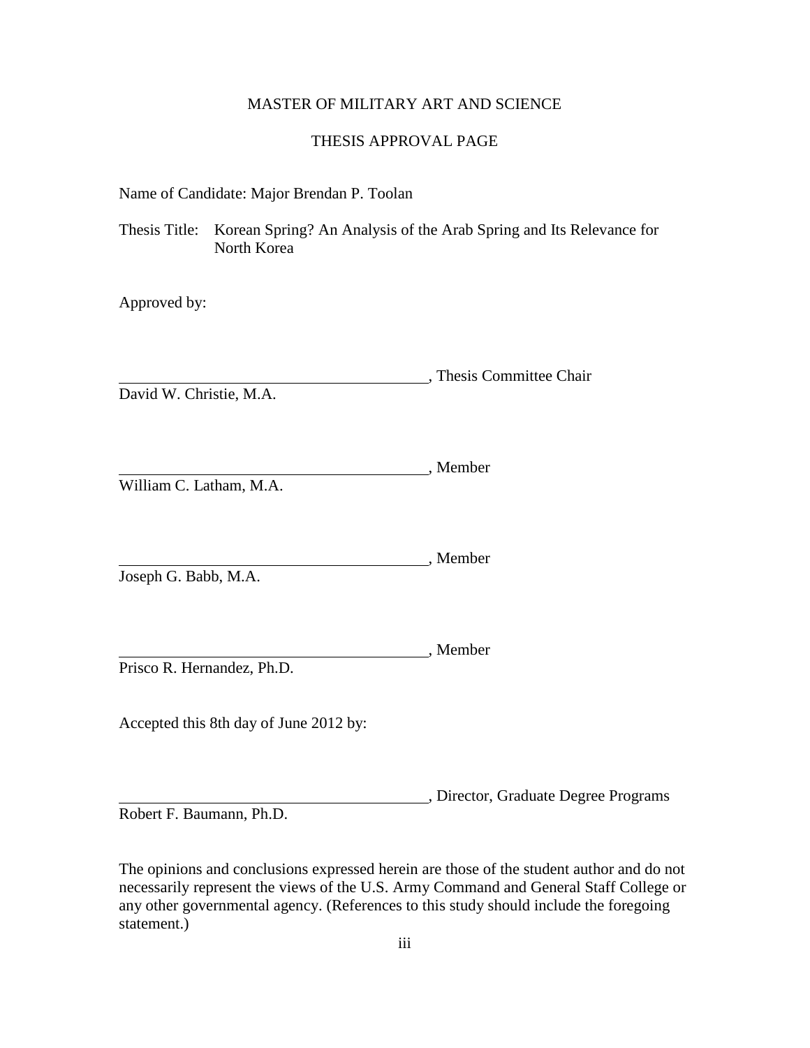MASTER OF MILITARY ART AND SCIENCE

THESIS APPROVAL PAGE

Name of Candidate: Major Brendan P. Toolan

Thesis Title: Korean Spring? An Analysis of the Arab Spring and Its Relevance for North Korea

Approved by:

\_\_\_\_\_\_\_\_\_\_\_\_\_\_\_\_\_\_\_\_\_\_\_\_\_\_\_\_\_\_\_\_\_\_\_\_\_\_\_\_, Thesis Committee Chair
David W. Christie, M.A.

\_\_\_\_\_\_\_\_\_\_\_\_\_\_\_\_\_\_\_\_\_\_\_\_\_\_\_\_\_\_\_\_\_\_\_\_\_\_\_\_, Member
William C. Latham, M.A.

\_\_\_\_\_\_\_\_\_\_\_\_\_\_\_\_\_\_\_\_\_\_\_\_\_\_\_\_\_\_\_\_\_\_\_\_\_\_\_\_, Member
Joseph G. Babb, M.A.

\_\_\_\_\_\_\_\_\_\_\_\_\_\_\_\_\_\_\_\_\_\_\_\_\_\_\_\_\_\_\_\_\_\_\_\_\_\_\_\_, Member
Prisco R. Hernandez, Ph.D.

Accepted this 8th day of June 2012 by:

\_\_\_\_\_\_\_\_\_\_\_\_\_\_\_\_\_\_\_\_\_\_\_\_\_\_\_\_\_\_\_\_\_\_\_\_\_\_\_\_, Director, Graduate Degree Programs
Robert F. Baumann, Ph.D.

The opinions and conclusions expressed herein are those of the student author and do not necessarily represent the views of the U.S. Army Command and General Staff College or any other governmental agency. (References to this study should include the foregoing statement.)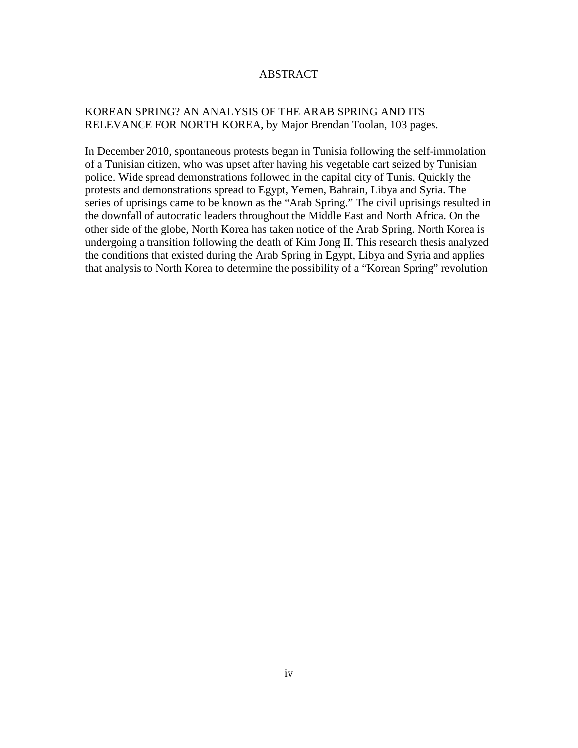# ABSTRACT

KOREAN SPRING? AN ANALYSIS OF THE ARAB SPRING AND ITS RELEVANCE FOR NORTH KOREA, by Major Brendan Toolan, 103 pages.

In December 2010, spontaneous protests began in Tunisia following the self-immolation of a Tunisian citizen, who was upset after having his vegetable cart seized by Tunisian police. Wide spread demonstrations followed in the capital city of Tunis. Quickly the protests and demonstrations spread to Egypt, Yemen, Bahrain, Libya and Syria. The series of uprisings came to be known as the "Arab Spring." The civil uprisings resulted in the downfall of autocratic leaders throughout the Middle East and North Africa. On the other side of the globe, North Korea has taken notice of the Arab Spring. North Korea is undergoing a transition following the death of Kim Jong II. This research thesis analyzed the conditions that existed during the Arab Spring in Egypt, Libya and Syria and applies that analysis to North Korea to determine the possibility of a "Korean Spring" revolution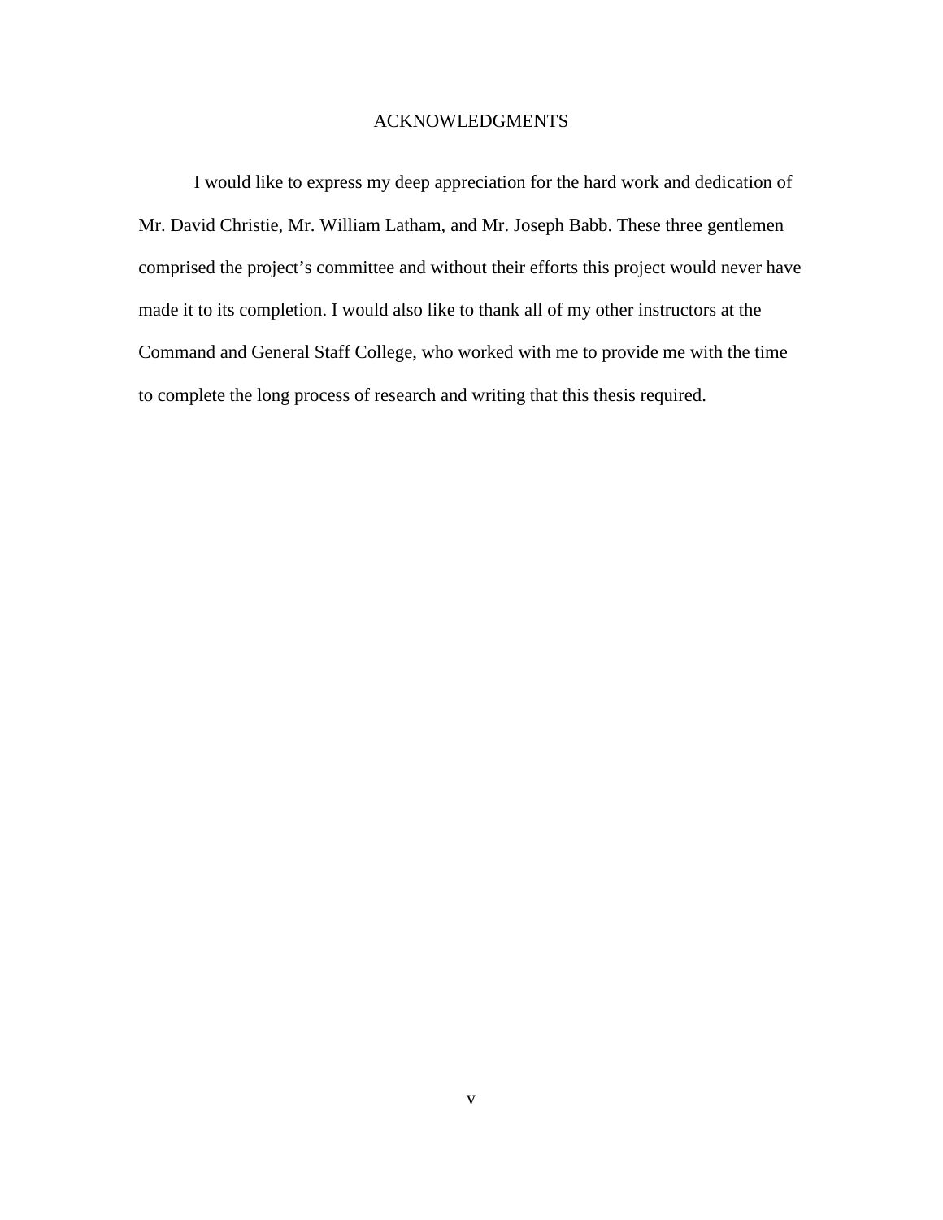# ACKNOWLEDGMENTS

I would like to express my deep appreciation for the hard work and dedication of Mr. David Christie, Mr. William Latham, and Mr. Joseph Babb. These three gentlemen comprised the project's committee and without their efforts this project would never have made it to its completion. I would also like to thank all of my other instructors at the Command and General Staff College, who worked with me to provide me with the time to complete the long process of research and writing that this thesis required.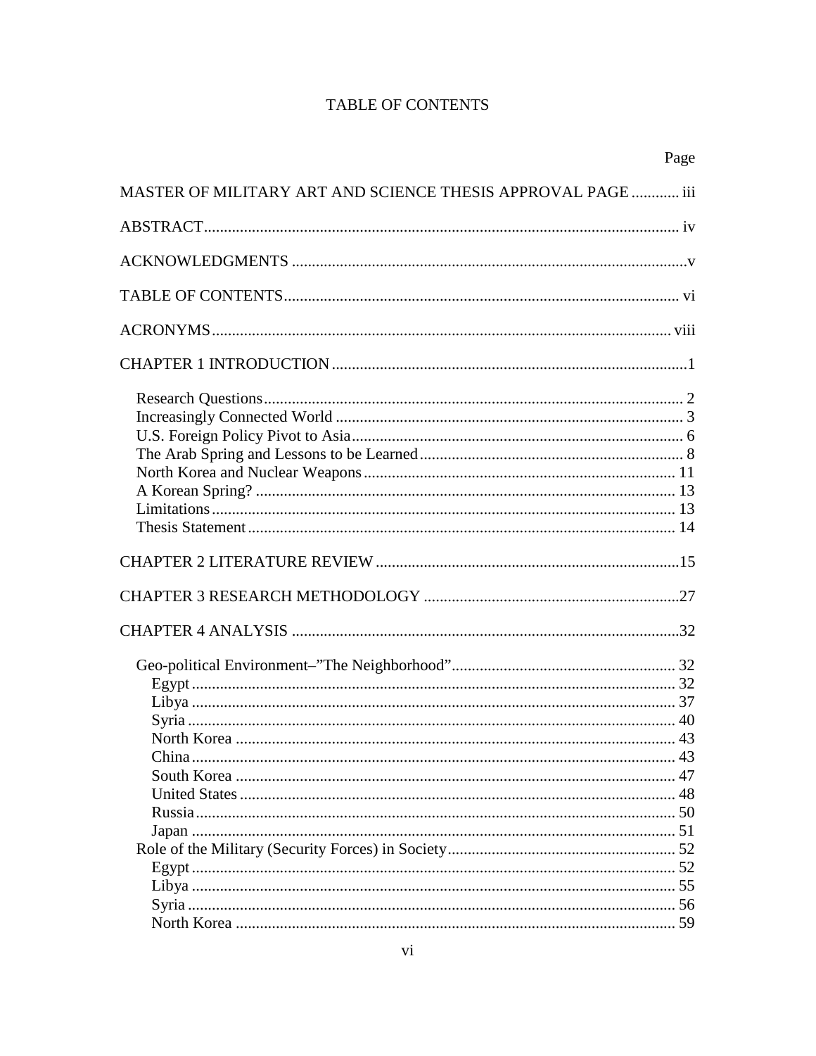# TABLE OF CONTENTS

| | Page |
|---|---|
| MASTER OF MILITARY ART AND SCIENCE THESIS APPROVAL PAGE | iii |
| ABSTRACT | iv |
| ACKNOWLEDGMENTS | v |
| TABLE OF CONTENTS | vi |
| ACRONYMS | viii |
| CHAPTER 1 INTRODUCTION | 1 |
| Research Questions | 2 |
| Increasingly Connected World | 3 |
| U.S. Foreign Policy Pivot to Asia | 6 |
| The Arab Spring and Lessons to be Learned | 8 |
| North Korea and Nuclear Weapons | 11 |
| A Korean Spring? | 13 |
| Limitations | 13 |
| Thesis Statement | 14 |
| CHAPTER 2 LITERATURE REVIEW | 15 |
| CHAPTER 3 RESEARCH METHODOLOGY | 27 |
| CHAPTER 4 ANALYSIS | 32 |
| Geo-political Environment–"The Neighborhood" | 32 |
| Egypt | 32 |
| Libya | 37 |
| Syria | 40 |
| North Korea | 43 |
| China | 43 |
| South Korea | 47 |
| United States | 48 |
| Russia | 50 |
| Japan | 51 |
| Role of the Military (Security Forces) in Society | 52 |
| Egypt | 52 |
| Libya | 55 |
| Syria | 56 |
| North Korea | 59 |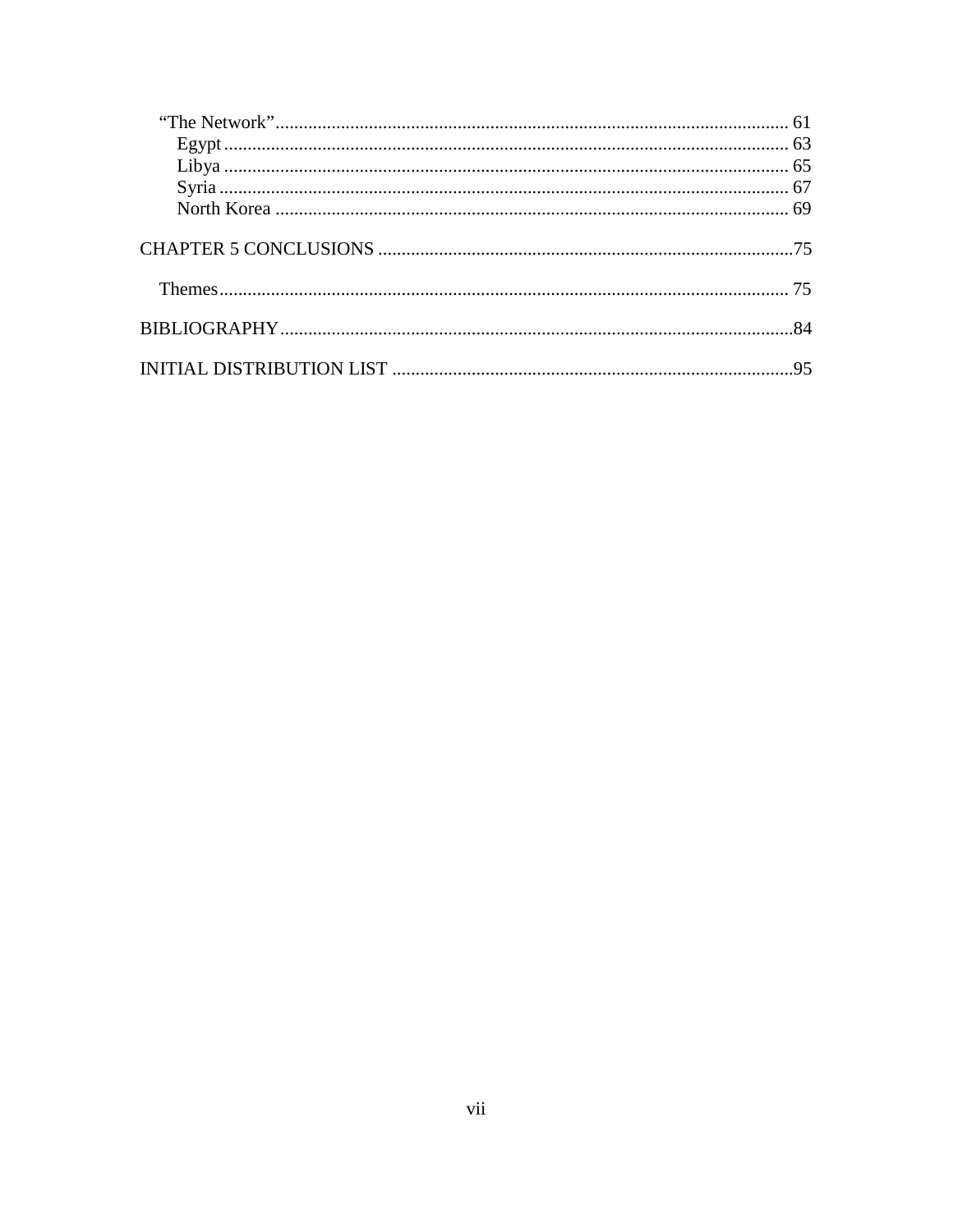“The Network” ............................................................................................................. 61
Egypt ........................................................................................................................ 63
Libya ........................................................................................................................ 65
Syria ......................................................................................................................... 67
North Korea ............................................................................................................. 69

CHAPTER 5 CONCLUSIONS ........................................................................................75

Themes ......................................................................................................................... 75

BIBLIOGRAPHY .............................................................................................................84

INITIAL DISTRIBUTION LIST .....................................................................................95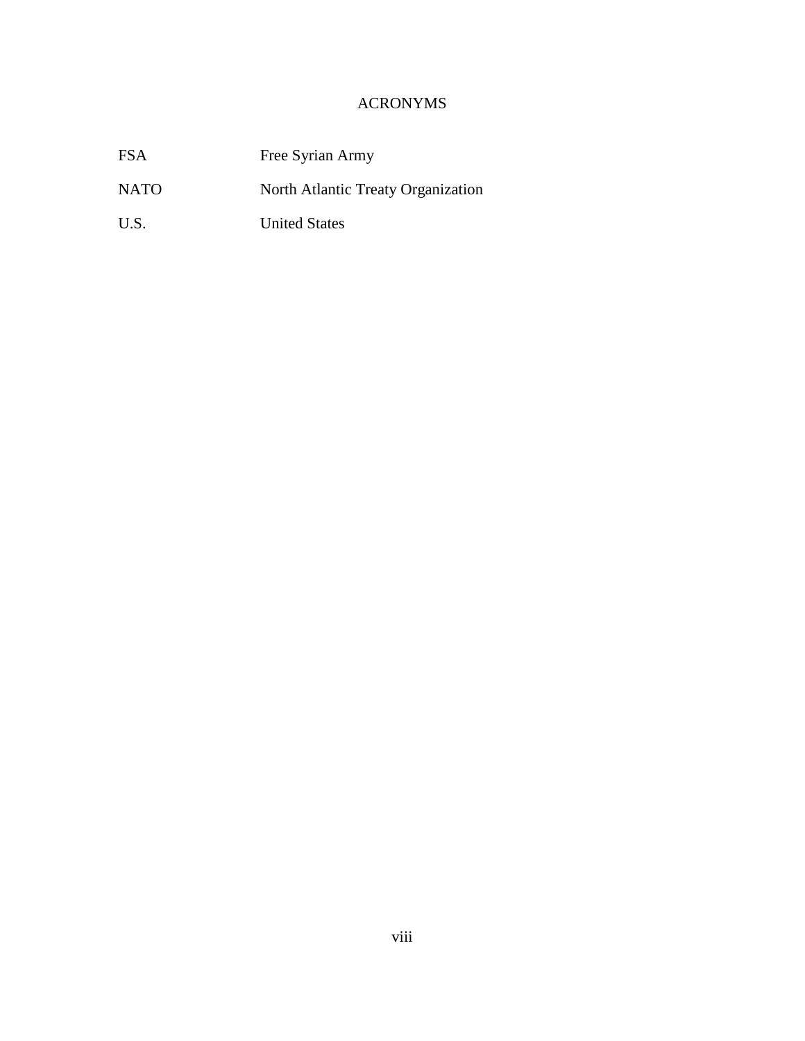# ACRONYMS

| | |
|---|---|
| FSA | Free Syrian Army |
| NATO | North Atlantic Treaty Organization |
| U.S. | United States |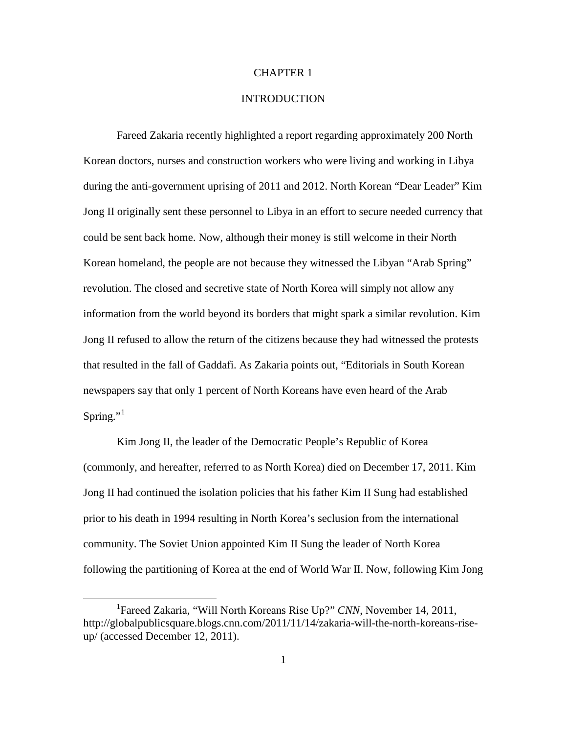# CHAPTER 1

# INTRODUCTION

Fareed Zakaria recently highlighted a report regarding approximately 200 North Korean doctors, nurses and construction workers who were living and working in Libya during the anti-government uprising of 2011 and 2012. North Korean "Dear Leader" Kim Jong II originally sent these personnel to Libya in an effort to secure needed currency that could be sent back home. Now, although their money is still welcome in their North Korean homeland, the people are not because they witnessed the Libyan "Arab Spring" revolution. The closed and secretive state of North Korea will simply not allow any information from the world beyond its borders that might spark a similar revolution. Kim Jong II refused to allow the return of the citizens because they had witnessed the protests that resulted in the fall of Gaddafi. As Zakaria points out, "Editorials in South Korean newspapers say that only 1 percent of North Koreans have even heard of the Arab Spring."[1]

Kim Jong II, the leader of the Democratic People's Republic of Korea (commonly, and hereafter, referred to as North Korea) died on December 17, 2011. Kim Jong II had continued the isolation policies that his father Kim II Sung had established prior to his death in 1994 resulting in North Korea's seclusion from the international community. The Soviet Union appointed Kim II Sung the leader of North Korea following the partitioning of Korea at the end of World War II. Now, following Kim Jong

---

[1]Fareed Zakaria, "Will North Koreans Rise Up?" *CNN*, November 14, 2011, http://globalpublicsquare.blogs.cnn.com/2011/11/14/zakaria-will-the-north-koreans-rise-up/ (accessed December 12, 2011).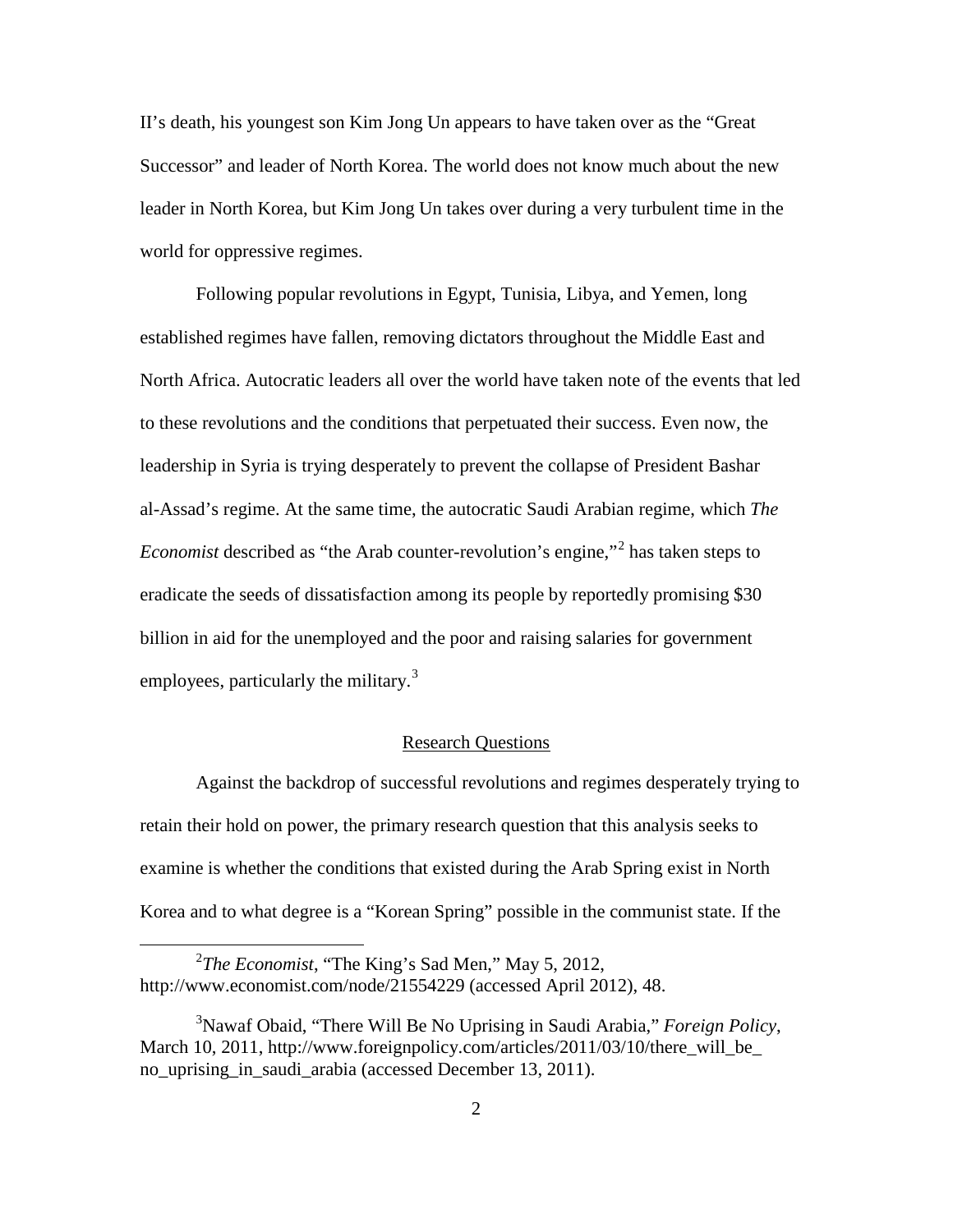II's death, his youngest son Kim Jong Un appears to have taken over as the "Great Successor" and leader of North Korea. The world does not know much about the new leader in North Korea, but Kim Jong Un takes over during a very turbulent time in the world for oppressive regimes.

Following popular revolutions in Egypt, Tunisia, Libya, and Yemen, long established regimes have fallen, removing dictators throughout the Middle East and North Africa. Autocratic leaders all over the world have taken note of the events that led to these revolutions and the conditions that perpetuated their success. Even now, the leadership in Syria is trying desperately to prevent the collapse of President Bashar al-Assad's regime. At the same time, the autocratic Saudi Arabian regime, which *The Economist* described as "the Arab counter-revolution's engine,"[2] has taken steps to eradicate the seeds of dissatisfaction among its people by reportedly promising $30 billion in aid for the unemployed and the poor and raising salaries for government employees, particularly the military.[3]

## Research Questions

Against the backdrop of successful revolutions and regimes desperately trying to retain their hold on power, the primary research question that this analysis seeks to examine is whether the conditions that existed during the Arab Spring exist in North Korea and to what degree is a "Korean Spring" possible in the communist state. If the

---

[2] *The Economist*, "The King's Sad Men," May 5, 2012, http://www.economist.com/node/21554229 (accessed April 2012), 48.

[3] Nawaf Obaid, "There Will Be No Uprising in Saudi Arabia," *Foreign Policy*, March 10, 2011, http://www.foreignpolicy.com/articles/2011/03/10/there_will_be_no_uprising_in_saudi_arabia (accessed December 13, 2011).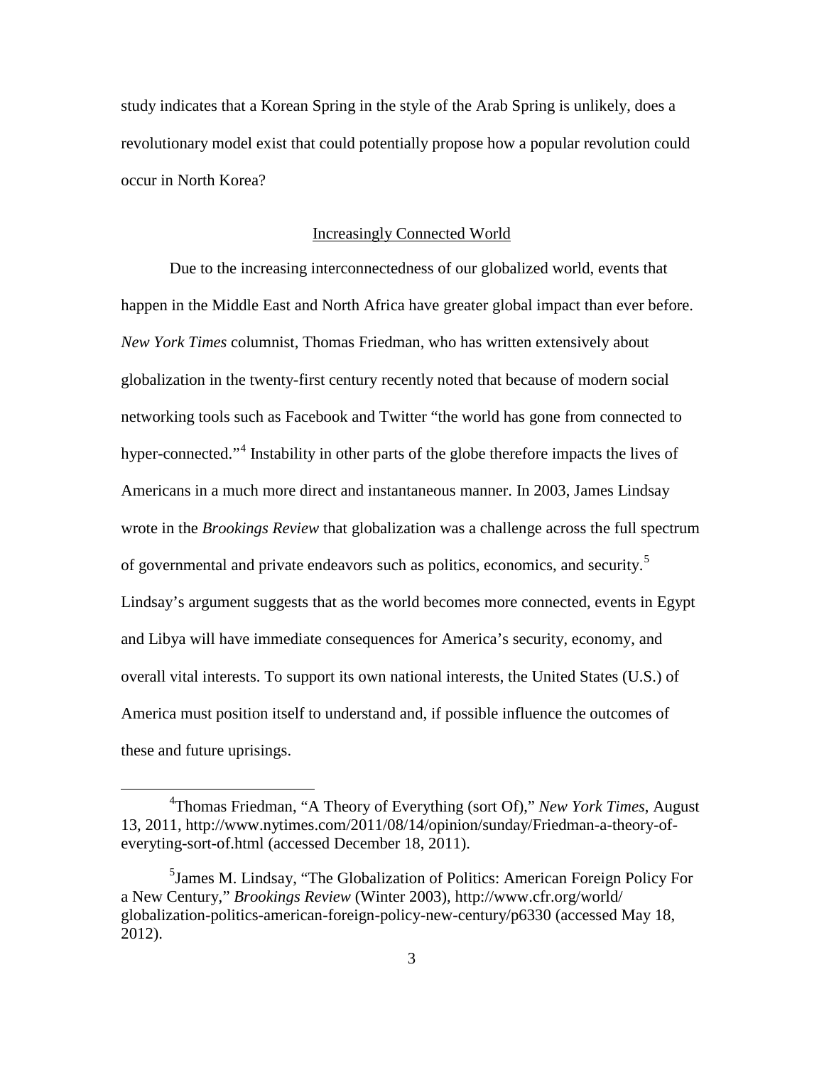study indicates that a Korean Spring in the style of the Arab Spring is unlikely, does a revolutionary model exist that could potentially propose how a popular revolution could occur in North Korea?

## Increasingly Connected World

Due to the increasing interconnectedness of our globalized world, events that happen in the Middle East and North Africa have greater global impact than ever before. *New York Times* columnist, Thomas Friedman, who has written extensively about globalization in the twenty-first century recently noted that because of modern social networking tools such as Facebook and Twitter "the world has gone from connected to hyper-connected."[4] Instability in other parts of the globe therefore impacts the lives of Americans in a much more direct and instantaneous manner. In 2003, James Lindsay wrote in the *Brookings Review* that globalization was a challenge across the full spectrum of governmental and private endeavors such as politics, economics, and security.[5] Lindsay's argument suggests that as the world becomes more connected, events in Egypt and Libya will have immediate consequences for America's security, economy, and overall vital interests. To support its own national interests, the United States (U.S.) of America must position itself to understand and, if possible influence the outcomes of these and future uprisings.

---

[4]Thomas Friedman, "A Theory of Everything (sort Of)," *New York Times*, August 13, 2011, http://www.nytimes.com/2011/08/14/opinion/sunday/Friedman-a-theory-of-everyting-sort-of.html (accessed December 18, 2011).

[5]James M. Lindsay, "The Globalization of Politics: American Foreign Policy For a New Century," *Brookings Review* (Winter 2003), http://www.cfr.org/world/globalization-politics-american-foreign-policy-new-century/p6330 (accessed May 18, 2012).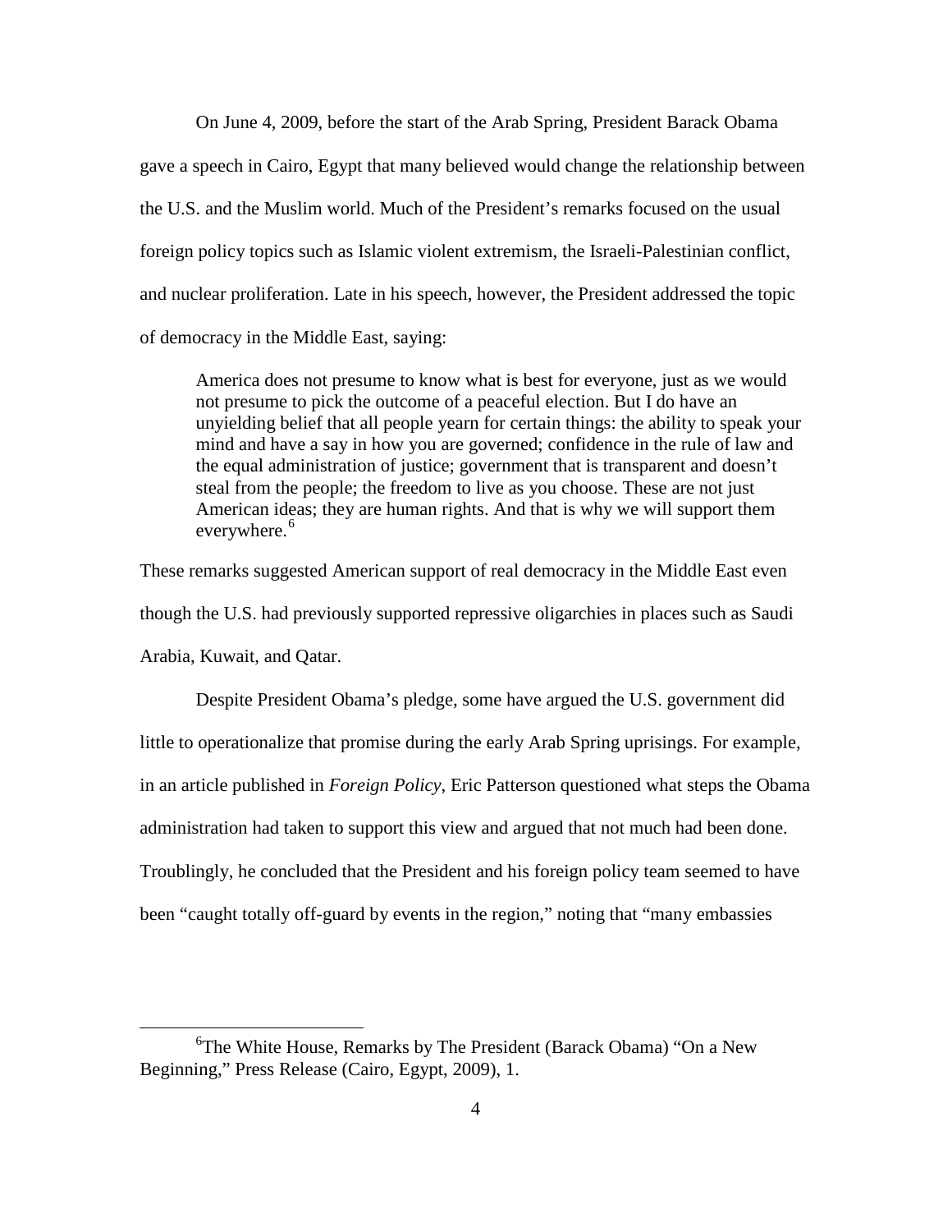On June 4, 2009, before the start of the Arab Spring, President Barack Obama gave a speech in Cairo, Egypt that many believed would change the relationship between the U.S. and the Muslim world. Much of the President's remarks focused on the usual foreign policy topics such as Islamic violent extremism, the Israeli-Palestinian conflict, and nuclear proliferation. Late in his speech, however, the President addressed the topic of democracy in the Middle East, saying:

> America does not presume to know what is best for everyone, just as we would not presume to pick the outcome of a peaceful election. But I do have an unyielding belief that all people yearn for certain things: the ability to speak your mind and have a say in how you are governed; confidence in the rule of law and the equal administration of justice; government that is transparent and doesn't steal from the people; the freedom to live as you choose. These are not just American ideas; they are human rights. And that is why we will support them everywhere.[6]

These remarks suggested American support of real democracy in the Middle East even though the U.S. had previously supported repressive oligarchies in places such as Saudi Arabia, Kuwait, and Qatar.

Despite President Obama's pledge, some have argued the U.S. government did little to operationalize that promise during the early Arab Spring uprisings. For example, in an article published in *Foreign Policy*, Eric Patterson questioned what steps the Obama administration had taken to support this view and argued that not much had been done. Troublingly, he concluded that the President and his foreign policy team seemed to have been "caught totally off-guard by events in the region," noting that "many embassies

---

[6] The White House, Remarks by The President (Barack Obama) "On a New Beginning," Press Release (Cairo, Egypt, 2009), 1.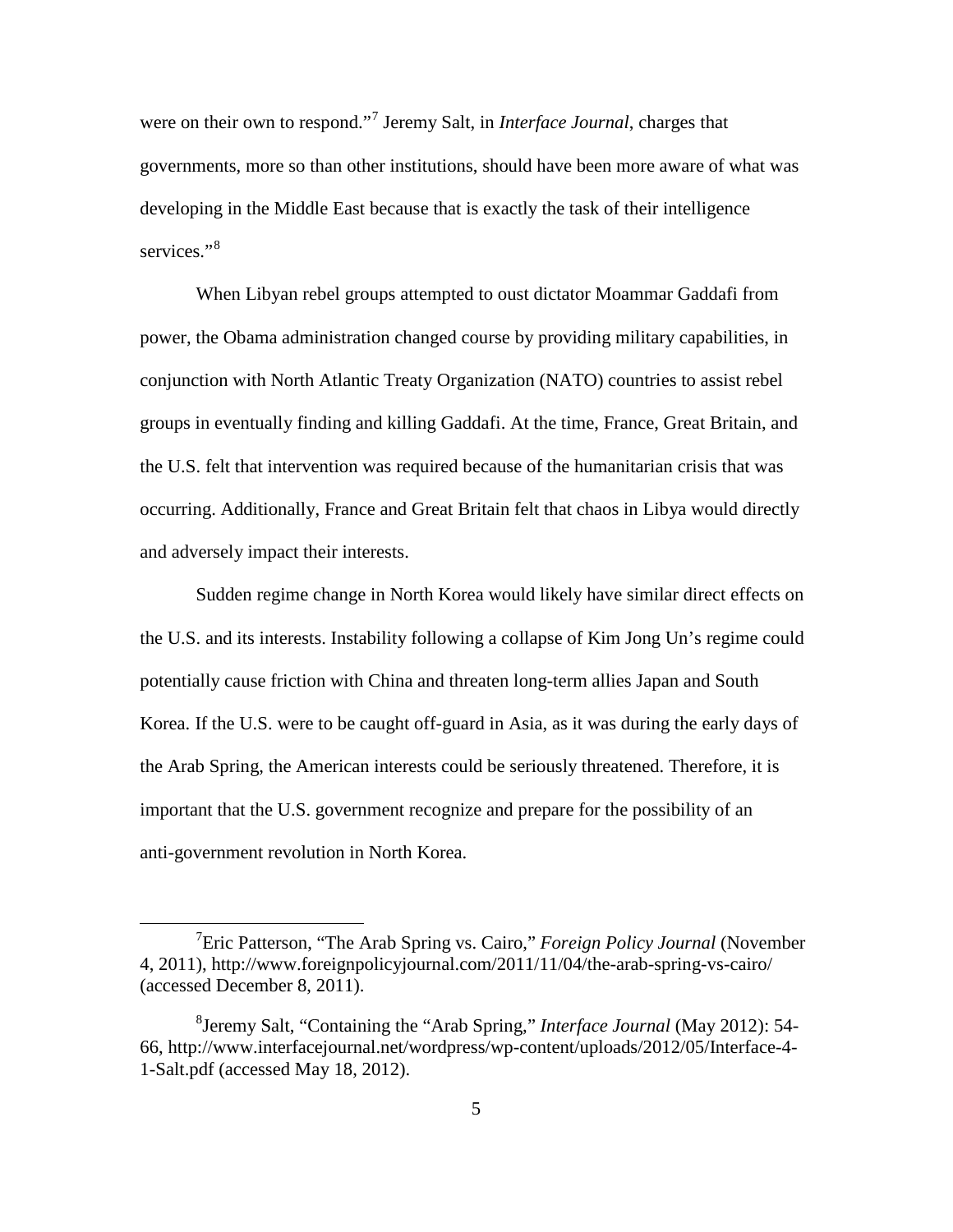were on their own to respond."[7] Jeremy Salt, in *Interface Journal*, charges that governments, more so than other institutions, should have been more aware of what was developing in the Middle East because that is exactly the task of their intelligence services."[8]

When Libyan rebel groups attempted to oust dictator Moammar Gaddafi from power, the Obama administration changed course by providing military capabilities, in conjunction with North Atlantic Treaty Organization (NATO) countries to assist rebel groups in eventually finding and killing Gaddafi. At the time, France, Great Britain, and the U.S. felt that intervention was required because of the humanitarian crisis that was occurring. Additionally, France and Great Britain felt that chaos in Libya would directly and adversely impact their interests.

Sudden regime change in North Korea would likely have similar direct effects on the U.S. and its interests. Instability following a collapse of Kim Jong Un's regime could potentially cause friction with China and threaten long-term allies Japan and South Korea. If the U.S. were to be caught off-guard in Asia, as it was during the early days of the Arab Spring, the American interests could be seriously threatened. Therefore, it is important that the U.S. government recognize and prepare for the possibility of an anti-government revolution in North Korea.

---

[7] Eric Patterson, "The Arab Spring vs. Cairo," *Foreign Policy Journal* (November 4, 2011), http://www.foreignpolicyjournal.com/2011/11/04/the-arab-spring-vs-cairo/ (accessed December 8, 2011).

[8] Jeremy Salt, "Containing the "Arab Spring," *Interface Journal* (May 2012): 54-66, http://www.interfacejournal.net/wordpress/wp-content/uploads/2012/05/Interface-4-1-Salt.pdf (accessed May 18, 2012).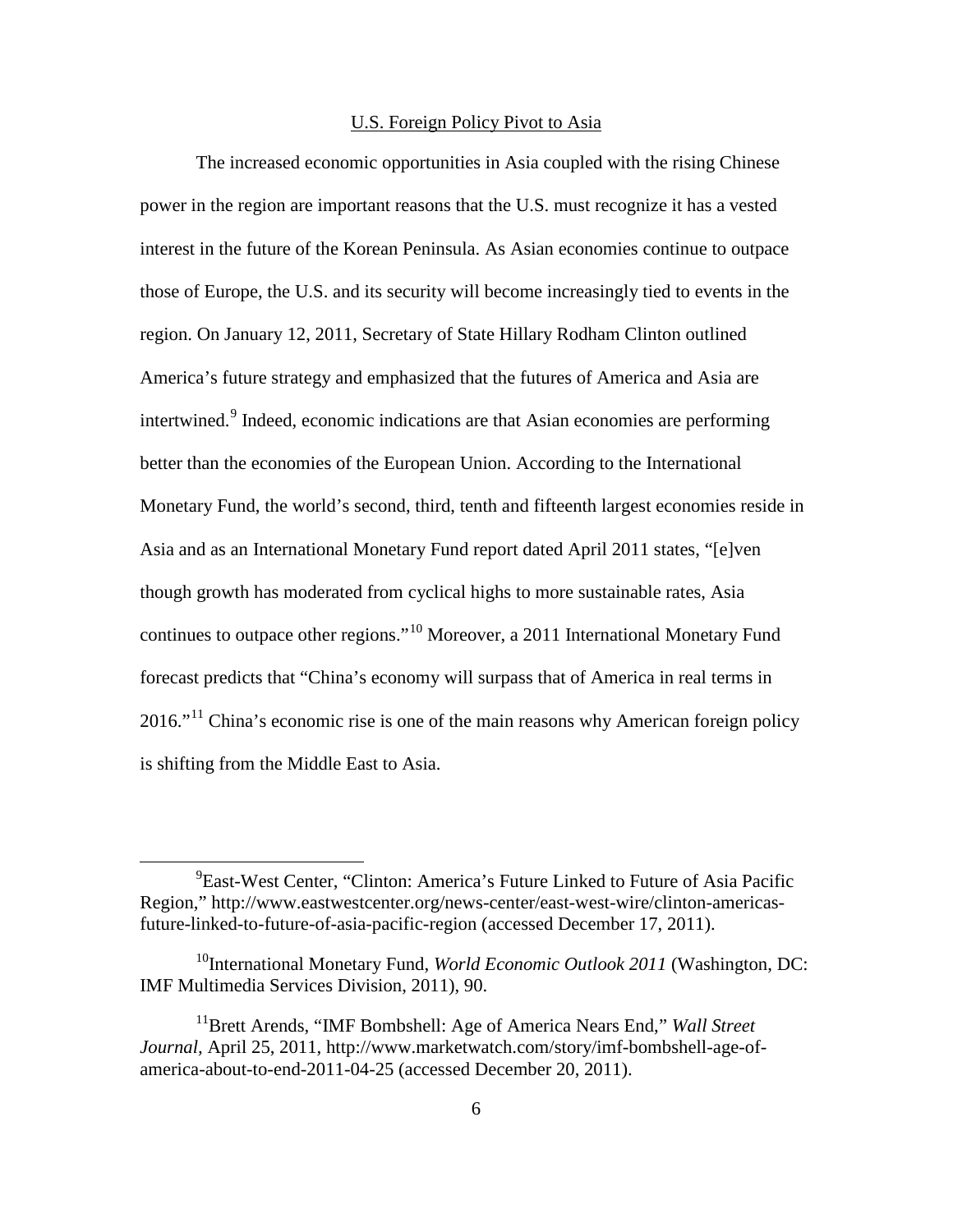## U.S. Foreign Policy Pivot to Asia

The increased economic opportunities in Asia coupled with the rising Chinese power in the region are important reasons that the U.S. must recognize it has a vested interest in the future of the Korean Peninsula. As Asian economies continue to outpace those of Europe, the U.S. and its security will become increasingly tied to events in the region. On January 12, 2011, Secretary of State Hillary Rodham Clinton outlined America's future strategy and emphasized that the futures of America and Asia are intertwined.[9] Indeed, economic indications are that Asian economies are performing better than the economies of the European Union. According to the International Monetary Fund, the world's second, third, tenth and fifteenth largest economies reside in Asia and as an International Monetary Fund report dated April 2011 states, "[e]ven though growth has moderated from cyclical highs to more sustainable rates, Asia continues to outpace other regions."[10] Moreover, a 2011 International Monetary Fund forecast predicts that "China's economy will surpass that of America in real terms in 2016."[11] China's economic rise is one of the main reasons why American foreign policy is shifting from the Middle East to Asia.

---

[9] East-West Center, "Clinton: America's Future Linked to Future of Asia Pacific Region," http://www.eastwestcenter.org/news-center/east-west-wire/clinton-americas-future-linked-to-future-of-asia-pacific-region (accessed December 17, 2011).

[10] International Monetary Fund, *World Economic Outlook 2011* (Washington, DC: IMF Multimedia Services Division, 2011), 90.

[11] Brett Arends, "IMF Bombshell: Age of America Nears End," *Wall Street Journal*, April 25, 2011, http://www.marketwatch.com/story/imf-bombshell-age-of-america-about-to-end-2011-04-25 (accessed December 20, 2011).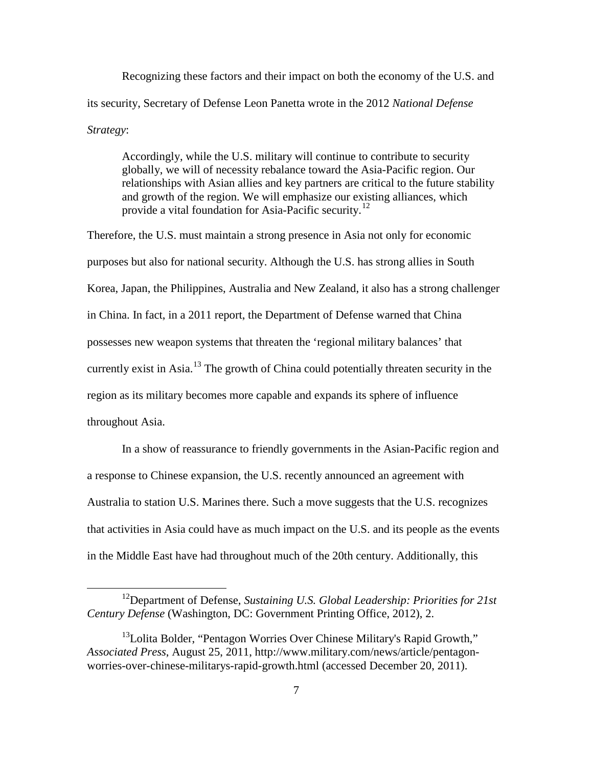Recognizing these factors and their impact on both the economy of the U.S. and its security, Secretary of Defense Leon Panetta wrote in the 2012 *National Defense Strategy*:

> Accordingly, while the U.S. military will continue to contribute to security globally, we will of necessity rebalance toward the Asia-Pacific region. Our relationships with Asian allies and key partners are critical to the future stability and growth of the region. We will emphasize our existing alliances, which provide a vital foundation for Asia-Pacific security.[12]

Therefore, the U.S. must maintain a strong presence in Asia not only for economic purposes but also for national security. Although the U.S. has strong allies in South Korea, Japan, the Philippines, Australia and New Zealand, it also has a strong challenger in China. In fact, in a 2011 report, the Department of Defense warned that China possesses new weapon systems that threaten the 'regional military balances' that currently exist in Asia.[13] The growth of China could potentially threaten security in the region as its military becomes more capable and expands its sphere of influence throughout Asia.

In a show of reassurance to friendly governments in the Asian-Pacific region and a response to Chinese expansion, the U.S. recently announced an agreement with Australia to station U.S. Marines there. Such a move suggests that the U.S. recognizes that activities in Asia could have as much impact on the U.S. and its people as the events in the Middle East have had throughout much of the 20th century. Additionally, this

---

[12] Department of Defense, *Sustaining U.S. Global Leadership: Priorities for 21st Century Defense* (Washington, DC: Government Printing Office, 2012), 2.

[13] Lolita Bolder, "Pentagon Worries Over Chinese Military's Rapid Growth," *Associated Press*, August 25, 2011, http://www.military.com/news/article/pentagon-worries-over-chinese-militarys-rapid-growth.html (accessed December 20, 2011).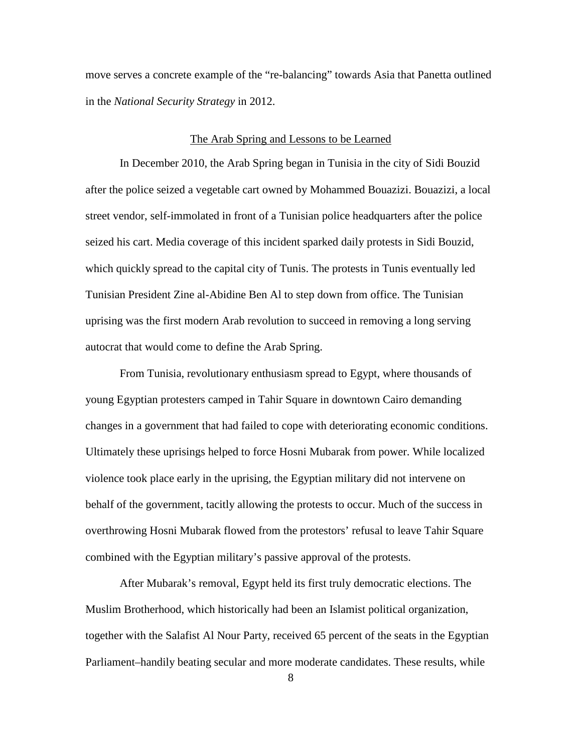move serves a concrete example of the “re-balancing” towards Asia that Panetta outlined in the *National Security Strategy* in 2012.

## The Arab Spring and Lessons to be Learned

In December 2010, the Arab Spring began in Tunisia in the city of Sidi Bouzid after the police seized a vegetable cart owned by Mohammed Bouazizi. Bouazizi, a local street vendor, self-immolated in front of a Tunisian police headquarters after the police seized his cart. Media coverage of this incident sparked daily protests in Sidi Bouzid, which quickly spread to the capital city of Tunis. The protests in Tunis eventually led Tunisian President Zine al-Abidine Ben Al to step down from office. The Tunisian uprising was the first modern Arab revolution to succeed in removing a long serving autocrat that would come to define the Arab Spring.

From Tunisia, revolutionary enthusiasm spread to Egypt, where thousands of young Egyptian protesters camped in Tahir Square in downtown Cairo demanding changes in a government that had failed to cope with deteriorating economic conditions. Ultimately these uprisings helped to force Hosni Mubarak from power. While localized violence took place early in the uprising, the Egyptian military did not intervene on behalf of the government, tacitly allowing the protests to occur. Much of the success in overthrowing Hosni Mubarak flowed from the protestors’ refusal to leave Tahir Square combined with the Egyptian military’s passive approval of the protests.

After Mubarak’s removal, Egypt held its first truly democratic elections. The Muslim Brotherhood, which historically had been an Islamist political organization, together with the Salafist Al Nour Party, received 65 percent of the seats in the Egyptian Parliament–handily beating secular and more moderate candidates. These results, while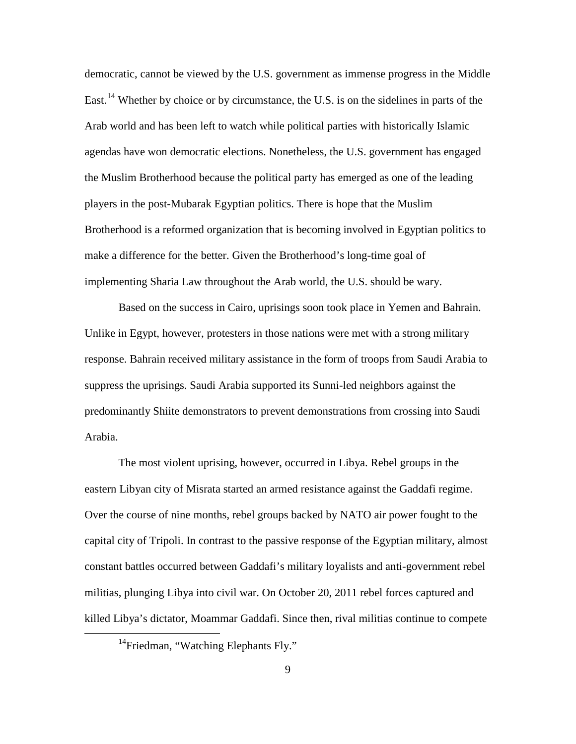democratic, cannot be viewed by the U.S. government as immense progress in the Middle East.[14] Whether by choice or by circumstance, the U.S. is on the sidelines in parts of the Arab world and has been left to watch while political parties with historically Islamic agendas have won democratic elections. Nonetheless, the U.S. government has engaged the Muslim Brotherhood because the political party has emerged as one of the leading players in the post-Mubarak Egyptian politics. There is hope that the Muslim Brotherhood is a reformed organization that is becoming involved in Egyptian politics to make a difference for the better. Given the Brotherhood's long-time goal of implementing Sharia Law throughout the Arab world, the U.S. should be wary.

Based on the success in Cairo, uprisings soon took place in Yemen and Bahrain. Unlike in Egypt, however, protesters in those nations were met with a strong military response. Bahrain received military assistance in the form of troops from Saudi Arabia to suppress the uprisings. Saudi Arabia supported its Sunni-led neighbors against the predominantly Shiite demonstrators to prevent demonstrations from crossing into Saudi Arabia.

The most violent uprising, however, occurred in Libya. Rebel groups in the eastern Libyan city of Misrata started an armed resistance against the Gaddafi regime. Over the course of nine months, rebel groups backed by NATO air power fought to the capital city of Tripoli. In contrast to the passive response of the Egyptian military, almost constant battles occurred between Gaddafi's military loyalists and anti-government rebel militias, plunging Libya into civil war. On October 20, 2011 rebel forces captured and killed Libya's dictator, Moammar Gaddafi. Since then, rival militias continue to compete

[14] Friedman, "Watching Elephants Fly."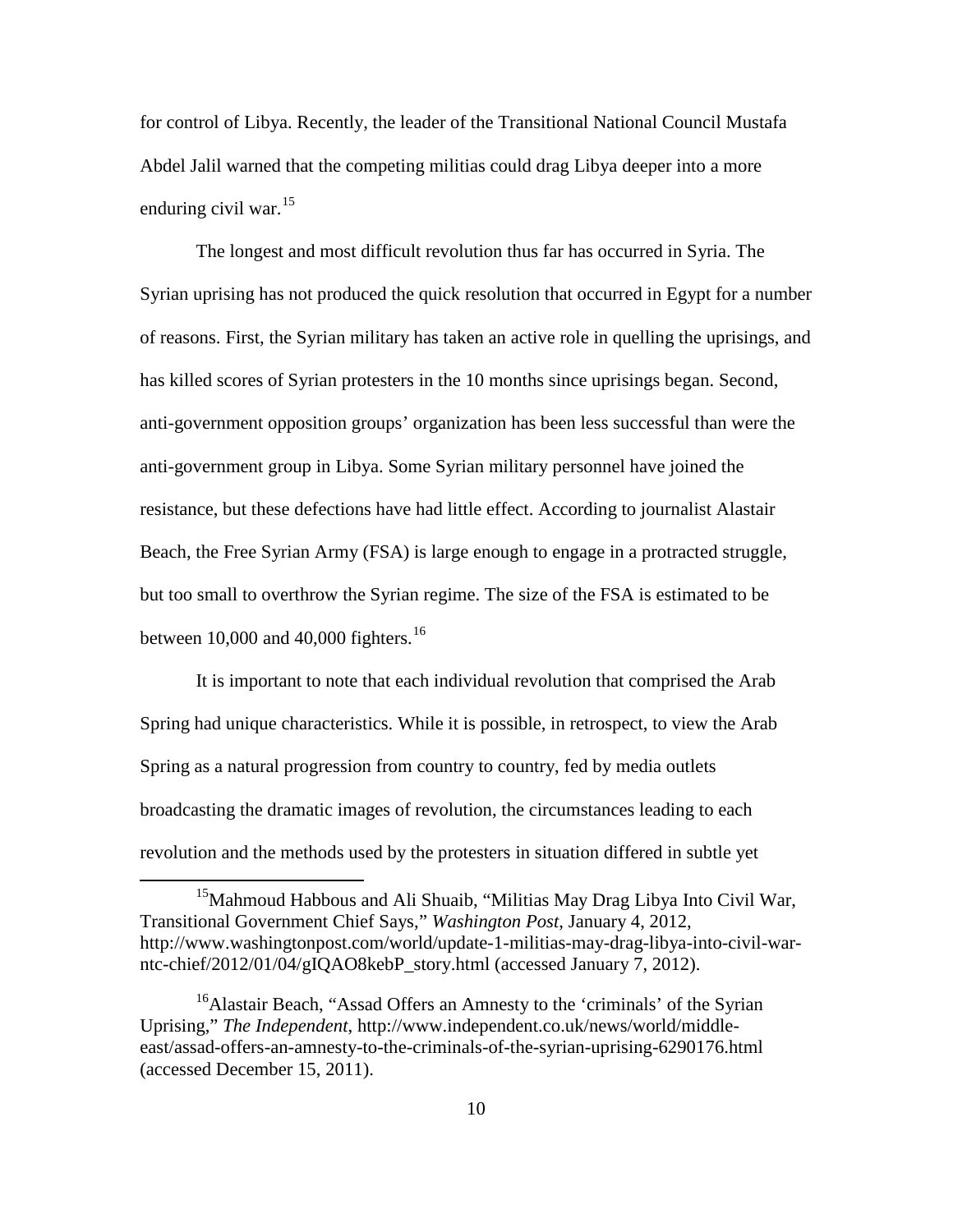for control of Libya. Recently, the leader of the Transitional National Council Mustafa Abdel Jalil warned that the competing militias could drag Libya deeper into a more enduring civil war.[15]

The longest and most difficult revolution thus far has occurred in Syria. The Syrian uprising has not produced the quick resolution that occurred in Egypt for a number of reasons. First, the Syrian military has taken an active role in quelling the uprisings, and has killed scores of Syrian protesters in the 10 months since uprisings began. Second, anti-government opposition groups' organization has been less successful than were the anti-government group in Libya. Some Syrian military personnel have joined the resistance, but these defections have had little effect. According to journalist Alastair Beach, the Free Syrian Army (FSA) is large enough to engage in a protracted struggle, but too small to overthrow the Syrian regime. The size of the FSA is estimated to be between 10,000 and 40,000 fighters.[16]

It is important to note that each individual revolution that comprised the Arab Spring had unique characteristics. While it is possible, in retrospect, to view the Arab Spring as a natural progression from country to country, fed by media outlets broadcasting the dramatic images of revolution, the circumstances leading to each revolution and the methods used by the protesters in situation differed in subtle yet

---

[15] Mahmoud Habbous and Ali Shuaib, "Militias May Drag Libya Into Civil War, Transitional Government Chief Says," *Washington Post*, January 4, 2012, http://www.washingtonpost.com/world/update-1-militias-may-drag-libya-into-civil-war-ntc-chief/2012/01/04/gIQAO8kebP_story.html (accessed January 7, 2012).

[16] Alastair Beach, "Assad Offers an Amnesty to the 'criminals' of the Syrian Uprising," *The Independent*, http://www.independent.co.uk/news/world/middle-east/assad-offers-an-amnesty-to-the-criminals-of-the-syrian-uprising-6290176.html (accessed December 15, 2011).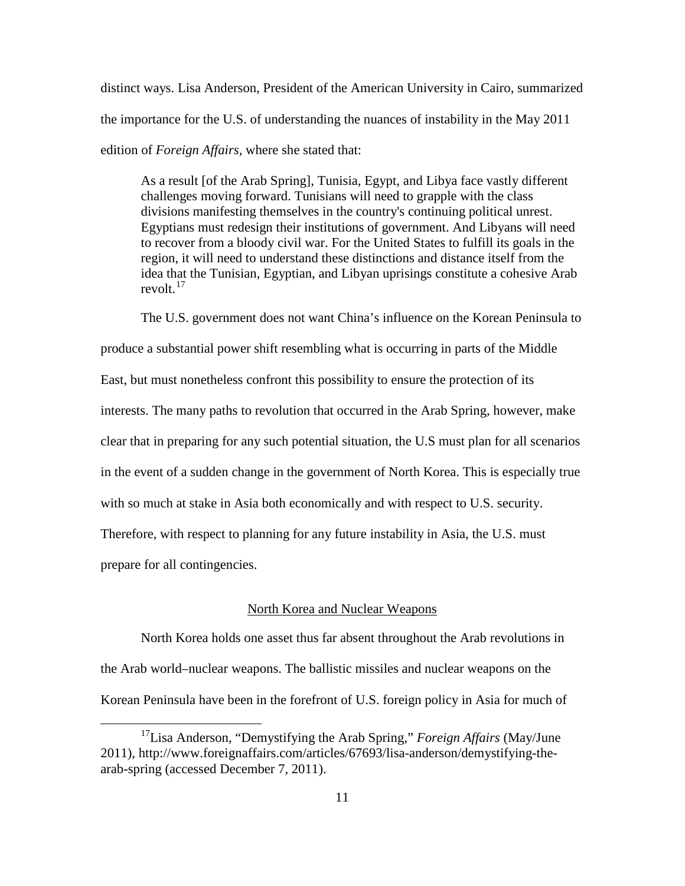distinct ways. Lisa Anderson, President of the American University in Cairo, summarized the importance for the U.S. of understanding the nuances of instability in the May 2011 edition of *Foreign Affairs*, where she stated that:

> As a result [of the Arab Spring], Tunisia, Egypt, and Libya face vastly different challenges moving forward. Tunisians will need to grapple with the class divisions manifesting themselves in the country's continuing political unrest. Egyptians must redesign their institutions of government. And Libyans will need to recover from a bloody civil war. For the United States to fulfill its goals in the region, it will need to understand these distinctions and distance itself from the idea that the Tunisian, Egyptian, and Libyan uprisings constitute a cohesive Arab revolt.[17]

The U.S. government does not want China's influence on the Korean Peninsula to produce a substantial power shift resembling what is occurring in parts of the Middle East, but must nonetheless confront this possibility to ensure the protection of its interests. The many paths to revolution that occurred in the Arab Spring, however, make clear that in preparing for any such potential situation, the U.S must plan for all scenarios in the event of a sudden change in the government of North Korea. This is especially true with so much at stake in Asia both economically and with respect to U.S. security. Therefore, with respect to planning for any future instability in Asia, the U.S. must prepare for all contingencies.

## North Korea and Nuclear Weapons

North Korea holds one asset thus far absent throughout the Arab revolutions in the Arab world–nuclear weapons. The ballistic missiles and nuclear weapons on the Korean Peninsula have been in the forefront of U.S. foreign policy in Asia for much of

---

[17] Lisa Anderson, "Demystifying the Arab Spring," *Foreign Affairs* (May/June 2011), http://www.foreignaffairs.com/articles/67693/lisa-anderson/demystifying-the-arab-spring (accessed December 7, 2011).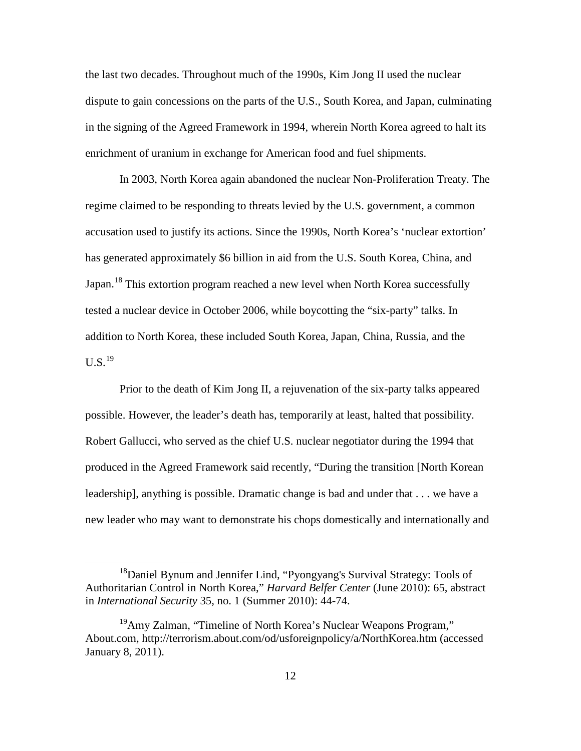the last two decades. Throughout much of the 1990s, Kim Jong II used the nuclear dispute to gain concessions on the parts of the U.S., South Korea, and Japan, culminating in the signing of the Agreed Framework in 1994, wherein North Korea agreed to halt its enrichment of uranium in exchange for American food and fuel shipments.

In 2003, North Korea again abandoned the nuclear Non-Proliferation Treaty. The regime claimed to be responding to threats levied by the U.S. government, a common accusation used to justify its actions. Since the 1990s, North Korea's 'nuclear extortion' has generated approximately $6 billion in aid from the U.S. South Korea, China, and Japan.[18] This extortion program reached a new level when North Korea successfully tested a nuclear device in October 2006, while boycotting the "six-party" talks. In addition to North Korea, these included South Korea, Japan, China, Russia, and the U.S.[19]

Prior to the death of Kim Jong II, a rejuvenation of the six-party talks appeared possible. However, the leader's death has, temporarily at least, halted that possibility. Robert Gallucci, who served as the chief U.S. nuclear negotiator during the 1994 that produced in the Agreed Framework said recently, "During the transition [North Korean leadership], anything is possible. Dramatic change is bad and under that . . . we have a new leader who may want to demonstrate his chops domestically and internationally and

---

[18]Daniel Bynum and Jennifer Lind, "Pyongyang's Survival Strategy: Tools of Authoritarian Control in North Korea," *Harvard Belfer Center* (June 2010): 65, abstract in *International Security* 35, no. 1 (Summer 2010): 44-74.

[19]Amy Zalman, "Timeline of North Korea's Nuclear Weapons Program," About.com, http://terrorism.about.com/od/usforeignpolicy/a/NorthKorea.htm (accessed January 8, 2011).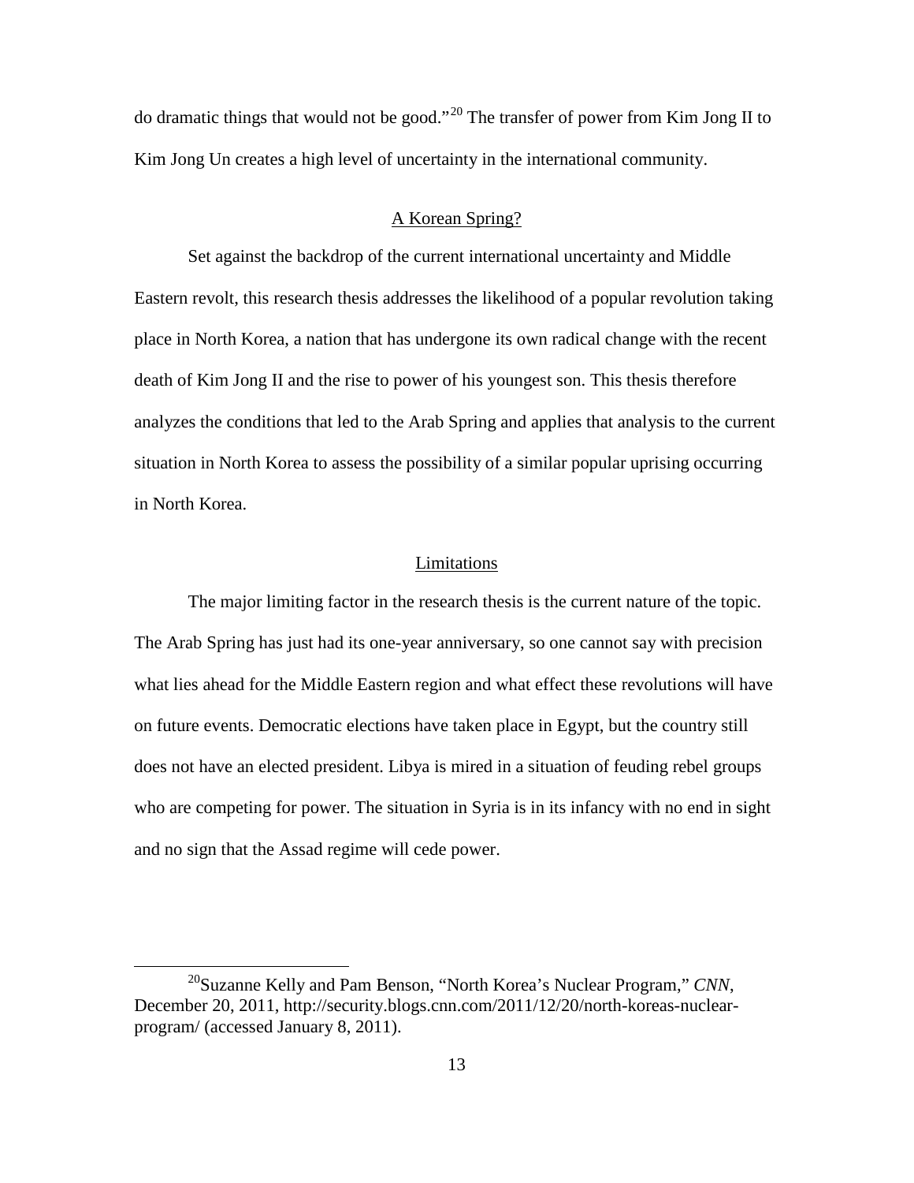do dramatic things that would not be good."[20] The transfer of power from Kim Jong Il to Kim Jong Un creates a high level of uncertainty in the international community.

## A Korean Spring?

Set against the backdrop of the current international uncertainty and Middle Eastern revolt, this research thesis addresses the likelihood of a popular revolution taking place in North Korea, a nation that has undergone its own radical change with the recent death of Kim Jong Il and the rise to power of his youngest son. This thesis therefore analyzes the conditions that led to the Arab Spring and applies that analysis to the current situation in North Korea to assess the possibility of a similar popular uprising occurring in North Korea.

## Limitations

The major limiting factor in the research thesis is the current nature of the topic. The Arab Spring has just had its one-year anniversary, so one cannot say with precision what lies ahead for the Middle Eastern region and what effect these revolutions will have on future events. Democratic elections have taken place in Egypt, but the country still does not have an elected president. Libya is mired in a situation of feuding rebel groups who are competing for power. The situation in Syria is in its infancy with no end in sight and no sign that the Assad regime will cede power.

---

[20] Suzanne Kelly and Pam Benson, "North Korea's Nuclear Program," *CNN*, December 20, 2011, http://security.blogs.cnn.com/2011/12/20/north-koreas-nuclear-program/ (accessed January 8, 2011).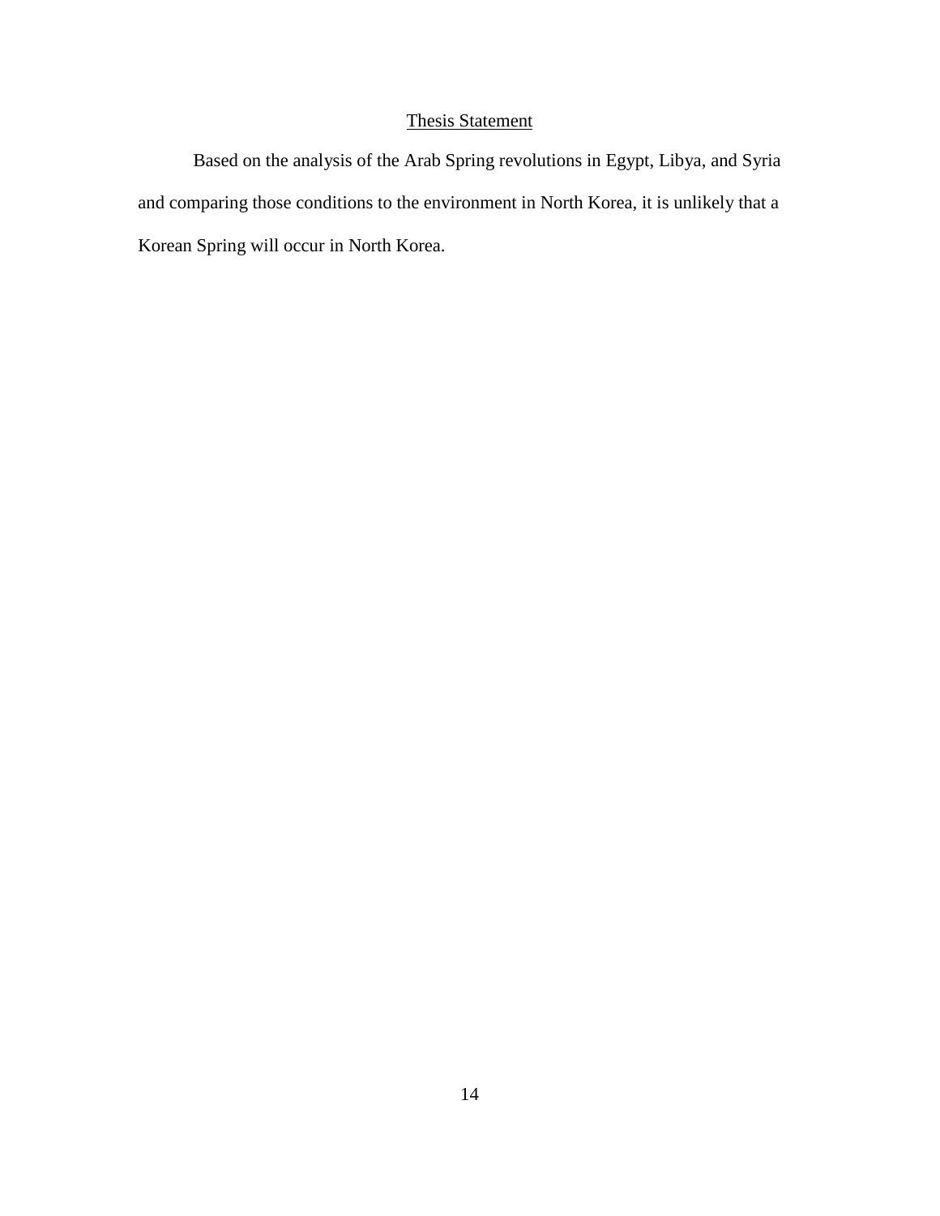## Thesis Statement

Based on the analysis of the Arab Spring revolutions in Egypt, Libya, and Syria and comparing those conditions to the environment in North Korea, it is unlikely that a Korean Spring will occur in North Korea.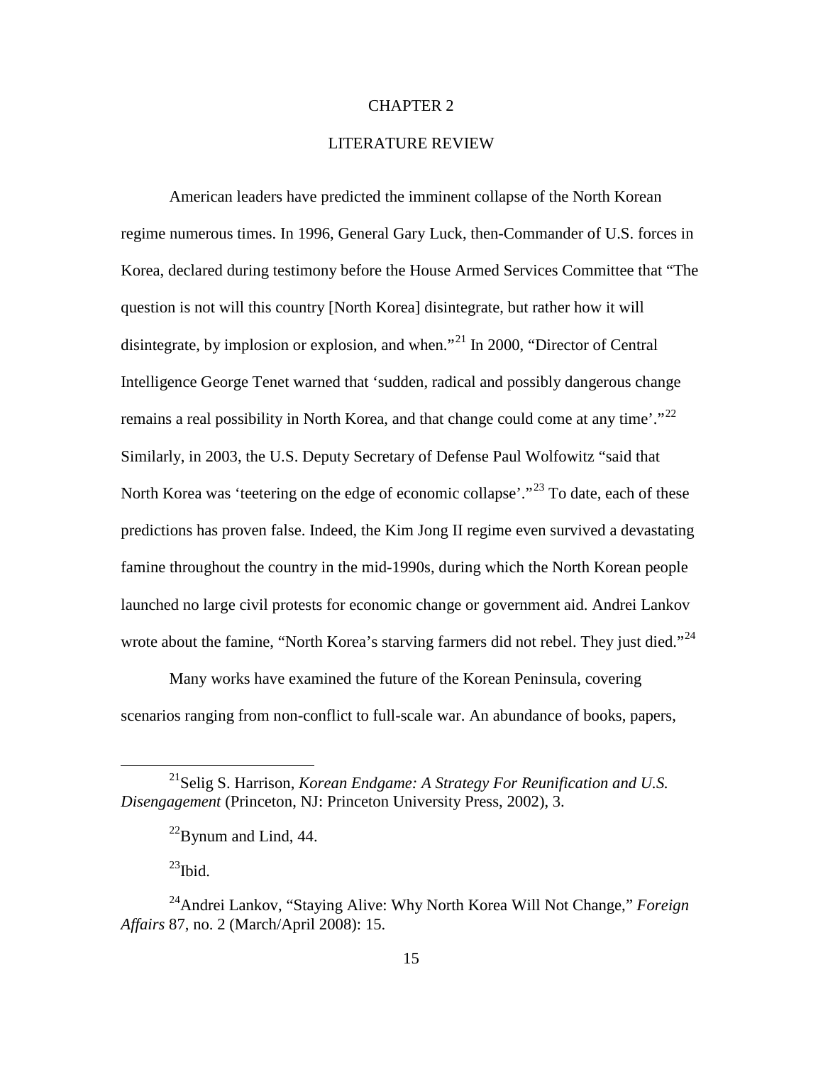# CHAPTER 2

# LITERATURE REVIEW

American leaders have predicted the imminent collapse of the North Korean regime numerous times. In 1996, General Gary Luck, then-Commander of U.S. forces in Korea, declared during testimony before the House Armed Services Committee that "The question is not will this country [North Korea] disintegrate, but rather how it will disintegrate, by implosion or explosion, and when."[21] In 2000, "Director of Central Intelligence George Tenet warned that 'sudden, radical and possibly dangerous change remains a real possibility in North Korea, and that change could come at any time'."[22] Similarly, in 2003, the U.S. Deputy Secretary of Defense Paul Wolfowitz "said that North Korea was 'teetering on the edge of economic collapse'."[23] To date, each of these predictions has proven false. Indeed, the Kim Jong Il regime even survived a devastating famine throughout the country in the mid-1990s, during which the North Korean people launched no large civil protests for economic change or government aid. Andrei Lankov wrote about the famine, "North Korea's starving farmers did not rebel. They just died."[24]

Many works have examined the future of the Korean Peninsula, covering scenarios ranging from non-conflict to full-scale war. An abundance of books, papers,

---

[21] Selig S. Harrison, *Korean Endgame: A Strategy For Reunification and U.S. Disengagement* (Princeton, NJ: Princeton University Press, 2002), 3.

[22] Bynum and Lind, 44.

[23] Ibid.

[24] Andrei Lankov, "Staying Alive: Why North Korea Will Not Change," *Foreign Affairs* 87, no. 2 (March/April 2008): 15.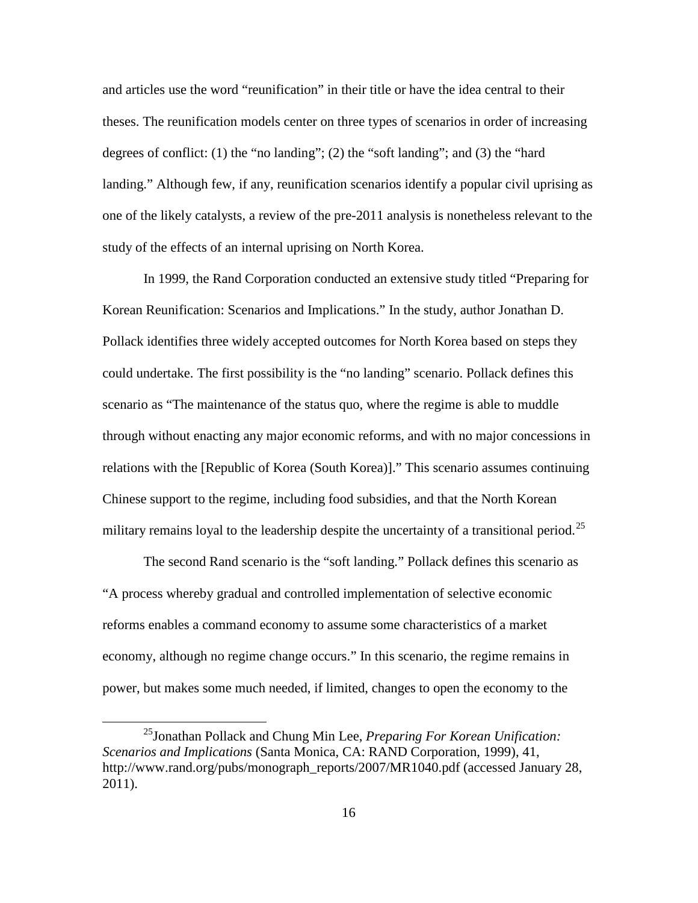and articles use the word "reunification" in their title or have the idea central to their theses. The reunification models center on three types of scenarios in order of increasing degrees of conflict: (1) the "no landing"; (2) the "soft landing"; and (3) the "hard landing." Although few, if any, reunification scenarios identify a popular civil uprising as one of the likely catalysts, a review of the pre-2011 analysis is nonetheless relevant to the study of the effects of an internal uprising on North Korea.

In 1999, the Rand Corporation conducted an extensive study titled "Preparing for Korean Reunification: Scenarios and Implications." In the study, author Jonathan D. Pollack identifies three widely accepted outcomes for North Korea based on steps they could undertake. The first possibility is the "no landing" scenario. Pollack defines this scenario as "The maintenance of the status quo, where the regime is able to muddle through without enacting any major economic reforms, and with no major concessions in relations with the [Republic of Korea (South Korea)]." This scenario assumes continuing Chinese support to the regime, including food subsidies, and that the North Korean military remains loyal to the leadership despite the uncertainty of a transitional period.[25]

The second Rand scenario is the "soft landing." Pollack defines this scenario as "A process whereby gradual and controlled implementation of selective economic reforms enables a command economy to assume some characteristics of a market economy, although no regime change occurs." In this scenario, the regime remains in power, but makes some much needed, if limited, changes to open the economy to the

---

[25]Jonathan Pollack and Chung Min Lee, *Preparing For Korean Unification: Scenarios and Implications* (Santa Monica, CA: RAND Corporation, 1999), 41, http://www.rand.org/pubs/monograph_reports/2007/MR1040.pdf (accessed January 28, 2011).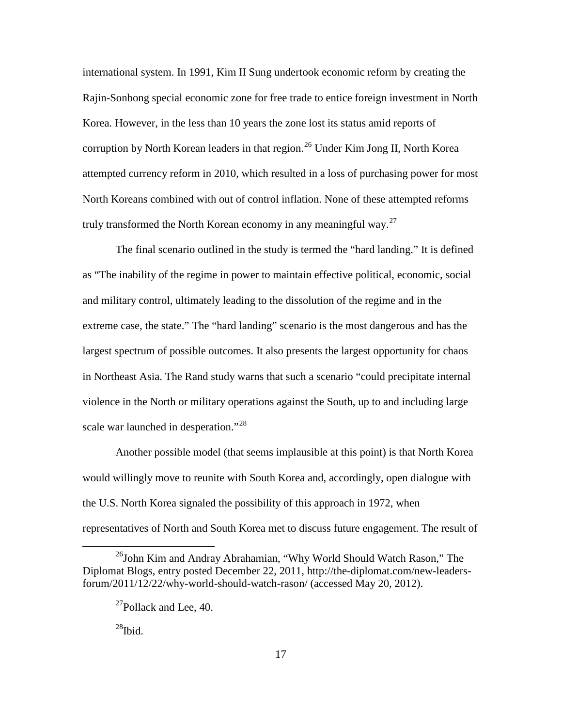international system. In 1991, Kim II Sung undertook economic reform by creating the Rajin-Sonbong special economic zone for free trade to entice foreign investment in North Korea. However, in the less than 10 years the zone lost its status amid reports of corruption by North Korean leaders in that region.[26] Under Kim Jong II, North Korea attempted currency reform in 2010, which resulted in a loss of purchasing power for most North Koreans combined with out of control inflation. None of these attempted reforms truly transformed the North Korean economy in any meaningful way.[27]

The final scenario outlined in the study is termed the "hard landing." It is defined as "The inability of the regime in power to maintain effective political, economic, social and military control, ultimately leading to the dissolution of the regime and in the extreme case, the state." The "hard landing" scenario is the most dangerous and has the largest spectrum of possible outcomes. It also presents the largest opportunity for chaos in Northeast Asia. The Rand study warns that such a scenario "could precipitate internal violence in the North or military operations against the South, up to and including large scale war launched in desperation."[28]

Another possible model (that seems implausible at this point) is that North Korea would willingly move to reunite with South Korea and, accordingly, open dialogue with the U.S. North Korea signaled the possibility of this approach in 1972, when representatives of North and South Korea met to discuss future engagement. The result of

---

[26] John Kim and Andray Abrahamian, "Why World Should Watch Rason," The Diplomat Blogs, entry posted December 22, 2011, http://the-diplomat.com/new-leaders-forum/2011/12/22/why-world-should-watch-rason/ (accessed May 20, 2012).

[27] Pollack and Lee, 40.

[28] Ibid.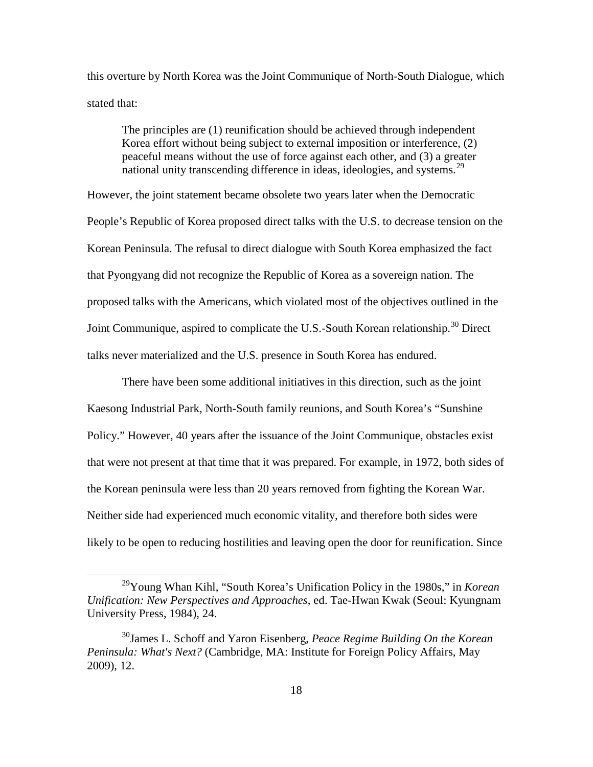this overture by North Korea was the Joint Communique of North-South Dialogue, which stated that:

> The principles are (1) reunification should be achieved through independent Korea effort without being subject to external imposition or interference, (2) peaceful means without the use of force against each other, and (3) a greater national unity transcending difference in ideas, ideologies, and systems.[29]

However, the joint statement became obsolete two years later when the Democratic People's Republic of Korea proposed direct talks with the U.S. to decrease tension on the Korean Peninsula. The refusal to direct dialogue with South Korea emphasized the fact that Pyongyang did not recognize the Republic of Korea as a sovereign nation. The proposed talks with the Americans, which violated most of the objectives outlined in the Joint Communique, aspired to complicate the U.S.-South Korean relationship.[30] Direct talks never materialized and the U.S. presence in South Korea has endured.

There have been some additional initiatives in this direction, such as the joint Kaesong Industrial Park, North-South family reunions, and South Korea's "Sunshine Policy." However, 40 years after the issuance of the Joint Communique, obstacles exist that were not present at that time that it was prepared. For example, in 1972, both sides of the Korean peninsula were less than 20 years removed from fighting the Korean War. Neither side had experienced much economic vitality, and therefore both sides were likely to be open to reducing hostilities and leaving open the door for reunification. Since

---

[29] Young Whan Kihl, "South Korea's Unification Policy in the 1980s," in *Korean Unification: New Perspectives and Approaches*, ed. Tae-Hwan Kwak (Seoul: Kyungnam University Press, 1984), 24.

[30] James L. Schoff and Yaron Eisenberg, *Peace Regime Building On the Korean Peninsula: What's Next?* (Cambridge, MA: Institute for Foreign Policy Affairs, May 2009), 12.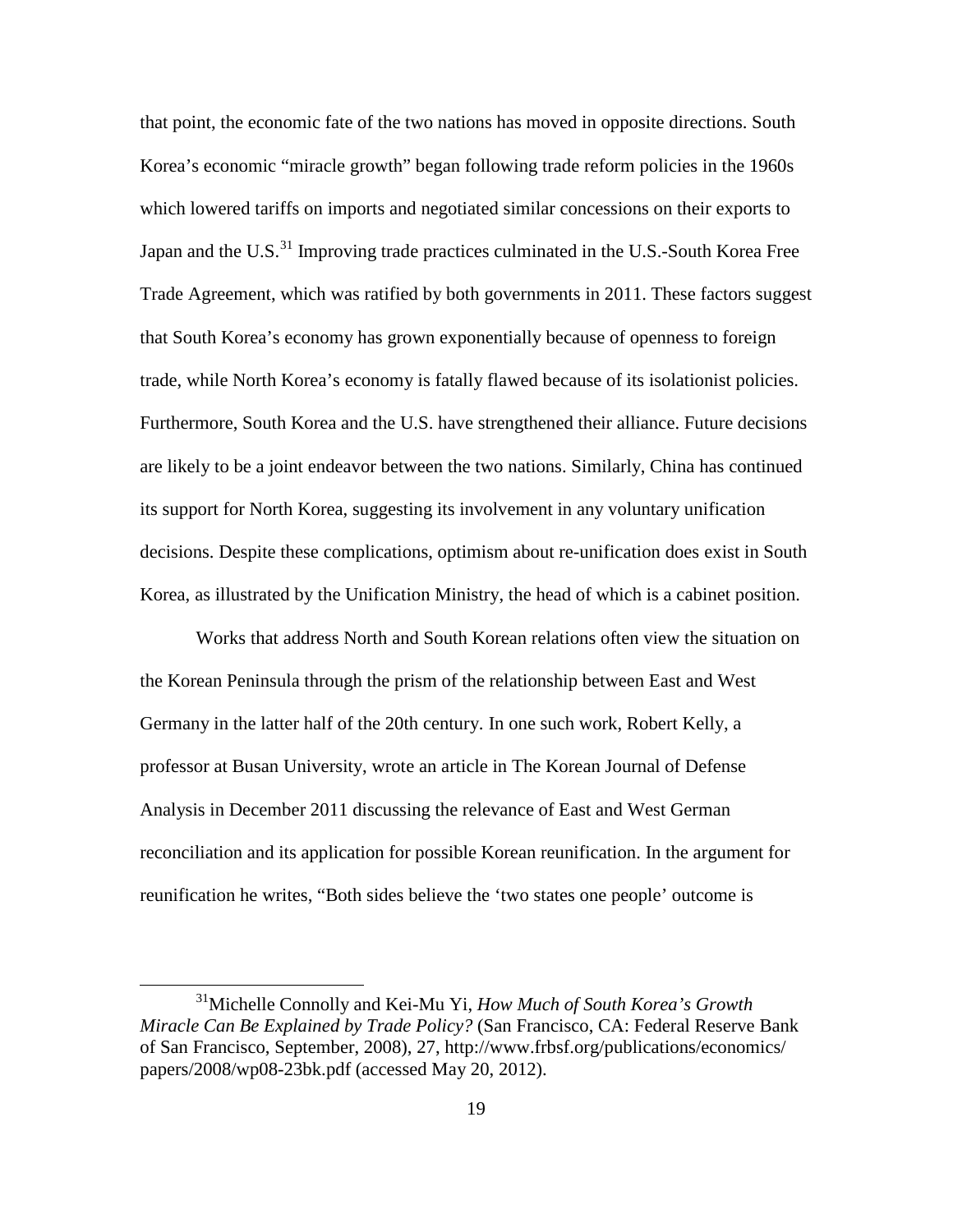that point, the economic fate of the two nations has moved in opposite directions. South Korea's economic "miracle growth" began following trade reform policies in the 1960s which lowered tariffs on imports and negotiated similar concessions on their exports to Japan and the U.S.[31] Improving trade practices culminated in the U.S.-South Korea Free Trade Agreement, which was ratified by both governments in 2011. These factors suggest that South Korea's economy has grown exponentially because of openness to foreign trade, while North Korea's economy is fatally flawed because of its isolationist policies. Furthermore, South Korea and the U.S. have strengthened their alliance. Future decisions are likely to be a joint endeavor between the two nations. Similarly, China has continued its support for North Korea, suggesting its involvement in any voluntary unification decisions. Despite these complications, optimism about re-unification does exist in South Korea, as illustrated by the Unification Ministry, the head of which is a cabinet position.

Works that address North and South Korean relations often view the situation on the Korean Peninsula through the prism of the relationship between East and West Germany in the latter half of the 20th century. In one such work, Robert Kelly, a professor at Busan University, wrote an article in The Korean Journal of Defense Analysis in December 2011 discussing the relevance of East and West German reconciliation and its application for possible Korean reunification. In the argument for reunification he writes, "Both sides believe the 'two states one people' outcome is

---

[31] Michelle Connolly and Kei-Mu Yi, *How Much of South Korea's Growth Miracle Can Be Explained by Trade Policy?* (San Francisco, CA: Federal Reserve Bank of San Francisco, September, 2008), 27, http://www.frbsf.org/publications/economics/papers/2008/wp08-23bk.pdf (accessed May 20, 2012).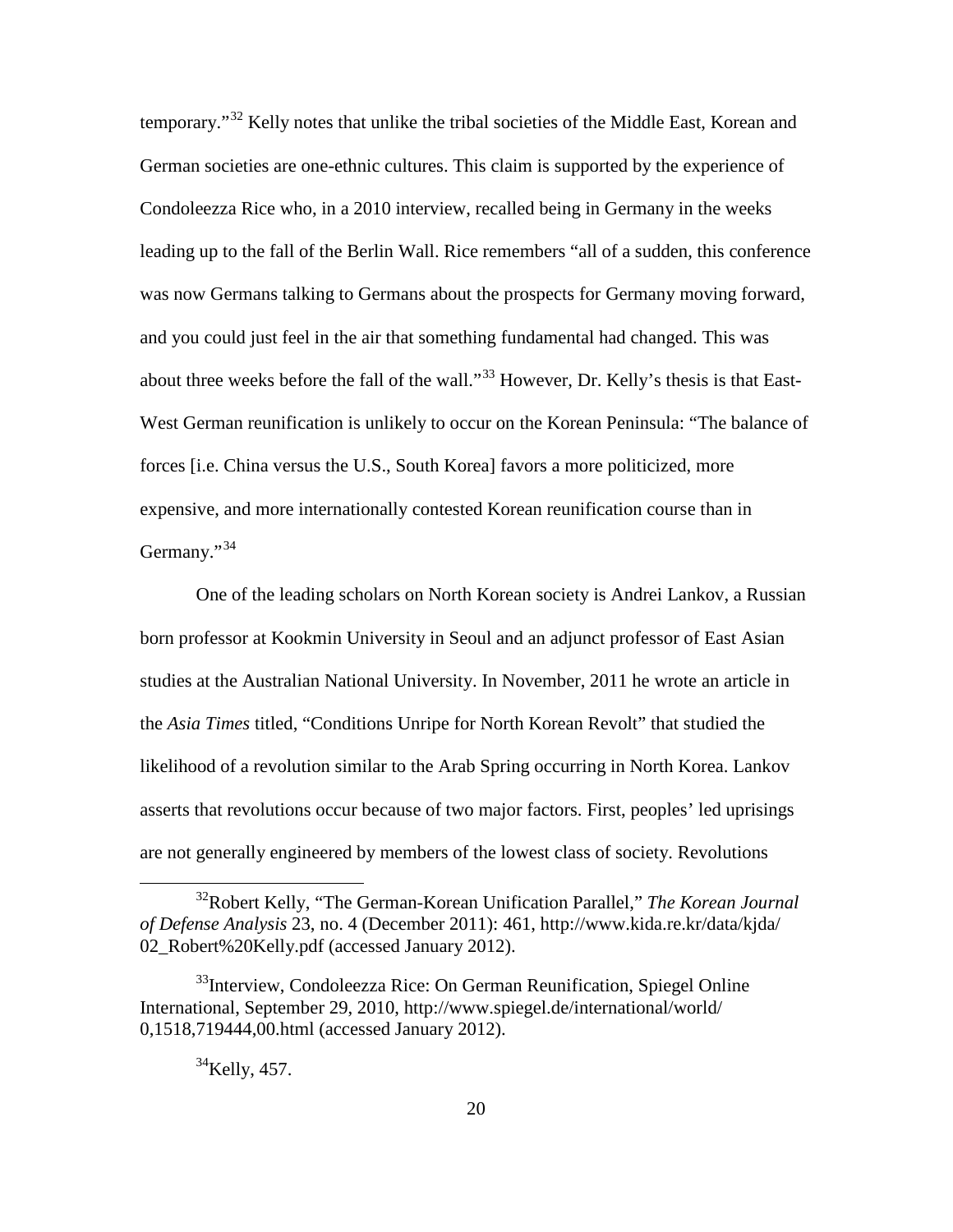temporary."[32] Kelly notes that unlike the tribal societies of the Middle East, Korean and German societies are one-ethnic cultures. This claim is supported by the experience of Condoleezza Rice who, in a 2010 interview, recalled being in Germany in the weeks leading up to the fall of the Berlin Wall. Rice remembers "all of a sudden, this conference was now Germans talking to Germans about the prospects for Germany moving forward, and you could just feel in the air that something fundamental had changed. This was about three weeks before the fall of the wall."[33] However, Dr. Kelly's thesis is that East-West German reunification is unlikely to occur on the Korean Peninsula: "The balance of forces [i.e. China versus the U.S., South Korea] favors a more politicized, more expensive, and more internationally contested Korean reunification course than in Germany."[34]

One of the leading scholars on North Korean society is Andrei Lankov, a Russian born professor at Kookmin University in Seoul and an adjunct professor of East Asian studies at the Australian National University. In November, 2011 he wrote an article in the *Asia Times* titled, "Conditions Unripe for North Korean Revolt" that studied the likelihood of a revolution similar to the Arab Spring occurring in North Korea. Lankov asserts that revolutions occur because of two major factors. First, peoples' led uprisings are not generally engineered by members of the lowest class of society. Revolutions

---

[32] Robert Kelly, "The German-Korean Unification Parallel," *The Korean Journal of Defense Analysis* 23, no. 4 (December 2011): 461, http://www.kida.re.kr/data/kjda/02_Robert%20Kelly.pdf (accessed January 2012).

[33] Interview, Condoleezza Rice: On German Reunification, Spiegel Online International, September 29, 2010, http://www.spiegel.de/international/world/0,1518,719444,00.html (accessed January 2012).

[34] Kelly, 457.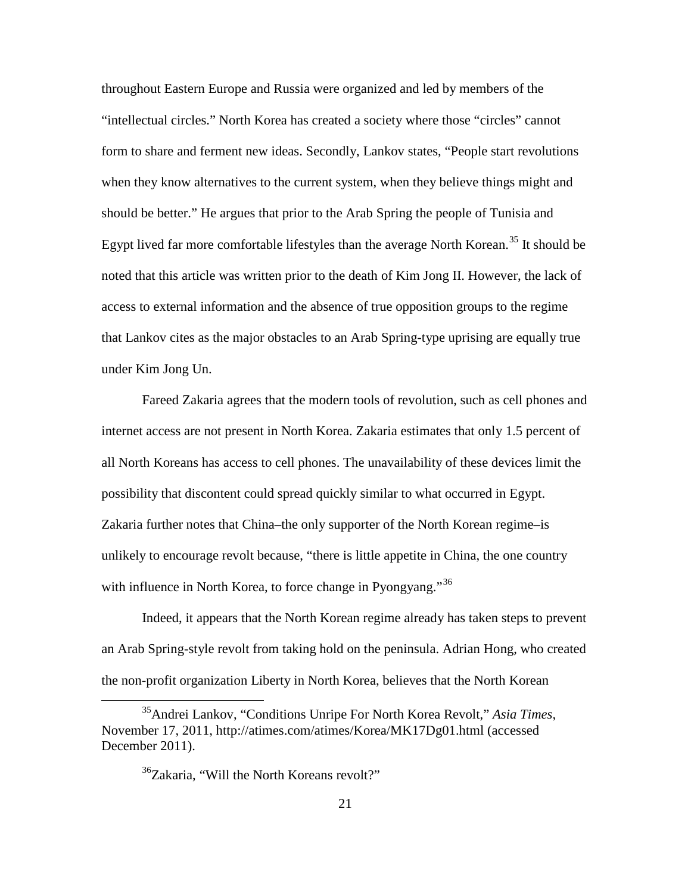throughout Eastern Europe and Russia were organized and led by members of the "intellectual circles." North Korea has created a society where those "circles" cannot form to share and ferment new ideas. Secondly, Lankov states, "People start revolutions when they know alternatives to the current system, when they believe things might and should be better." He argues that prior to the Arab Spring the people of Tunisia and Egypt lived far more comfortable lifestyles than the average North Korean.[35] It should be noted that this article was written prior to the death of Kim Jong II. However, the lack of access to external information and the absence of true opposition groups to the regime that Lankov cites as the major obstacles to an Arab Spring-type uprising are equally true under Kim Jong Un.

Fareed Zakaria agrees that the modern tools of revolution, such as cell phones and internet access are not present in North Korea. Zakaria estimates that only 1.5 percent of all North Koreans has access to cell phones. The unavailability of these devices limit the possibility that discontent could spread quickly similar to what occurred in Egypt. Zakaria further notes that China–the only supporter of the North Korean regime–is unlikely to encourage revolt because, "there is little appetite in China, the one country with influence in North Korea, to force change in Pyongyang."[36]

Indeed, it appears that the North Korean regime already has taken steps to prevent an Arab Spring-style revolt from taking hold on the peninsula. Adrian Hong, who created the non-profit organization Liberty in North Korea, believes that the North Korean

---

[35] Andrei Lankov, "Conditions Unripe For North Korea Revolt," *Asia Times*, November 17, 2011, http://atimes.com/atimes/Korea/MK17Dg01.html (accessed December 2011).

[36] Zakaria, "Will the North Koreans revolt?"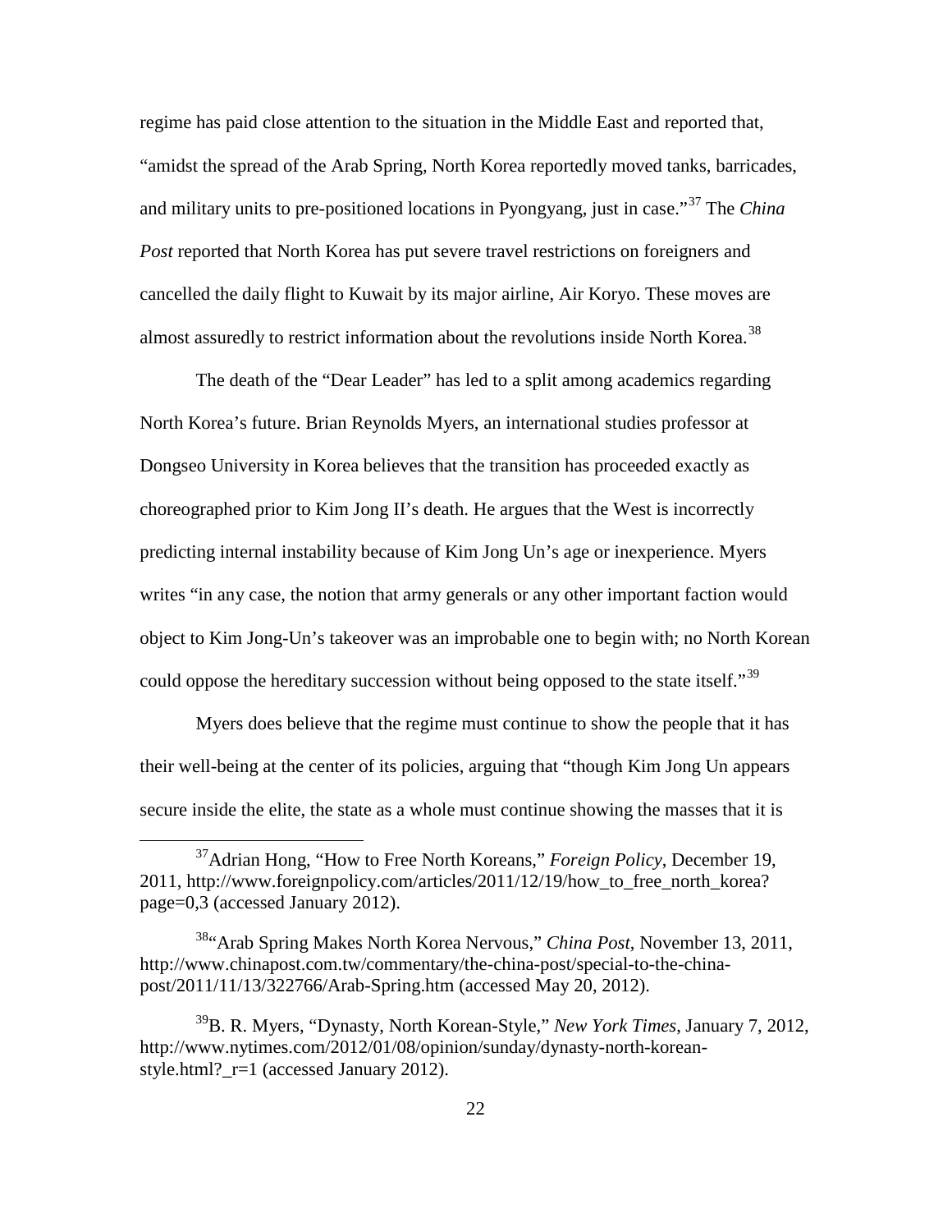regime has paid close attention to the situation in the Middle East and reported that, "amidst the spread of the Arab Spring, North Korea reportedly moved tanks, barricades, and military units to pre-positioned locations in Pyongyang, just in case."[37] The *China Post* reported that North Korea has put severe travel restrictions on foreigners and cancelled the daily flight to Kuwait by its major airline, Air Koryo. These moves are almost assuredly to restrict information about the revolutions inside North Korea.[38]

The death of the "Dear Leader" has led to a split among academics regarding North Korea's future. Brian Reynolds Myers, an international studies professor at Dongseo University in Korea believes that the transition has proceeded exactly as choreographed prior to Kim Jong II's death. He argues that the West is incorrectly predicting internal instability because of Kim Jong Un's age or inexperience. Myers writes "in any case, the notion that army generals or any other important faction would object to Kim Jong-Un's takeover was an improbable one to begin with; no North Korean could oppose the hereditary succession without being opposed to the state itself."[39]

Myers does believe that the regime must continue to show the people that it has their well-being at the center of its policies, arguing that "though Kim Jong Un appears secure inside the elite, the state as a whole must continue showing the masses that it is

---

[37]Adrian Hong, "How to Free North Koreans," *Foreign Policy*, December 19, 2011, http://www.foreignpolicy.com/articles/2011/12/19/how_to_free_north_korea?page=0,3 (accessed January 2012).

[38]"Arab Spring Makes North Korea Nervous," *China Post*, November 13, 2011, http://www.chinapost.com.tw/commentary/the-china-post/special-to-the-china-post/2011/11/13/322766/Arab-Spring.htm (accessed May 20, 2012).

[39]B. R. Myers, "Dynasty, North Korean-Style," *New York Times*, January 7, 2012, http://www.nytimes.com/2012/01/08/opinion/sunday/dynasty-north-korean-style.html?_r=1 (accessed January 2012).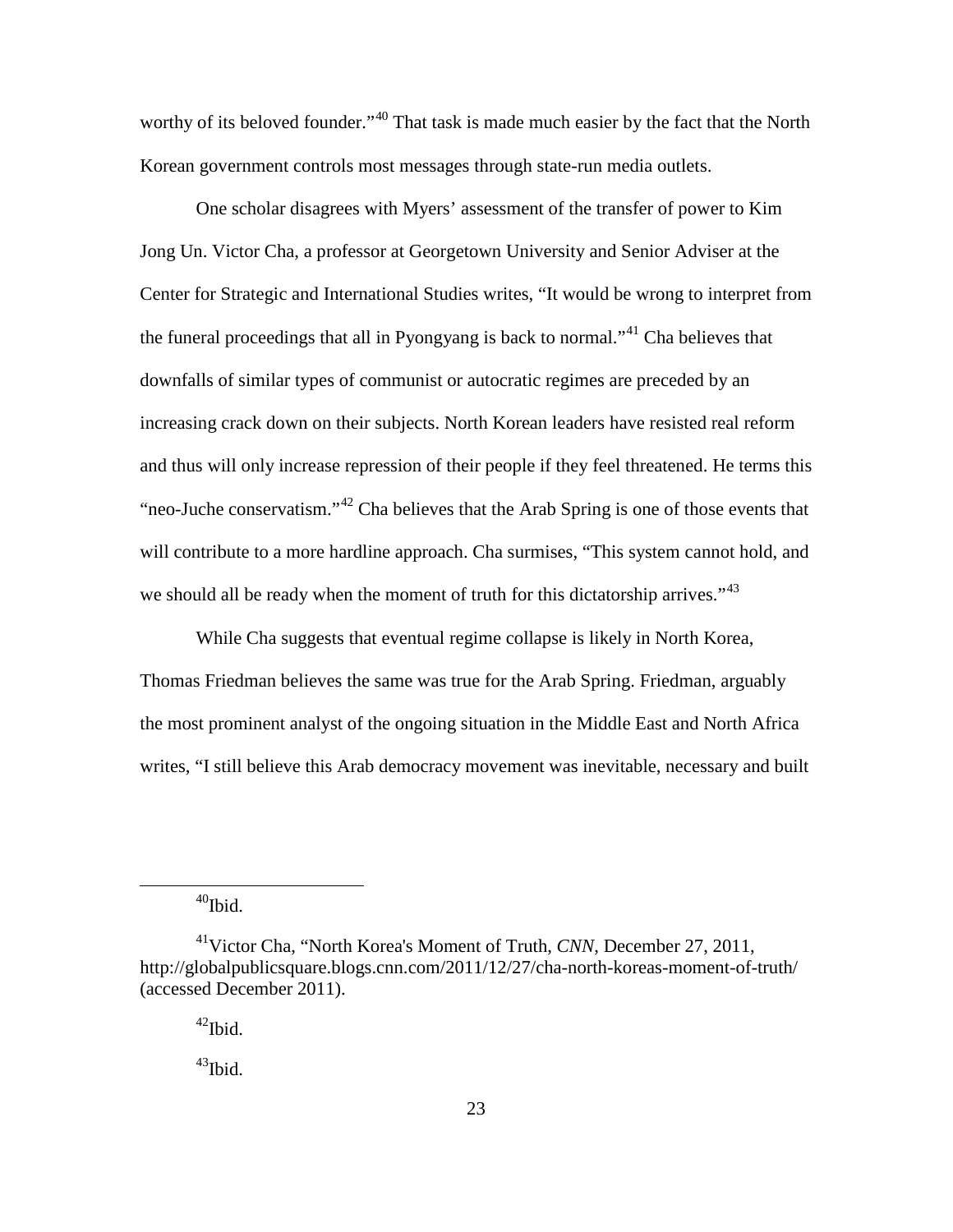worthy of its beloved founder."[40] That task is made much easier by the fact that the North Korean government controls most messages through state-run media outlets.

One scholar disagrees with Myers' assessment of the transfer of power to Kim Jong Un. Victor Cha, a professor at Georgetown University and Senior Adviser at the Center for Strategic and International Studies writes, "It would be wrong to interpret from the funeral proceedings that all in Pyongyang is back to normal."[41] Cha believes that downfalls of similar types of communist or autocratic regimes are preceded by an increasing crack down on their subjects. North Korean leaders have resisted real reform and thus will only increase repression of their people if they feel threatened. He terms this "neo-Juche conservatism."[42] Cha believes that the Arab Spring is one of those events that will contribute to a more hardline approach. Cha surmises, "This system cannot hold, and we should all be ready when the moment of truth for this dictatorship arrives."[43]

While Cha suggests that eventual regime collapse is likely in North Korea, Thomas Friedman believes the same was true for the Arab Spring. Friedman, arguably the most prominent analyst of the ongoing situation in the Middle East and North Africa writes, "I still believe this Arab democracy movement was inevitable, necessary and built

---

[40]Ibid.

[41]Victor Cha, "North Korea's Moment of Truth, *CNN*, December 27, 2011, http://globalpublicsquare.blogs.cnn.com/2011/12/27/cha-north-koreas-moment-of-truth/ (accessed December 2011).

[42]Ibid.

[43]Ibid.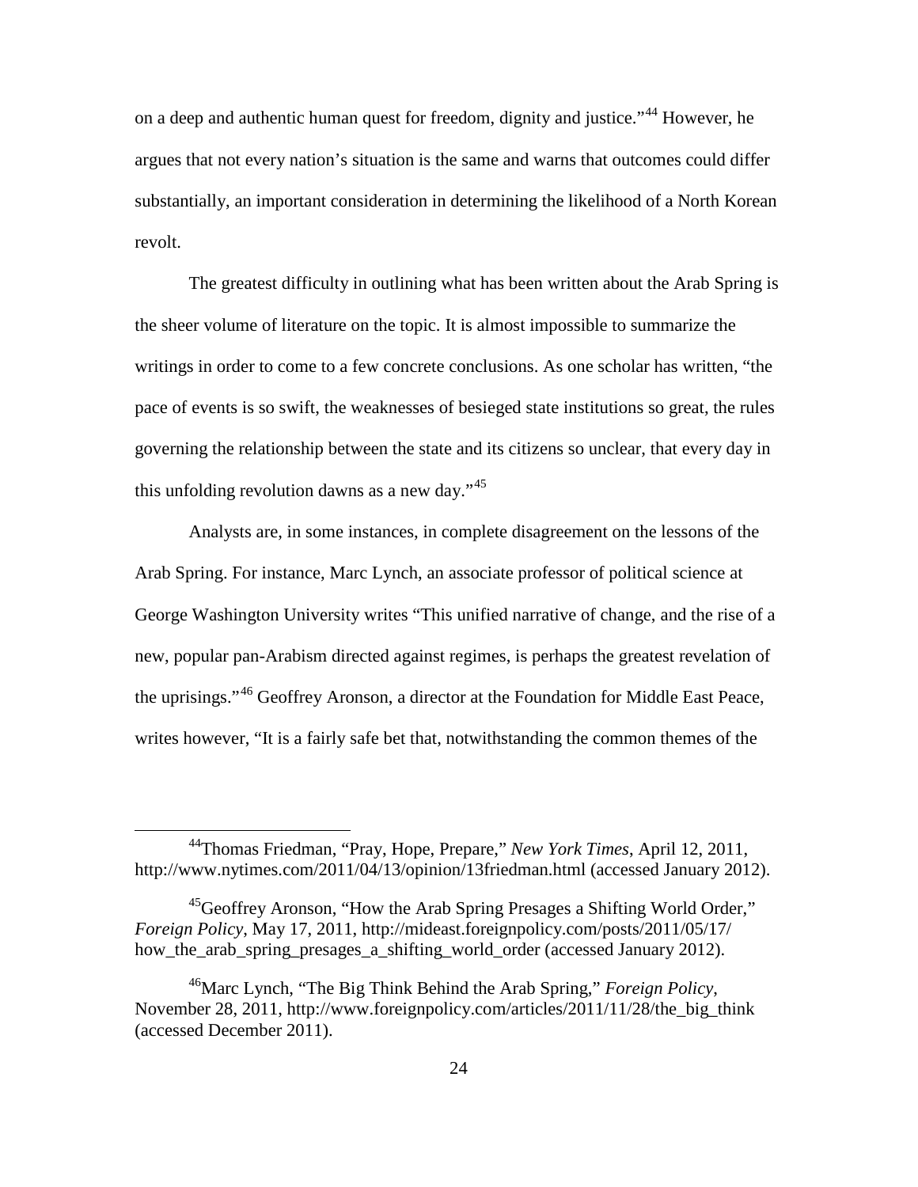on a deep and authentic human quest for freedom, dignity and justice."[44] However, he argues that not every nation's situation is the same and warns that outcomes could differ substantially, an important consideration in determining the likelihood of a North Korean revolt.

The greatest difficulty in outlining what has been written about the Arab Spring is the sheer volume of literature on the topic. It is almost impossible to summarize the writings in order to come to a few concrete conclusions. As one scholar has written, "the pace of events is so swift, the weaknesses of besieged state institutions so great, the rules governing the relationship between the state and its citizens so unclear, that every day in this unfolding revolution dawns as a new day."[45]

Analysts are, in some instances, in complete disagreement on the lessons of the Arab Spring. For instance, Marc Lynch, an associate professor of political science at George Washington University writes "This unified narrative of change, and the rise of a new, popular pan-Arabism directed against regimes, is perhaps the greatest revelation of the uprisings."[46] Geoffrey Aronson, a director at the Foundation for Middle East Peace, writes however, "It is a fairly safe bet that, notwithstanding the common themes of the

---

[44] Thomas Friedman, "Pray, Hope, Prepare," *New York Times*, April 12, 2011, http://www.nytimes.com/2011/04/13/opinion/13friedman.html (accessed January 2012).

[45] Geoffrey Aronson, "How the Arab Spring Presages a Shifting World Order," *Foreign Policy*, May 17, 2011, http://mideast.foreignpolicy.com/posts/2011/05/17/how_the_arab_spring_presages_a_shifting_world_order (accessed January 2012).

[46] Marc Lynch, "The Big Think Behind the Arab Spring," *Foreign Policy*, November 28, 2011, http://www.foreignpolicy.com/articles/2011/11/28/the_big_think (accessed December 2011).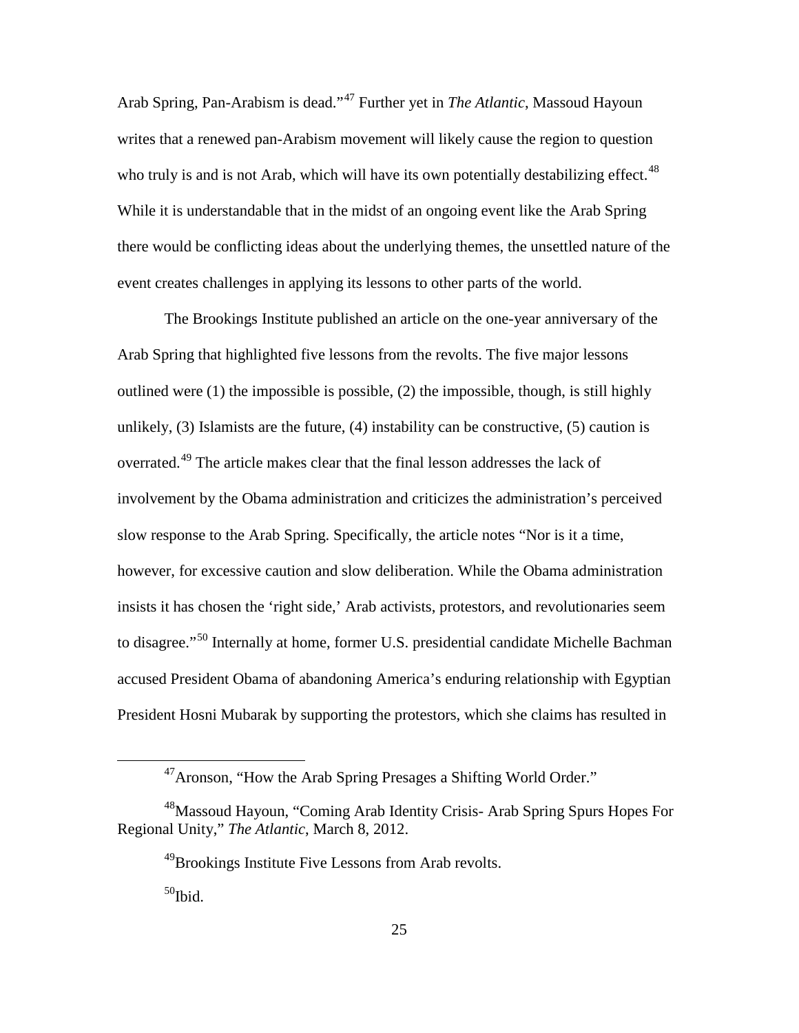Arab Spring, Pan-Arabism is dead."[47] Further yet in *The Atlantic*, Massoud Hayoun writes that a renewed pan-Arabism movement will likely cause the region to question who truly is and is not Arab, which will have its own potentially destabilizing effect.[48] While it is understandable that in the midst of an ongoing event like the Arab Spring there would be conflicting ideas about the underlying themes, the unsettled nature of the event creates challenges in applying its lessons to other parts of the world.

The Brookings Institute published an article on the one-year anniversary of the Arab Spring that highlighted five lessons from the revolts. The five major lessons outlined were (1) the impossible is possible, (2) the impossible, though, is still highly unlikely, (3) Islamists are the future, (4) instability can be constructive, (5) caution is overrated.[49] The article makes clear that the final lesson addresses the lack of involvement by the Obama administration and criticizes the administration's perceived slow response to the Arab Spring. Specifically, the article notes "Nor is it a time, however, for excessive caution and slow deliberation. While the Obama administration insists it has chosen the 'right side,' Arab activists, protestors, and revolutionaries seem to disagree."[50] Internally at home, former U.S. presidential candidate Michelle Bachman accused President Obama of abandoning America's enduring relationship with Egyptian President Hosni Mubarak by supporting the protestors, which she claims has resulted in

---

[47] Aronson, "How the Arab Spring Presages a Shifting World Order."

[48] Massoud Hayoun, "Coming Arab Identity Crisis- Arab Spring Spurs Hopes For Regional Unity," *The Atlantic*, March 8, 2012.

[49] Brookings Institute Five Lessons from Arab revolts.

[50] Ibid.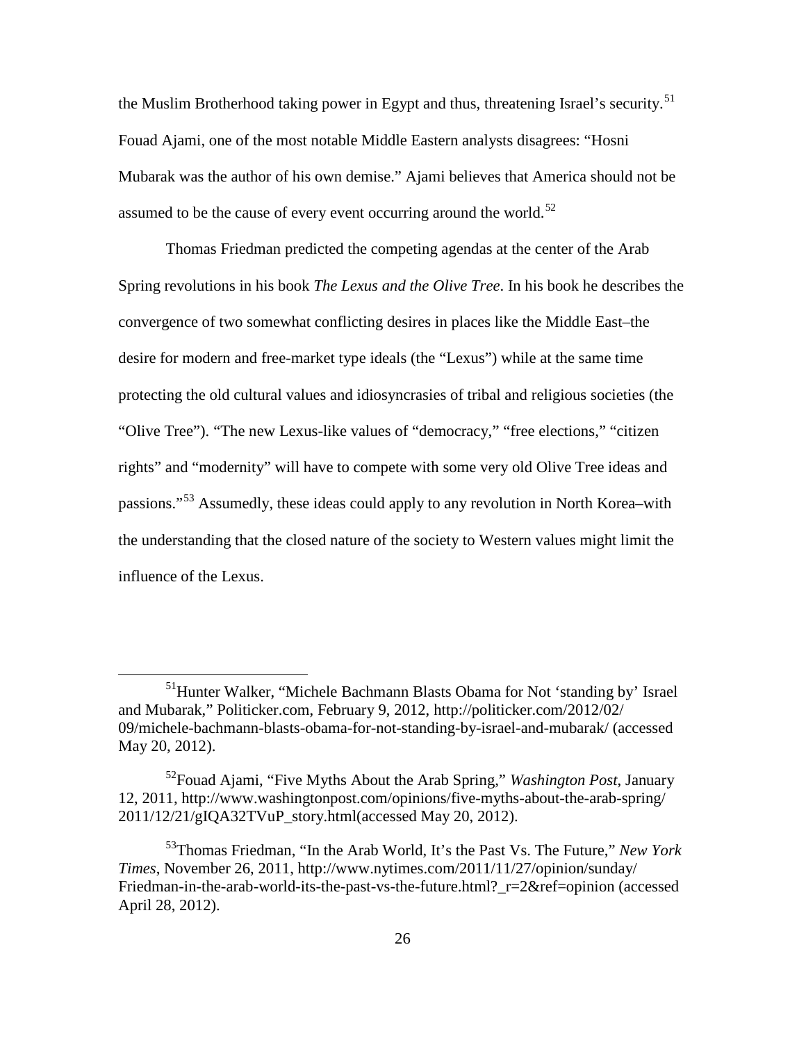the Muslim Brotherhood taking power in Egypt and thus, threatening Israel's security.[51] Fouad Ajami, one of the most notable Middle Eastern analysts disagrees: "Hosni Mubarak was the author of his own demise." Ajami believes that America should not be assumed to be the cause of every event occurring around the world.[52]

Thomas Friedman predicted the competing agendas at the center of the Arab Spring revolutions in his book *The Lexus and the Olive Tree*. In his book he describes the convergence of two somewhat conflicting desires in places like the Middle East–the desire for modern and free-market type ideals (the "Lexus") while at the same time protecting the old cultural values and idiosyncrasies of tribal and religious societies (the "Olive Tree"). "The new Lexus-like values of "democracy," "free elections," "citizen rights" and "modernity" will have to compete with some very old Olive Tree ideas and passions."[53] Assumedly, these ideas could apply to any revolution in North Korea–with the understanding that the closed nature of the society to Western values might limit the influence of the Lexus.

---

[51] Hunter Walker, "Michele Bachmann Blasts Obama for Not 'standing by' Israel and Mubarak," Politicker.com, February 9, 2012, http://politicker.com/2012/02/09/michele-bachmann-blasts-obama-for-not-standing-by-israel-and-mubarak/ (accessed May 20, 2012).

[52] Fouad Ajami, "Five Myths About the Arab Spring," *Washington Post*, January 12, 2011, http://www.washingtonpost.com/opinions/five-myths-about-the-arab-spring/2011/12/21/gIQA32TVuP_story.html(accessed May 20, 2012).

[53] Thomas Friedman, "In the Arab World, It's the Past Vs. The Future," *New York Times*, November 26, 2011, http://www.nytimes.com/2011/11/27/opinion/sunday/Friedman-in-the-arab-world-its-the-past-vs-the-future.html?_r=2&ref=opinion (accessed April 28, 2012).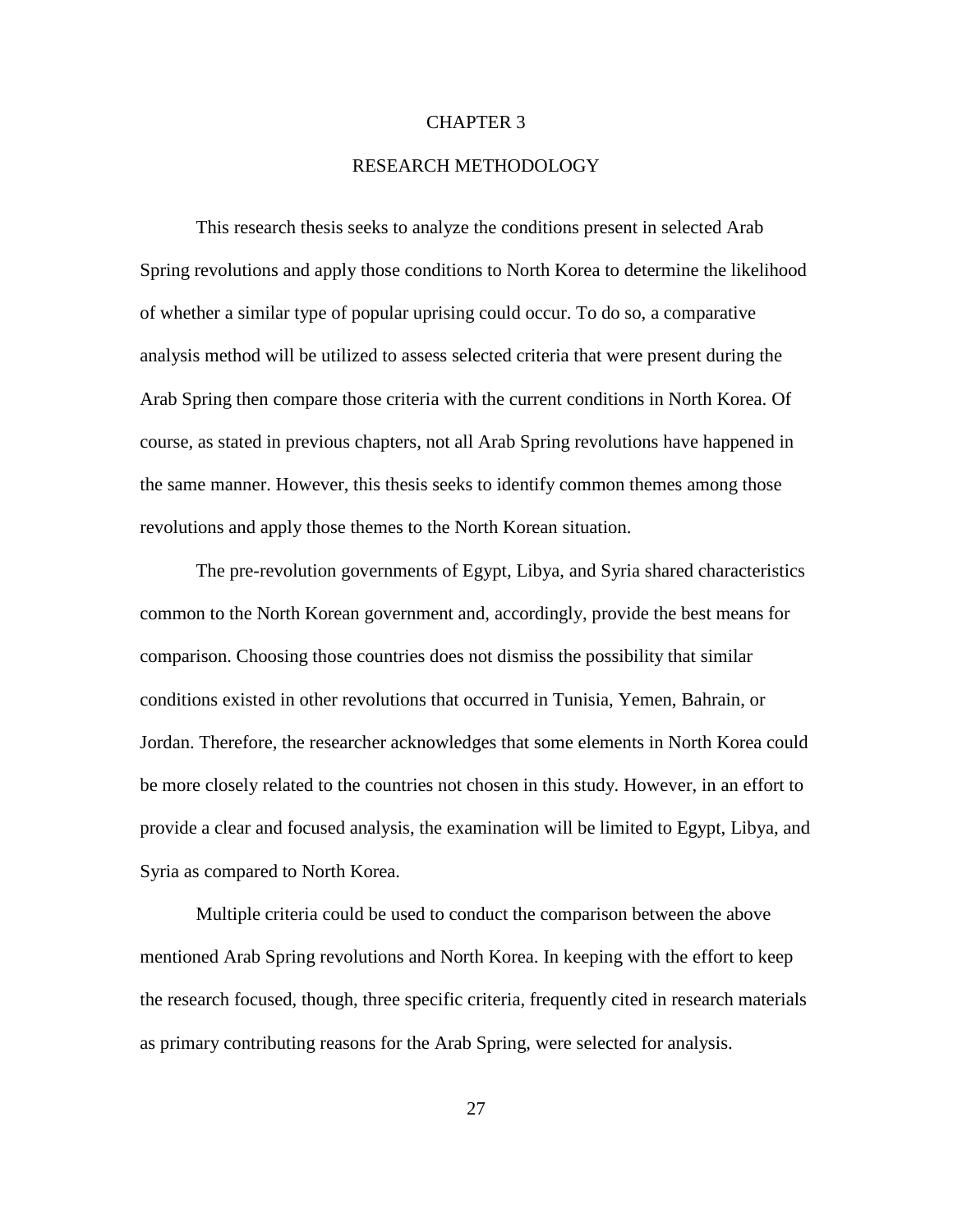# CHAPTER 3

# RESEARCH METHODOLOGY

This research thesis seeks to analyze the conditions present in selected Arab Spring revolutions and apply those conditions to North Korea to determine the likelihood of whether a similar type of popular uprising could occur. To do so, a comparative analysis method will be utilized to assess selected criteria that were present during the Arab Spring then compare those criteria with the current conditions in North Korea. Of course, as stated in previous chapters, not all Arab Spring revolutions have happened in the same manner. However, this thesis seeks to identify common themes among those revolutions and apply those themes to the North Korean situation.

The pre-revolution governments of Egypt, Libya, and Syria shared characteristics common to the North Korean government and, accordingly, provide the best means for comparison. Choosing those countries does not dismiss the possibility that similar conditions existed in other revolutions that occurred in Tunisia, Yemen, Bahrain, or Jordan. Therefore, the researcher acknowledges that some elements in North Korea could be more closely related to the countries not chosen in this study. However, in an effort to provide a clear and focused analysis, the examination will be limited to Egypt, Libya, and Syria as compared to North Korea.

Multiple criteria could be used to conduct the comparison between the above mentioned Arab Spring revolutions and North Korea. In keeping with the effort to keep the research focused, though, three specific criteria, frequently cited in research materials as primary contributing reasons for the Arab Spring, were selected for analysis.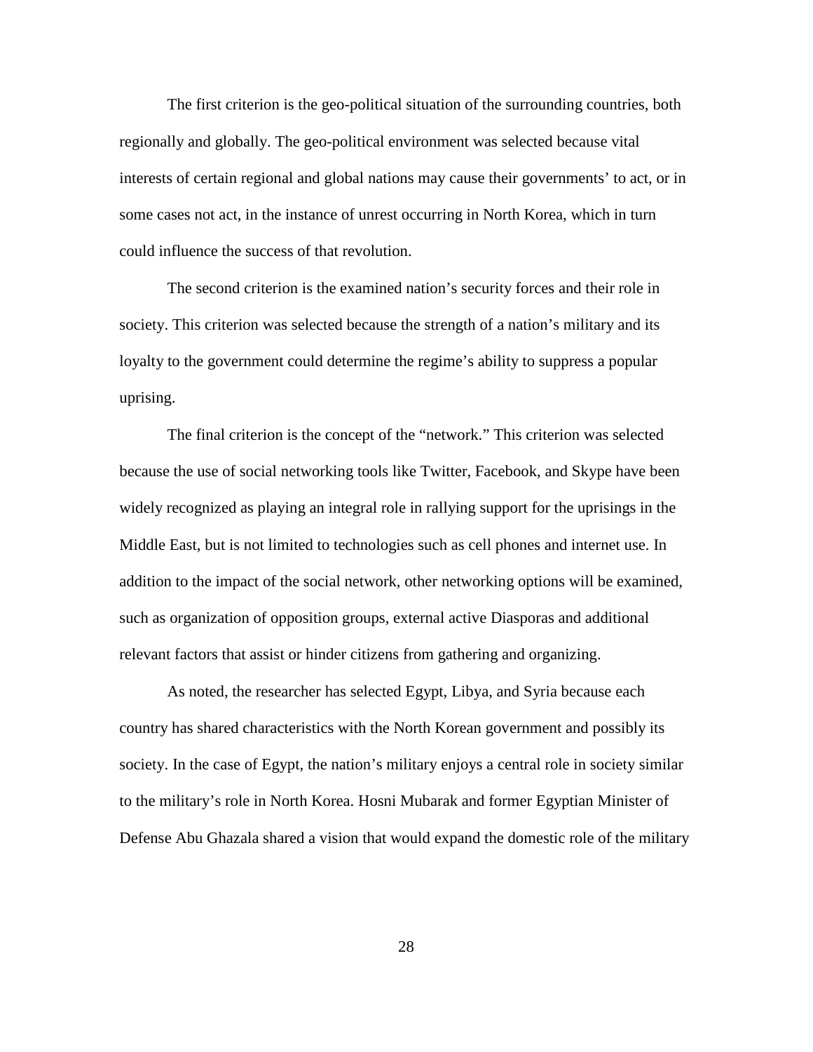The first criterion is the geo-political situation of the surrounding countries, both regionally and globally. The geo-political environment was selected because vital interests of certain regional and global nations may cause their governments' to act, or in some cases not act, in the instance of unrest occurring in North Korea, which in turn could influence the success of that revolution.

The second criterion is the examined nation's security forces and their role in society. This criterion was selected because the strength of a nation's military and its loyalty to the government could determine the regime's ability to suppress a popular uprising.

The final criterion is the concept of the "network." This criterion was selected because the use of social networking tools like Twitter, Facebook, and Skype have been widely recognized as playing an integral role in rallying support for the uprisings in the Middle East, but is not limited to technologies such as cell phones and internet use. In addition to the impact of the social network, other networking options will be examined, such as organization of opposition groups, external active Diasporas and additional relevant factors that assist or hinder citizens from gathering and organizing.

As noted, the researcher has selected Egypt, Libya, and Syria because each country has shared characteristics with the North Korean government and possibly its society. In the case of Egypt, the nation's military enjoys a central role in society similar to the military's role in North Korea. Hosni Mubarak and former Egyptian Minister of Defense Abu Ghazala shared a vision that would expand the domestic role of the military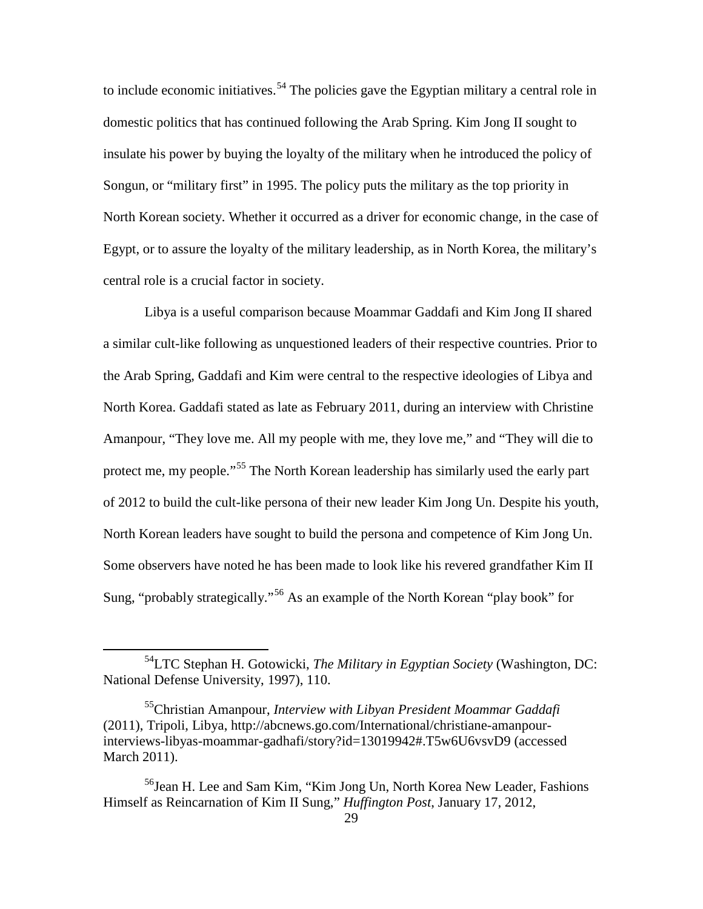to include economic initiatives.[54] The policies gave the Egyptian military a central role in domestic politics that has continued following the Arab Spring. Kim Jong II sought to insulate his power by buying the loyalty of the military when he introduced the policy of Songun, or "military first" in 1995. The policy puts the military as the top priority in North Korean society. Whether it occurred as a driver for economic change, in the case of Egypt, or to assure the loyalty of the military leadership, as in North Korea, the military's central role is a crucial factor in society.

Libya is a useful comparison because Moammar Gaddafi and Kim Jong II shared a similar cult-like following as unquestioned leaders of their respective countries. Prior to the Arab Spring, Gaddafi and Kim were central to the respective ideologies of Libya and North Korea. Gaddafi stated as late as February 2011, during an interview with Christine Amanpour, "They love me. All my people with me, they love me," and "They will die to protect me, my people."[55] The North Korean leadership has similarly used the early part of 2012 to build the cult-like persona of their new leader Kim Jong Un. Despite his youth, North Korean leaders have sought to build the persona and competence of Kim Jong Un. Some observers have noted he has been made to look like his revered grandfather Kim II Sung, "probably strategically."[56] As an example of the North Korean "play book" for

---

[54] LTC Stephan H. Gotowicki, *The Military in Egyptian Society* (Washington, DC: National Defense University, 1997), 110.

[55] Christian Amanpour, *Interview with Libyan President Moammar Gaddafi* (2011), Tripoli, Libya, http://abcnews.go.com/International/christiane-amanpour-interviews-libyas-moammar-gadhafi/story?id=13019942#.T5w6U6vsvD9 (accessed March 2011).

[56] Jean H. Lee and Sam Kim, "Kim Jong Un, North Korea New Leader, Fashions Himself as Reincarnation of Kim II Sung," *Huffington Post*, January 17, 2012,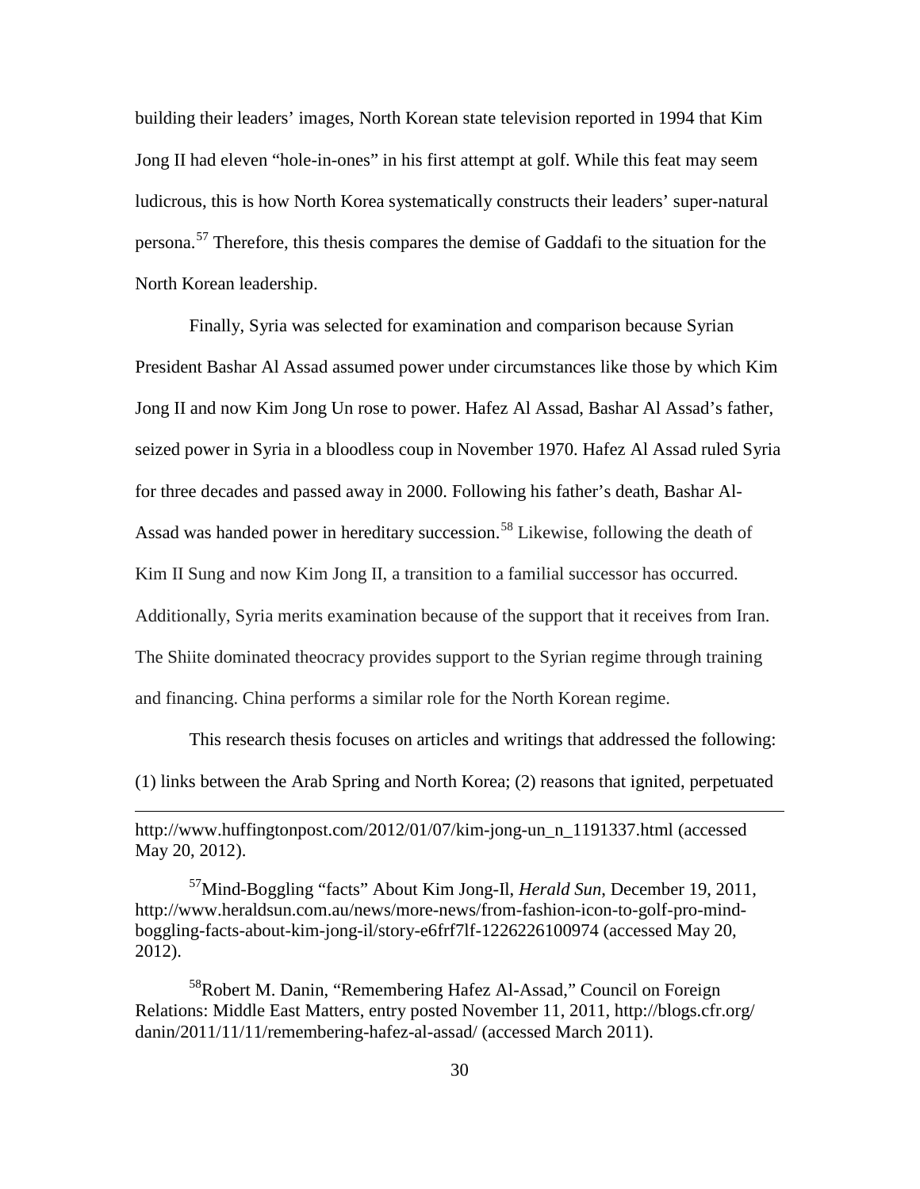building their leaders' images, North Korean state television reported in 1994 that Kim Jong II had eleven "hole-in-ones" in his first attempt at golf. While this feat may seem ludicrous, this is how North Korea systematically constructs their leaders' super-natural persona.[57] Therefore, this thesis compares the demise of Gaddafi to the situation for the North Korean leadership.

Finally, Syria was selected for examination and comparison because Syrian President Bashar Al Assad assumed power under circumstances like those by which Kim Jong II and now Kim Jong Un rose to power. Hafez Al Assad, Bashar Al Assad's father, seized power in Syria in a bloodless coup in November 1970. Hafez Al Assad ruled Syria for three decades and passed away in 2000. Following his father's death, Bashar Al-Assad was handed power in hereditary succession.[58] Likewise, following the death of Kim II Sung and now Kim Jong II, a transition to a familial successor has occurred. Additionally, Syria merits examination because of the support that it receives from Iran. The Shiite dominated theocracy provides support to the Syrian regime through training and financing. China performs a similar role for the North Korean regime.

This research thesis focuses on articles and writings that addressed the following: (1) links between the Arab Spring and North Korea; (2) reasons that ignited, perpetuated

---

http://www.huffingtonpost.com/2012/01/07/kim-jong-un_n_1191337.html (accessed May 20, 2012).

[57]Mind-Boggling "facts" About Kim Jong-Il, *Herald Sun*, December 19, 2011, http://www.heraldsun.com.au/news/more-news/from-fashion-icon-to-golf-pro-mind-boggling-facts-about-kim-jong-il/story-e6frf7lf-1226226100974 (accessed May 20, 2012).

[58]Robert M. Danin, "Remembering Hafez Al-Assad," Council on Foreign Relations: Middle East Matters, entry posted November 11, 2011, http://blogs.cfr.org/danin/2011/11/11/remembering-hafez-al-assad/ (accessed March 2011).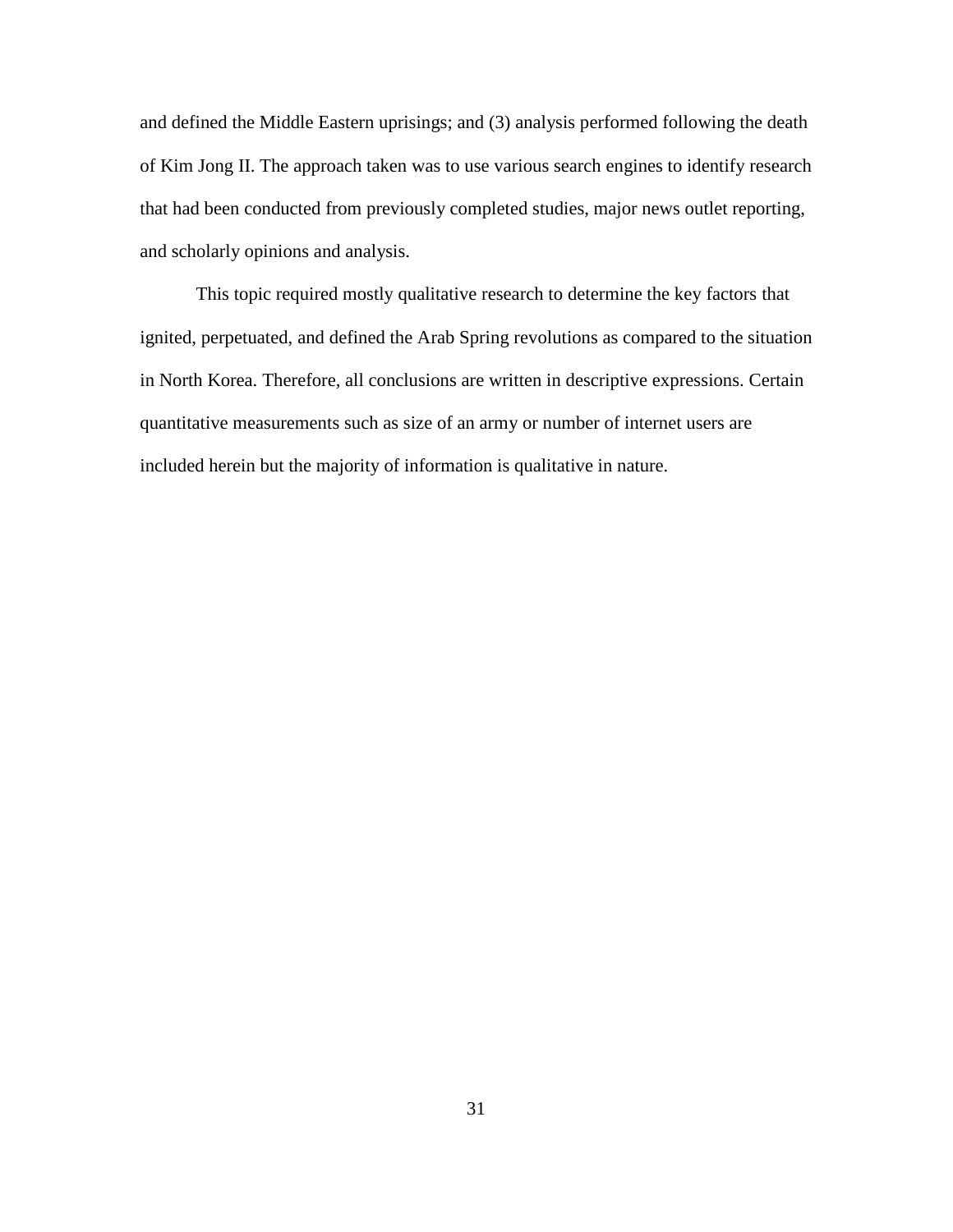and defined the Middle Eastern uprisings; and (3) analysis performed following the death of Kim Jong II. The approach taken was to use various search engines to identify research that had been conducted from previously completed studies, major news outlet reporting, and scholarly opinions and analysis.

This topic required mostly qualitative research to determine the key factors that ignited, perpetuated, and defined the Arab Spring revolutions as compared to the situation in North Korea. Therefore, all conclusions are written in descriptive expressions. Certain quantitative measurements such as size of an army or number of internet users are included herein but the majority of information is qualitative in nature.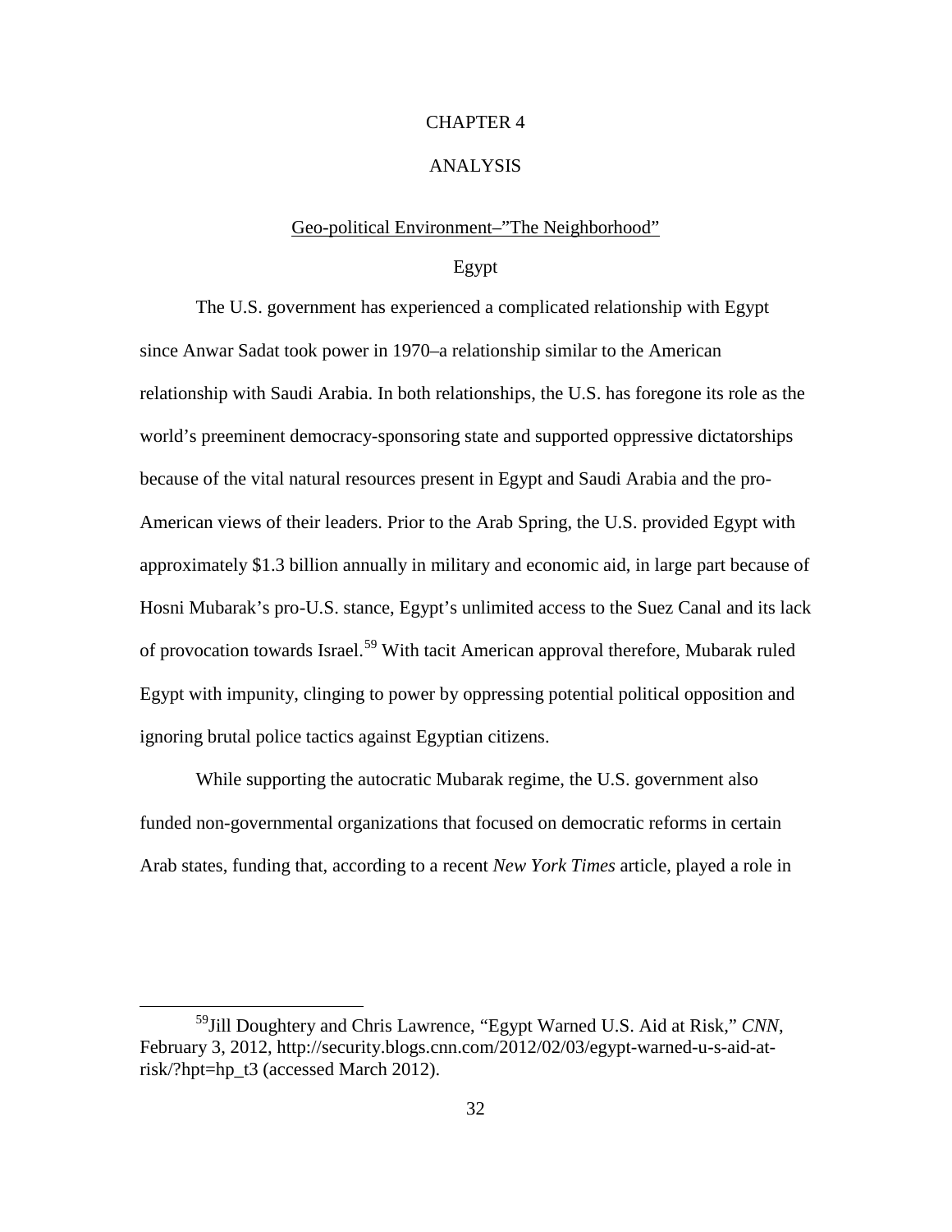# CHAPTER 4

# ANALYSIS

## Geo-political Environment–"The Neighborhood"

### Egypt

The U.S. government has experienced a complicated relationship with Egypt since Anwar Sadat took power in 1970–a relationship similar to the American relationship with Saudi Arabia. In both relationships, the U.S. has foregone its role as the world's preeminent democracy-sponsoring state and supported oppressive dictatorships because of the vital natural resources present in Egypt and Saudi Arabia and the pro-American views of their leaders. Prior to the Arab Spring, the U.S. provided Egypt with approximately $1.3 billion annually in military and economic aid, in large part because of Hosni Mubarak's pro-U.S. stance, Egypt's unlimited access to the Suez Canal and its lack of provocation towards Israel.[59] With tacit American approval therefore, Mubarak ruled Egypt with impunity, clinging to power by oppressing potential political opposition and ignoring brutal police tactics against Egyptian citizens.

While supporting the autocratic Mubarak regime, the U.S. government also funded non-governmental organizations that focused on democratic reforms in certain Arab states, funding that, according to a recent *New York Times* article, played a role in

---

[59]Jill Doughtery and Chris Lawrence, "Egypt Warned U.S. Aid at Risk," *CNN*, February 3, 2012, http://security.blogs.cnn.com/2012/02/03/egypt-warned-u-s-aid-at-risk/?hpt=hp_t3 (accessed March 2012).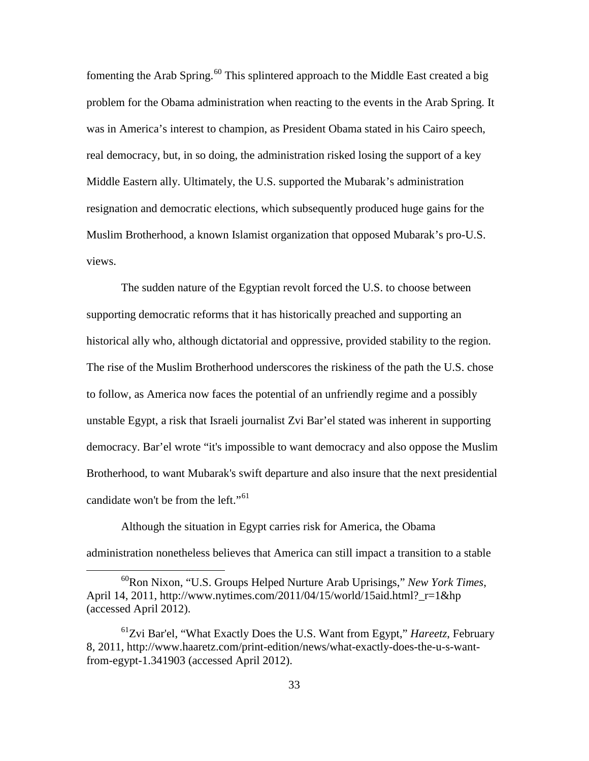fomenting the Arab Spring.[60] This splintered approach to the Middle East created a big problem for the Obama administration when reacting to the events in the Arab Spring. It was in America's interest to champion, as President Obama stated in his Cairo speech, real democracy, but, in so doing, the administration risked losing the support of a key Middle Eastern ally. Ultimately, the U.S. supported the Mubarak's administration resignation and democratic elections, which subsequently produced huge gains for the Muslim Brotherhood, a known Islamist organization that opposed Mubarak's pro-U.S. views.

The sudden nature of the Egyptian revolt forced the U.S. to choose between supporting democratic reforms that it has historically preached and supporting an historical ally who, although dictatorial and oppressive, provided stability to the region. The rise of the Muslim Brotherhood underscores the riskiness of the path the U.S. chose to follow, as America now faces the potential of an unfriendly regime and a possibly unstable Egypt, a risk that Israeli journalist Zvi Bar'el stated was inherent in supporting democracy. Bar'el wrote "it's impossible to want democracy and also oppose the Muslim Brotherhood, to want Mubarak's swift departure and also insure that the next presidential candidate won't be from the left."[61]

Although the situation in Egypt carries risk for America, the Obama administration nonetheless believes that America can still impact a transition to a stable

---

[60] Ron Nixon, "U.S. Groups Helped Nurture Arab Uprisings," *New York Times*, April 14, 2011, http://www.nytimes.com/2011/04/15/world/15aid.html?_r=1&hp (accessed April 2012).

[61] Zvi Bar'el, "What Exactly Does the U.S. Want from Egypt," *Hareetz*, February 8, 2011, http://www.haaretz.com/print-edition/news/what-exactly-does-the-u-s-want-from-egypt-1.341903 (accessed April 2012).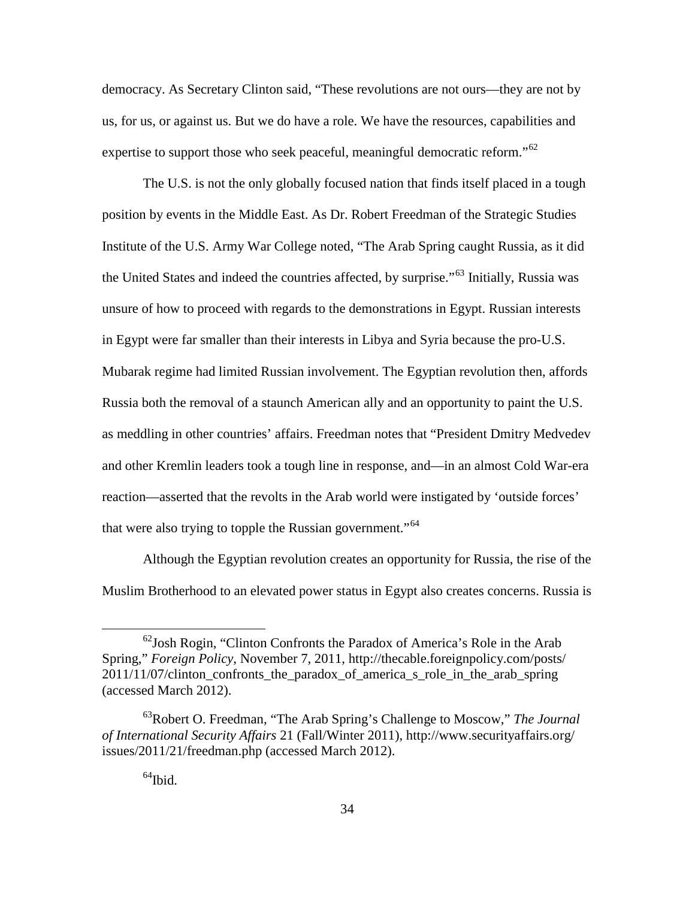democracy. As Secretary Clinton said, "These revolutions are not ours—they are not by us, for us, or against us. But we do have a role. We have the resources, capabilities and expertise to support those who seek peaceful, meaningful democratic reform."[62]

The U.S. is not the only globally focused nation that finds itself placed in a tough position by events in the Middle East. As Dr. Robert Freedman of the Strategic Studies Institute of the U.S. Army War College noted, "The Arab Spring caught Russia, as it did the United States and indeed the countries affected, by surprise."[63] Initially, Russia was unsure of how to proceed with regards to the demonstrations in Egypt. Russian interests in Egypt were far smaller than their interests in Libya and Syria because the pro-U.S. Mubarak regime had limited Russian involvement. The Egyptian revolution then, affords Russia both the removal of a staunch American ally and an opportunity to paint the U.S. as meddling in other countries' affairs. Freedman notes that "President Dmitry Medvedev and other Kremlin leaders took a tough line in response, and—in an almost Cold War-era reaction—asserted that the revolts in the Arab world were instigated by 'outside forces' that were also trying to topple the Russian government."[64]

Although the Egyptian revolution creates an opportunity for Russia, the rise of the Muslim Brotherhood to an elevated power status in Egypt also creates concerns. Russia is

---

[62]Josh Rogin, "Clinton Confronts the Paradox of America's Role in the Arab Spring," *Foreign Policy*, November 7, 2011, http://thecable.foreignpolicy.com/posts/2011/11/07/clinton_confronts_the_paradox_of_america_s_role_in_the_arab_spring (accessed March 2012).

[63]Robert O. Freedman, "The Arab Spring's Challenge to Moscow," *The Journal of International Security Affairs* 21 (Fall/Winter 2011), http://www.securityaffairs.org/issues/2011/21/freedman.php (accessed March 2012).

[64]Ibid.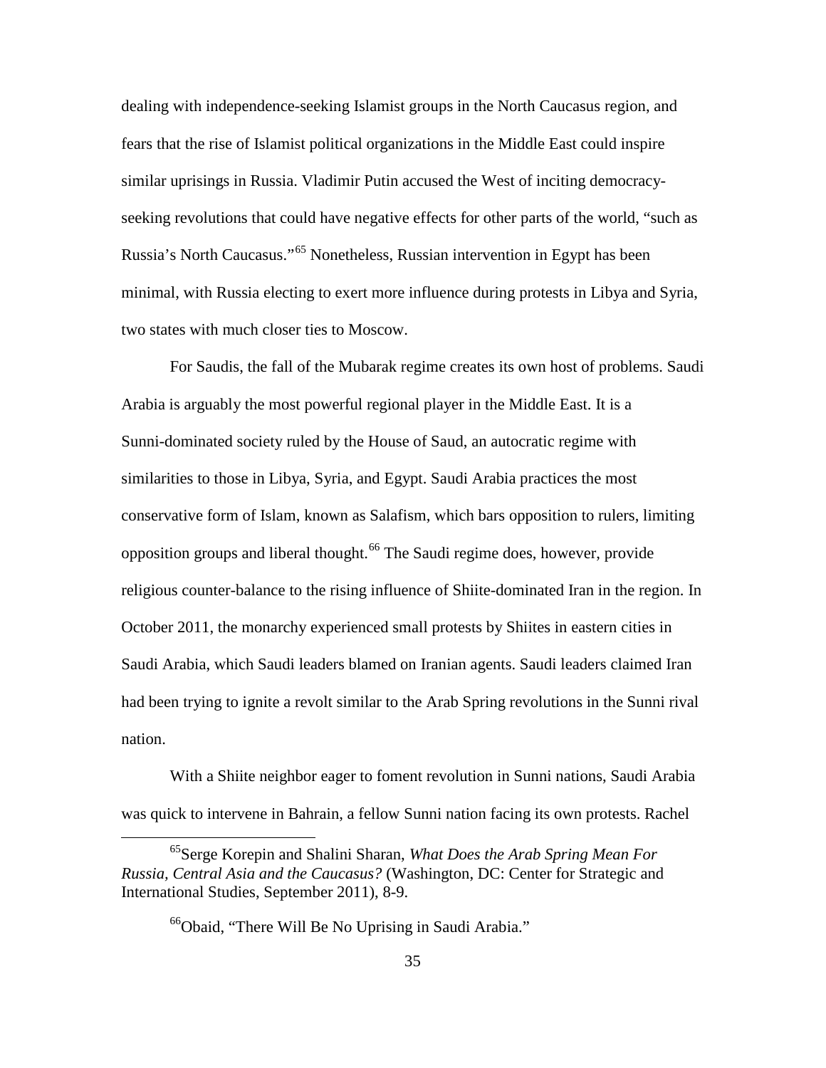dealing with independence-seeking Islamist groups in the North Caucasus region, and fears that the rise of Islamist political organizations in the Middle East could inspire similar uprisings in Russia. Vladimir Putin accused the West of inciting democracy-seeking revolutions that could have negative effects for other parts of the world, "such as Russia's North Caucasus."[65] Nonetheless, Russian intervention in Egypt has been minimal, with Russia electing to exert more influence during protests in Libya and Syria, two states with much closer ties to Moscow.

For Saudis, the fall of the Mubarak regime creates its own host of problems. Saudi Arabia is arguably the most powerful regional player in the Middle East. It is a Sunni-dominated society ruled by the House of Saud, an autocratic regime with similarities to those in Libya, Syria, and Egypt. Saudi Arabia practices the most conservative form of Islam, known as Salafism, which bars opposition to rulers, limiting opposition groups and liberal thought.[66] The Saudi regime does, however, provide religious counter-balance to the rising influence of Shiite-dominated Iran in the region. In October 2011, the monarchy experienced small protests by Shiites in eastern cities in Saudi Arabia, which Saudi leaders blamed on Iranian agents. Saudi leaders claimed Iran had been trying to ignite a revolt similar to the Arab Spring revolutions in the Sunni rival nation.

With a Shiite neighbor eager to foment revolution in Sunni nations, Saudi Arabia was quick to intervene in Bahrain, a fellow Sunni nation facing its own protests. Rachel

---

[65] Serge Korepin and Shalini Sharan, *What Does the Arab Spring Mean For Russia, Central Asia and the Caucasus?* (Washington, DC: Center for Strategic and International Studies, September 2011), 8-9.

[66] Obaid, "There Will Be No Uprising in Saudi Arabia."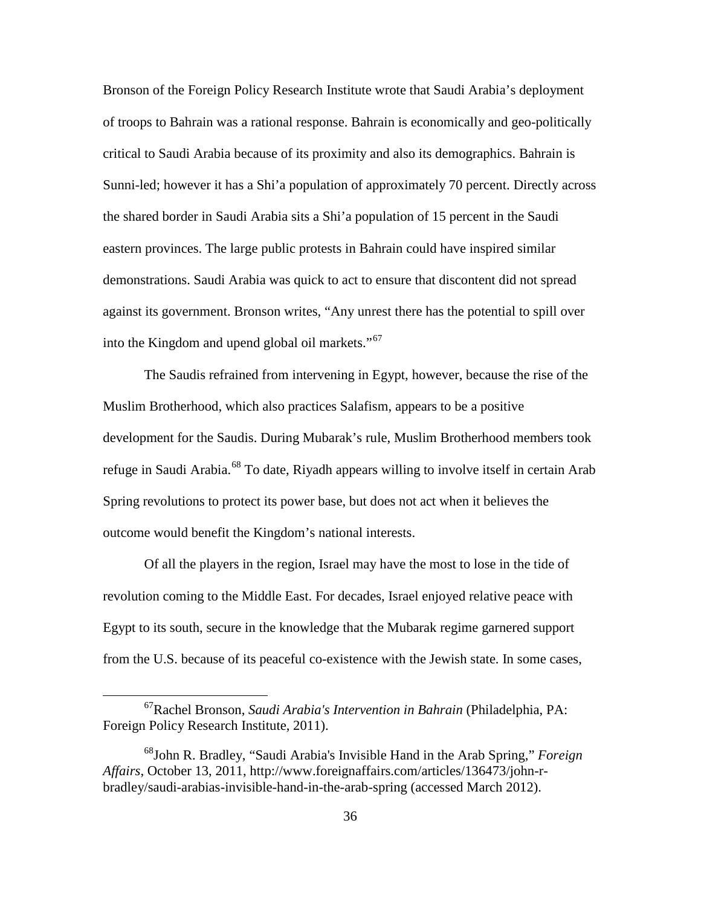Bronson of the Foreign Policy Research Institute wrote that Saudi Arabia's deployment of troops to Bahrain was a rational response. Bahrain is economically and geo-politically critical to Saudi Arabia because of its proximity and also its demographics. Bahrain is Sunni-led; however it has a Shi'a population of approximately 70 percent. Directly across the shared border in Saudi Arabia sits a Shi'a population of 15 percent in the Saudi eastern provinces. The large public protests in Bahrain could have inspired similar demonstrations. Saudi Arabia was quick to act to ensure that discontent did not spread against its government. Bronson writes, "Any unrest there has the potential to spill over into the Kingdom and upend global oil markets."[67]

The Saudis refrained from intervening in Egypt, however, because the rise of the Muslim Brotherhood, which also practices Salafism, appears to be a positive development for the Saudis. During Mubarak's rule, Muslim Brotherhood members took refuge in Saudi Arabia.[68] To date, Riyadh appears willing to involve itself in certain Arab Spring revolutions to protect its power base, but does not act when it believes the outcome would benefit the Kingdom's national interests.

Of all the players in the region, Israel may have the most to lose in the tide of revolution coming to the Middle East. For decades, Israel enjoyed relative peace with Egypt to its south, secure in the knowledge that the Mubarak regime garnered support from the U.S. because of its peaceful co-existence with the Jewish state. In some cases,

---

[67] Rachel Bronson, *Saudi Arabia's Intervention in Bahrain* (Philadelphia, PA: Foreign Policy Research Institute, 2011).

[68] John R. Bradley, "Saudi Arabia's Invisible Hand in the Arab Spring," *Foreign Affairs*, October 13, 2011, http://www.foreignaffairs.com/articles/136473/john-r-bradley/saudi-arabias-invisible-hand-in-the-arab-spring (accessed March 2012).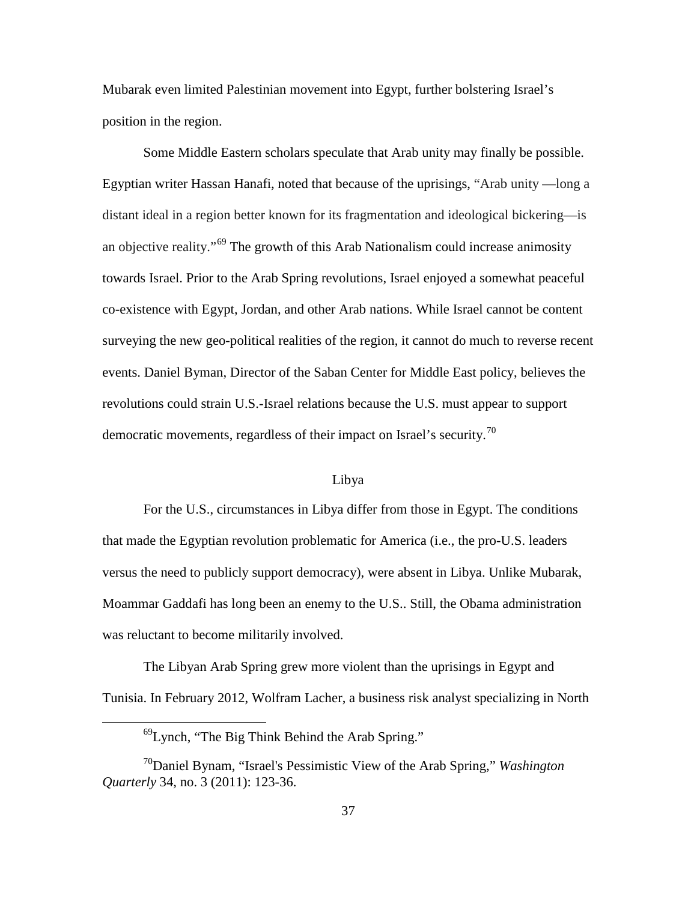Mubarak even limited Palestinian movement into Egypt, further bolstering Israel's position in the region.

Some Middle Eastern scholars speculate that Arab unity may finally be possible. Egyptian writer Hassan Hanafi, noted that because of the uprisings, "Arab unity —long a distant ideal in a region better known for its fragmentation and ideological bickering—is an objective reality."[69] The growth of this Arab Nationalism could increase animosity towards Israel. Prior to the Arab Spring revolutions, Israel enjoyed a somewhat peaceful co-existence with Egypt, Jordan, and other Arab nations. While Israel cannot be content surveying the new geo-political realities of the region, it cannot do much to reverse recent events. Daniel Byman, Director of the Saban Center for Middle East policy, believes the revolutions could strain U.S.-Israel relations because the U.S. must appear to support democratic movements, regardless of their impact on Israel's security.[70]

## Libya

For the U.S., circumstances in Libya differ from those in Egypt. The conditions that made the Egyptian revolution problematic for America (i.e., the pro-U.S. leaders versus the need to publicly support democracy), were absent in Libya. Unlike Mubarak, Moammar Gaddafi has long been an enemy to the U.S.. Still, the Obama administration was reluctant to become militarily involved.

The Libyan Arab Spring grew more violent than the uprisings in Egypt and Tunisia. In February 2012, Wolfram Lacher, a business risk analyst specializing in North

---

[69]Lynch, "The Big Think Behind the Arab Spring."

[70]Daniel Bynam, "Israel's Pessimistic View of the Arab Spring," *Washington Quarterly* 34, no. 3 (2011): 123-36.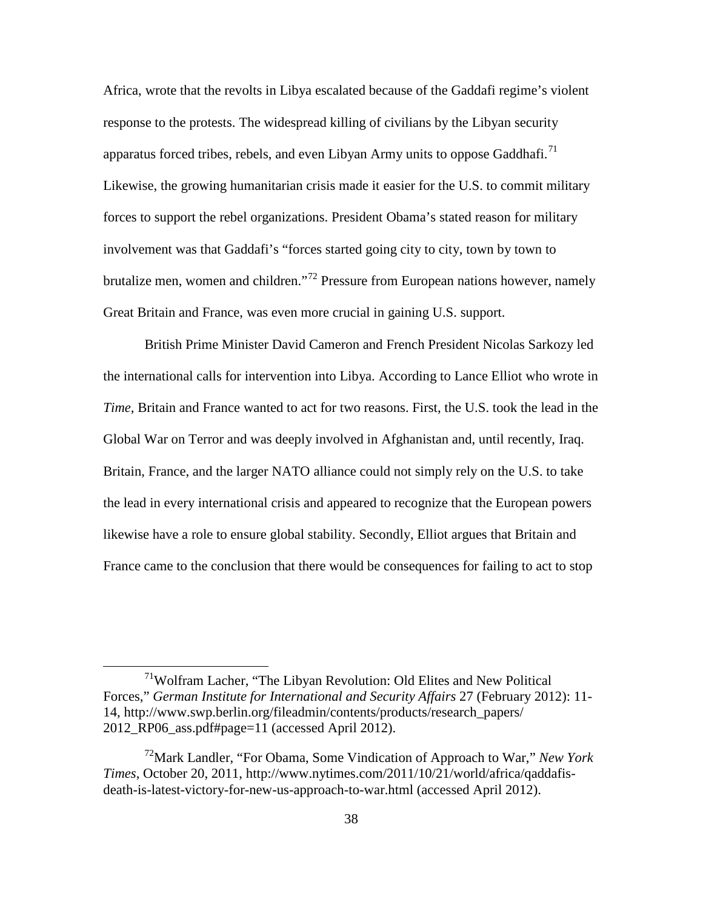Africa, wrote that the revolts in Libya escalated because of the Gaddafi regime's violent response to the protests. The widespread killing of civilians by the Libyan security apparatus forced tribes, rebels, and even Libyan Army units to oppose Gaddhafi.[71] Likewise, the growing humanitarian crisis made it easier for the U.S. to commit military forces to support the rebel organizations. President Obama's stated reason for military involvement was that Gaddafi's "forces started going city to city, town by town to brutalize men, women and children."[72] Pressure from European nations however, namely Great Britain and France, was even more crucial in gaining U.S. support.

British Prime Minister David Cameron and French President Nicolas Sarkozy led the international calls for intervention into Libya. According to Lance Elliot who wrote in *Time*, Britain and France wanted to act for two reasons. First, the U.S. took the lead in the Global War on Terror and was deeply involved in Afghanistan and, until recently, Iraq. Britain, France, and the larger NATO alliance could not simply rely on the U.S. to take the lead in every international crisis and appeared to recognize that the European powers likewise have a role to ensure global stability. Secondly, Elliot argues that Britain and France came to the conclusion that there would be consequences for failing to act to stop

---

[71] Wolfram Lacher, "The Libyan Revolution: Old Elites and New Political Forces," *German Institute for International and Security Affairs* 27 (February 2012): 11-14, http://www.swp.berlin.org/fileadmin/contents/products/research_papers/2012_RP06_ass.pdf#page=11 (accessed April 2012).

[72] Mark Landler, "For Obama, Some Vindication of Approach to War," *New York Times*, October 20, 2011, http://www.nytimes.com/2011/10/21/world/africa/qaddafis-death-is-latest-victory-for-new-us-approach-to-war.html (accessed April 2012).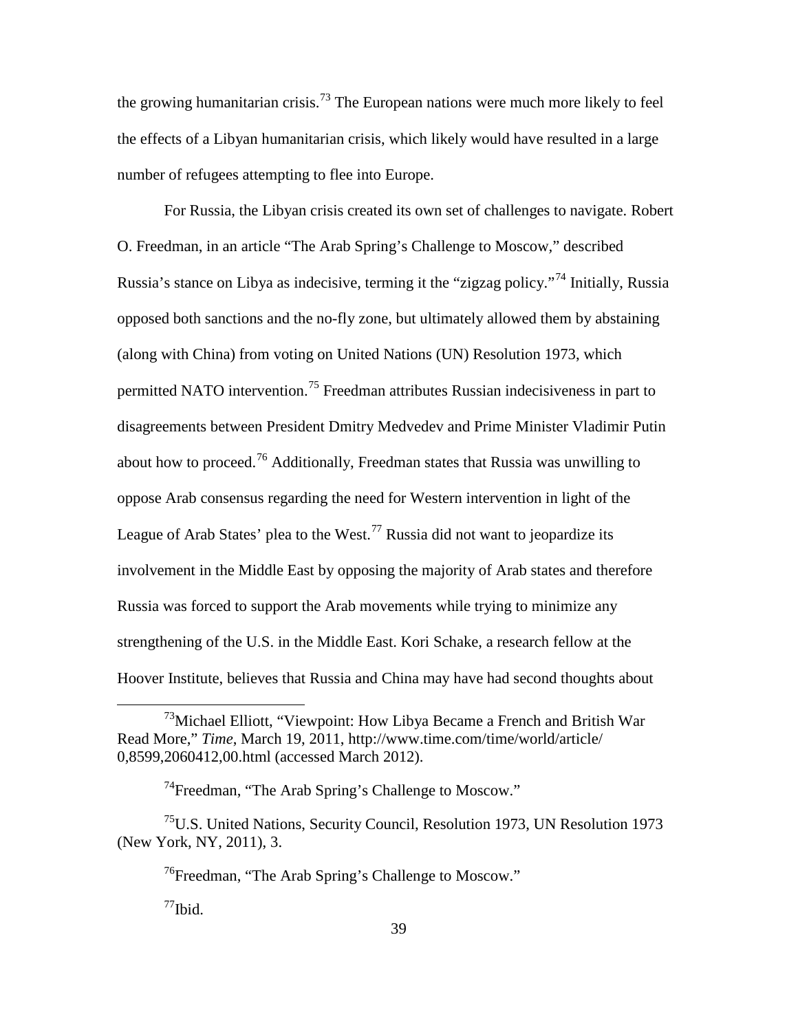the growing humanitarian crisis.[73] The European nations were much more likely to feel the effects of a Libyan humanitarian crisis, which likely would have resulted in a large number of refugees attempting to flee into Europe.

For Russia, the Libyan crisis created its own set of challenges to navigate. Robert O. Freedman, in an article "The Arab Spring's Challenge to Moscow," described Russia's stance on Libya as indecisive, terming it the "zigzag policy."[74] Initially, Russia opposed both sanctions and the no-fly zone, but ultimately allowed them by abstaining (along with China) from voting on United Nations (UN) Resolution 1973, which permitted NATO intervention.[75] Freedman attributes Russian indecisiveness in part to disagreements between President Dmitry Medvedev and Prime Minister Vladimir Putin about how to proceed.[76] Additionally, Freedman states that Russia was unwilling to oppose Arab consensus regarding the need for Western intervention in light of the League of Arab States' plea to the West.[77] Russia did not want to jeopardize its involvement in the Middle East by opposing the majority of Arab states and therefore Russia was forced to support the Arab movements while trying to minimize any strengthening of the U.S. in the Middle East. Kori Schake, a research fellow at the Hoover Institute, believes that Russia and China may have had second thoughts about

---

[73]Michael Elliott, "Viewpoint: How Libya Became a French and British War Read More," *Time*, March 19, 2011, http://www.time.com/time/world/article/0,8599,2060412,00.html (accessed March 2012).

[74]Freedman, "The Arab Spring's Challenge to Moscow."

[75]U.S. United Nations, Security Council, Resolution 1973, UN Resolution 1973 (New York, NY, 2011), 3.

[76]Freedman, "The Arab Spring's Challenge to Moscow."

[77]Ibid.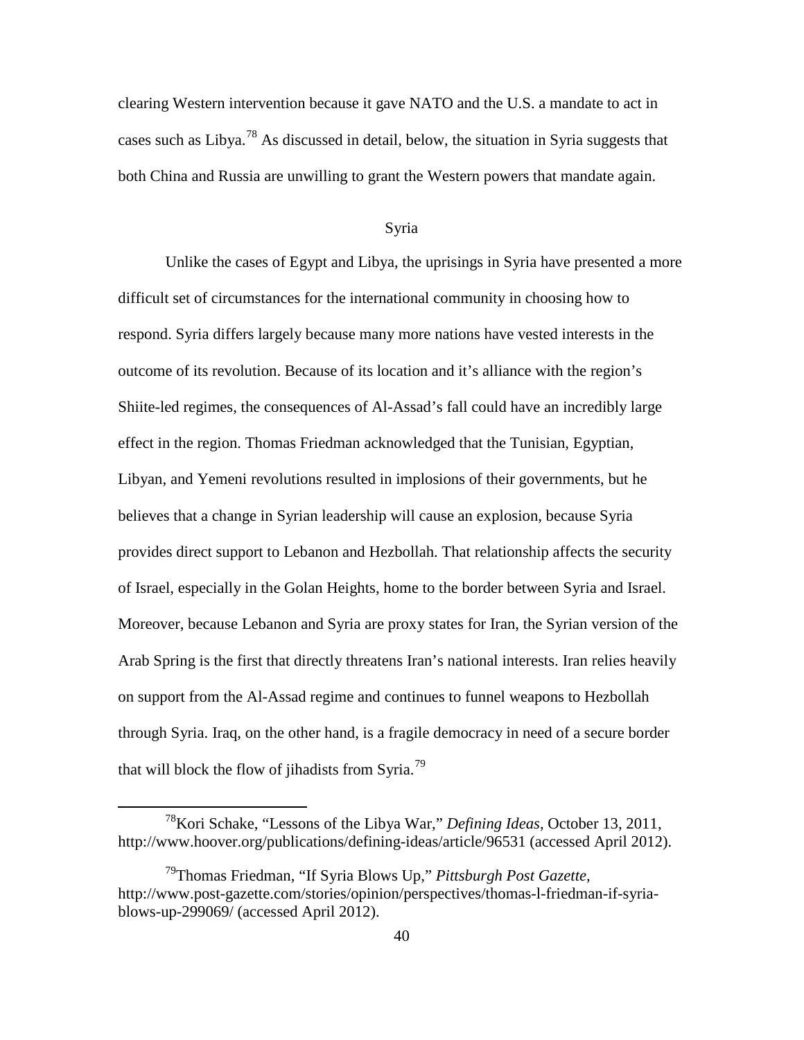clearing Western intervention because it gave NATO and the U.S. a mandate to act in cases such as Libya.[78] As discussed in detail, below, the situation in Syria suggests that both China and Russia are unwilling to grant the Western powers that mandate again.

## Syria

Unlike the cases of Egypt and Libya, the uprisings in Syria have presented a more difficult set of circumstances for the international community in choosing how to respond. Syria differs largely because many more nations have vested interests in the outcome of its revolution. Because of its location and it's alliance with the region's Shiite-led regimes, the consequences of Al-Assad's fall could have an incredibly large effect in the region. Thomas Friedman acknowledged that the Tunisian, Egyptian, Libyan, and Yemeni revolutions resulted in implosions of their governments, but he believes that a change in Syrian leadership will cause an explosion, because Syria provides direct support to Lebanon and Hezbollah. That relationship affects the security of Israel, especially in the Golan Heights, home to the border between Syria and Israel. Moreover, because Lebanon and Syria are proxy states for Iran, the Syrian version of the Arab Spring is the first that directly threatens Iran's national interests. Iran relies heavily on support from the Al-Assad regime and continues to funnel weapons to Hezbollah through Syria. Iraq, on the other hand, is a fragile democracy in need of a secure border that will block the flow of jihadists from Syria.[79]

---

[78] Kori Schake, "Lessons of the Libya War," *Defining Ideas*, October 13, 2011, http://www.hoover.org/publications/defining-ideas/article/96531 (accessed April 2012).

[79] Thomas Friedman, "If Syria Blows Up," *Pittsburgh Post Gazette*, http://www.post-gazette.com/stories/opinion/perspectives/thomas-l-friedman-if-syria-blows-up-299069/ (accessed April 2012).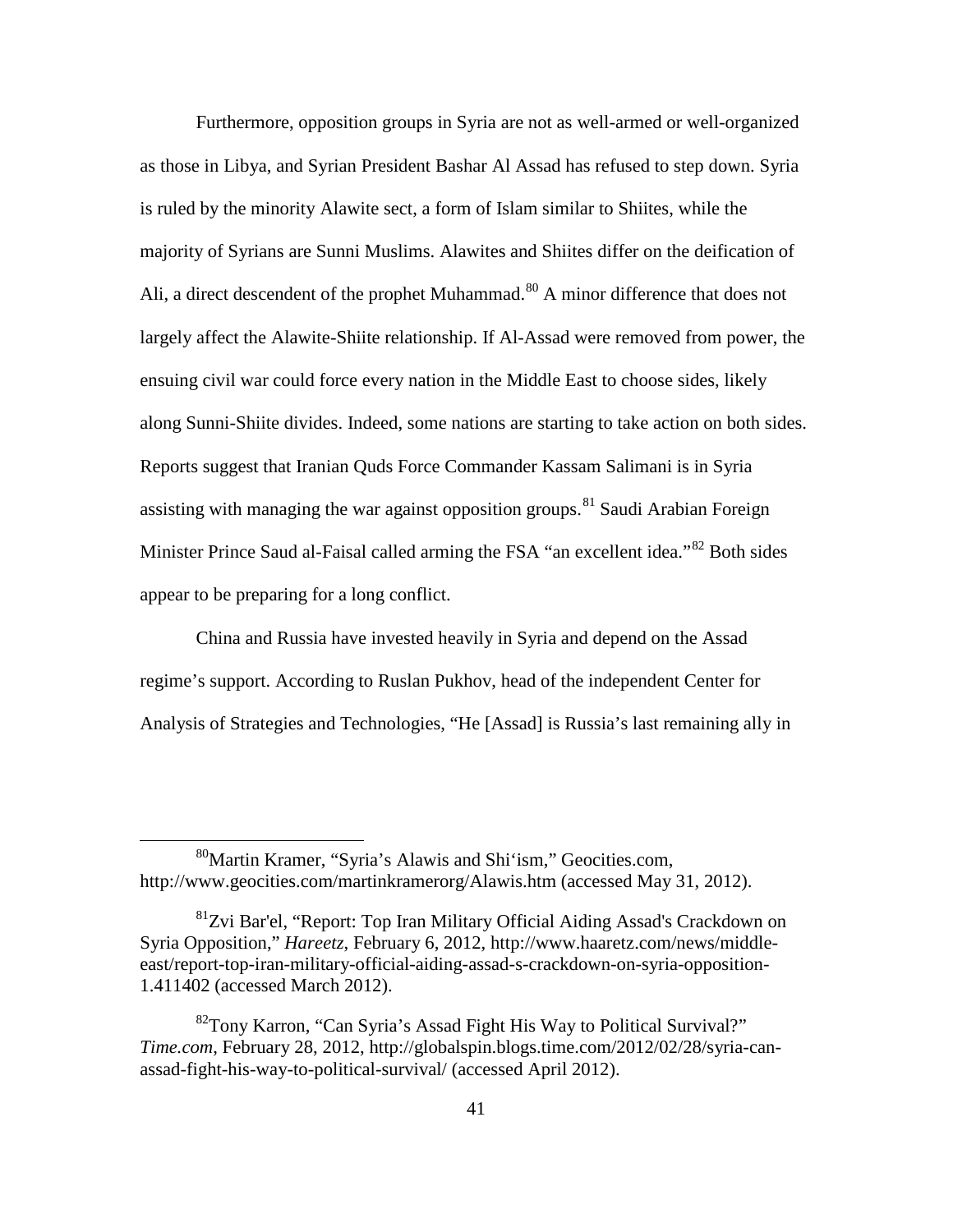Furthermore, opposition groups in Syria are not as well-armed or well-organized as those in Libya, and Syrian President Bashar Al Assad has refused to step down. Syria is ruled by the minority Alawite sect, a form of Islam similar to Shiites, while the majority of Syrians are Sunni Muslims. Alawites and Shiites differ on the deification of Ali, a direct descendent of the prophet Muhammad.[80] A minor difference that does not largely affect the Alawite-Shiite relationship. If Al-Assad were removed from power, the ensuing civil war could force every nation in the Middle East to choose sides, likely along Sunni-Shiite divides. Indeed, some nations are starting to take action on both sides. Reports suggest that Iranian Quds Force Commander Kassam Salimani is in Syria assisting with managing the war against opposition groups.[81] Saudi Arabian Foreign Minister Prince Saud al-Faisal called arming the FSA "an excellent idea."[82] Both sides appear to be preparing for a long conflict.

China and Russia have invested heavily in Syria and depend on the Assad regime's support. According to Ruslan Pukhov, head of the independent Center for Analysis of Strategies and Technologies, "He [Assad] is Russia's last remaining ally in

---

[80] Martin Kramer, "Syria's Alawis and Shi'ism," Geocities.com, http://www.geocities.com/martinkramerorg/Alawis.htm (accessed May 31, 2012).

[81] Zvi Bar'el, "Report: Top Iran Military Official Aiding Assad's Crackdown on Syria Opposition," *Hareetz*, February 6, 2012, http://www.haaretz.com/news/middle-east/report-top-iran-military-official-aiding-assad-s-crackdown-on-syria-opposition-1.411402 (accessed March 2012).

[82] Tony Karron, "Can Syria's Assad Fight His Way to Political Survival?" *Time.com*, February 28, 2012, http://globalspin.blogs.time.com/2012/02/28/syria-can-assad-fight-his-way-to-political-survival/ (accessed April 2012).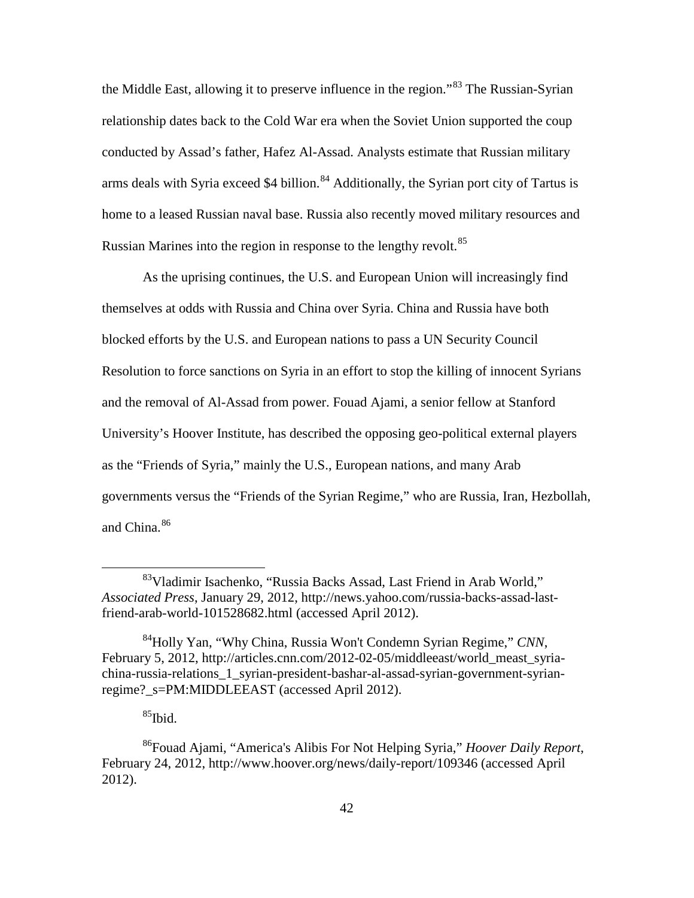the Middle East, allowing it to preserve influence in the region."[83] The Russian-Syrian relationship dates back to the Cold War era when the Soviet Union supported the coup conducted by Assad's father, Hafez Al-Assad. Analysts estimate that Russian military arms deals with Syria exceed $4 billion.[84] Additionally, the Syrian port city of Tartus is home to a leased Russian naval base. Russia also recently moved military resources and Russian Marines into the region in response to the lengthy revolt.[85]

As the uprising continues, the U.S. and European Union will increasingly find themselves at odds with Russia and China over Syria. China and Russia have both blocked efforts by the U.S. and European nations to pass a UN Security Council Resolution to force sanctions on Syria in an effort to stop the killing of innocent Syrians and the removal of Al-Assad from power. Fouad Ajami, a senior fellow at Stanford University's Hoover Institute, has described the opposing geo-political external players as the "Friends of Syria," mainly the U.S., European nations, and many Arab governments versus the "Friends of the Syrian Regime," who are Russia, Iran, Hezbollah, and China.[86]

---

[83] Vladimir Isachenko, "Russia Backs Assad, Last Friend in Arab World," *Associated Press*, January 29, 2012, http://news.yahoo.com/russia-backs-assad-last-friend-arab-world-101528682.html (accessed April 2012).

[84] Holly Yan, "Why China, Russia Won't Condemn Syrian Regime," *CNN*, February 5, 2012, http://articles.cnn.com/2012-02-05/middleeast/world_meast_syria-china-russia-relations_1_syrian-president-bashar-al-assad-syrian-government-syrian-regime?_s=PM:MIDDLEEAST (accessed April 2012).

[85] Ibid.

[86] Fouad Ajami, "America's Alibis For Not Helping Syria," *Hoover Daily Report*, February 24, 2012, http://www.hoover.org/news/daily-report/109346 (accessed April 2012).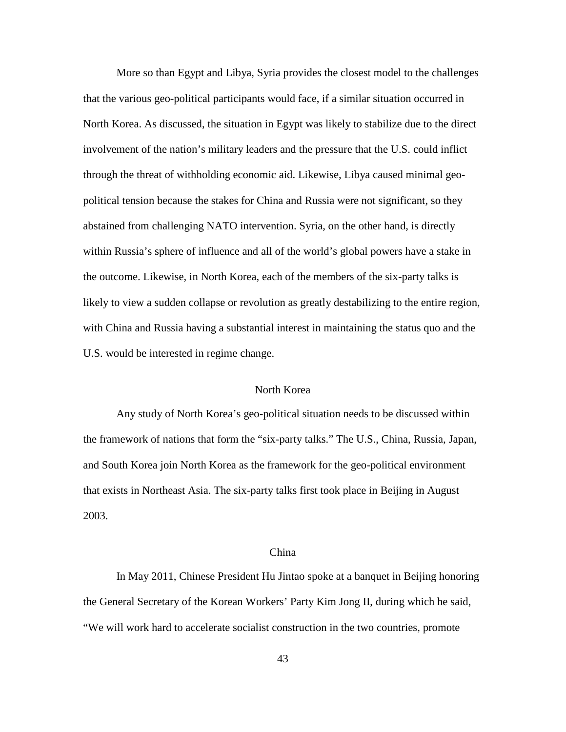More so than Egypt and Libya, Syria provides the closest model to the challenges that the various geo-political participants would face, if a similar situation occurred in North Korea. As discussed, the situation in Egypt was likely to stabilize due to the direct involvement of the nation's military leaders and the pressure that the U.S. could inflict through the threat of withholding economic aid. Likewise, Libya caused minimal geo-political tension because the stakes for China and Russia were not significant, so they abstained from challenging NATO intervention. Syria, on the other hand, is directly within Russia's sphere of influence and all of the world's global powers have a stake in the outcome. Likewise, in North Korea, each of the members of the six-party talks is likely to view a sudden collapse or revolution as greatly destabilizing to the entire region, with China and Russia having a substantial interest in maintaining the status quo and the U.S. would be interested in regime change.

## North Korea

Any study of North Korea's geo-political situation needs to be discussed within the framework of nations that form the "six-party talks." The U.S., China, Russia, Japan, and South Korea join North Korea as the framework for the geo-political environment that exists in Northeast Asia. The six-party talks first took place in Beijing in August 2003.

### China

In May 2011, Chinese President Hu Jintao spoke at a banquet in Beijing honoring the General Secretary of the Korean Workers' Party Kim Jong Il, during which he said, "We will work hard to accelerate socialist construction in the two countries, promote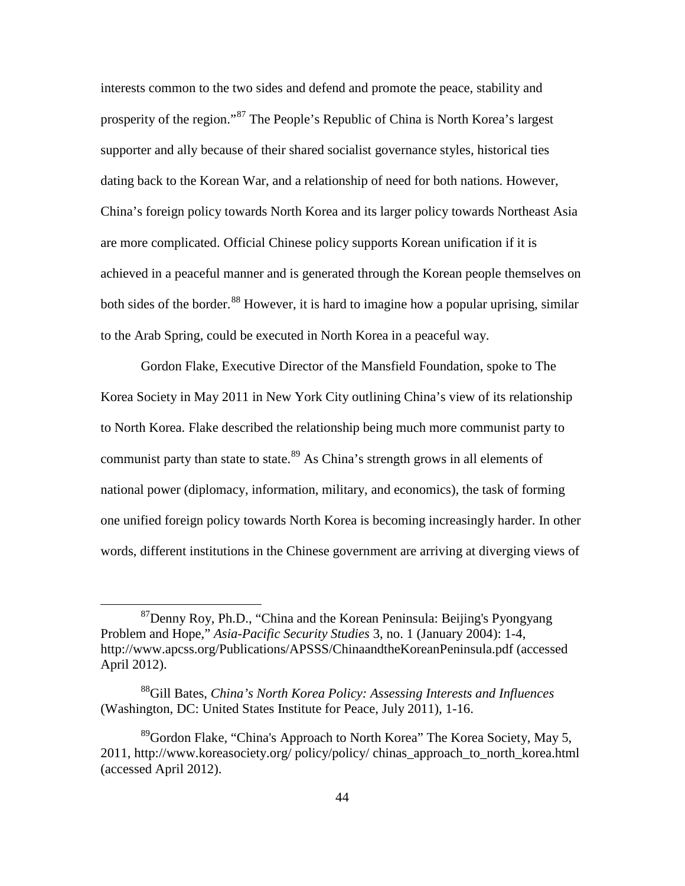interests common to the two sides and defend and promote the peace, stability and prosperity of the region."[87] The People's Republic of China is North Korea's largest supporter and ally because of their shared socialist governance styles, historical ties dating back to the Korean War, and a relationship of need for both nations. However, China's foreign policy towards North Korea and its larger policy towards Northeast Asia are more complicated. Official Chinese policy supports Korean unification if it is achieved in a peaceful manner and is generated through the Korean people themselves on both sides of the border.[88] However, it is hard to imagine how a popular uprising, similar to the Arab Spring, could be executed in North Korea in a peaceful way.

Gordon Flake, Executive Director of the Mansfield Foundation, spoke to The Korea Society in May 2011 in New York City outlining China's view of its relationship to North Korea. Flake described the relationship being much more communist party to communist party than state to state.[89] As China's strength grows in all elements of national power (diplomacy, information, military, and economics), the task of forming one unified foreign policy towards North Korea is becoming increasingly harder. In other words, different institutions in the Chinese government are arriving at diverging views of

---

[87] Denny Roy, Ph.D., "China and the Korean Peninsula: Beijing's Pyongyang Problem and Hope," *Asia-Pacific Security Studies* 3, no. 1 (January 2004): 1-4, http://www.apcss.org/Publications/APSSS/ChinaandtheKoreanPeninsula.pdf (accessed April 2012).

[88] Gill Bates, *China's North Korea Policy: Assessing Interests and Influences* (Washington, DC: United States Institute for Peace, July 2011), 1-16.

[89] Gordon Flake, "China's Approach to North Korea" The Korea Society, May 5, 2011, http://www.koreasociety.org/ policy/policy/ chinas_approach_to_north_korea.html (accessed April 2012).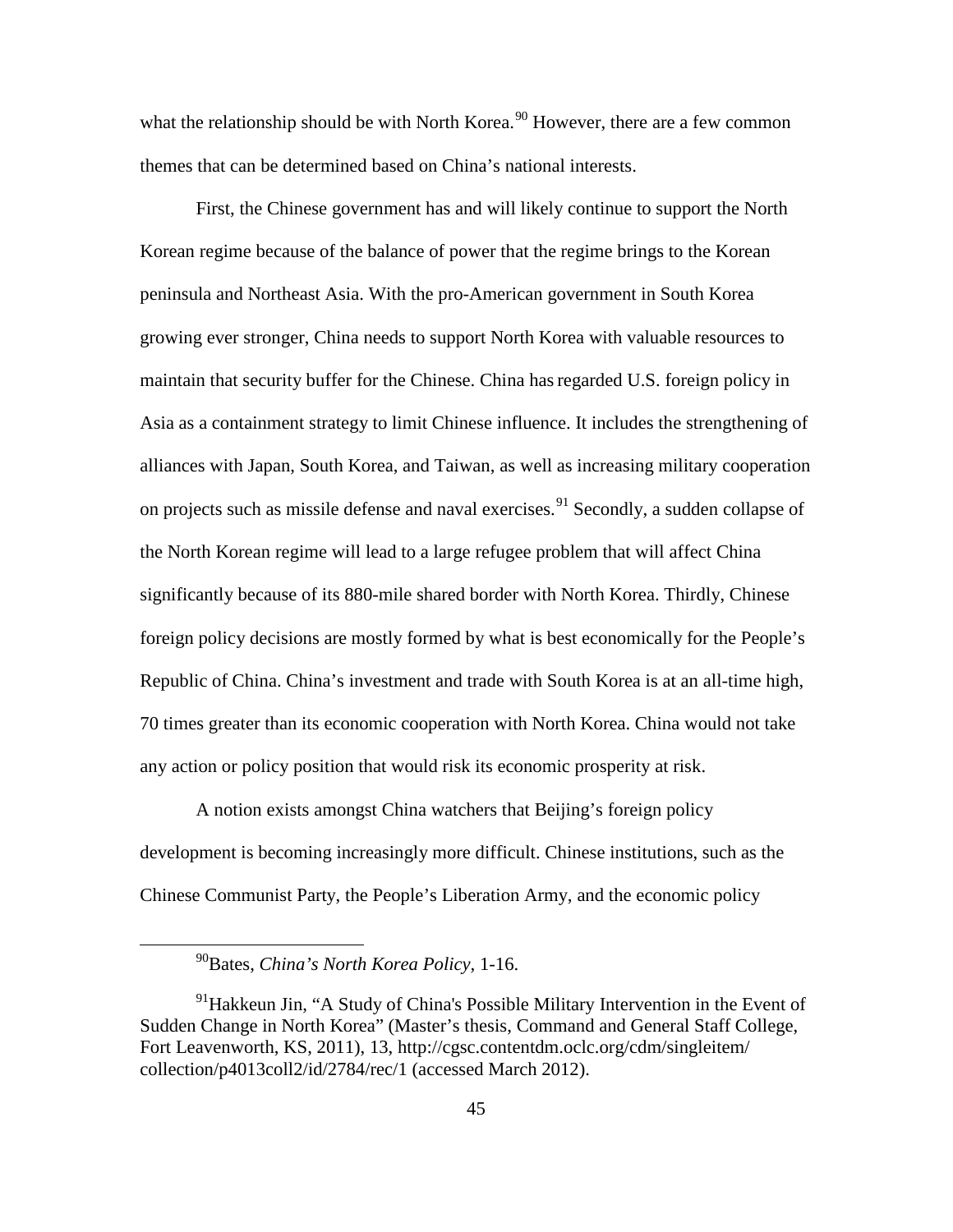what the relationship should be with North Korea.[90] However, there are a few common themes that can be determined based on China's national interests.

First, the Chinese government has and will likely continue to support the North Korean regime because of the balance of power that the regime brings to the Korean peninsula and Northeast Asia. With the pro-American government in South Korea growing ever stronger, China needs to support North Korea with valuable resources to maintain that security buffer for the Chinese. China has regarded U.S. foreign policy in Asia as a containment strategy to limit Chinese influence. It includes the strengthening of alliances with Japan, South Korea, and Taiwan, as well as increasing military cooperation on projects such as missile defense and naval exercises.[91] Secondly, a sudden collapse of the North Korean regime will lead to a large refugee problem that will affect China significantly because of its 880-mile shared border with North Korea. Thirdly, Chinese foreign policy decisions are mostly formed by what is best economically for the People's Republic of China. China's investment and trade with South Korea is at an all-time high, 70 times greater than its economic cooperation with North Korea. China would not take any action or policy position that would risk its economic prosperity at risk.

A notion exists amongst China watchers that Beijing's foreign policy development is becoming increasingly more difficult. Chinese institutions, such as the Chinese Communist Party, the People's Liberation Army, and the economic policy

---

[90] Bates, *China's North Korea Policy*, 1-16.

[91] Hakkeun Jin, "A Study of China's Possible Military Intervention in the Event of Sudden Change in North Korea" (Master's thesis, Command and General Staff College, Fort Leavenworth, KS, 2011), 13, http://cgsc.contentdm.oclc.org/cdm/singleitem/collection/p4013coll2/id/2784/rec/1 (accessed March 2012).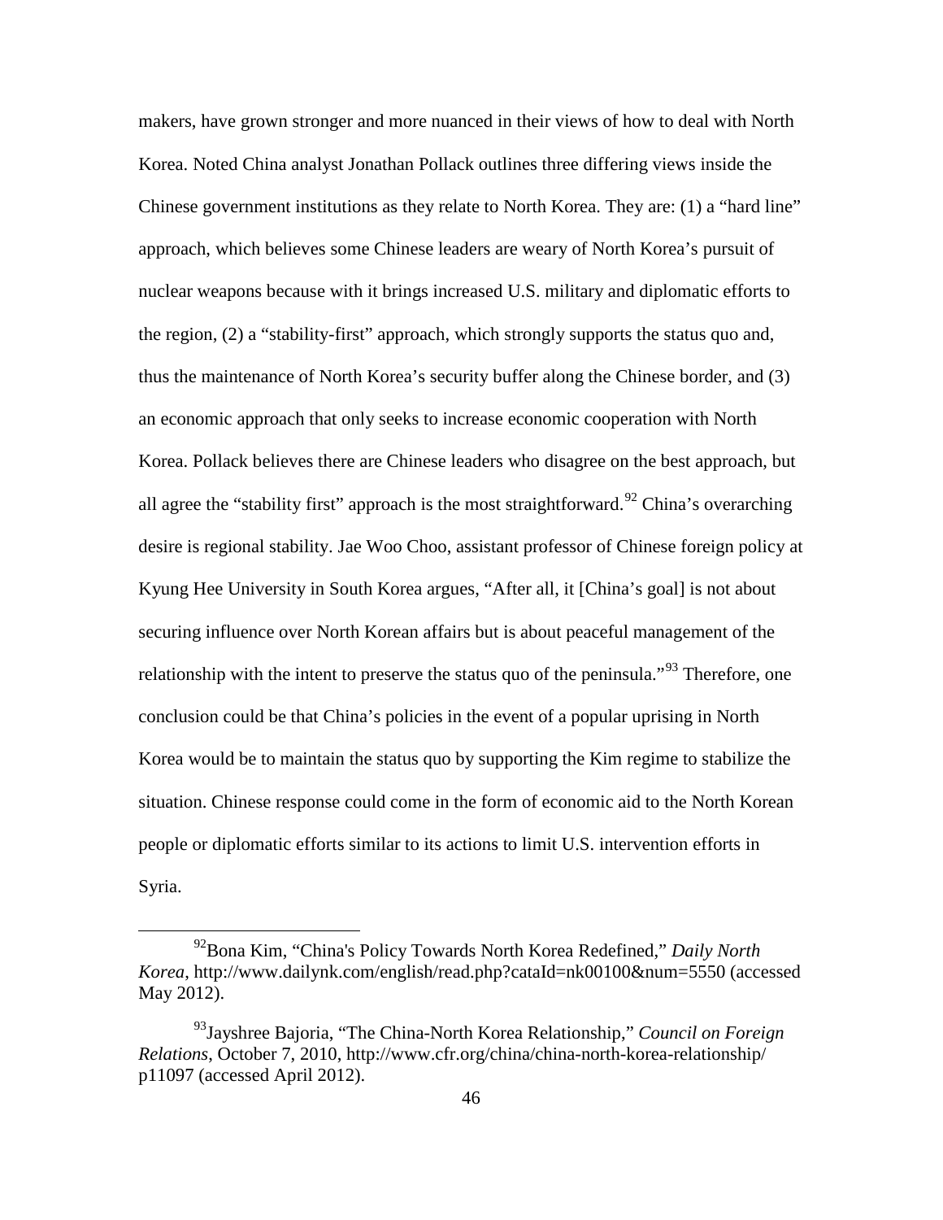makers, have grown stronger and more nuanced in their views of how to deal with North Korea. Noted China analyst Jonathan Pollack outlines three differing views inside the Chinese government institutions as they relate to North Korea. They are: (1) a "hard line" approach, which believes some Chinese leaders are weary of North Korea's pursuit of nuclear weapons because with it brings increased U.S. military and diplomatic efforts to the region, (2) a "stability-first" approach, which strongly supports the status quo and, thus the maintenance of North Korea's security buffer along the Chinese border, and (3) an economic approach that only seeks to increase economic cooperation with North Korea. Pollack believes there are Chinese leaders who disagree on the best approach, but all agree the "stability first" approach is the most straightforward.[92] China's overarching desire is regional stability. Jae Woo Choo, assistant professor of Chinese foreign policy at Kyung Hee University in South Korea argues, "After all, it [China's goal] is not about securing influence over North Korean affairs but is about peaceful management of the relationship with the intent to preserve the status quo of the peninsula."[93] Therefore, one conclusion could be that China's policies in the event of a popular uprising in North Korea would be to maintain the status quo by supporting the Kim regime to stabilize the situation. Chinese response could come in the form of economic aid to the North Korean people or diplomatic efforts similar to its actions to limit U.S. intervention efforts in Syria.

---

[92] Bona Kim, "China's Policy Towards North Korea Redefined," *Daily North Korea*, http://www.dailynk.com/english/read.php?cataId=nk00100&num=5550 (accessed May 2012).

[93] Jayshree Bajoria, "The China-North Korea Relationship," *Council on Foreign Relations*, October 7, 2010, http://www.cfr.org/china/china-north-korea-relationship/p11097 (accessed April 2012).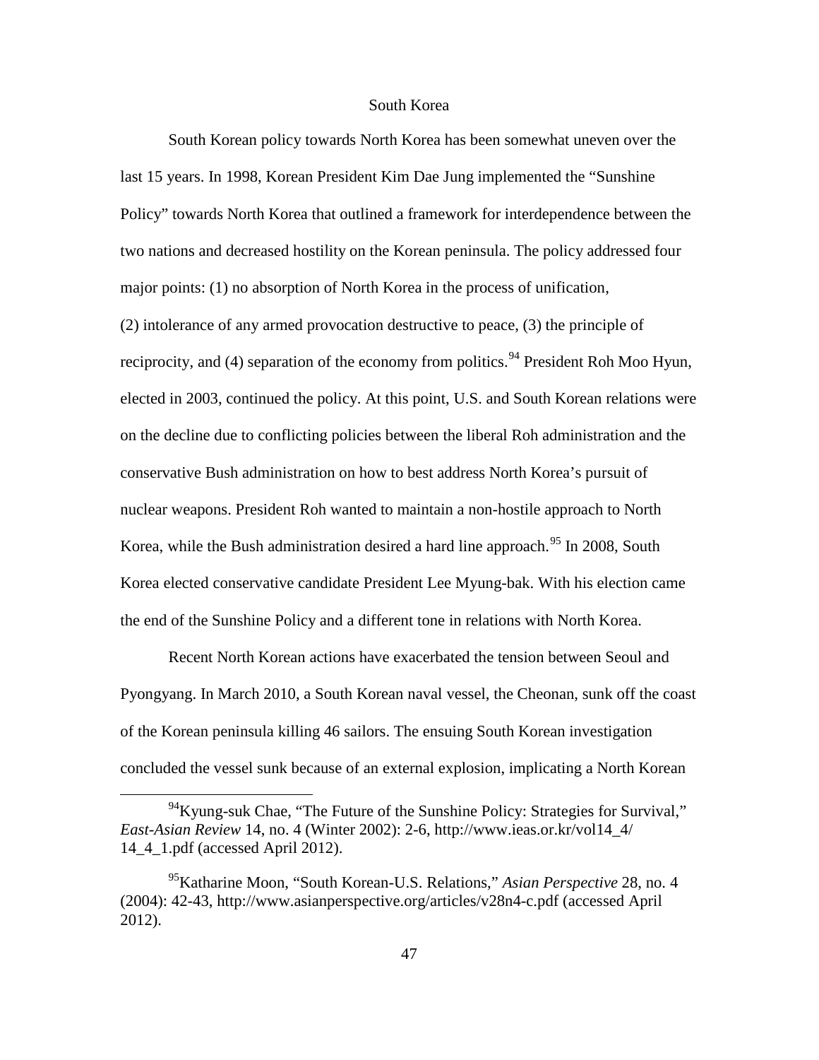## South Korea

South Korean policy towards North Korea has been somewhat uneven over the last 15 years. In 1998, Korean President Kim Dae Jung implemented the "Sunshine Policy" towards North Korea that outlined a framework for interdependence between the two nations and decreased hostility on the Korean peninsula. The policy addressed four major points: (1) no absorption of North Korea in the process of unification, (2) intolerance of any armed provocation destructive to peace, (3) the principle of reciprocity, and (4) separation of the economy from politics.[94] President Roh Moo Hyun, elected in 2003, continued the policy. At this point, U.S. and South Korean relations were on the decline due to conflicting policies between the liberal Roh administration and the conservative Bush administration on how to best address North Korea's pursuit of nuclear weapons. President Roh wanted to maintain a non-hostile approach to North Korea, while the Bush administration desired a hard line approach.[95] In 2008, South Korea elected conservative candidate President Lee Myung-bak. With his election came the end of the Sunshine Policy and a different tone in relations with North Korea.

Recent North Korean actions have exacerbated the tension between Seoul and Pyongyang. In March 2010, a South Korean naval vessel, the Cheonan, sunk off the coast of the Korean peninsula killing 46 sailors. The ensuing South Korean investigation concluded the vessel sunk because of an external explosion, implicating a North Korean

---

[94] Kyung-suk Chae, "The Future of the Sunshine Policy: Strategies for Survival," *East-Asian Review* 14, no. 4 (Winter 2002): 2-6, http://www.ieas.or.kr/vol14_4/14_4_1.pdf (accessed April 2012).

[95] Katharine Moon, "South Korean-U.S. Relations," *Asian Perspective* 28, no. 4 (2004): 42-43, http://www.asianperspective.org/articles/v28n4-c.pdf (accessed April 2012).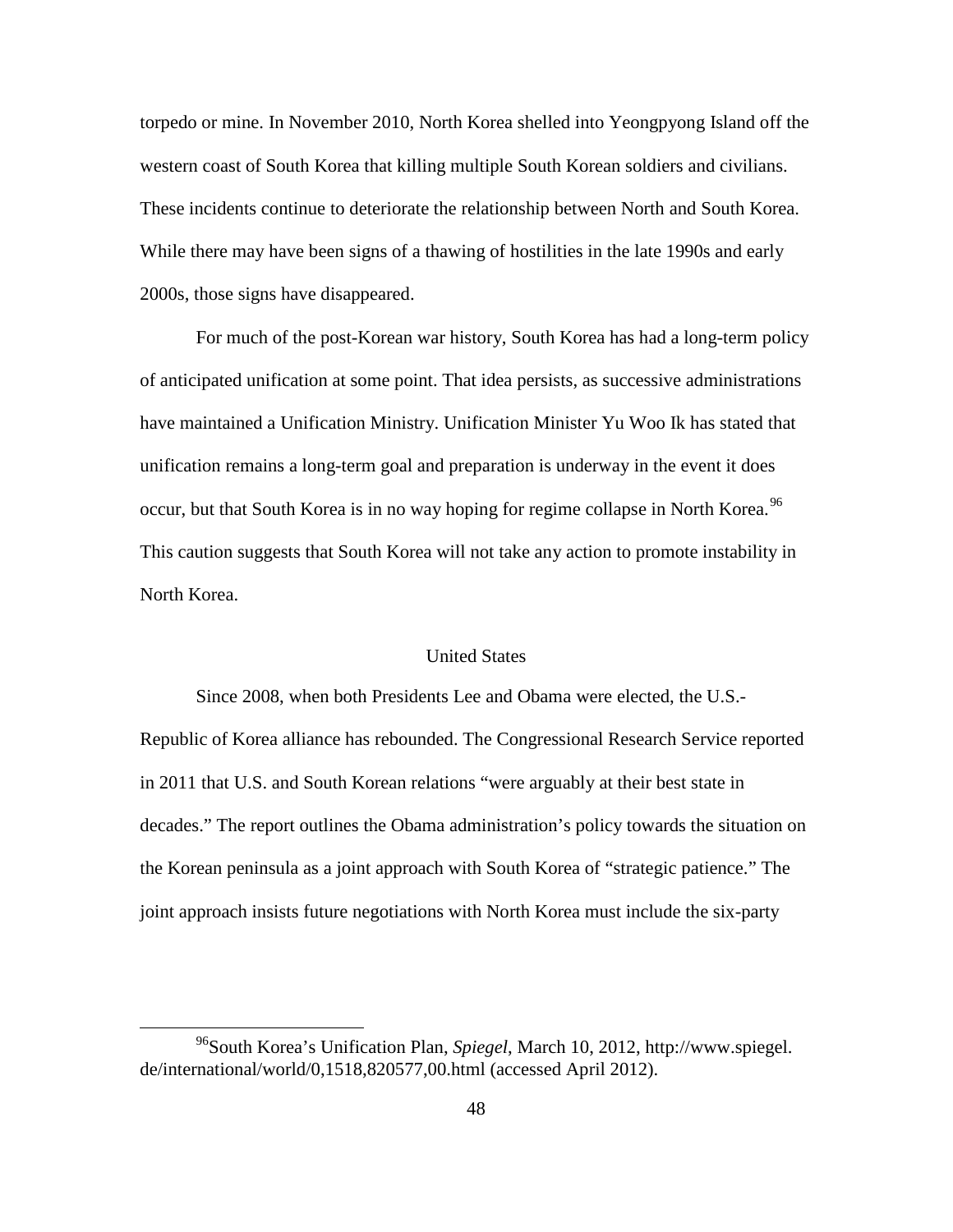torpedo or mine. In November 2010, North Korea shelled into Yeongpyong Island off the western coast of South Korea that killing multiple South Korean soldiers and civilians. These incidents continue to deteriorate the relationship between North and South Korea. While there may have been signs of a thawing of hostilities in the late 1990s and early 2000s, those signs have disappeared.

For much of the post-Korean war history, South Korea has had a long-term policy of anticipated unification at some point. That idea persists, as successive administrations have maintained a Unification Ministry. Unification Minister Yu Woo Ik has stated that unification remains a long-term goal and preparation is underway in the event it does occur, but that South Korea is in no way hoping for regime collapse in North Korea.[96] This caution suggests that South Korea will not take any action to promote instability in North Korea.

### United States

Since 2008, when both Presidents Lee and Obama were elected, the U.S.-Republic of Korea alliance has rebounded. The Congressional Research Service reported in 2011 that U.S. and South Korean relations "were arguably at their best state in decades." The report outlines the Obama administration's policy towards the situation on the Korean peninsula as a joint approach with South Korea of "strategic patience." The joint approach insists future negotiations with North Korea must include the six-party

---

[96] South Korea's Unification Plan, *Spiegel*, March 10, 2012, http://www.spiegel.de/international/world/0,1518,820577,00.html (accessed April 2012).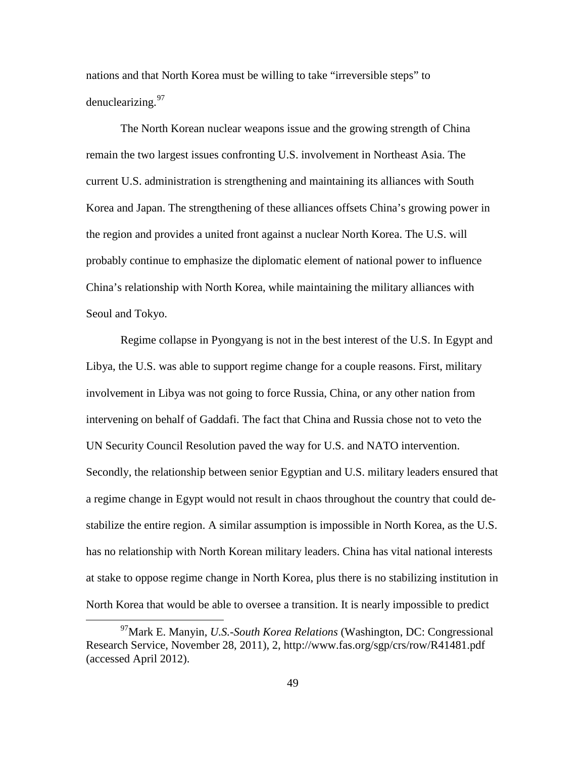nations and that North Korea must be willing to take "irreversible steps" to denuclearizing.[97]

The North Korean nuclear weapons issue and the growing strength of China remain the two largest issues confronting U.S. involvement in Northeast Asia. The current U.S. administration is strengthening and maintaining its alliances with South Korea and Japan. The strengthening of these alliances offsets China's growing power in the region and provides a united front against a nuclear North Korea. The U.S. will probably continue to emphasize the diplomatic element of national power to influence China's relationship with North Korea, while maintaining the military alliances with Seoul and Tokyo.

Regime collapse in Pyongyang is not in the best interest of the U.S. In Egypt and Libya, the U.S. was able to support regime change for a couple reasons. First, military involvement in Libya was not going to force Russia, China, or any other nation from intervening on behalf of Gaddafi. The fact that China and Russia chose not to veto the UN Security Council Resolution paved the way for U.S. and NATO intervention. Secondly, the relationship between senior Egyptian and U.S. military leaders ensured that a regime change in Egypt would not result in chaos throughout the country that could de-stabilize the entire region. A similar assumption is impossible in North Korea, as the U.S. has no relationship with North Korean military leaders. China has vital national interests at stake to oppose regime change in North Korea, plus there is no stabilizing institution in North Korea that would be able to oversee a transition. It is nearly impossible to predict

[97] Mark E. Manyin, *U.S.-South Korea Relations* (Washington, DC: Congressional Research Service, November 28, 2011), 2, http://www.fas.org/sgp/crs/row/R41481.pdf (accessed April 2012).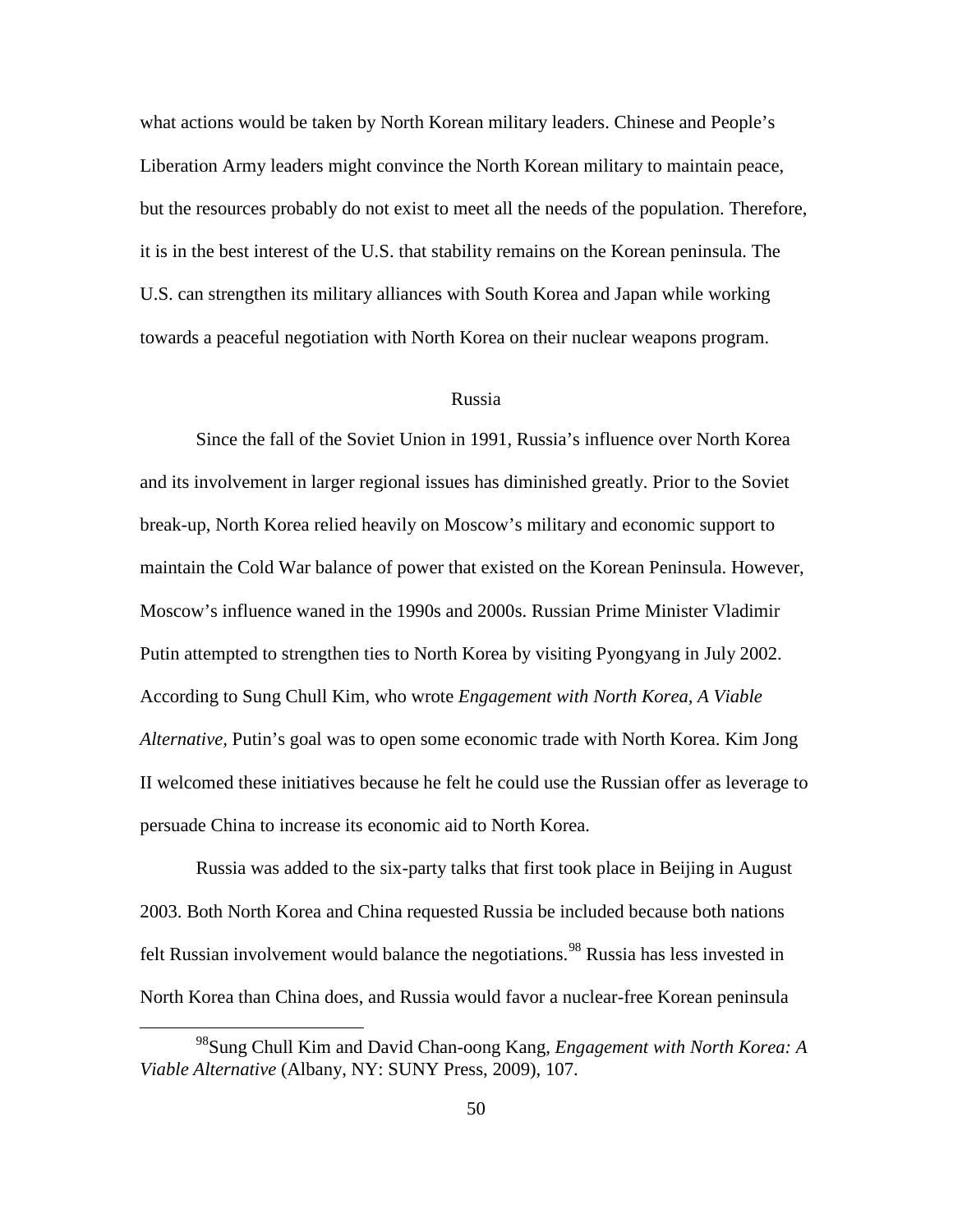what actions would be taken by North Korean military leaders. Chinese and People's Liberation Army leaders might convince the North Korean military to maintain peace, but the resources probably do not exist to meet all the needs of the population. Therefore, it is in the best interest of the U.S. that stability remains on the Korean peninsula. The U.S. can strengthen its military alliances with South Korea and Japan while working towards a peaceful negotiation with North Korea on their nuclear weapons program.

## Russia

Since the fall of the Soviet Union in 1991, Russia's influence over North Korea and its involvement in larger regional issues has diminished greatly. Prior to the Soviet break-up, North Korea relied heavily on Moscow's military and economic support to maintain the Cold War balance of power that existed on the Korean Peninsula. However, Moscow's influence waned in the 1990s and 2000s. Russian Prime Minister Vladimir Putin attempted to strengthen ties to North Korea by visiting Pyongyang in July 2002. According to Sung Chull Kim, who wrote *Engagement with North Korea, A Viable Alternative*, Putin's goal was to open some economic trade with North Korea. Kim Jong II welcomed these initiatives because he felt he could use the Russian offer as leverage to persuade China to increase its economic aid to North Korea.

Russia was added to the six-party talks that first took place in Beijing in August 2003. Both North Korea and China requested Russia be included because both nations felt Russian involvement would balance the negotiations.[98] Russia has less invested in North Korea than China does, and Russia would favor a nuclear-free Korean peninsula

[98] Sung Chull Kim and David Chan-oong Kang, *Engagement with North Korea: A Viable Alternative* (Albany, NY: SUNY Press, 2009), 107.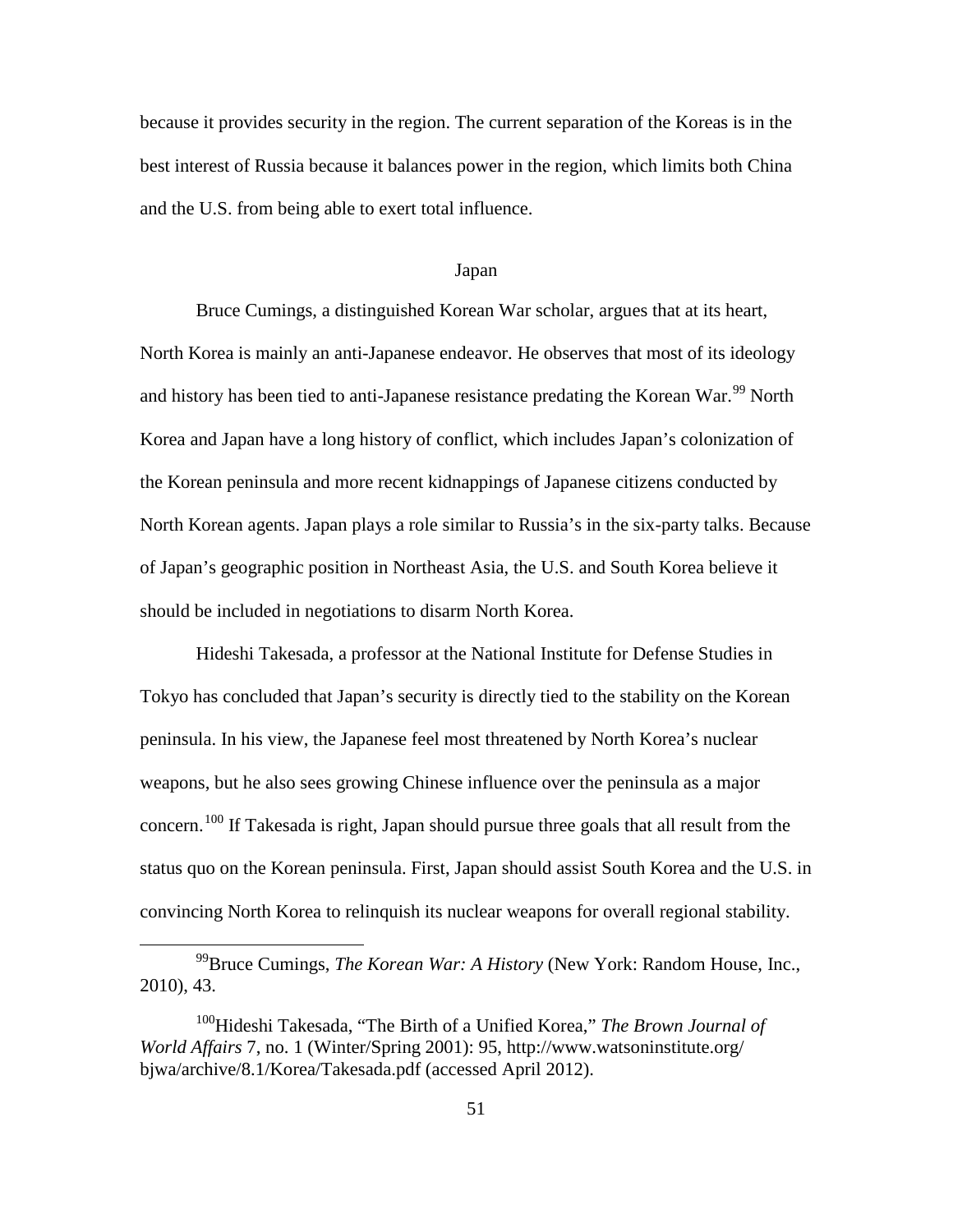because it provides security in the region. The current separation of the Koreas is in the best interest of Russia because it balances power in the region, which limits both China and the U.S. from being able to exert total influence.

## Japan

Bruce Cumings, a distinguished Korean War scholar, argues that at its heart, North Korea is mainly an anti-Japanese endeavor. He observes that most of its ideology and history has been tied to anti-Japanese resistance predating the Korean War.[99] North Korea and Japan have a long history of conflict, which includes Japan's colonization of the Korean peninsula and more recent kidnappings of Japanese citizens conducted by North Korean agents. Japan plays a role similar to Russia's in the six-party talks. Because of Japan's geographic position in Northeast Asia, the U.S. and South Korea believe it should be included in negotiations to disarm North Korea.

Hideshi Takesada, a professor at the National Institute for Defense Studies in Tokyo has concluded that Japan's security is directly tied to the stability on the Korean peninsula. In his view, the Japanese feel most threatened by North Korea's nuclear weapons, but he also sees growing Chinese influence over the peninsula as a major concern.[100] If Takesada is right, Japan should pursue three goals that all result from the status quo on the Korean peninsula. First, Japan should assist South Korea and the U.S. in convincing North Korea to relinquish its nuclear weapons for overall regional stability.

---

[99] Bruce Cumings, *The Korean War: A History* (New York: Random House, Inc., 2010), 43.

[100] Hideshi Takesada, "The Birth of a Unified Korea," *The Brown Journal of World Affairs* 7, no. 1 (Winter/Spring 2001): 95, http://www.watsoninstitute.org/bjwa/archive/8.1/Korea/Takesada.pdf (accessed April 2012).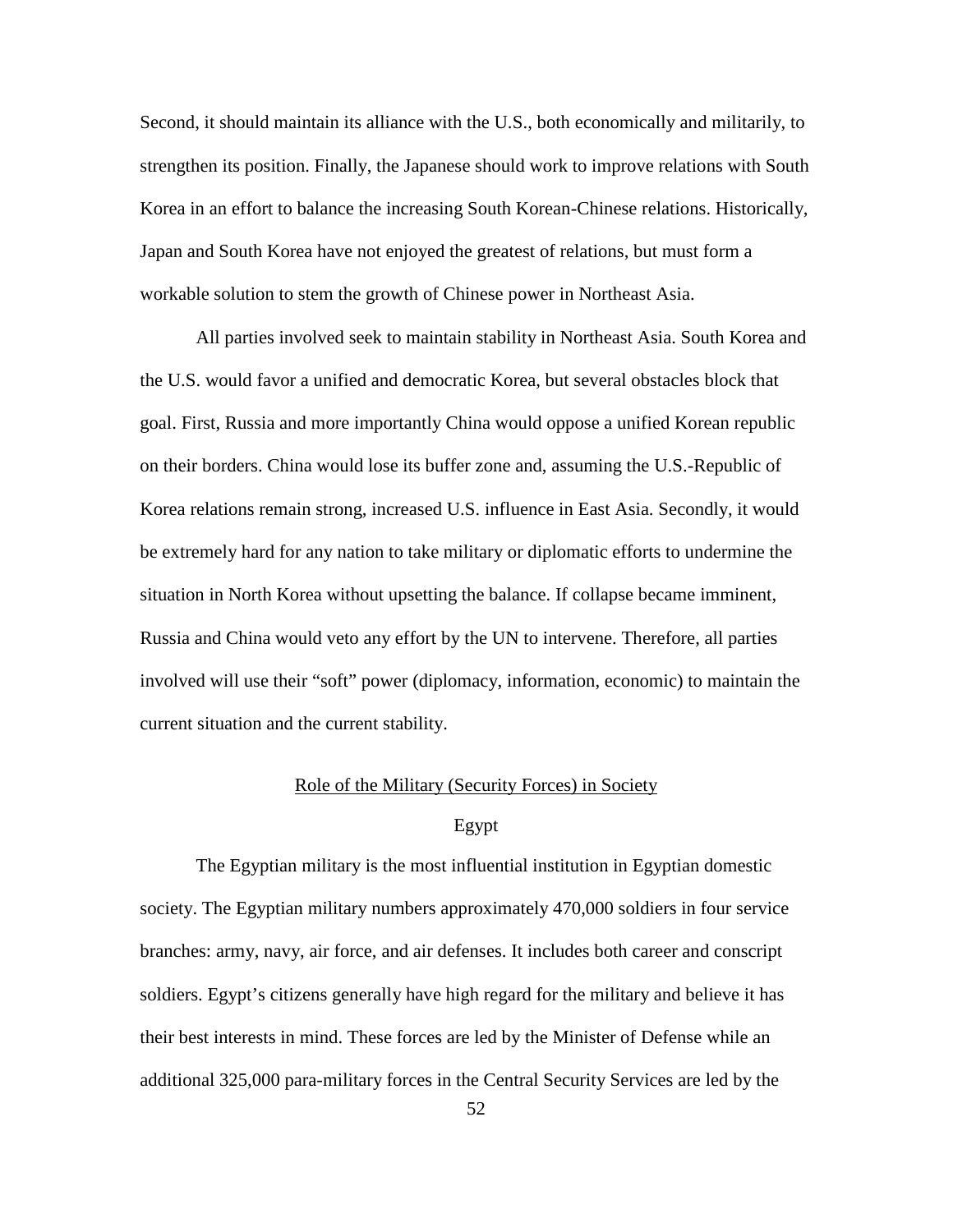Second, it should maintain its alliance with the U.S., both economically and militarily, to strengthen its position. Finally, the Japanese should work to improve relations with South Korea in an effort to balance the increasing South Korean-Chinese relations. Historically, Japan and South Korea have not enjoyed the greatest of relations, but must form a workable solution to stem the growth of Chinese power in Northeast Asia.

All parties involved seek to maintain stability in Northeast Asia. South Korea and the U.S. would favor a unified and democratic Korea, but several obstacles block that goal. First, Russia and more importantly China would oppose a unified Korean republic on their borders. China would lose its buffer zone and, assuming the U.S.-Republic of Korea relations remain strong, increased U.S. influence in East Asia. Secondly, it would be extremely hard for any nation to take military or diplomatic efforts to undermine the situation in North Korea without upsetting the balance. If collapse became imminent, Russia and China would veto any effort by the UN to intervene. Therefore, all parties involved will use their "soft" power (diplomacy, information, economic) to maintain the current situation and the current stability.

## Role of the Military (Security Forces) in Society

### Egypt

The Egyptian military is the most influential institution in Egyptian domestic society. The Egyptian military numbers approximately 470,000 soldiers in four service branches: army, navy, air force, and air defenses. It includes both career and conscript soldiers. Egypt's citizens generally have high regard for the military and believe it has their best interests in mind. These forces are led by the Minister of Defense while an additional 325,000 para-military forces in the Central Security Services are led by the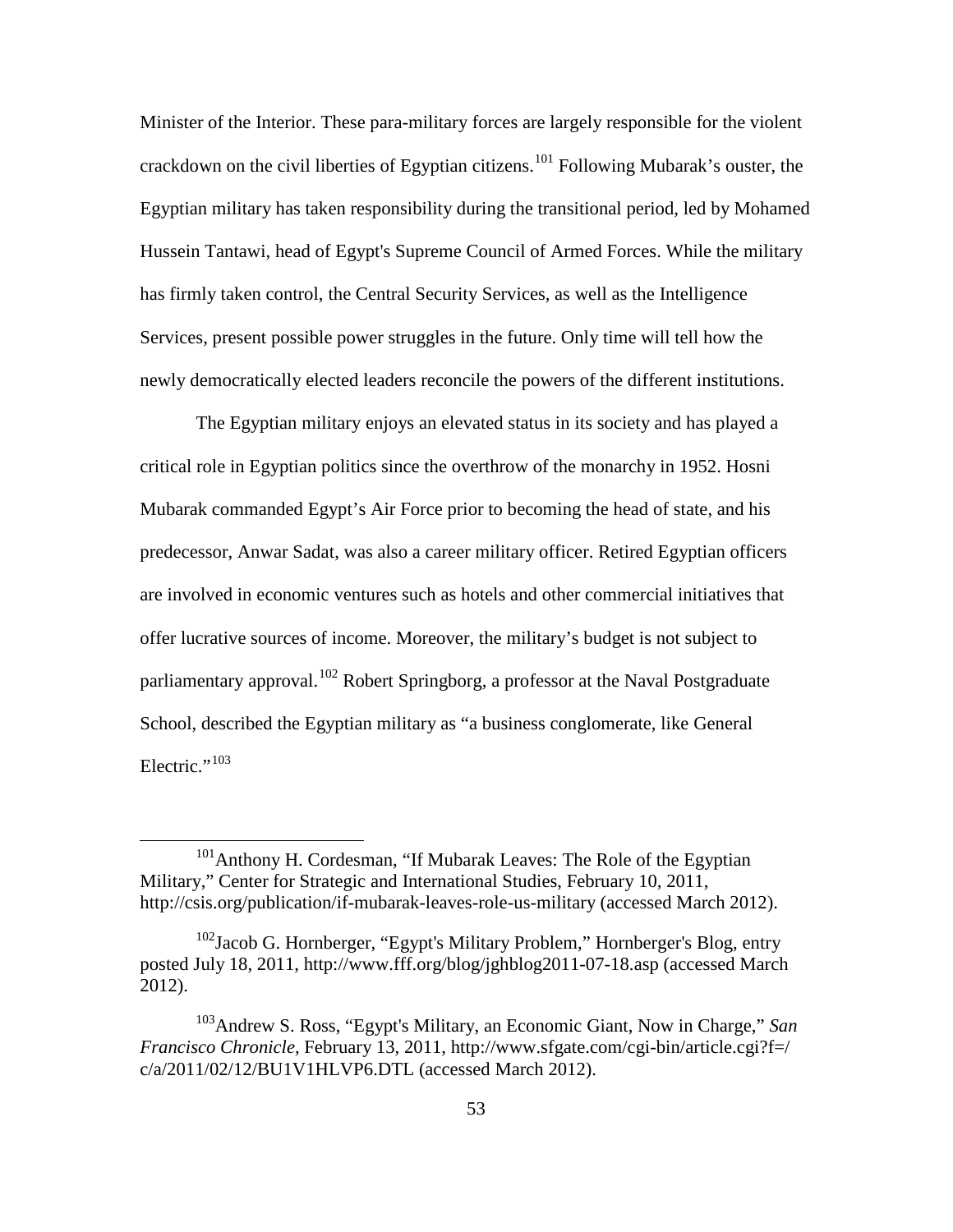Minister of the Interior. These para-military forces are largely responsible for the violent crackdown on the civil liberties of Egyptian citizens.[101] Following Mubarak's ouster, the Egyptian military has taken responsibility during the transitional period, led by Mohamed Hussein Tantawi, head of Egypt's Supreme Council of Armed Forces. While the military has firmly taken control, the Central Security Services, as well as the Intelligence Services, present possible power struggles in the future. Only time will tell how the newly democratically elected leaders reconcile the powers of the different institutions.

The Egyptian military enjoys an elevated status in its society and has played a critical role in Egyptian politics since the overthrow of the monarchy in 1952. Hosni Mubarak commanded Egypt's Air Force prior to becoming the head of state, and his predecessor, Anwar Sadat, was also a career military officer. Retired Egyptian officers are involved in economic ventures such as hotels and other commercial initiatives that offer lucrative sources of income. Moreover, the military's budget is not subject to parliamentary approval.[102] Robert Springborg, a professor at the Naval Postgraduate School, described the Egyptian military as "a business conglomerate, like General Electric."[103]

---

[101] Anthony H. Cordesman, "If Mubarak Leaves: The Role of the Egyptian Military," Center for Strategic and International Studies, February 10, 2011, http://csis.org/publication/if-mubarak-leaves-role-us-military (accessed March 2012).

[102] Jacob G. Hornberger, "Egypt's Military Problem," Hornberger's Blog, entry posted July 18, 2011, http://www.fff.org/blog/jghblog2011-07-18.asp (accessed March 2012).

[103] Andrew S. Ross, "Egypt's Military, an Economic Giant, Now in Charge," *San Francisco Chronicle*, February 13, 2011, http://www.sfgate.com/cgi-bin/article.cgi?f=/c/a/2011/02/12/BU1V1HLVP6.DTL (accessed March 2012).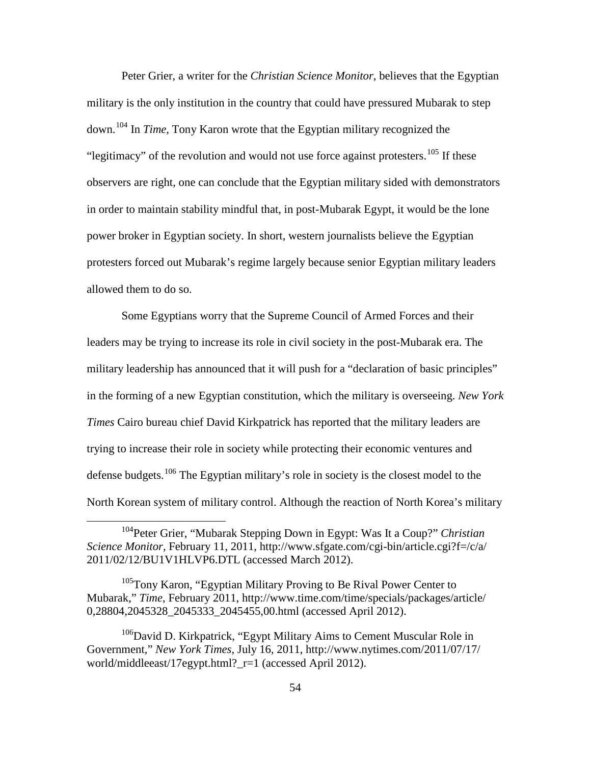Peter Grier, a writer for the *Christian Science Monitor*, believes that the Egyptian military is the only institution in the country that could have pressured Mubarak to step down.[104] In *Time*, Tony Karon wrote that the Egyptian military recognized the "legitimacy" of the revolution and would not use force against protesters.[105] If these observers are right, one can conclude that the Egyptian military sided with demonstrators in order to maintain stability mindful that, in post-Mubarak Egypt, it would be the lone power broker in Egyptian society. In short, western journalists believe the Egyptian protesters forced out Mubarak's regime largely because senior Egyptian military leaders allowed them to do so.

Some Egyptians worry that the Supreme Council of Armed Forces and their leaders may be trying to increase its role in civil society in the post-Mubarak era. The military leadership has announced that it will push for a "declaration of basic principles" in the forming of a new Egyptian constitution, which the military is overseeing. *New York Times* Cairo bureau chief David Kirkpatrick has reported that the military leaders are trying to increase their role in society while protecting their economic ventures and defense budgets.[106] The Egyptian military's role in society is the closest model to the North Korean system of military control. Although the reaction of North Korea's military

---

[104]Peter Grier, "Mubarak Stepping Down in Egypt: Was It a Coup?" *Christian Science Monitor*, February 11, 2011, http://www.sfgate.com/cgi-bin/article.cgi?f=/c/a/2011/02/12/BU1V1HLVP6.DTL (accessed March 2012).

[105]Tony Karon, "Egyptian Military Proving to Be Rival Power Center to Mubarak," *Time*, February 2011, http://www.time.com/time/specials/packages/article/0,28804,2045328_2045333_2045455,00.html (accessed April 2012).

[106]David D. Kirkpatrick, "Egypt Military Aims to Cement Muscular Role in Government," *New York Times*, July 16, 2011, http://www.nytimes.com/2011/07/17/world/middleeast/17egypt.html?_r=1 (accessed April 2012).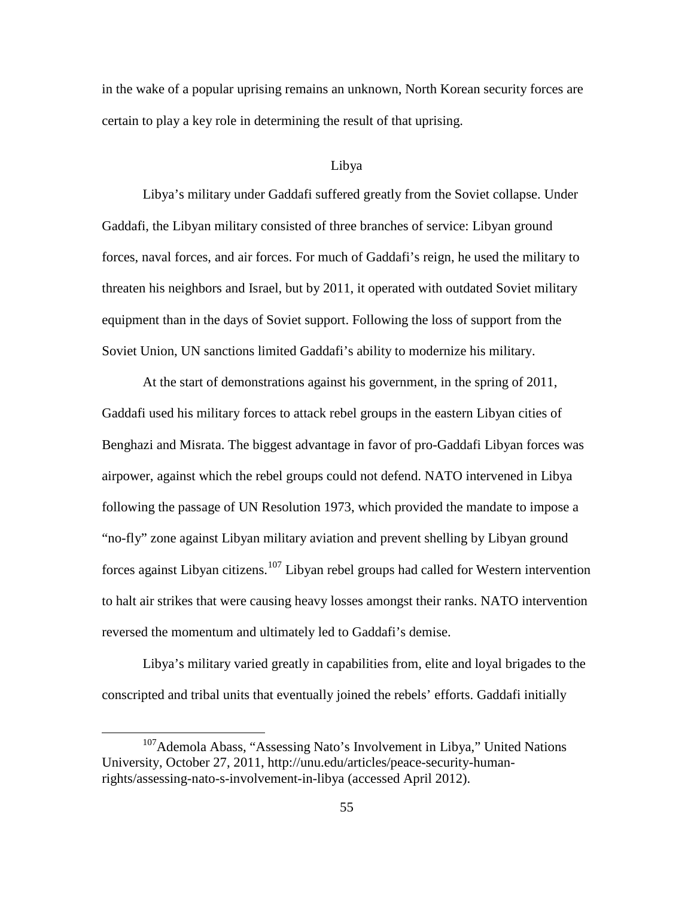in the wake of a popular uprising remains an unknown, North Korean security forces are certain to play a key role in determining the result of that uprising.

## Libya

Libya's military under Gaddafi suffered greatly from the Soviet collapse. Under Gaddafi, the Libyan military consisted of three branches of service: Libyan ground forces, naval forces, and air forces. For much of Gaddafi's reign, he used the military to threaten his neighbors and Israel, but by 2011, it operated with outdated Soviet military equipment than in the days of Soviet support. Following the loss of support from the Soviet Union, UN sanctions limited Gaddafi's ability to modernize his military.

At the start of demonstrations against his government, in the spring of 2011, Gaddafi used his military forces to attack rebel groups in the eastern Libyan cities of Benghazi and Misrata. The biggest advantage in favor of pro-Gaddafi Libyan forces was airpower, against which the rebel groups could not defend. NATO intervened in Libya following the passage of UN Resolution 1973, which provided the mandate to impose a "no-fly" zone against Libyan military aviation and prevent shelling by Libyan ground forces against Libyan citizens.[107] Libyan rebel groups had called for Western intervention to halt air strikes that were causing heavy losses amongst their ranks. NATO intervention reversed the momentum and ultimately led to Gaddafi's demise.

Libya's military varied greatly in capabilities from, elite and loyal brigades to the conscripted and tribal units that eventually joined the rebels' efforts. Gaddafi initially

---

[107] Ademola Abass, "Assessing Nato's Involvement in Libya," United Nations University, October 27, 2011, http://unu.edu/articles/peace-security-human-rights/assessing-nato-s-involvement-in-libya (accessed April 2012).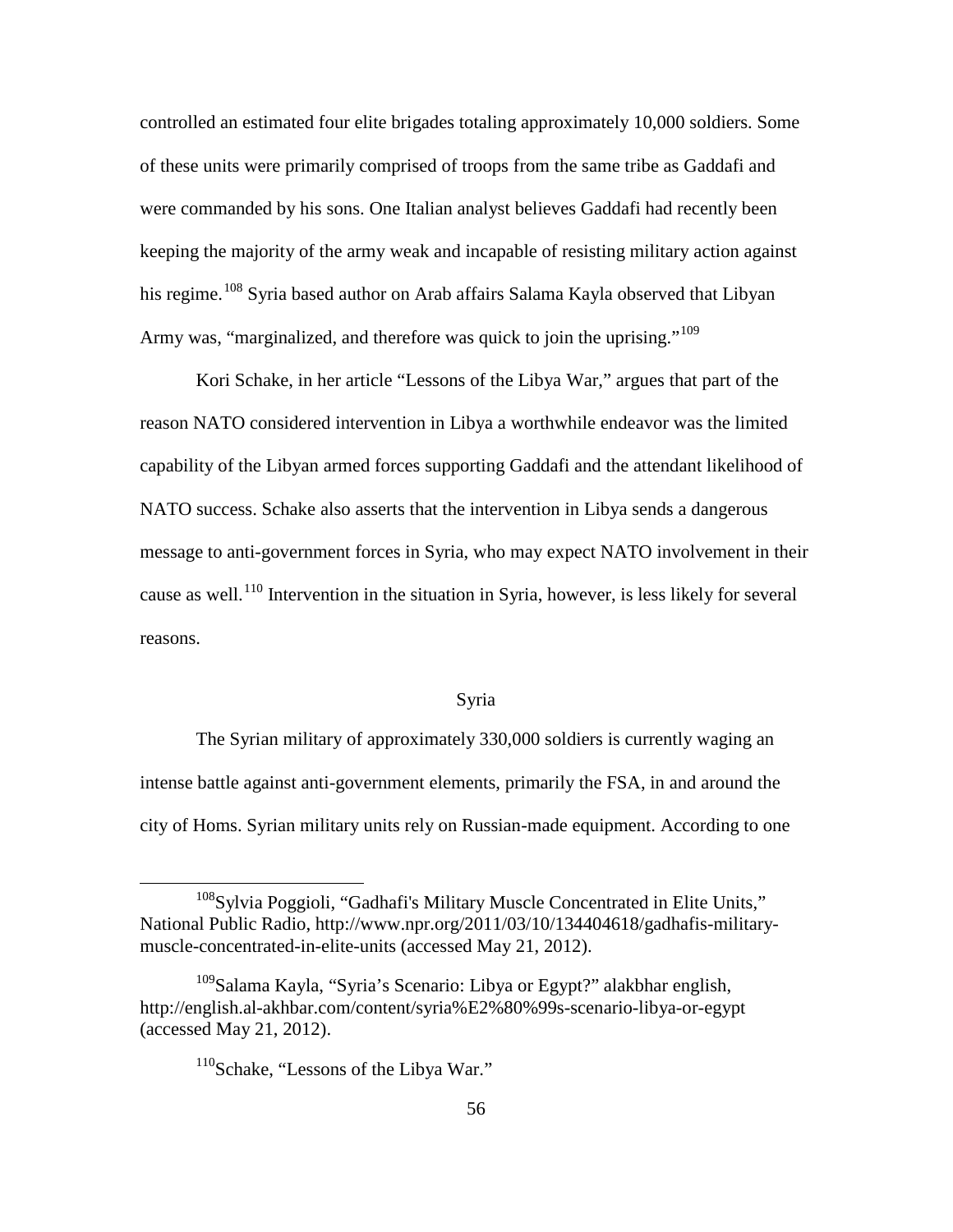controlled an estimated four elite brigades totaling approximately 10,000 soldiers. Some of these units were primarily comprised of troops from the same tribe as Gaddafi and were commanded by his sons. One Italian analyst believes Gaddafi had recently been keeping the majority of the army weak and incapable of resisting military action against his regime.[108] Syria based author on Arab affairs Salama Kayla observed that Libyan Army was, "marginalized, and therefore was quick to join the uprising."[109]

Kori Schake, in her article "Lessons of the Libya War," argues that part of the reason NATO considered intervention in Libya a worthwhile endeavor was the limited capability of the Libyan armed forces supporting Gaddafi and the attendant likelihood of NATO success. Schake also asserts that the intervention in Libya sends a dangerous message to anti-government forces in Syria, who may expect NATO involvement in their cause as well.[110] Intervention in the situation in Syria, however, is less likely for several reasons.

## Syria

The Syrian military of approximately 330,000 soldiers is currently waging an intense battle against anti-government elements, primarily the FSA, in and around the city of Homs. Syrian military units rely on Russian-made equipment. According to one

---

[108] Sylvia Poggioli, "Gadhafi's Military Muscle Concentrated in Elite Units," National Public Radio, http://www.npr.org/2011/03/10/134404618/gadhafis-military-muscle-concentrated-in-elite-units (accessed May 21, 2012).

[109] Salama Kayla, "Syria's Scenario: Libya or Egypt?" alakbhar english, http://english.al-akhbar.com/content/syria%E2%80%99s-scenario-libya-or-egypt (accessed May 21, 2012).

[110] Schake, "Lessons of the Libya War."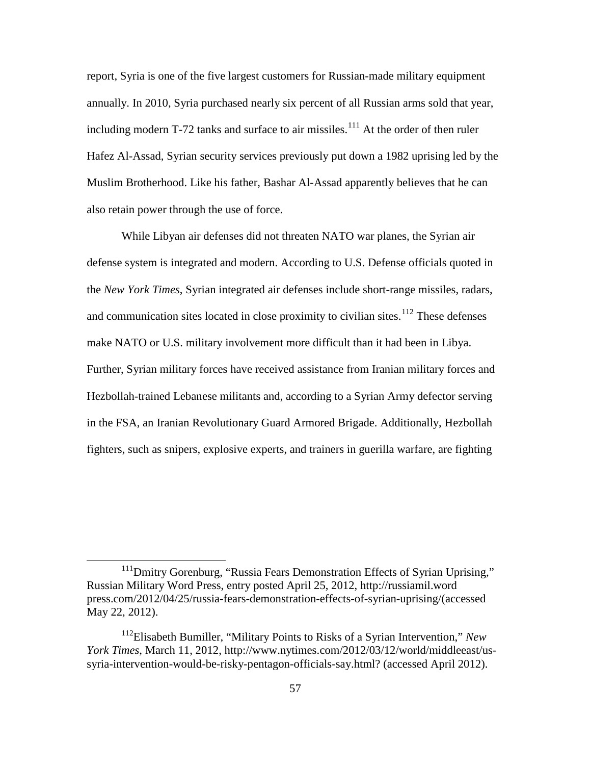report, Syria is one of the five largest customers for Russian-made military equipment annually. In 2010, Syria purchased nearly six percent of all Russian arms sold that year, including modern T-72 tanks and surface to air missiles.[111] At the order of then ruler Hafez Al-Assad, Syrian security services previously put down a 1982 uprising led by the Muslim Brotherhood. Like his father, Bashar Al-Assad apparently believes that he can also retain power through the use of force.

While Libyan air defenses did not threaten NATO war planes, the Syrian air defense system is integrated and modern. According to U.S. Defense officials quoted in the *New York Times*, Syrian integrated air defenses include short-range missiles, radars, and communication sites located in close proximity to civilian sites.[112] These defenses make NATO or U.S. military involvement more difficult than it had been in Libya. Further, Syrian military forces have received assistance from Iranian military forces and Hezbollah-trained Lebanese militants and, according to a Syrian Army defector serving in the FSA, an Iranian Revolutionary Guard Armored Brigade. Additionally, Hezbollah fighters, such as snipers, explosive experts, and trainers in guerilla warfare, are fighting

---

[111] Dmitry Gorenburg, "Russia Fears Demonstration Effects of Syrian Uprising," Russian Military Word Press, entry posted April 25, 2012, http://russiamil.word press.com/2012/04/25/russia-fears-demonstration-effects-of-syrian-uprising/(accessed May 22, 2012).

[112] Elisabeth Bumiller, "Military Points to Risks of a Syrian Intervention," *New York Times*, March 11, 2012, http://www.nytimes.com/2012/03/12/world/middleeast/us-syria-intervention-would-be-risky-pentagon-officials-say.html? (accessed April 2012).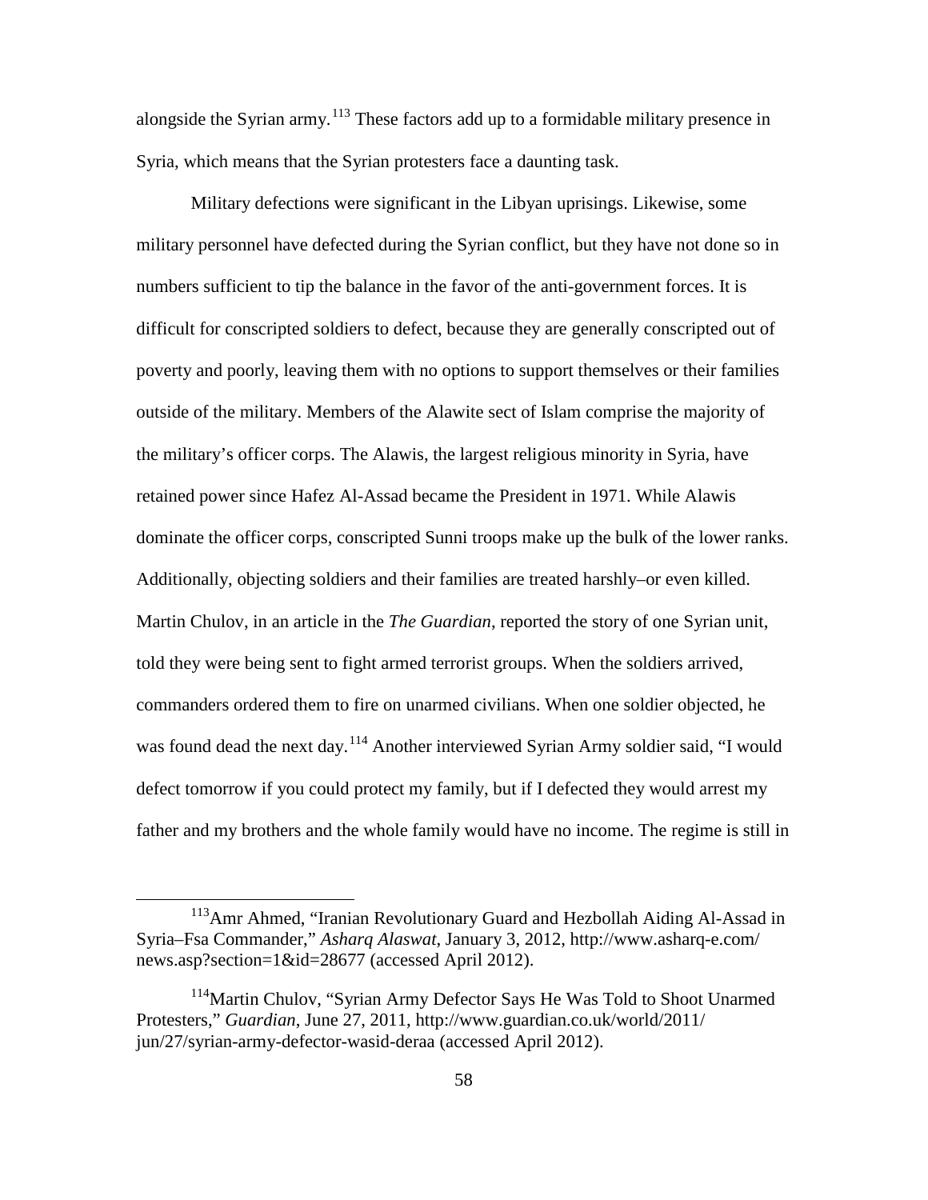alongside the Syrian army.[113] These factors add up to a formidable military presence in Syria, which means that the Syrian protesters face a daunting task.

Military defections were significant in the Libyan uprisings. Likewise, some military personnel have defected during the Syrian conflict, but they have not done so in numbers sufficient to tip the balance in the favor of the anti-government forces. It is difficult for conscripted soldiers to defect, because they are generally conscripted out of poverty and poorly, leaving them with no options to support themselves or their families outside of the military. Members of the Alawite sect of Islam comprise the majority of the military's officer corps. The Alawis, the largest religious minority in Syria, have retained power since Hafez Al-Assad became the President in 1971. While Alawis dominate the officer corps, conscripted Sunni troops make up the bulk of the lower ranks. Additionally, objecting soldiers and their families are treated harshly–or even killed. Martin Chulov, in an article in the *The Guardian*, reported the story of one Syrian unit, told they were being sent to fight armed terrorist groups. When the soldiers arrived, commanders ordered them to fire on unarmed civilians. When one soldier objected, he was found dead the next day.[114] Another interviewed Syrian Army soldier said, "I would defect tomorrow if you could protect my family, but if I defected they would arrest my father and my brothers and the whole family would have no income. The regime is still in

---

[113] Amr Ahmed, "Iranian Revolutionary Guard and Hezbollah Aiding Al-Assad in Syria–Fsa Commander," *Asharq Alaswat*, January 3, 2012, http://www.asharq-e.com/news.asp?section=1&id=28677 (accessed April 2012).

[114] Martin Chulov, "Syrian Army Defector Says He Was Told to Shoot Unarmed Protesters," *Guardian*, June 27, 2011, http://www.guardian.co.uk/world/2011/jun/27/syrian-army-defector-wasid-deraa (accessed April 2012).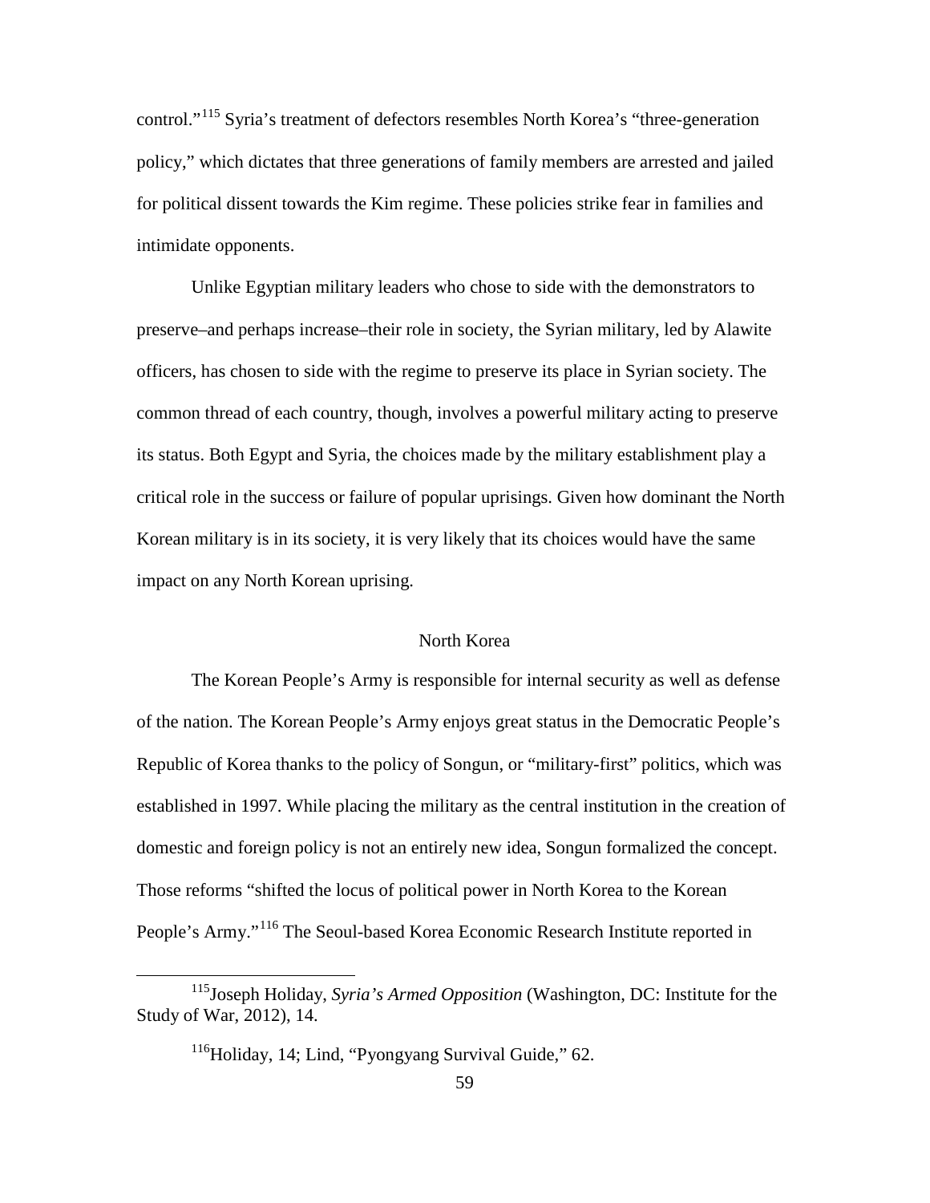control."[115] Syria's treatment of defectors resembles North Korea's "three-generation policy," which dictates that three generations of family members are arrested and jailed for political dissent towards the Kim regime. These policies strike fear in families and intimidate opponents.

Unlike Egyptian military leaders who chose to side with the demonstrators to preserve–and perhaps increase–their role in society, the Syrian military, led by Alawite officers, has chosen to side with the regime to preserve its place in Syrian society. The common thread of each country, though, involves a powerful military acting to preserve its status. Both Egypt and Syria, the choices made by the military establishment play a critical role in the success or failure of popular uprisings. Given how dominant the North Korean military is in its society, it is very likely that its choices would have the same impact on any North Korean uprising.

## North Korea

The Korean People's Army is responsible for internal security as well as defense of the nation. The Korean People's Army enjoys great status in the Democratic People's Republic of Korea thanks to the policy of Songun, or "military-first" politics, which was established in 1997. While placing the military as the central institution in the creation of domestic and foreign policy is not an entirely new idea, Songun formalized the concept. Those reforms "shifted the locus of political power in North Korea to the Korean People's Army."[116] The Seoul-based Korea Economic Research Institute reported in

---

[115] Joseph Holiday, *Syria's Armed Opposition* (Washington, DC: Institute for the Study of War, 2012), 14.

[116] Holiday, 14; Lind, "Pyongyang Survival Guide," 62.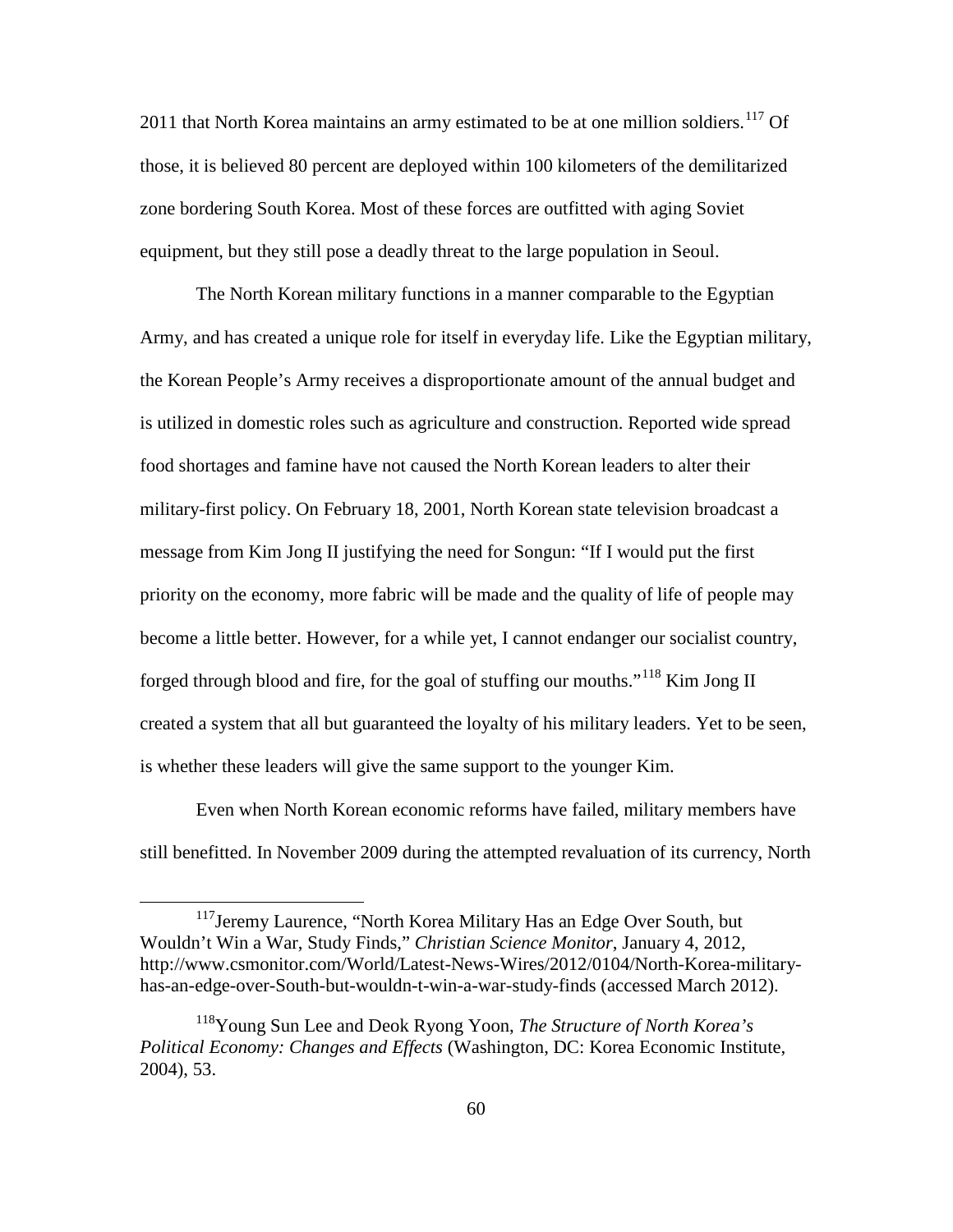2011 that North Korea maintains an army estimated to be at one million soldiers.[117] Of those, it is believed 80 percent are deployed within 100 kilometers of the demilitarized zone bordering South Korea. Most of these forces are outfitted with aging Soviet equipment, but they still pose a deadly threat to the large population in Seoul.

The North Korean military functions in a manner comparable to the Egyptian Army, and has created a unique role for itself in everyday life. Like the Egyptian military, the Korean People's Army receives a disproportionate amount of the annual budget and is utilized in domestic roles such as agriculture and construction. Reported wide spread food shortages and famine have not caused the North Korean leaders to alter their military-first policy. On February 18, 2001, North Korean state television broadcast a message from Kim Jong II justifying the need for Songun: "If I would put the first priority on the economy, more fabric will be made and the quality of life of people may become a little better. However, for a while yet, I cannot endanger our socialist country, forged through blood and fire, for the goal of stuffing our mouths."[118] Kim Jong II created a system that all but guaranteed the loyalty of his military leaders. Yet to be seen, is whether these leaders will give the same support to the younger Kim.

Even when North Korean economic reforms have failed, military members have still benefitted. In November 2009 during the attempted revaluation of its currency, North

---

[117] Jeremy Laurence, "North Korea Military Has an Edge Over South, but Wouldn't Win a War, Study Finds," *Christian Science Monitor*, January 4, 2012, http://www.csmonitor.com/World/Latest-News-Wires/2012/0104/North-Korea-military-has-an-edge-over-South-but-wouldn-t-win-a-war-study-finds (accessed March 2012).

[118] Young Sun Lee and Deok Ryong Yoon, *The Structure of North Korea's Political Economy: Changes and Effects* (Washington, DC: Korea Economic Institute, 2004), 53.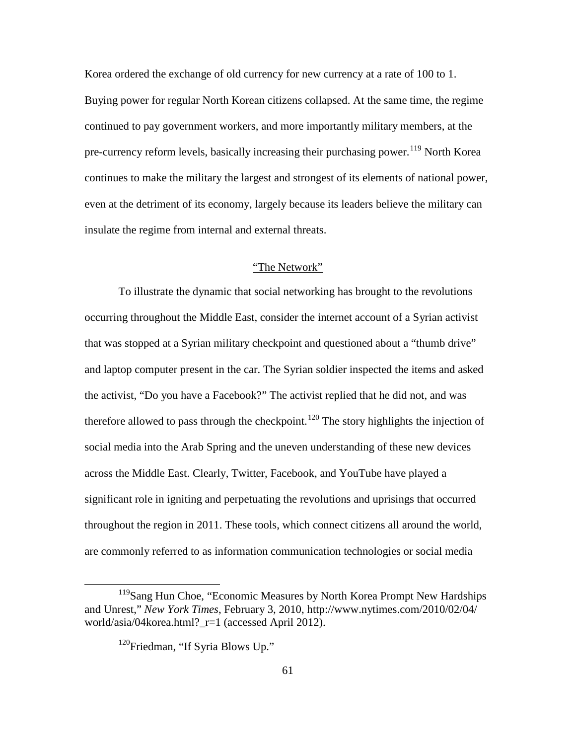Korea ordered the exchange of old currency for new currency at a rate of 100 to 1. Buying power for regular North Korean citizens collapsed. At the same time, the regime continued to pay government workers, and more importantly military members, at the pre-currency reform levels, basically increasing their purchasing power.[119] North Korea continues to make the military the largest and strongest of its elements of national power, even at the detriment of its economy, largely because its leaders believe the military can insulate the regime from internal and external threats.

## "The Network"

To illustrate the dynamic that social networking has brought to the revolutions occurring throughout the Middle East, consider the internet account of a Syrian activist that was stopped at a Syrian military checkpoint and questioned about a "thumb drive" and laptop computer present in the car. The Syrian soldier inspected the items and asked the activist, "Do you have a Facebook?" The activist replied that he did not, and was therefore allowed to pass through the checkpoint.[120] The story highlights the injection of social media into the Arab Spring and the uneven understanding of these new devices across the Middle East. Clearly, Twitter, Facebook, and YouTube have played a significant role in igniting and perpetuating the revolutions and uprisings that occurred throughout the region in 2011. These tools, which connect citizens all around the world, are commonly referred to as information communication technologies or social media

---

[119] Sang Hun Choe, "Economic Measures by North Korea Prompt New Hardships and Unrest," *New York Times*, February 3, 2010, http://www.nytimes.com/2010/02/04/world/asia/04korea.html?_r=1 (accessed April 2012).

[120] Friedman, "If Syria Blows Up."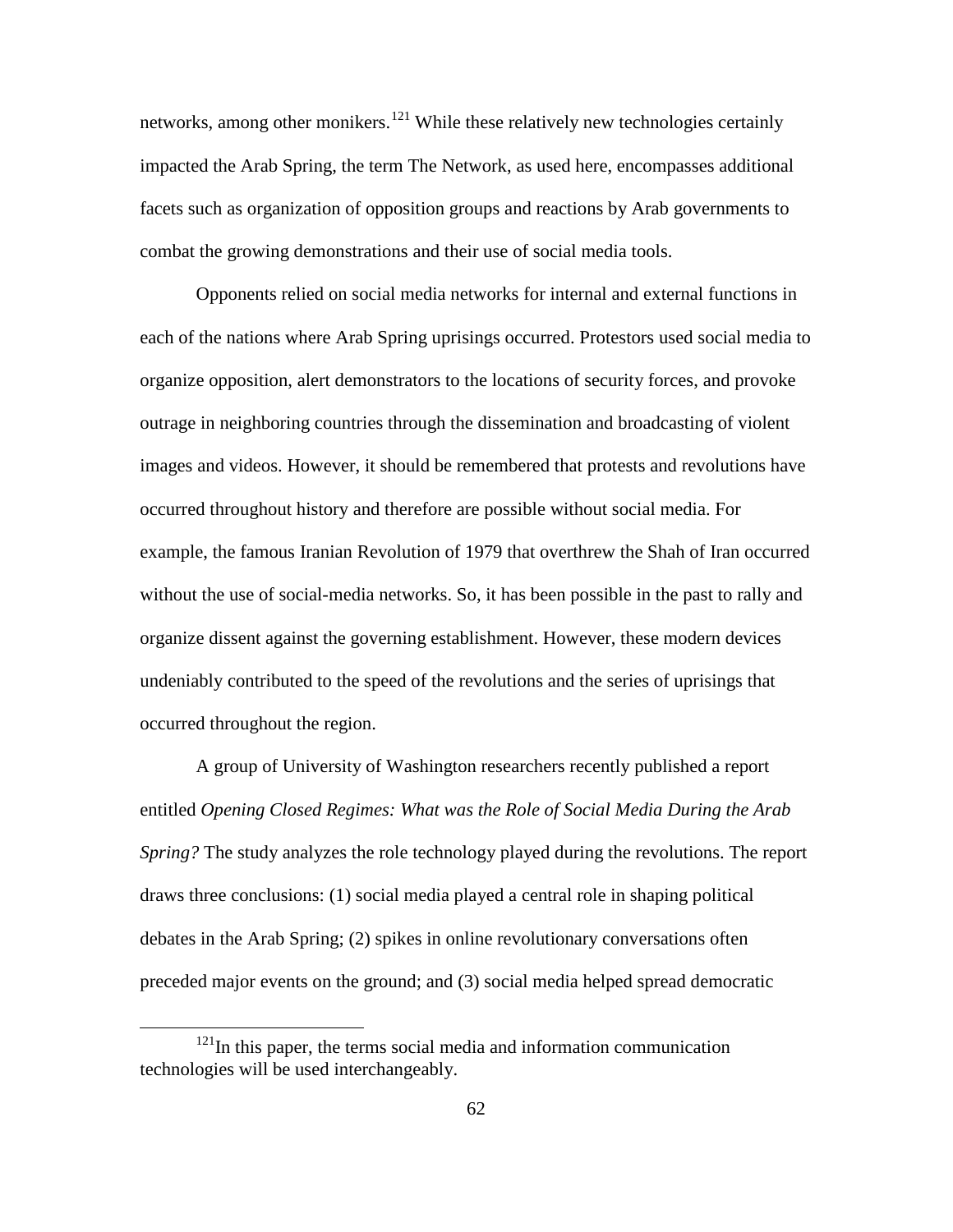networks, among other monikers.[121] While these relatively new technologies certainly impacted the Arab Spring, the term The Network, as used here, encompasses additional facets such as organization of opposition groups and reactions by Arab governments to combat the growing demonstrations and their use of social media tools.

Opponents relied on social media networks for internal and external functions in each of the nations where Arab Spring uprisings occurred. Protestors used social media to organize opposition, alert demonstrators to the locations of security forces, and provoke outrage in neighboring countries through the dissemination and broadcasting of violent images and videos. However, it should be remembered that protests and revolutions have occurred throughout history and therefore are possible without social media. For example, the famous Iranian Revolution of 1979 that overthrew the Shah of Iran occurred without the use of social-media networks. So, it has been possible in the past to rally and organize dissent against the governing establishment. However, these modern devices undeniably contributed to the speed of the revolutions and the series of uprisings that occurred throughout the region.

A group of University of Washington researchers recently published a report entitled *Opening Closed Regimes: What was the Role of Social Media During the Arab Spring?* The study analyzes the role technology played during the revolutions. The report draws three conclusions: (1) social media played a central role in shaping political debates in the Arab Spring; (2) spikes in online revolutionary conversations often preceded major events on the ground; and (3) social media helped spread democratic

---

[121] In this paper, the terms social media and information communication technologies will be used interchangeably.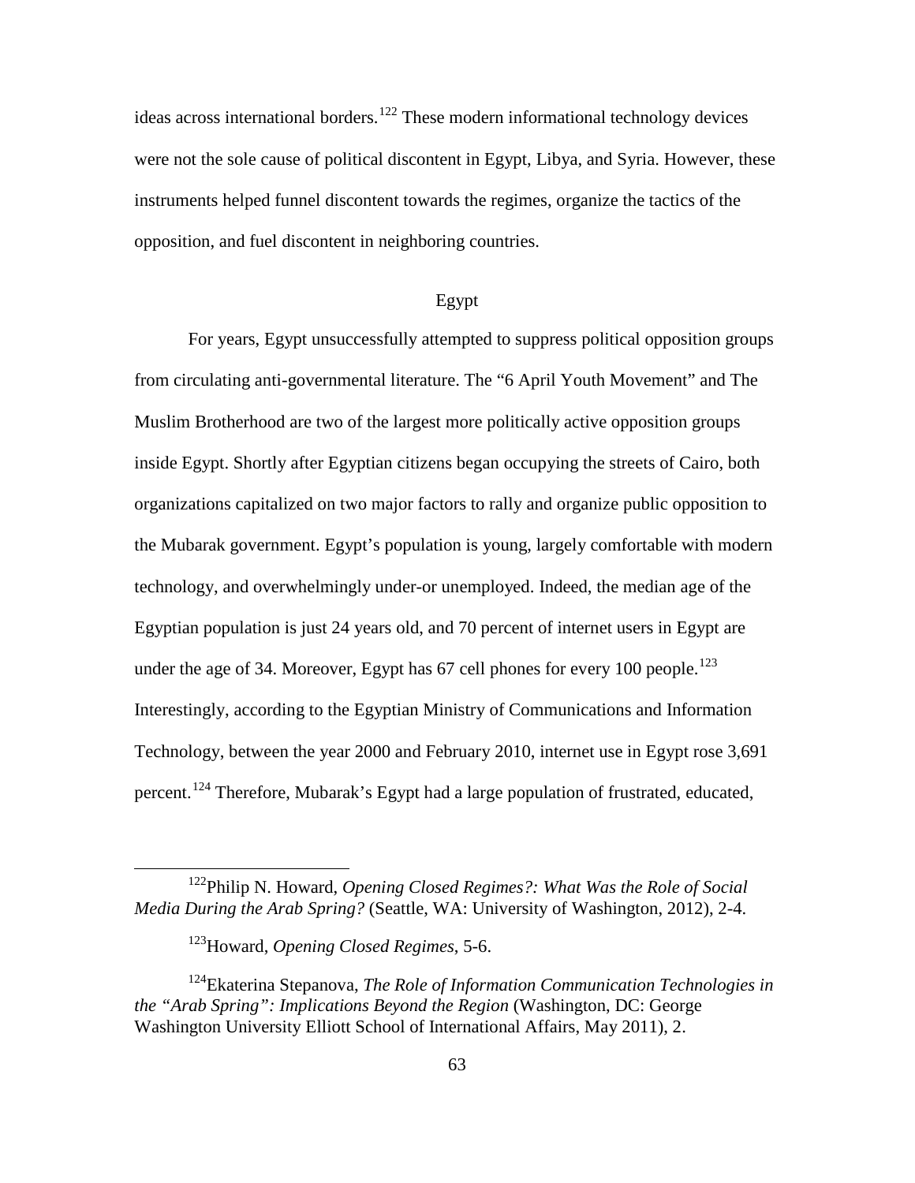ideas across international borders.[122] These modern informational technology devices were not the sole cause of political discontent in Egypt, Libya, and Syria. However, these instruments helped funnel discontent towards the regimes, organize the tactics of the opposition, and fuel discontent in neighboring countries.

## Egypt

For years, Egypt unsuccessfully attempted to suppress political opposition groups from circulating anti-governmental literature. The "6 April Youth Movement" and The Muslim Brotherhood are two of the largest more politically active opposition groups inside Egypt. Shortly after Egyptian citizens began occupying the streets of Cairo, both organizations capitalized on two major factors to rally and organize public opposition to the Mubarak government. Egypt's population is young, largely comfortable with modern technology, and overwhelmingly under-or unemployed. Indeed, the median age of the Egyptian population is just 24 years old, and 70 percent of internet users in Egypt are under the age of 34. Moreover, Egypt has 67 cell phones for every 100 people.[123] Interestingly, according to the Egyptian Ministry of Communications and Information Technology, between the year 2000 and February 2010, internet use in Egypt rose 3,691 percent.[124] Therefore, Mubarak's Egypt had a large population of frustrated, educated,

---

[122] Philip N. Howard, *Opening Closed Regimes?: What Was the Role of Social Media During the Arab Spring?* (Seattle, WA: University of Washington, 2012), 2-4.

[123] Howard, *Opening Closed Regimes*, 5-6.

[124] Ekaterina Stepanova, *The Role of Information Communication Technologies in the "Arab Spring": Implications Beyond the Region* (Washington, DC: George Washington University Elliott School of International Affairs, May 2011), 2.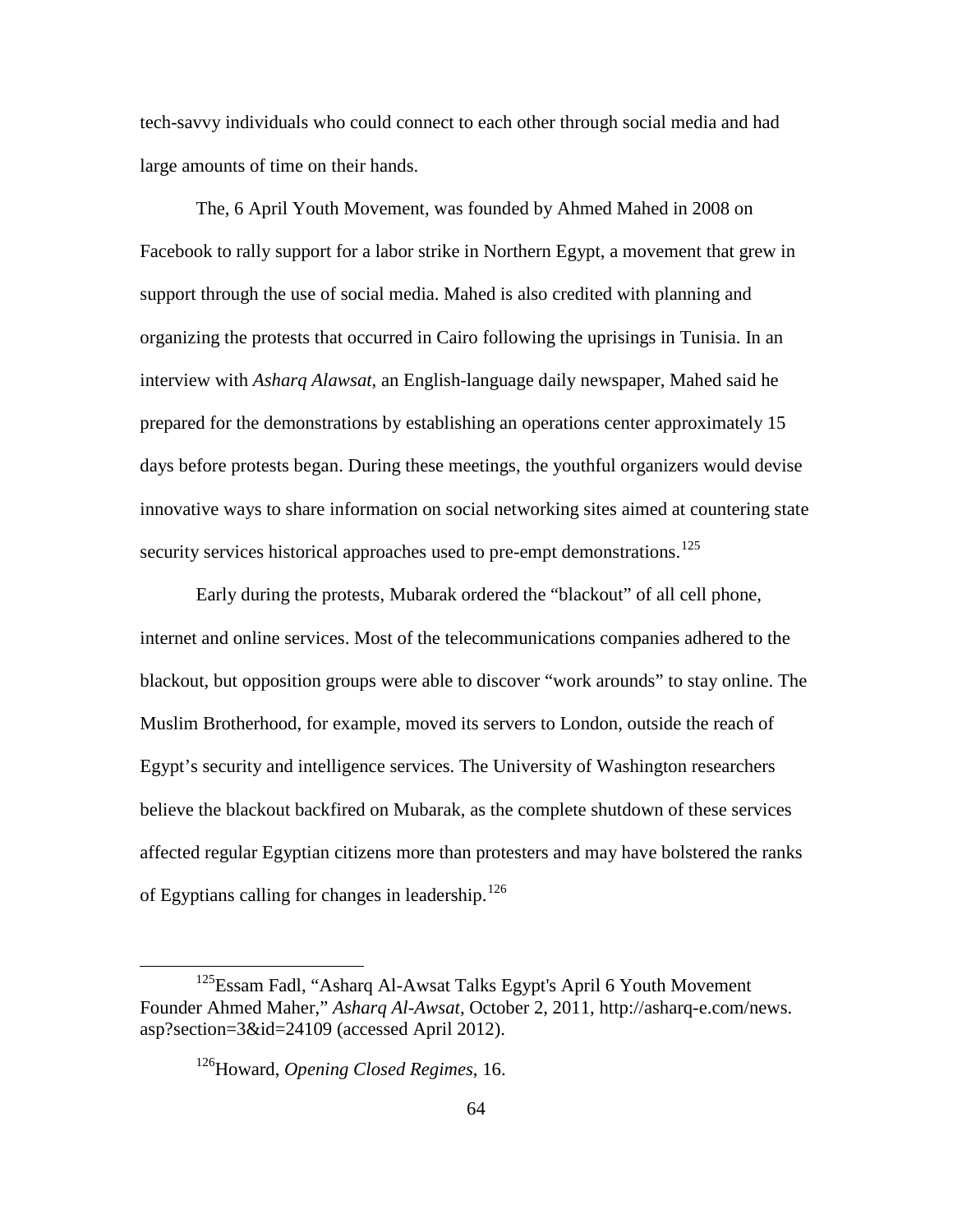tech-savvy individuals who could connect to each other through social media and had large amounts of time on their hands.

The, 6 April Youth Movement, was founded by Ahmed Mahed in 2008 on Facebook to rally support for a labor strike in Northern Egypt, a movement that grew in support through the use of social media. Mahed is also credited with planning and organizing the protests that occurred in Cairo following the uprisings in Tunisia. In an interview with *Asharq Alawsat*, an English-language daily newspaper, Mahed said he prepared for the demonstrations by establishing an operations center approximately 15 days before protests began. During these meetings, the youthful organizers would devise innovative ways to share information on social networking sites aimed at countering state security services historical approaches used to pre-empt demonstrations.[125]

Early during the protests, Mubarak ordered the "blackout" of all cell phone, internet and online services. Most of the telecommunications companies adhered to the blackout, but opposition groups were able to discover "work arounds" to stay online. The Muslim Brotherhood, for example, moved its servers to London, outside the reach of Egypt's security and intelligence services. The University of Washington researchers believe the blackout backfired on Mubarak, as the complete shutdown of these services affected regular Egyptian citizens more than protesters and may have bolstered the ranks of Egyptians calling for changes in leadership.[126]

---

[125] Essam Fadl, "Asharq Al-Awsat Talks Egypt's April 6 Youth Movement Founder Ahmed Maher," *Asharq Al-Awsat*, October 2, 2011, http://asharq-e.com/news.asp?section=3&id=24109 (accessed April 2012).

[126] Howard, *Opening Closed Regimes*, 16.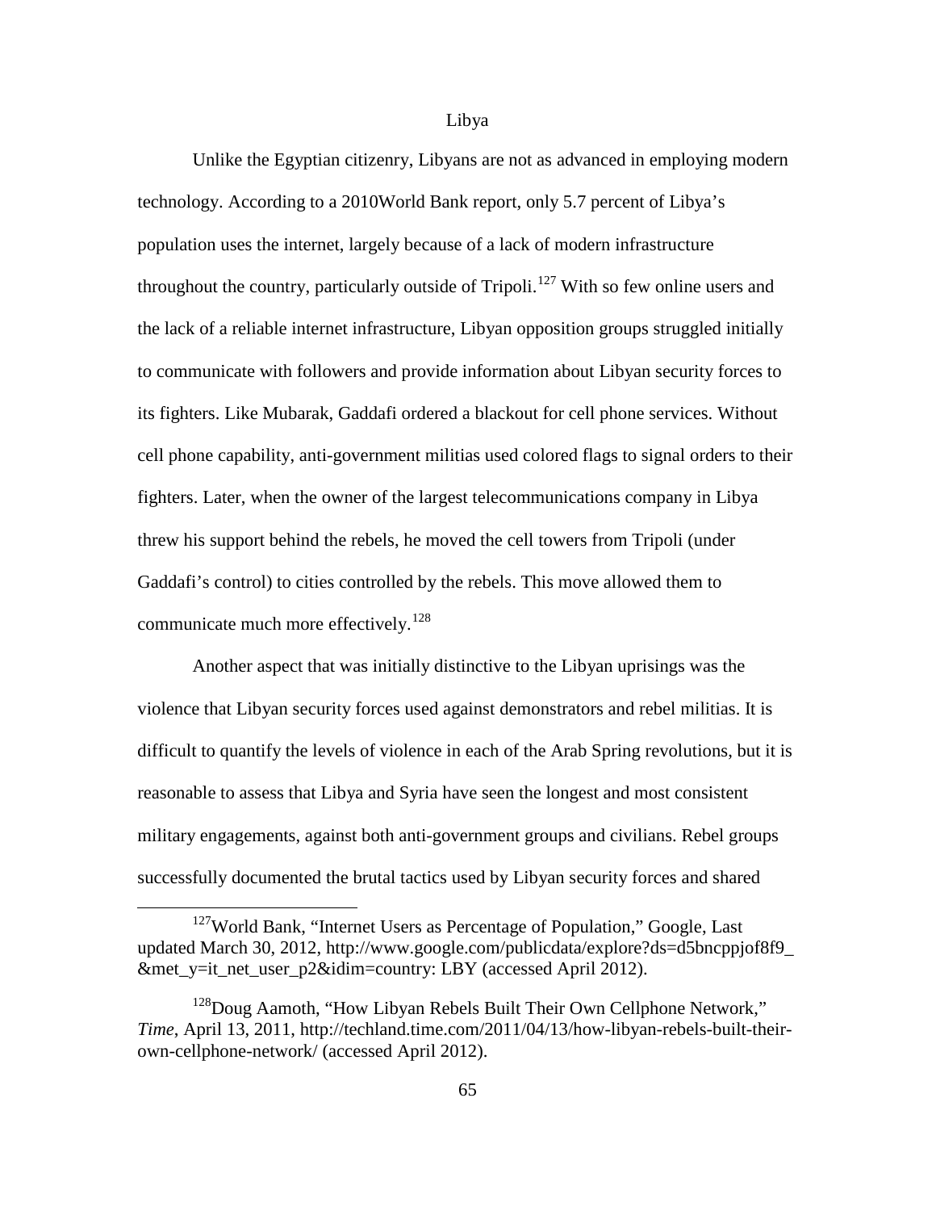## Libya

Unlike the Egyptian citizenry, Libyans are not as advanced in employing modern technology. According to a 2010World Bank report, only 5.7 percent of Libya's population uses the internet, largely because of a lack of modern infrastructure throughout the country, particularly outside of Tripoli.[127] With so few online users and the lack of a reliable internet infrastructure, Libyan opposition groups struggled initially to communicate with followers and provide information about Libyan security forces to its fighters. Like Mubarak, Gaddafi ordered a blackout for cell phone services. Without cell phone capability, anti-government militias used colored flags to signal orders to their fighters. Later, when the owner of the largest telecommunications company in Libya threw his support behind the rebels, he moved the cell towers from Tripoli (under Gaddafi's control) to cities controlled by the rebels. This move allowed them to communicate much more effectively.[128]

Another aspect that was initially distinctive to the Libyan uprisings was the violence that Libyan security forces used against demonstrators and rebel militias. It is difficult to quantify the levels of violence in each of the Arab Spring revolutions, but it is reasonable to assess that Libya and Syria have seen the longest and most consistent military engagements, against both anti-government groups and civilians. Rebel groups successfully documented the brutal tactics used by Libyan security forces and shared

---

[127] World Bank, "Internet Users as Percentage of Population," Google, Last updated March 30, 2012, http://www.google.com/publicdata/explore?ds=d5bncppjof8f9_&met_y=it_net_user_p2&idim=country: LBY (accessed April 2012).

[128] Doug Aamoth, "How Libyan Rebels Built Their Own Cellphone Network," *Time*, April 13, 2011, http://techland.time.com/2011/04/13/how-libyan-rebels-built-their-own-cellphone-network/ (accessed April 2012).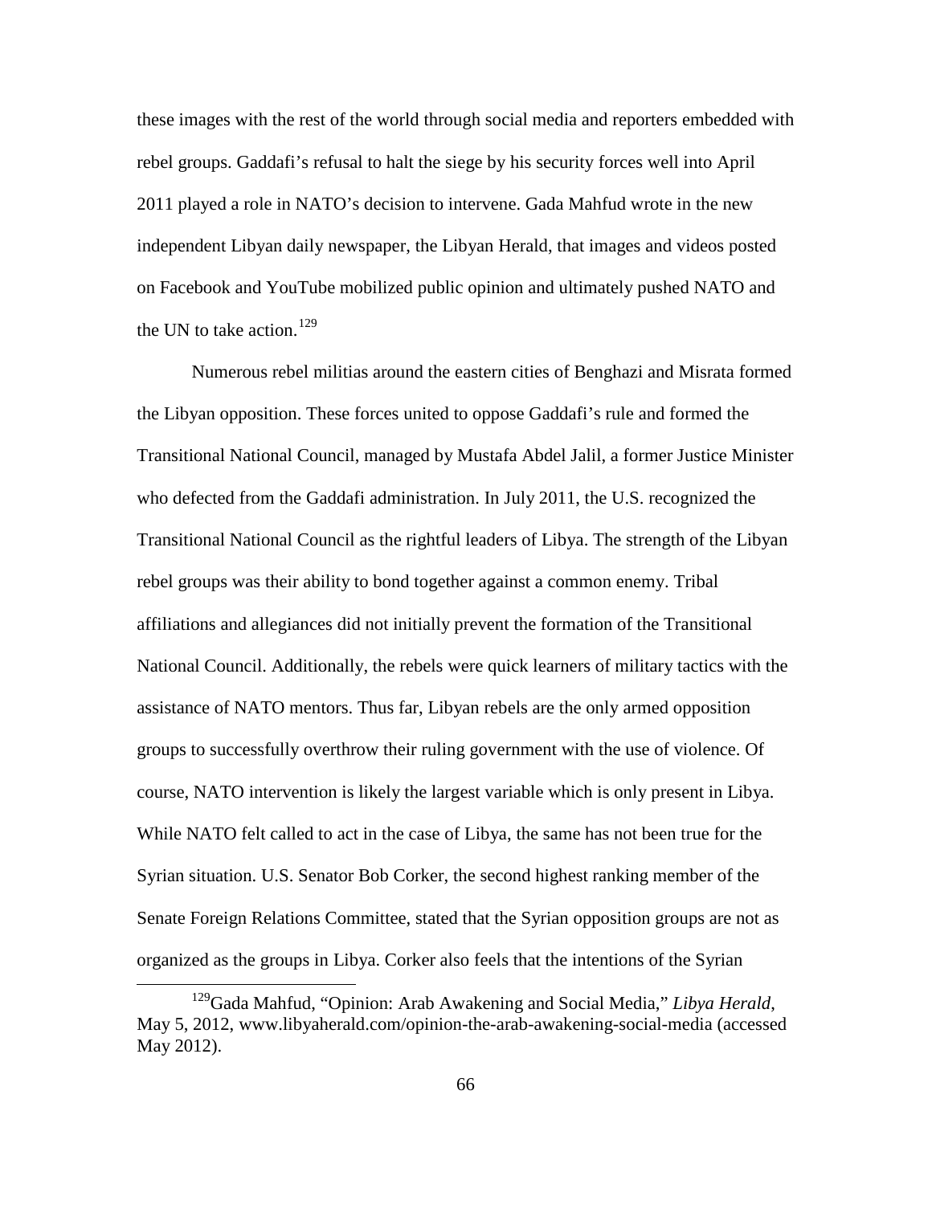these images with the rest of the world through social media and reporters embedded with rebel groups. Gaddafi's refusal to halt the siege by his security forces well into April 2011 played a role in NATO's decision to intervene. Gada Mahfud wrote in the new independent Libyan daily newspaper, the Libyan Herald, that images and videos posted on Facebook and YouTube mobilized public opinion and ultimately pushed NATO and the UN to take action.[129]

Numerous rebel militias around the eastern cities of Benghazi and Misrata formed the Libyan opposition. These forces united to oppose Gaddafi's rule and formed the Transitional National Council, managed by Mustafa Abdel Jalil, a former Justice Minister who defected from the Gaddafi administration. In July 2011, the U.S. recognized the Transitional National Council as the rightful leaders of Libya. The strength of the Libyan rebel groups was their ability to bond together against a common enemy. Tribal affiliations and allegiances did not initially prevent the formation of the Transitional National Council. Additionally, the rebels were quick learners of military tactics with the assistance of NATO mentors. Thus far, Libyan rebels are the only armed opposition groups to successfully overthrow their ruling government with the use of violence. Of course, NATO intervention is likely the largest variable which is only present in Libya. While NATO felt called to act in the case of Libya, the same has not been true for the Syrian situation. U.S. Senator Bob Corker, the second highest ranking member of the Senate Foreign Relations Committee, stated that the Syrian opposition groups are not as organized as the groups in Libya. Corker also feels that the intentions of the Syrian

[129] Gada Mahfud, "Opinion: Arab Awakening and Social Media," *Libya Herald*, May 5, 2012, www.libyaherald.com/opinion-the-arab-awakening-social-media (accessed May 2012).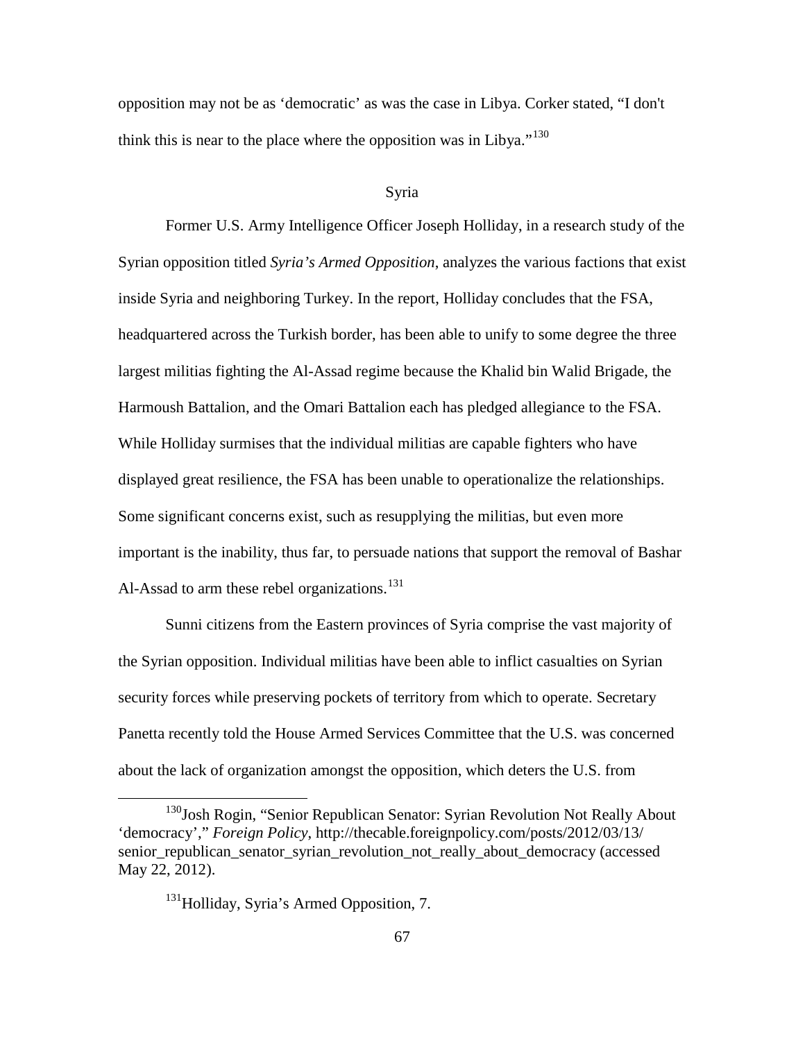opposition may not be as 'democratic' as was the case in Libya. Corker stated, "I don't think this is near to the place where the opposition was in Libya."[130]

## Syria

Former U.S. Army Intelligence Officer Joseph Holliday, in a research study of the Syrian opposition titled *Syria's Armed Opposition*, analyzes the various factions that exist inside Syria and neighboring Turkey. In the report, Holliday concludes that the FSA, headquartered across the Turkish border, has been able to unify to some degree the three largest militias fighting the Al-Assad regime because the Khalid bin Walid Brigade, the Harmoush Battalion, and the Omari Battalion each has pledged allegiance to the FSA. While Holliday surmises that the individual militias are capable fighters who have displayed great resilience, the FSA has been unable to operationalize the relationships. Some significant concerns exist, such as resupplying the militias, but even more important is the inability, thus far, to persuade nations that support the removal of Bashar Al-Assad to arm these rebel organizations.[131]

Sunni citizens from the Eastern provinces of Syria comprise the vast majority of the Syrian opposition. Individual militias have been able to inflict casualties on Syrian security forces while preserving pockets of territory from which to operate. Secretary Panetta recently told the House Armed Services Committee that the U.S. was concerned about the lack of organization amongst the opposition, which deters the U.S. from

---

[130] Josh Rogin, "Senior Republican Senator: Syrian Revolution Not Really About 'democracy'," *Foreign Policy*, http://thecable.foreignpolicy.com/posts/2012/03/13/senior_republican_senator_syrian_revolution_not_really_about_democracy (accessed May 22, 2012).

[131] Holliday, Syria's Armed Opposition, 7.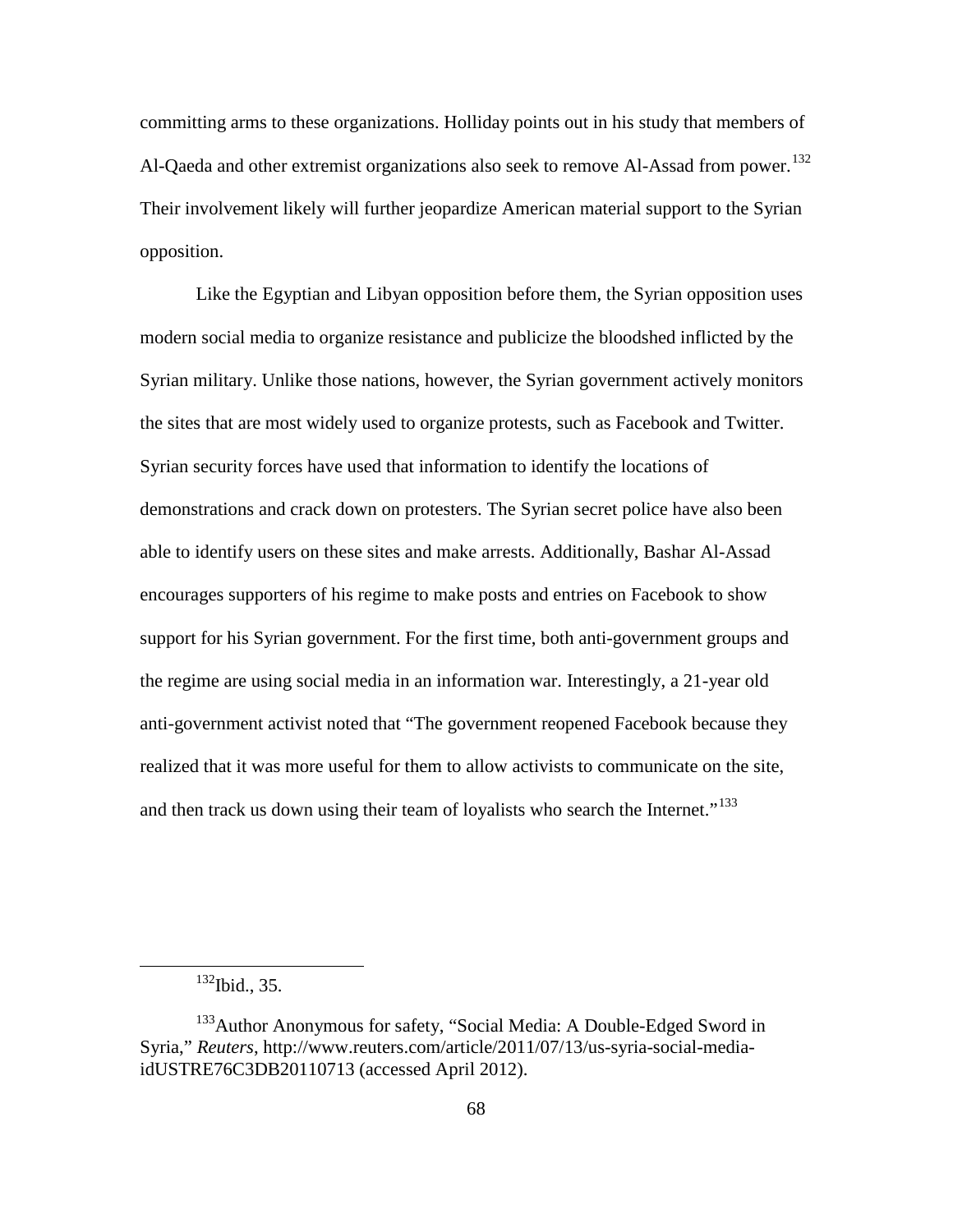committing arms to these organizations. Holliday points out in his study that members of Al-Qaeda and other extremist organizations also seek to remove Al-Assad from power.[132] Their involvement likely will further jeopardize American material support to the Syrian opposition.

Like the Egyptian and Libyan opposition before them, the Syrian opposition uses modern social media to organize resistance and publicize the bloodshed inflicted by the Syrian military. Unlike those nations, however, the Syrian government actively monitors the sites that are most widely used to organize protests, such as Facebook and Twitter. Syrian security forces have used that information to identify the locations of demonstrations and crack down on protesters. The Syrian secret police have also been able to identify users on these sites and make arrests. Additionally, Bashar Al-Assad encourages supporters of his regime to make posts and entries on Facebook to show support for his Syrian government. For the first time, both anti-government groups and the regime are using social media in an information war. Interestingly, a 21-year old anti-government activist noted that "The government reopened Facebook because they realized that it was more useful for them to allow activists to communicate on the site, and then track us down using their team of loyalists who search the Internet."[133]

---

[132] Ibid., 35.

[133] Author Anonymous for safety, "Social Media: A Double-Edged Sword in Syria," *Reuters*, http://www.reuters.com/article/2011/07/13/us-syria-social-media-idUSTRE76C3DB20110713 (accessed April 2012).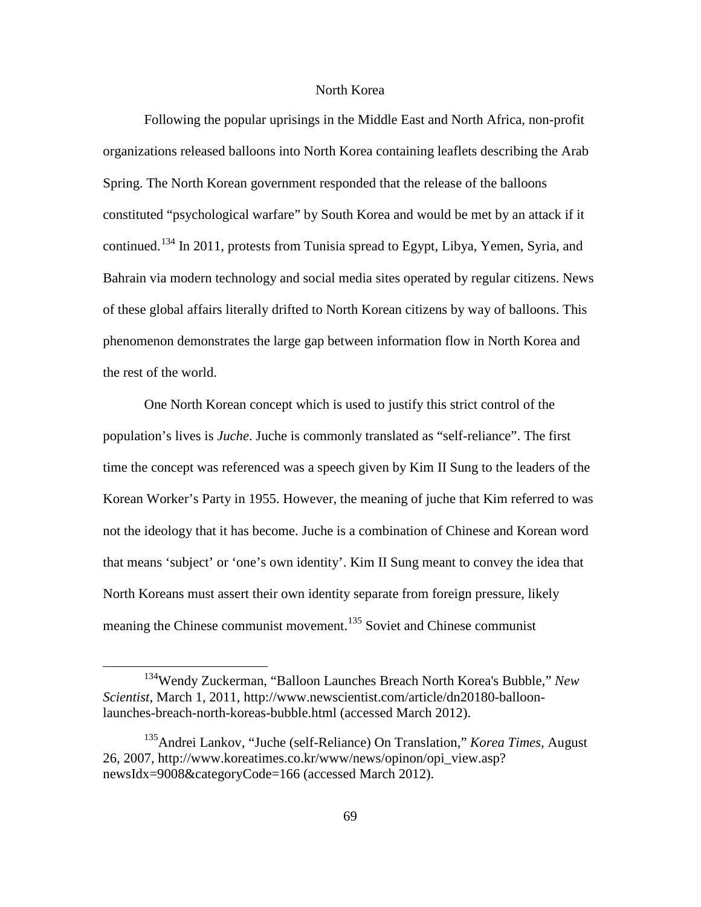## North Korea

Following the popular uprisings in the Middle East and North Africa, non-profit organizations released balloons into North Korea containing leaflets describing the Arab Spring. The North Korean government responded that the release of the balloons constituted "psychological warfare" by South Korea and would be met by an attack if it continued.[134] In 2011, protests from Tunisia spread to Egypt, Libya, Yemen, Syria, and Bahrain via modern technology and social media sites operated by regular citizens. News of these global affairs literally drifted to North Korean citizens by way of balloons. This phenomenon demonstrates the large gap between information flow in North Korea and the rest of the world.

One North Korean concept which is used to justify this strict control of the population's lives is *Juche*. Juche is commonly translated as "self-reliance". The first time the concept was referenced was a speech given by Kim II Sung to the leaders of the Korean Worker's Party in 1955. However, the meaning of juche that Kim referred to was not the ideology that it has become. Juche is a combination of Chinese and Korean word that means 'subject' or 'one's own identity'. Kim II Sung meant to convey the idea that North Koreans must assert their own identity separate from foreign pressure, likely meaning the Chinese communist movement.[135] Soviet and Chinese communist

---

[134] Wendy Zuckerman, "Balloon Launches Breach North Korea's Bubble," *New Scientist*, March 1, 2011, http://www.newscientist.com/article/dn20180-balloon-launches-breach-north-koreas-bubble.html (accessed March 2012).

[135] Andrei Lankov, "Juche (self-Reliance) On Translation," *Korea Times*, August 26, 2007, http://www.koreatimes.co.kr/www/news/opinon/opi_view.asp?newsIdx=9008&categoryCode=166 (accessed March 2012).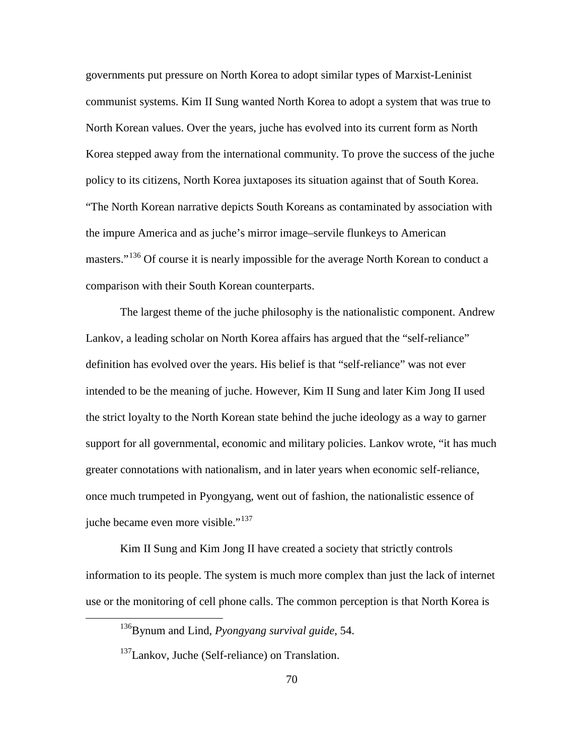governments put pressure on North Korea to adopt similar types of Marxist-Leninist communist systems. Kim II Sung wanted North Korea to adopt a system that was true to North Korean values. Over the years, juche has evolved into its current form as North Korea stepped away from the international community. To prove the success of the juche policy to its citizens, North Korea juxtaposes its situation against that of South Korea. "The North Korean narrative depicts South Koreans as contaminated by association with the impure America and as juche's mirror image–servile flunkeys to American masters."[136] Of course it is nearly impossible for the average North Korean to conduct a comparison with their South Korean counterparts.

The largest theme of the juche philosophy is the nationalistic component. Andrew Lankov, a leading scholar on North Korea affairs has argued that the "self-reliance" definition has evolved over the years. His belief is that "self-reliance" was not ever intended to be the meaning of juche. However, Kim II Sung and later Kim Jong II used the strict loyalty to the North Korean state behind the juche ideology as a way to garner support for all governmental, economic and military policies. Lankov wrote, "it has much greater connotations with nationalism, and in later years when economic self-reliance, once much trumpeted in Pyongyang, went out of fashion, the nationalistic essence of juche became even more visible."[137]

Kim II Sung and Kim Jong II have created a society that strictly controls information to its people. The system is much more complex than just the lack of internet use or the monitoring of cell phone calls. The common perception is that North Korea is

---

[136] Bynum and Lind, *Pyongyang survival guide*, 54.

[137] Lankov, Juche (Self-reliance) on Translation.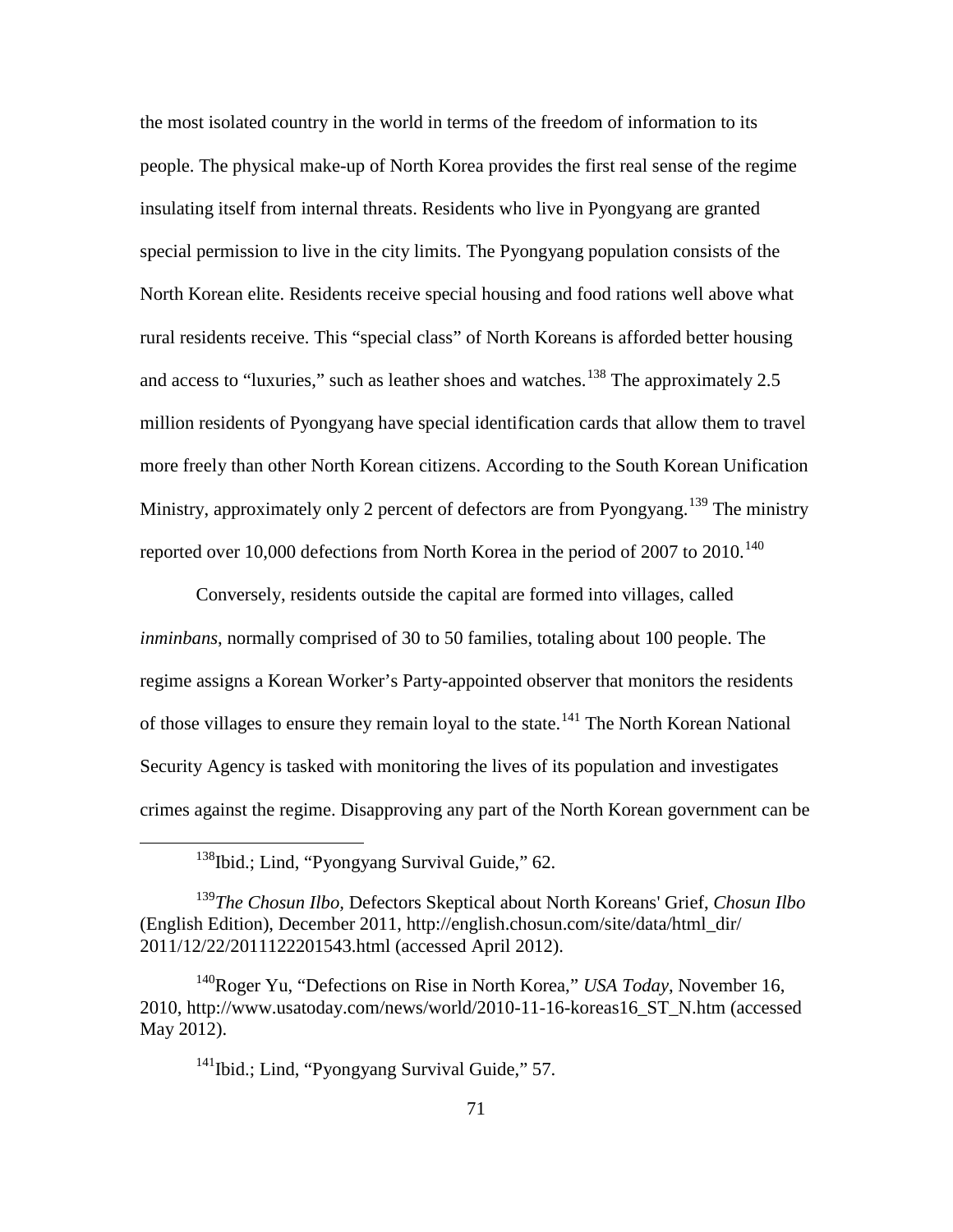the most isolated country in the world in terms of the freedom of information to its people. The physical make-up of North Korea provides the first real sense of the regime insulating itself from internal threats. Residents who live in Pyongyang are granted special permission to live in the city limits. The Pyongyang population consists of the North Korean elite. Residents receive special housing and food rations well above what rural residents receive. This "special class" of North Koreans is afforded better housing and access to "luxuries," such as leather shoes and watches.[138] The approximately 2.5 million residents of Pyongyang have special identification cards that allow them to travel more freely than other North Korean citizens. According to the South Korean Unification Ministry, approximately only 2 percent of defectors are from Pyongyang.[139] The ministry reported over 10,000 defections from North Korea in the period of 2007 to 2010.[140]

Conversely, residents outside the capital are formed into villages, called *inminbans*, normally comprised of 30 to 50 families, totaling about 100 people. The regime assigns a Korean Worker's Party-appointed observer that monitors the residents of those villages to ensure they remain loyal to the state.[141] The North Korean National Security Agency is tasked with monitoring the lives of its population and investigates crimes against the regime. Disapproving any part of the North Korean government can be

---

[138] Ibid.; Lind, "Pyongyang Survival Guide," 62.

[139] *The Chosun Ilbo,* Defectors Skeptical about North Koreans' Grief, *Chosun Ilbo* (English Edition), December 2011, http://english.chosun.com/site/data/html_dir/2011/12/22/2011122201543.html (accessed April 2012).

[140] Roger Yu, "Defections on Rise in North Korea," *USA Today*, November 16, 2010, http://www.usatoday.com/news/world/2010-11-16-koreas16_ST_N.htm (accessed May 2012).

[141] Ibid.; Lind, "Pyongyang Survival Guide," 57.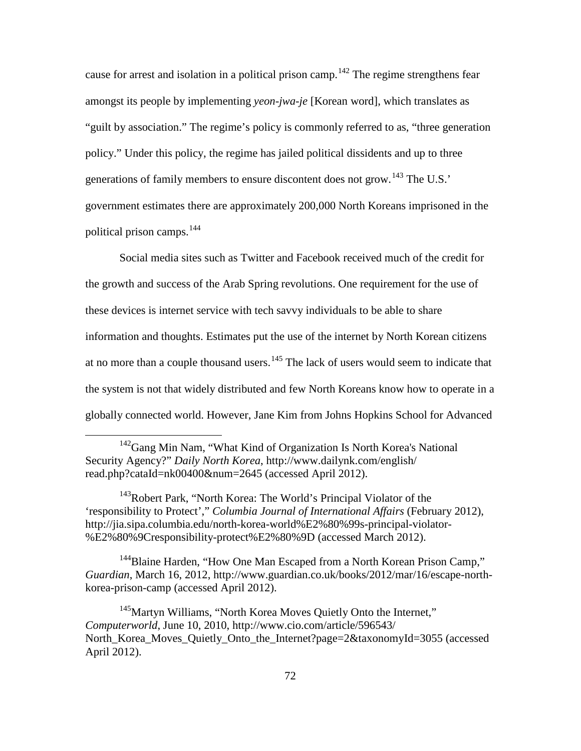cause for arrest and isolation in a political prison camp.[142] The regime strengthens fear amongst its people by implementing *yeon-jwa-je* [Korean word], which translates as "guilt by association." The regime's policy is commonly referred to as, "three generation policy." Under this policy, the regime has jailed political dissidents and up to three generations of family members to ensure discontent does not grow.[143] The U.S.' government estimates there are approximately 200,000 North Koreans imprisoned in the political prison camps.[144]

Social media sites such as Twitter and Facebook received much of the credit for the growth and success of the Arab Spring revolutions. One requirement for the use of these devices is internet service with tech savvy individuals to be able to share information and thoughts. Estimates put the use of the internet by North Korean citizens at no more than a couple thousand users.[145] The lack of users would seem to indicate that the system is not that widely distributed and few North Koreans know how to operate in a globally connected world. However, Jane Kim from Johns Hopkins School for Advanced

---

[142]Gang Min Nam, "What Kind of Organization Is North Korea's National Security Agency?" *Daily North Korea*, http://www.dailynk.com/english/read.php?cataId=nk00400&num=2645 (accessed April 2012).

[143]Robert Park, "North Korea: The World's Principal Violator of the 'responsibility to Protect'," *Columbia Journal of International Affairs* (February 2012), http://jia.sipa.columbia.edu/north-korea-world%E2%80%99s-principal-violator-%E2%80%9Cresponsibility-protect%E2%80%9D (accessed March 2012).

[144]Blaine Harden, "How One Man Escaped from a North Korean Prison Camp," *Guardian*, March 16, 2012, http://www.guardian.co.uk/books/2012/mar/16/escape-north-korea-prison-camp (accessed April 2012).

[145]Martyn Williams, "North Korea Moves Quietly Onto the Internet," *Computerworld*, June 10, 2010, http://www.cio.com/article/596543/North_Korea_Moves_Quietly_Onto_the_Internet?page=2&taxonomyId=3055 (accessed April 2012).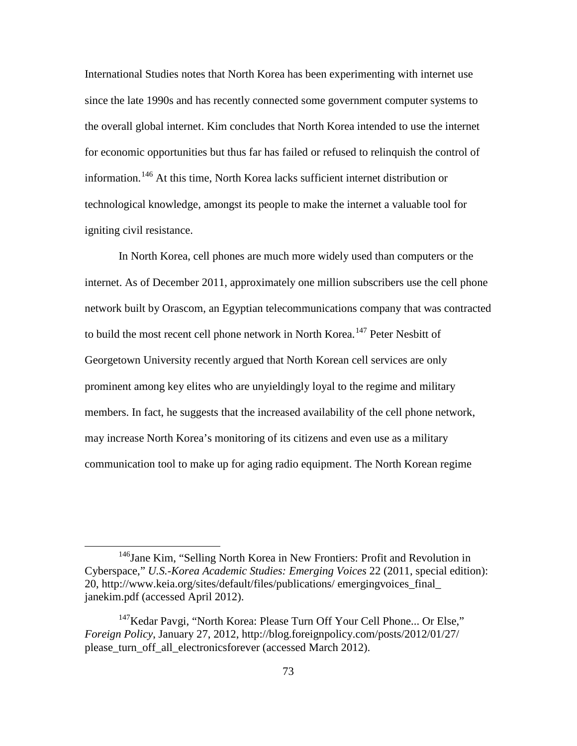International Studies notes that North Korea has been experimenting with internet use since the late 1990s and has recently connected some government computer systems to the overall global internet. Kim concludes that North Korea intended to use the internet for economic opportunities but thus far has failed or refused to relinquish the control of information.[146] At this time, North Korea lacks sufficient internet distribution or technological knowledge, amongst its people to make the internet a valuable tool for igniting civil resistance.

In North Korea, cell phones are much more widely used than computers or the internet. As of December 2011, approximately one million subscribers use the cell phone network built by Orascom, an Egyptian telecommunications company that was contracted to build the most recent cell phone network in North Korea.[147] Peter Nesbitt of Georgetown University recently argued that North Korean cell services are only prominent among key elites who are unyieldingly loyal to the regime and military members. In fact, he suggests that the increased availability of the cell phone network, may increase North Korea's monitoring of its citizens and even use as a military communication tool to make up for aging radio equipment. The North Korean regime

---

[146] Jane Kim, "Selling North Korea in New Frontiers: Profit and Revolution in Cyberspace," *U.S.-Korea Academic Studies: Emerging Voices* 22 (2011, special edition): 20, http://www.keia.org/sites/default/files/publications/ emergingvoices_final_ janekim.pdf (accessed April 2012).

[147] Kedar Pavgi, "North Korea: Please Turn Off Your Cell Phone... Or Else," *Foreign Policy*, January 27, 2012, http://blog.foreignpolicy.com/posts/2012/01/27/ please_turn_off_all_electronicsforever (accessed March 2012).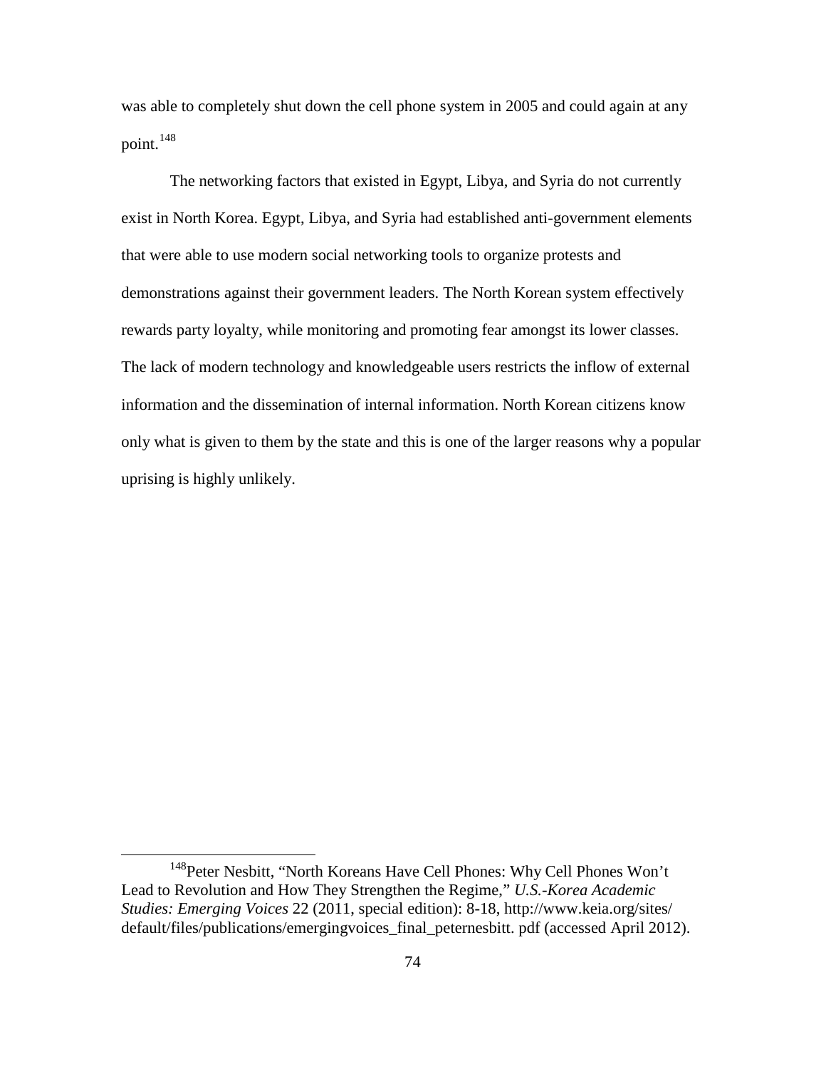was able to completely shut down the cell phone system in 2005 and could again at any point.[148]

The networking factors that existed in Egypt, Libya, and Syria do not currently exist in North Korea. Egypt, Libya, and Syria had established anti-government elements that were able to use modern social networking tools to organize protests and demonstrations against their government leaders. The North Korean system effectively rewards party loyalty, while monitoring and promoting fear amongst its lower classes. The lack of modern technology and knowledgeable users restricts the inflow of external information and the dissemination of internal information. North Korean citizens know only what is given to them by the state and this is one of the larger reasons why a popular uprising is highly unlikely.

[148]Peter Nesbitt, "North Koreans Have Cell Phones: Why Cell Phones Won't Lead to Revolution and How They Strengthen the Regime," *U.S.-Korea Academic Studies: Emerging Voices* 22 (2011, special edition): 8-18, http://www.keia.org/sites/default/files/publications/emergingvoices_final_peternesbitt. pdf (accessed April 2012).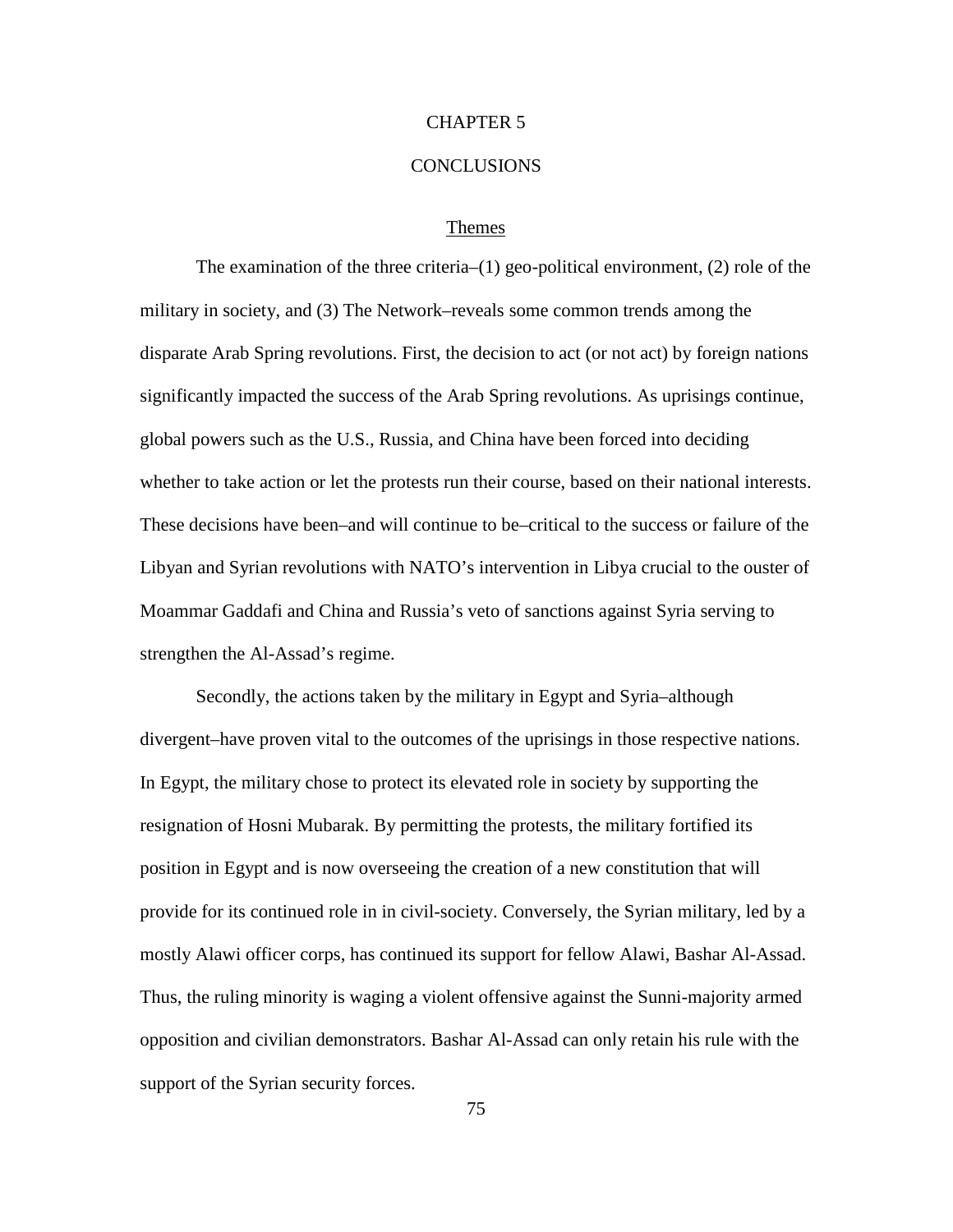# CHAPTER 5

# CONCLUSIONS

## Themes

The examination of the three criteria–(1) geo-political environment, (2) role of the military in society, and (3) The Network–reveals some common trends among the disparate Arab Spring revolutions. First, the decision to act (or not act) by foreign nations significantly impacted the success of the Arab Spring revolutions. As uprisings continue, global powers such as the U.S., Russia, and China have been forced into deciding whether to take action or let the protests run their course, based on their national interests. These decisions have been–and will continue to be–critical to the success or failure of the Libyan and Syrian revolutions with NATO's intervention in Libya crucial to the ouster of Moammar Gaddafi and China and Russia's veto of sanctions against Syria serving to strengthen the Al-Assad's regime.

Secondly, the actions taken by the military in Egypt and Syria–although divergent–have proven vital to the outcomes of the uprisings in those respective nations. In Egypt, the military chose to protect its elevated role in society by supporting the resignation of Hosni Mubarak. By permitting the protests, the military fortified its position in Egypt and is now overseeing the creation of a new constitution that will provide for its continued role in in civil-society. Conversely, the Syrian military, led by a mostly Alawi officer corps, has continued its support for fellow Alawi, Bashar Al-Assad. Thus, the ruling minority is waging a violent offensive against the Sunni-majority armed opposition and civilian demonstrators. Bashar Al-Assad can only retain his rule with the support of the Syrian security forces.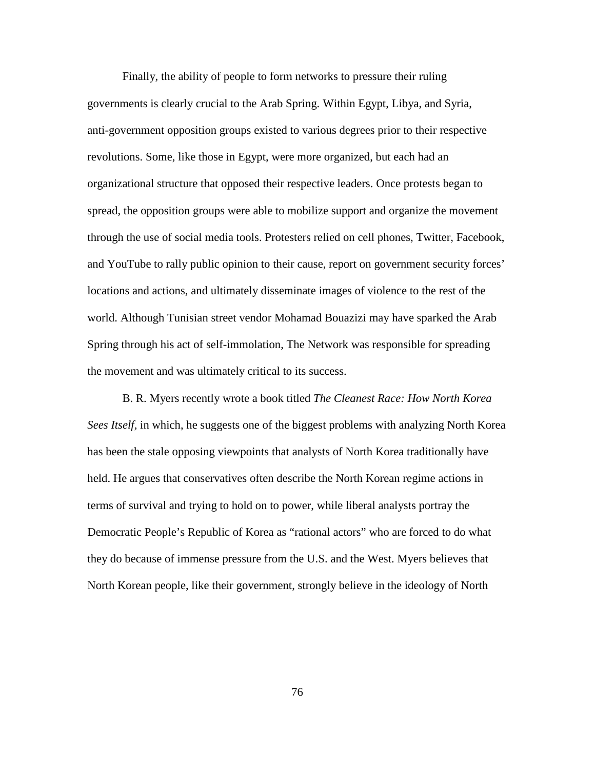Finally, the ability of people to form networks to pressure their ruling governments is clearly crucial to the Arab Spring. Within Egypt, Libya, and Syria, anti-government opposition groups existed to various degrees prior to their respective revolutions. Some, like those in Egypt, were more organized, but each had an organizational structure that opposed their respective leaders. Once protests began to spread, the opposition groups were able to mobilize support and organize the movement through the use of social media tools. Protesters relied on cell phones, Twitter, Facebook, and YouTube to rally public opinion to their cause, report on government security forces' locations and actions, and ultimately disseminate images of violence to the rest of the world. Although Tunisian street vendor Mohamad Bouazizi may have sparked the Arab Spring through his act of self-immolation, The Network was responsible for spreading the movement and was ultimately critical to its success.

B. R. Myers recently wrote a book titled *The Cleanest Race: How North Korea Sees Itself,* in which, he suggests one of the biggest problems with analyzing North Korea has been the stale opposing viewpoints that analysts of North Korea traditionally have held. He argues that conservatives often describe the North Korean regime actions in terms of survival and trying to hold on to power, while liberal analysts portray the Democratic People's Republic of Korea as "rational actors" who are forced to do what they do because of immense pressure from the U.S. and the West. Myers believes that North Korean people, like their government, strongly believe in the ideology of North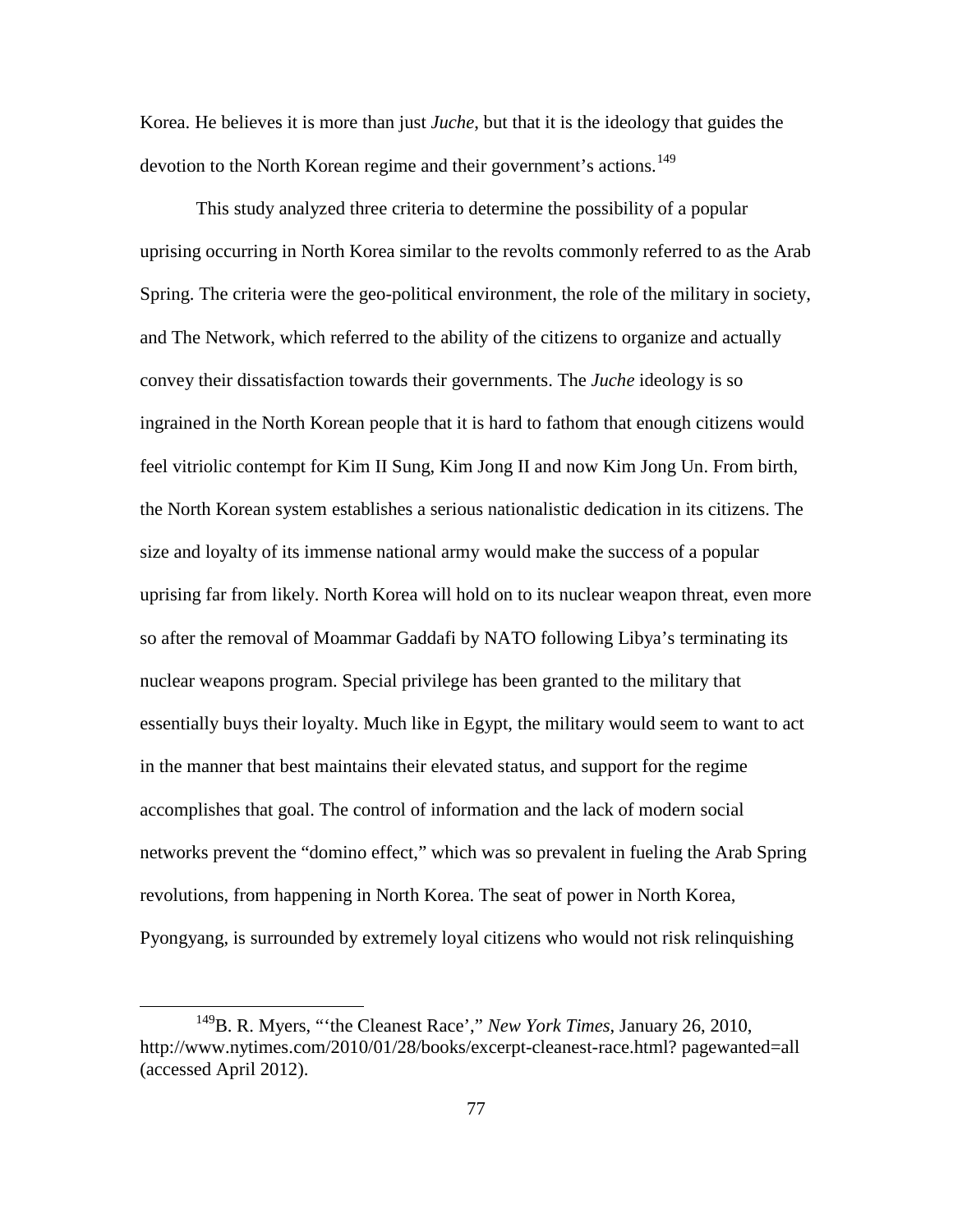Korea. He believes it is more than just *Juche*, but that it is the ideology that guides the devotion to the North Korean regime and their government's actions.[149]

This study analyzed three criteria to determine the possibility of a popular uprising occurring in North Korea similar to the revolts commonly referred to as the Arab Spring. The criteria were the geo-political environment, the role of the military in society, and The Network, which referred to the ability of the citizens to organize and actually convey their dissatisfaction towards their governments. The *Juche* ideology is so ingrained in the North Korean people that it is hard to fathom that enough citizens would feel vitriolic contempt for Kim II Sung, Kim Jong II and now Kim Jong Un. From birth, the North Korean system establishes a serious nationalistic dedication in its citizens. The size and loyalty of its immense national army would make the success of a popular uprising far from likely. North Korea will hold on to its nuclear weapon threat, even more so after the removal of Moammar Gaddafi by NATO following Libya's terminating its nuclear weapons program. Special privilege has been granted to the military that essentially buys their loyalty. Much like in Egypt, the military would seem to want to act in the manner that best maintains their elevated status, and support for the regime accomplishes that goal. The control of information and the lack of modern social networks prevent the "domino effect," which was so prevalent in fueling the Arab Spring revolutions, from happening in North Korea. The seat of power in North Korea, Pyongyang, is surrounded by extremely loyal citizens who would not risk relinquishing

---

[149] B. R. Myers, "'the Cleanest Race'," *New York Times*, January 26, 2010, http://www.nytimes.com/2010/01/28/books/excerpt-cleanest-race.html? pagewanted=all (accessed April 2012).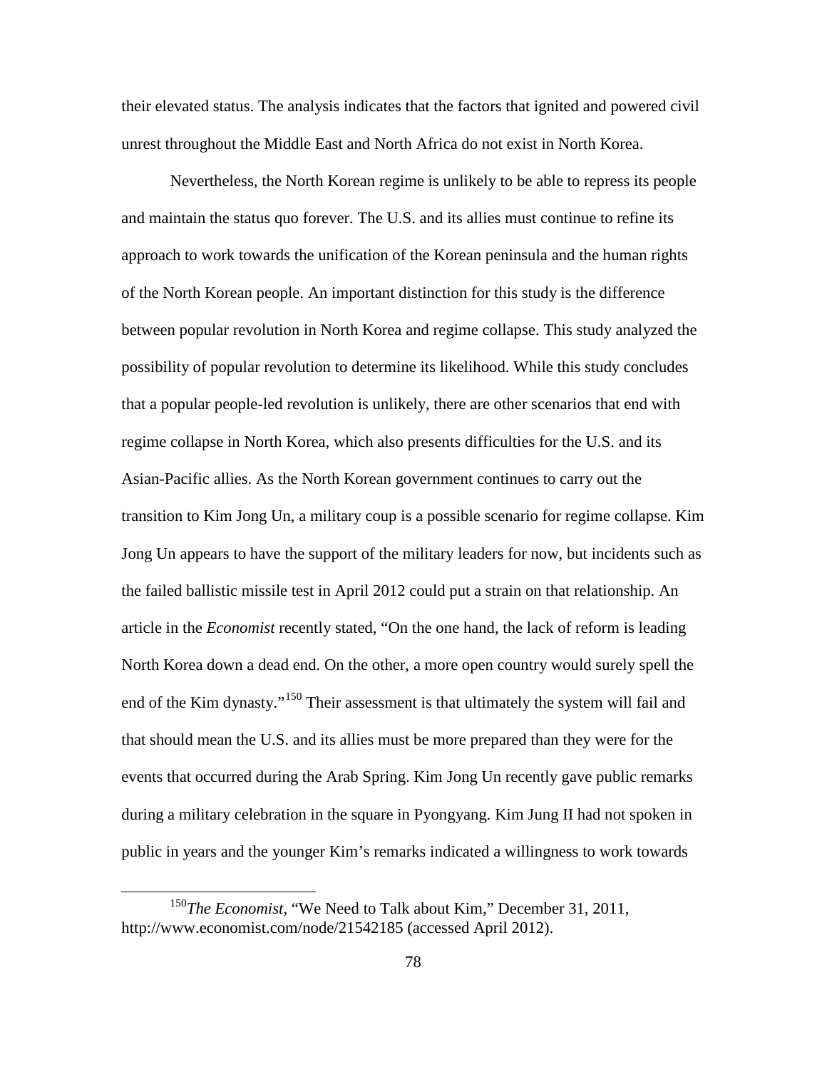their elevated status. The analysis indicates that the factors that ignited and powered civil unrest throughout the Middle East and North Africa do not exist in North Korea.

Nevertheless, the North Korean regime is unlikely to be able to repress its people and maintain the status quo forever. The U.S. and its allies must continue to refine its approach to work towards the unification of the Korean peninsula and the human rights of the North Korean people. An important distinction for this study is the difference between popular revolution in North Korea and regime collapse. This study analyzed the possibility of popular revolution to determine its likelihood. While this study concludes that a popular people-led revolution is unlikely, there are other scenarios that end with regime collapse in North Korea, which also presents difficulties for the U.S. and its Asian-Pacific allies. As the North Korean government continues to carry out the transition to Kim Jong Un, a military coup is a possible scenario for regime collapse. Kim Jong Un appears to have the support of the military leaders for now, but incidents such as the failed ballistic missile test in April 2012 could put a strain on that relationship. An article in the *Economist* recently stated, "On the one hand, the lack of reform is leading North Korea down a dead end. On the other, a more open country would surely spell the end of the Kim dynasty."[150] Their assessment is that ultimately the system will fail and that should mean the U.S. and its allies must be more prepared than they were for the events that occurred during the Arab Spring. Kim Jong Un recently gave public remarks during a military celebration in the square in Pyongyang. Kim Jung II had not spoken in public in years and the younger Kim's remarks indicated a willingness to work towards

[150] *The Economist*, "We Need to Talk about Kim," December 31, 2011, http://www.economist.com/node/21542185 (accessed April 2012).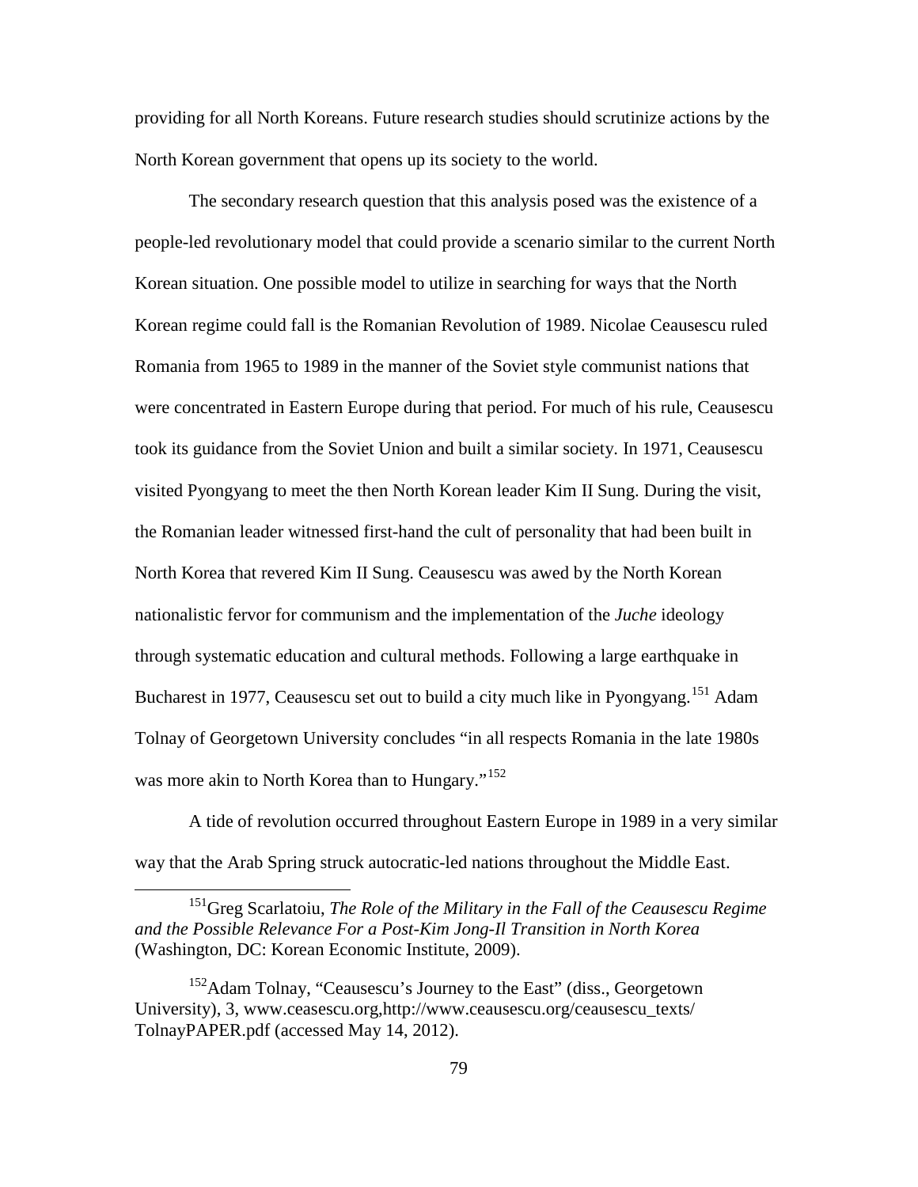providing for all North Koreans. Future research studies should scrutinize actions by the North Korean government that opens up its society to the world.

The secondary research question that this analysis posed was the existence of a people-led revolutionary model that could provide a scenario similar to the current North Korean situation. One possible model to utilize in searching for ways that the North Korean regime could fall is the Romanian Revolution of 1989. Nicolae Ceausescu ruled Romania from 1965 to 1989 in the manner of the Soviet style communist nations that were concentrated in Eastern Europe during that period. For much of his rule, Ceausescu took its guidance from the Soviet Union and built a similar society. In 1971, Ceausescu visited Pyongyang to meet the then North Korean leader Kim II Sung. During the visit, the Romanian leader witnessed first-hand the cult of personality that had been built in North Korea that revered Kim II Sung. Ceausescu was awed by the North Korean nationalistic fervor for communism and the implementation of the *Juche* ideology through systematic education and cultural methods. Following a large earthquake in Bucharest in 1977, Ceausescu set out to build a city much like in Pyongyang.[151] Adam Tolnay of Georgetown University concludes "in all respects Romania in the late 1980s was more akin to North Korea than to Hungary."[152]

A tide of revolution occurred throughout Eastern Europe in 1989 in a very similar way that the Arab Spring struck autocratic-led nations throughout the Middle East.

---

[151]Greg Scarlatoiu, *The Role of the Military in the Fall of the Ceausescu Regime and the Possible Relevance For a Post-Kim Jong-Il Transition in North Korea* (Washington, DC: Korean Economic Institute, 2009).

[152]Adam Tolnay, "Ceausescu's Journey to the East" (diss., Georgetown University), 3, www.ceasescu.org,http://www.ceausescu.org/ceausescu_texts/ TolnayPAPER.pdf (accessed May 14, 2012).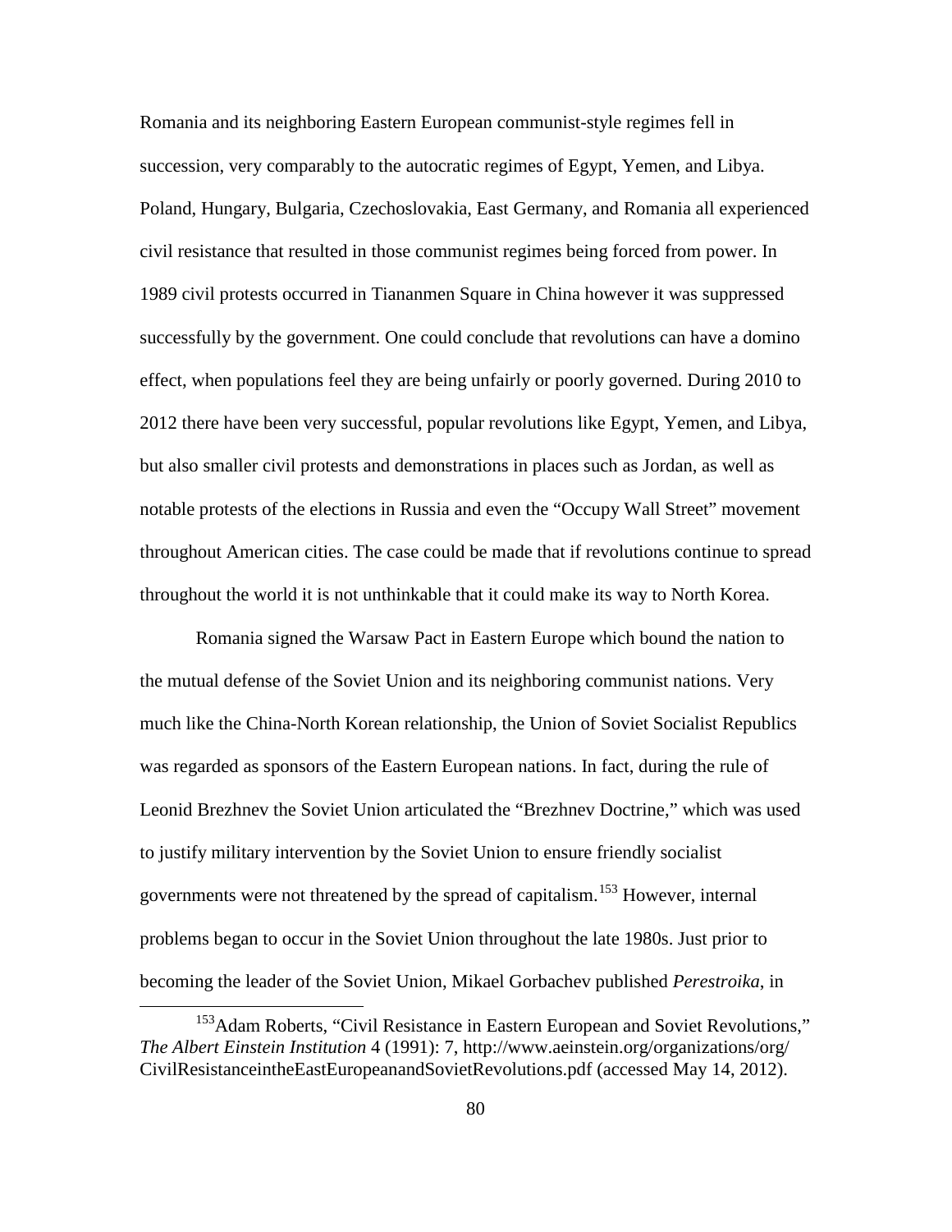Romania and its neighboring Eastern European communist-style regimes fell in succession, very comparably to the autocratic regimes of Egypt, Yemen, and Libya. Poland, Hungary, Bulgaria, Czechoslovakia, East Germany, and Romania all experienced civil resistance that resulted in those communist regimes being forced from power. In 1989 civil protests occurred in Tiananmen Square in China however it was suppressed successfully by the government. One could conclude that revolutions can have a domino effect, when populations feel they are being unfairly or poorly governed. During 2010 to 2012 there have been very successful, popular revolutions like Egypt, Yemen, and Libya, but also smaller civil protests and demonstrations in places such as Jordan, as well as notable protests of the elections in Russia and even the "Occupy Wall Street" movement throughout American cities. The case could be made that if revolutions continue to spread throughout the world it is not unthinkable that it could make its way to North Korea.

Romania signed the Warsaw Pact in Eastern Europe which bound the nation to the mutual defense of the Soviet Union and its neighboring communist nations. Very much like the China-North Korean relationship, the Union of Soviet Socialist Republics was regarded as sponsors of the Eastern European nations. In fact, during the rule of Leonid Brezhnev the Soviet Union articulated the "Brezhnev Doctrine," which was used to justify military intervention by the Soviet Union to ensure friendly socialist governments were not threatened by the spread of capitalism.[153] However, internal problems began to occur in the Soviet Union throughout the late 1980s. Just prior to becoming the leader of the Soviet Union, Mikael Gorbachev published *Perestroika*, in

---

[153] Adam Roberts, "Civil Resistance in Eastern European and Soviet Revolutions," *The Albert Einstein Institution* 4 (1991): 7, http://www.aeinstein.org/organizations/org/CivilResistanceintheEastEuropeanandSovietRevolutions.pdf (accessed May 14, 2012).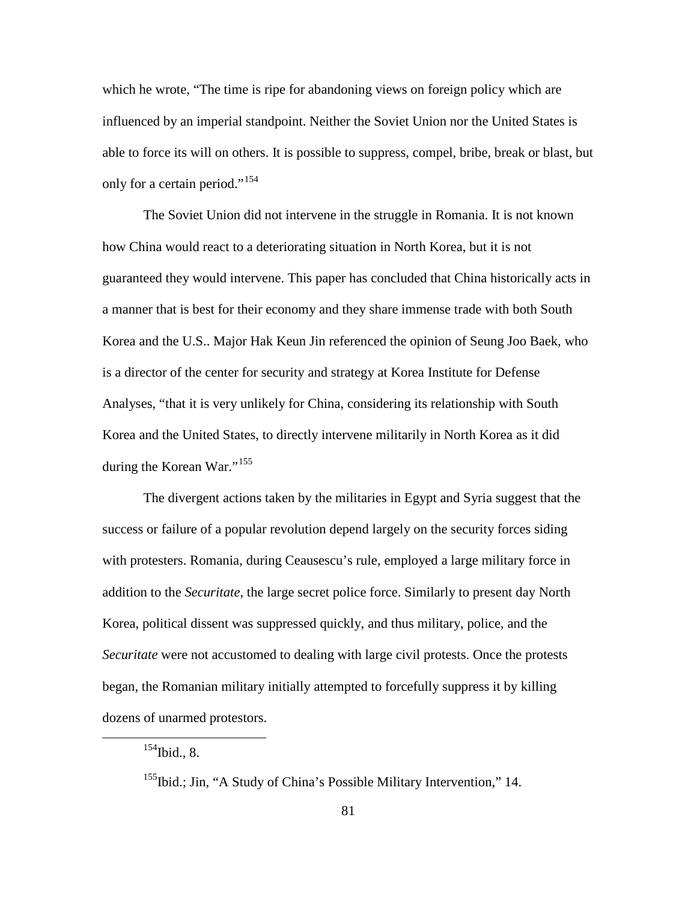which he wrote, "The time is ripe for abandoning views on foreign policy which are influenced by an imperial standpoint. Neither the Soviet Union nor the United States is able to force its will on others. It is possible to suppress, compel, bribe, break or blast, but only for a certain period."[154]

The Soviet Union did not intervene in the struggle in Romania. It is not known how China would react to a deteriorating situation in North Korea, but it is not guaranteed they would intervene. This paper has concluded that China historically acts in a manner that is best for their economy and they share immense trade with both South Korea and the U.S.. Major Hak Keun Jin referenced the opinion of Seung Joo Baek, who is a director of the center for security and strategy at Korea Institute for Defense Analyses, "that it is very unlikely for China, considering its relationship with South Korea and the United States, to directly intervene militarily in North Korea as it did during the Korean War."[155]

The divergent actions taken by the militaries in Egypt and Syria suggest that the success or failure of a popular revolution depend largely on the security forces siding with protesters. Romania, during Ceausescu's rule, employed a large military force in addition to the *Securitate*, the large secret police force. Similarly to present day North Korea, political dissent was suppressed quickly, and thus military, police, and the *Securitate* were not accustomed to dealing with large civil protests. Once the protests began, the Romanian military initially attempted to forcefully suppress it by killing dozens of unarmed protestors.

---

[154]Ibid., 8.

[155]Ibid.; Jin, "A Study of China's Possible Military Intervention," 14.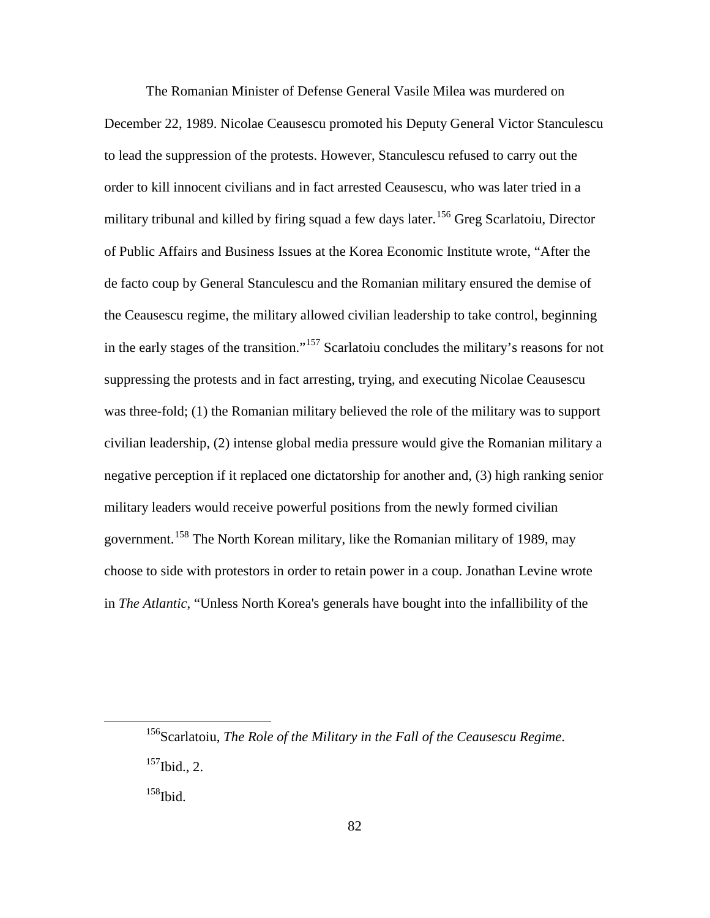The Romanian Minister of Defense General Vasile Milea was murdered on December 22, 1989. Nicolae Ceausescu promoted his Deputy General Victor Stanculescu to lead the suppression of the protests. However, Stanculescu refused to carry out the order to kill innocent civilians and in fact arrested Ceausescu, who was later tried in a military tribunal and killed by firing squad a few days later.[156] Greg Scarlatoiu, Director of Public Affairs and Business Issues at the Korea Economic Institute wrote, "After the de facto coup by General Stanculescu and the Romanian military ensured the demise of the Ceausescu regime, the military allowed civilian leadership to take control, beginning in the early stages of the transition."[157] Scarlatoiu concludes the military's reasons for not suppressing the protests and in fact arresting, trying, and executing Nicolae Ceausescu was three-fold; (1) the Romanian military believed the role of the military was to support civilian leadership, (2) intense global media pressure would give the Romanian military a negative perception if it replaced one dictatorship for another and, (3) high ranking senior military leaders would receive powerful positions from the newly formed civilian government.[158] The North Korean military, like the Romanian military of 1989, may choose to side with protestors in order to retain power in a coup. Jonathan Levine wrote in *The Atlantic*, "Unless North Korea's generals have bought into the infallibility of the

---

[156] Scarlatoiu, *The Role of the Military in the Fall of the Ceausescu Regime*.

[157] Ibid., 2.

[158] Ibid.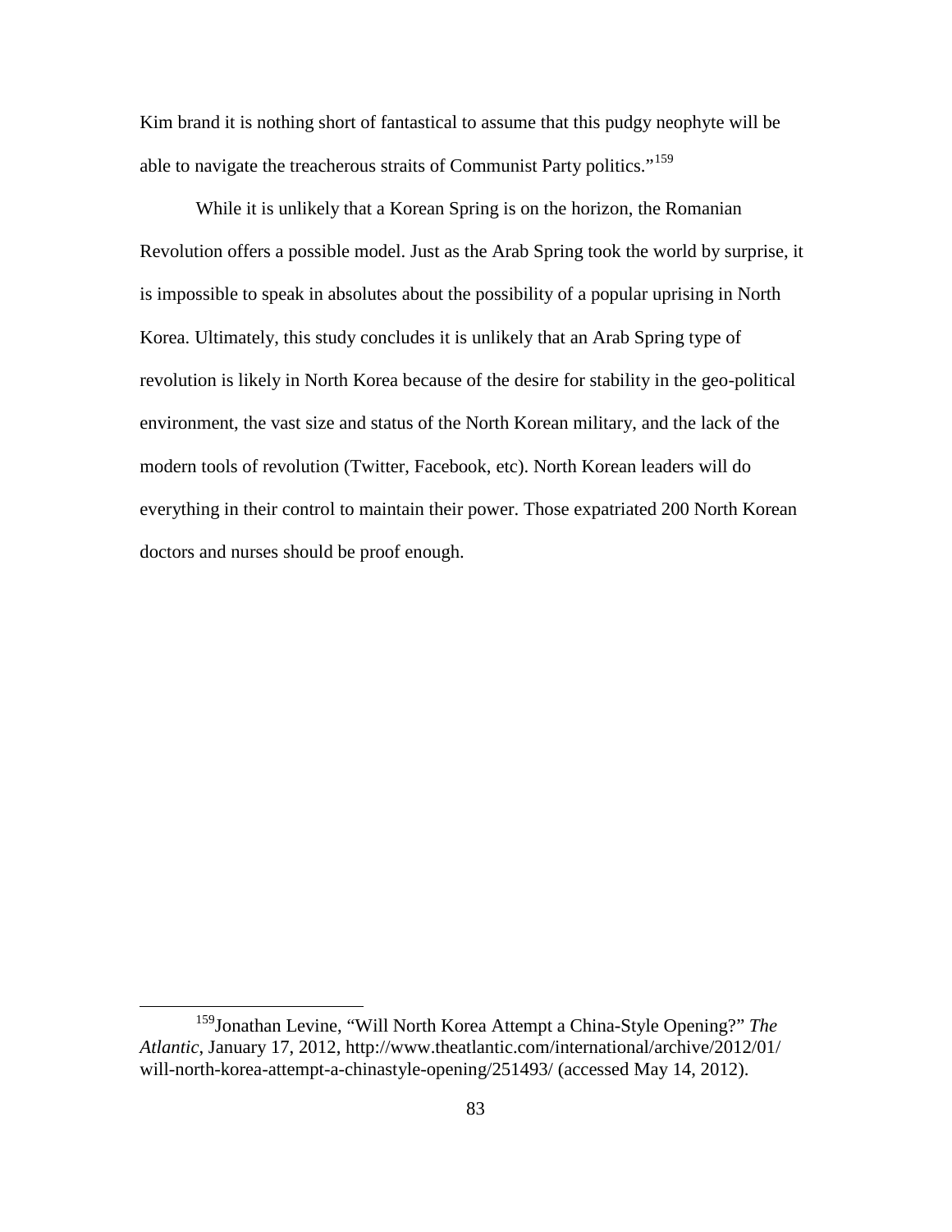Kim brand it is nothing short of fantastical to assume that this pudgy neophyte will be able to navigate the treacherous straits of Communist Party politics."[159]

While it is unlikely that a Korean Spring is on the horizon, the Romanian Revolution offers a possible model. Just as the Arab Spring took the world by surprise, it is impossible to speak in absolutes about the possibility of a popular uprising in North Korea. Ultimately, this study concludes it is unlikely that an Arab Spring type of revolution is likely in North Korea because of the desire for stability in the geo-political environment, the vast size and status of the North Korean military, and the lack of the modern tools of revolution (Twitter, Facebook, etc). North Korean leaders will do everything in their control to maintain their power. Those expatriated 200 North Korean doctors and nurses should be proof enough.

---

[159]Jonathan Levine, "Will North Korea Attempt a China-Style Opening?" *The Atlantic*, January 17, 2012, http://www.theatlantic.com/international/archive/2012/01/will-north-korea-attempt-a-chinastyle-opening/251493/ (accessed May 14, 2012).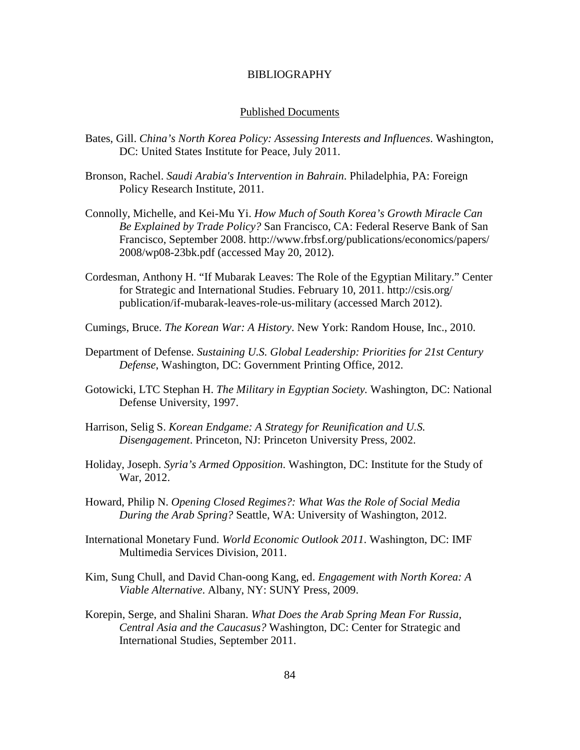# BIBLIOGRAPHY

## Published Documents

Bates, Gill. *China's North Korea Policy: Assessing Interests and Influences*. Washington, DC: United States Institute for Peace, July 2011.

Bronson, Rachel. *Saudi Arabia's Intervention in Bahrain*. Philadelphia, PA: Foreign Policy Research Institute, 2011.

Connolly, Michelle, and Kei-Mu Yi. *How Much of South Korea's Growth Miracle Can Be Explained by Trade Policy?* San Francisco, CA: Federal Reserve Bank of San Francisco, September 2008. http://www.frbsf.org/publications/economics/papers/2008/wp08-23bk.pdf (accessed May 20, 2012).

Cordesman, Anthony H. "If Mubarak Leaves: The Role of the Egyptian Military." Center for Strategic and International Studies. February 10, 2011. http://csis.org/publication/if-mubarak-leaves-role-us-military (accessed March 2012).

Cumings, Bruce. *The Korean War: A History*. New York: Random House, Inc., 2010.

Department of Defense. *Sustaining U.S. Global Leadership: Priorities for 21st Century Defense*, Washington, DC: Government Printing Office, 2012.

Gotowicki, LTC Stephan H. *The Military in Egyptian Society*. Washington, DC: National Defense University, 1997.

Harrison, Selig S. *Korean Endgame: A Strategy for Reunification and U.S. Disengagement*. Princeton, NJ: Princeton University Press, 2002.

Holiday, Joseph. *Syria's Armed Opposition*. Washington, DC: Institute for the Study of War, 2012.

Howard, Philip N. *Opening Closed Regimes?: What Was the Role of Social Media During the Arab Spring?* Seattle, WA: University of Washington, 2012.

International Monetary Fund. *World Economic Outlook 2011*. Washington, DC: IMF Multimedia Services Division, 2011.

Kim, Sung Chull, and David Chan-oong Kang, ed. *Engagement with North Korea: A Viable Alternative*. Albany, NY: SUNY Press, 2009.

Korepin, Serge, and Shalini Sharan. *What Does the Arab Spring Mean For Russia, Central Asia and the Caucasus?* Washington, DC: Center for Strategic and International Studies, September 2011.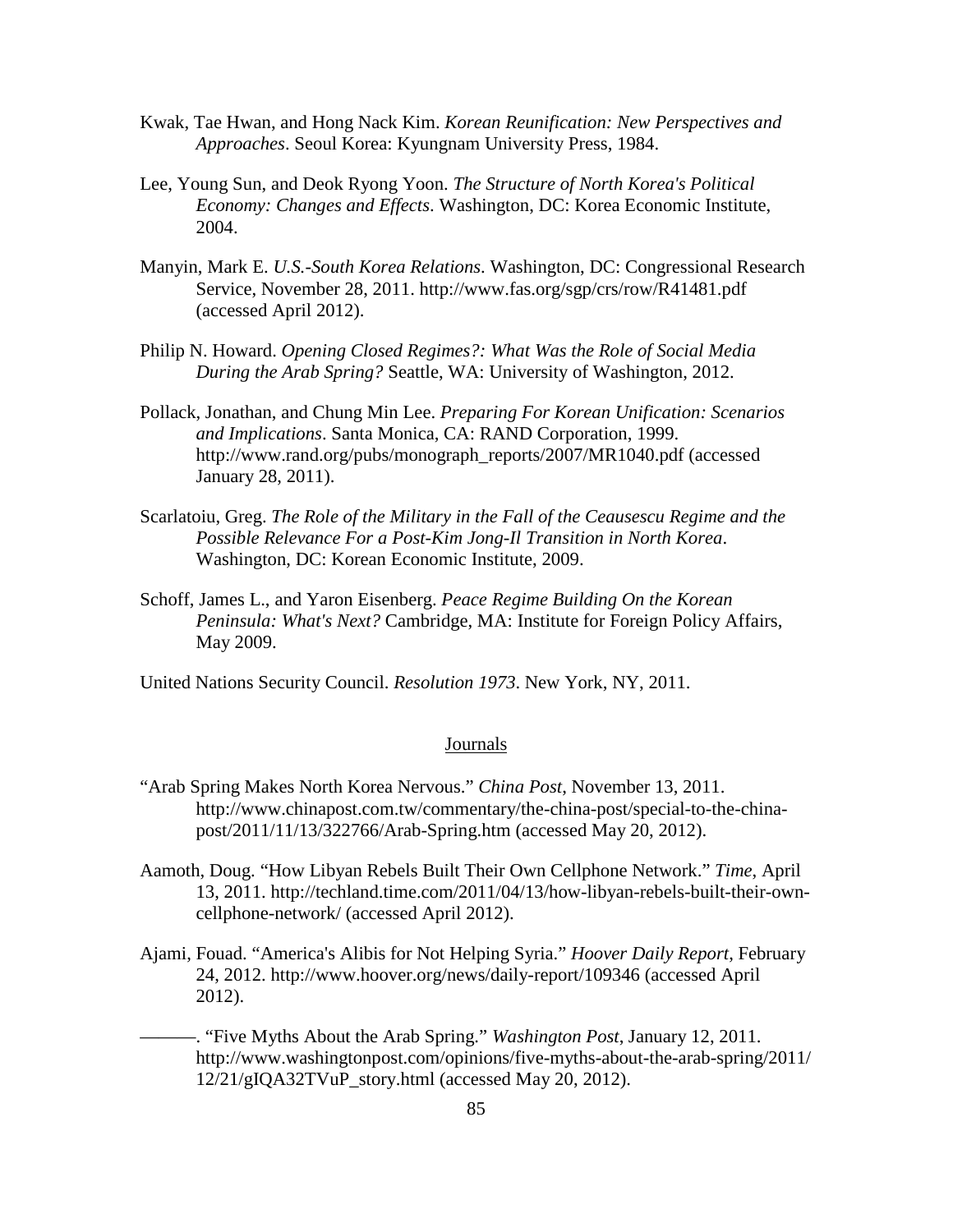Kwak, Tae Hwan, and Hong Nack Kim. *Korean Reunification: New Perspectives and Approaches*. Seoul Korea: Kyungnam University Press, 1984.

Lee, Young Sun, and Deok Ryong Yoon. *The Structure of North Korea's Political Economy: Changes and Effects*. Washington, DC: Korea Economic Institute, 2004.

Manyin, Mark E. *U.S.-South Korea Relations*. Washington, DC: Congressional Research Service, November 28, 2011. http://www.fas.org/sgp/crs/row/R41481.pdf (accessed April 2012).

Philip N. Howard. *Opening Closed Regimes?: What Was the Role of Social Media During the Arab Spring?* Seattle, WA: University of Washington, 2012.

Pollack, Jonathan, and Chung Min Lee. *Preparing For Korean Unification: Scenarios and Implications*. Santa Monica, CA: RAND Corporation, 1999. http://www.rand.org/pubs/monograph_reports/2007/MR1040.pdf (accessed January 28, 2011).

Scarlatoiu, Greg. *The Role of the Military in the Fall of the Ceausescu Regime and the Possible Relevance For a Post-Kim Jong-Il Transition in North Korea*. Washington, DC: Korean Economic Institute, 2009.

Schoff, James L., and Yaron Eisenberg. *Peace Regime Building On the Korean Peninsula: What's Next?* Cambridge, MA: Institute for Foreign Policy Affairs, May 2009.

United Nations Security Council. *Resolution 1973*. New York, NY, 2011.

## Journals

"Arab Spring Makes North Korea Nervous." *China Post*, November 13, 2011. http://www.chinapost.com.tw/commentary/the-china-post/special-to-the-china-post/2011/11/13/322766/Arab-Spring.htm (accessed May 20, 2012).

Aamoth, Doug. "How Libyan Rebels Built Their Own Cellphone Network." *Time*, April 13, 2011. http://techland.time.com/2011/04/13/how-libyan-rebels-built-their-own-cellphone-network/ (accessed April 2012).

Ajami, Fouad. "America's Alibis for Not Helping Syria." *Hoover Daily Report*, February 24, 2012. http://www.hoover.org/news/daily-report/109346 (accessed April 2012).

———. "Five Myths About the Arab Spring." *Washington Post*, January 12, 2011. http://www.washingtonpost.com/opinions/five-myths-about-the-arab-spring/2011/12/21/gIQA32TVuP_story.html (accessed May 20, 2012).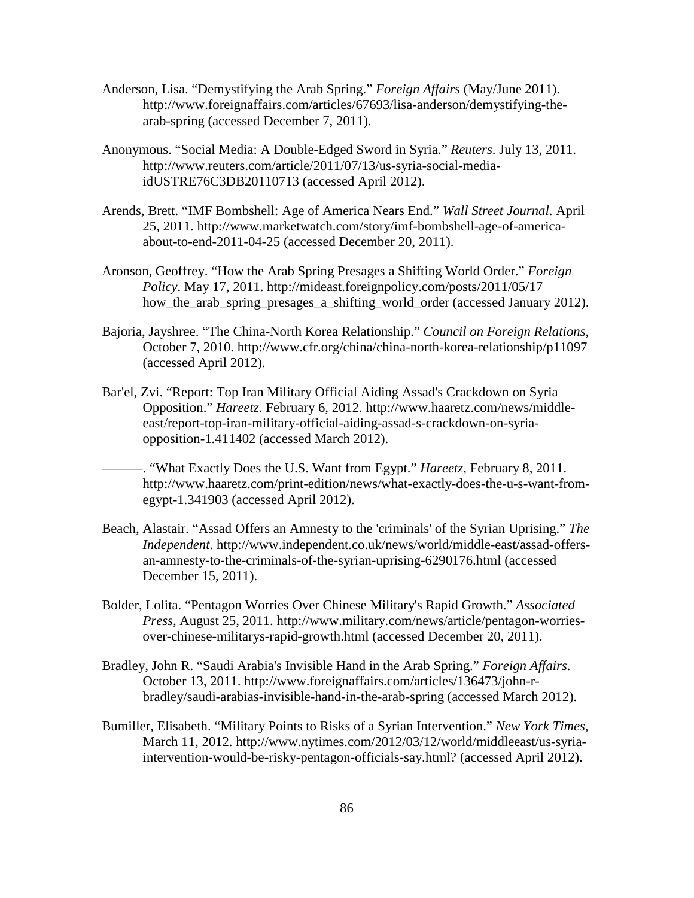Anderson, Lisa. “Demystifying the Arab Spring.” *Foreign Affairs* (May/June 2011). http://www.foreignaffairs.com/articles/67693/lisa-anderson/demystifying-the-arab-spring (accessed December 7, 2011).

Anonymous. “Social Media: A Double-Edged Sword in Syria.” *Reuters*. July 13, 2011. http://www.reuters.com/article/2011/07/13/us-syria-social-media-idUSTRE76C3DB20110713 (accessed April 2012).

Arends, Brett. “IMF Bombshell: Age of America Nears End.” *Wall Street Journal*. April 25, 2011. http://www.marketwatch.com/story/imf-bombshell-age-of-america-about-to-end-2011-04-25 (accessed December 20, 2011).

Aronson, Geoffrey. “How the Arab Spring Presages a Shifting World Order.” *Foreign Policy*. May 17, 2011. http://mideast.foreignpolicy.com/posts/2011/05/17 how_the_arab_spring_presages_a_shifting_world_order (accessed January 2012).

Bajoria, Jayshree. “The China-North Korea Relationship.” *Council on Foreign Relations*, October 7, 2010. http://www.cfr.org/china/china-north-korea-relationship/p11097 (accessed April 2012).

Bar'el, Zvi. “Report: Top Iran Military Official Aiding Assad's Crackdown on Syria Opposition.” *Hareetz*. February 6, 2012. http://www.haaretz.com/news/middle-east/report-top-iran-military-official-aiding-assad-s-crackdown-on-syria-opposition-1.411402 (accessed March 2012).

———. “What Exactly Does the U.S. Want from Egypt.” *Hareetz*, February 8, 2011. http://www.haaretz.com/print-edition/news/what-exactly-does-the-u-s-want-from-egypt-1.341903 (accessed April 2012).

Beach, Alastair. “Assad Offers an Amnesty to the 'criminals' of the Syrian Uprising.” *The Independent*. http://www.independent.co.uk/news/world/middle-east/assad-offers-an-amnesty-to-the-criminals-of-the-syrian-uprising-6290176.html (accessed December 15, 2011).

Bolder, Lolita. “Pentagon Worries Over Chinese Military's Rapid Growth.” *Associated Press*, August 25, 2011. http://www.military.com/news/article/pentagon-worries-over-chinese-militarys-rapid-growth.html (accessed December 20, 2011).

Bradley, John R. “Saudi Arabia's Invisible Hand in the Arab Spring.” *Foreign Affairs*. October 13, 2011. http://www.foreignaffairs.com/articles/136473/john-r-bradley/saudi-arabias-invisible-hand-in-the-arab-spring (accessed March 2012).

Bumiller, Elisabeth. “Military Points to Risks of a Syrian Intervention.” *New York Times*, March 11, 2012. http://www.nytimes.com/2012/03/12/world/middleeast/us-syria-intervention-would-be-risky-pentagon-officials-say.html? (accessed April 2012).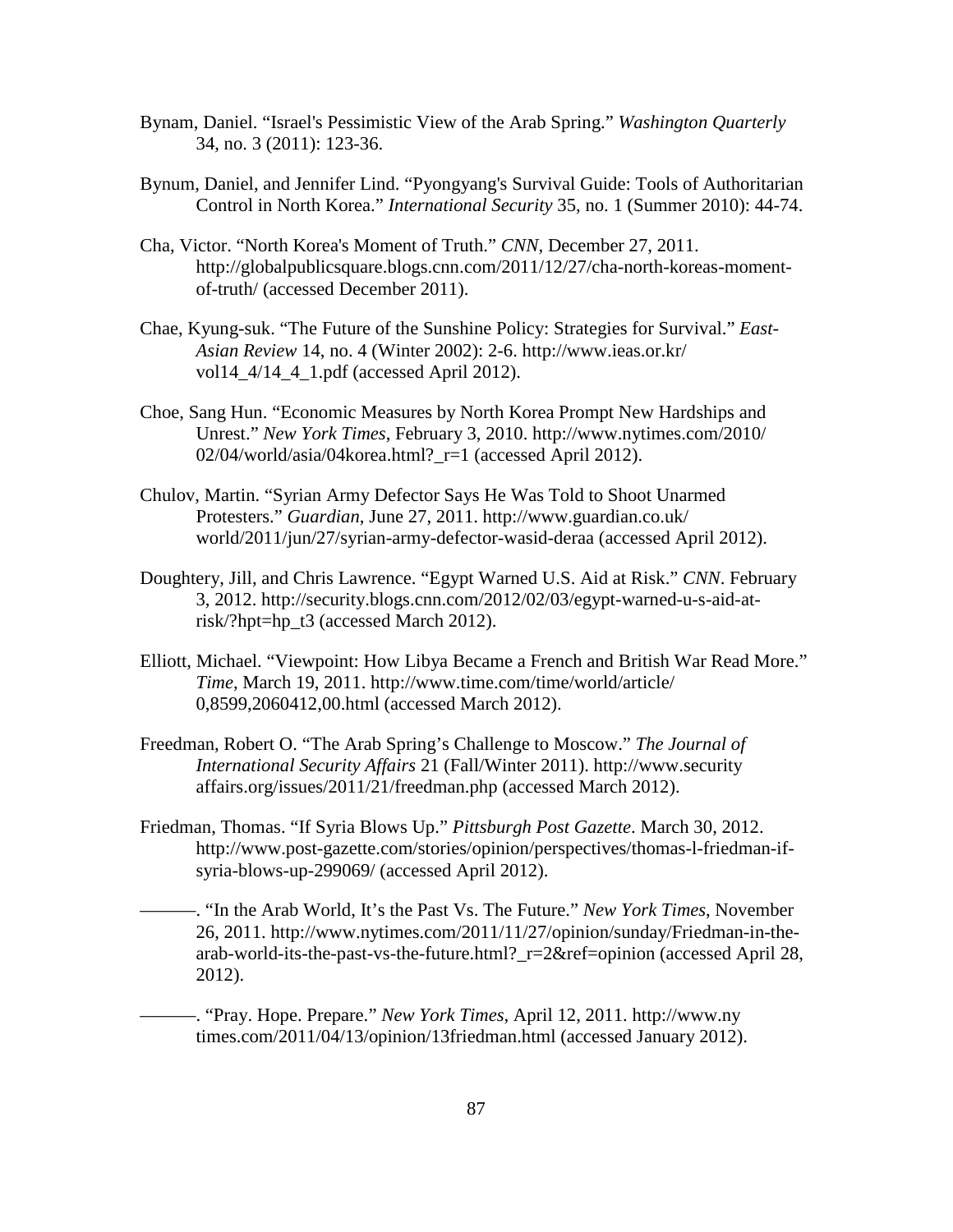Bynam, Daniel. “Israel's Pessimistic View of the Arab Spring.” *Washington Quarterly* 34, no. 3 (2011): 123-36.

Bynum, Daniel, and Jennifer Lind. “Pyongyang's Survival Guide: Tools of Authoritarian Control in North Korea.” *International Security* 35, no. 1 (Summer 2010): 44-74.

Cha, Victor. “North Korea's Moment of Truth.” *CNN*, December 27, 2011. http://globalpublicsquare.blogs.cnn.com/2011/12/27/cha-north-koreas-moment-of-truth/ (accessed December 2011).

Chae, Kyung-suk. “The Future of the Sunshine Policy: Strategies for Survival.” *East-Asian Review* 14, no. 4 (Winter 2002): 2-6. http://www.ieas.or.kr/vol14_4/14_4_1.pdf (accessed April 2012).

Choe, Sang Hun. “Economic Measures by North Korea Prompt New Hardships and Unrest.” *New York Times*, February 3, 2010. http://www.nytimes.com/2010/02/04/world/asia/04korea.html?_r=1 (accessed April 2012).

Chulov, Martin. “Syrian Army Defector Says He Was Told to Shoot Unarmed Protesters.” *Guardian*, June 27, 2011. http://www.guardian.co.uk/world/2011/jun/27/syrian-army-defector-wasid-deraa (accessed April 2012).

Doughtery, Jill, and Chris Lawrence. “Egypt Warned U.S. Aid at Risk.” *CNN*. February 3, 2012. http://security.blogs.cnn.com/2012/02/03/egypt-warned-u-s-aid-at-risk/?hpt=hp_t3 (accessed March 2012).

Elliott, Michael. “Viewpoint: How Libya Became a French and British War Read More.” *Time*, March 19, 2011. http://www.time.com/time/world/article/0,8599,2060412,00.html (accessed March 2012).

Freedman, Robert O. “The Arab Spring’s Challenge to Moscow.” *The Journal of International Security Affairs* 21 (Fall/Winter 2011). http://www.securityaffairs.org/issues/2011/21/freedman.php (accessed March 2012).

Friedman, Thomas. “If Syria Blows Up.” *Pittsburgh Post Gazette*. March 30, 2012. http://www.post-gazette.com/stories/opinion/perspectives/thomas-l-friedman-if-syria-blows-up-299069/ (accessed April 2012).

———. “In the Arab World, It’s the Past Vs. The Future.” *New York Times*, November 26, 2011. http://www.nytimes.com/2011/11/27/opinion/sunday/Friedman-in-the-arab-world-its-the-past-vs-the-future.html?_r=2&ref=opinion (accessed April 28, 2012).

———. “Pray. Hope. Prepare.” *New York Times*, April 12, 2011. http://www.nytimes.com/2011/04/13/opinion/13friedman.html (accessed January 2012).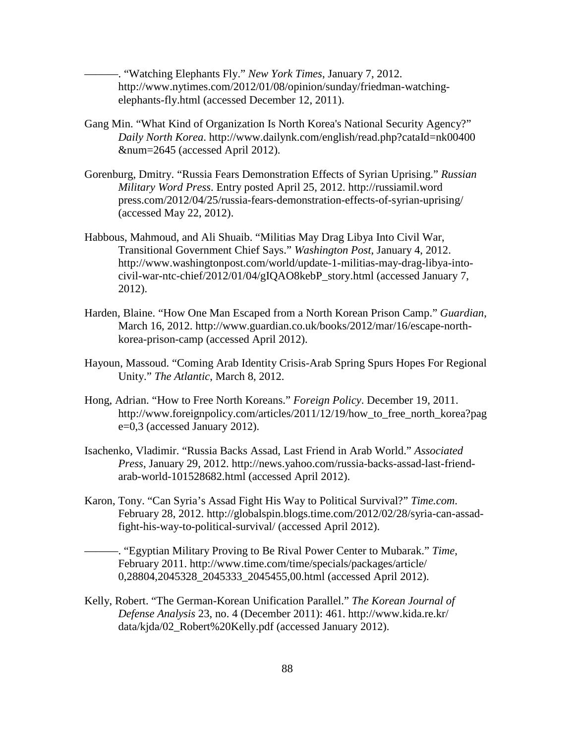———. “Watching Elephants Fly.” *New York Times*, January 7, 2012. http://www.nytimes.com/2012/01/08/opinion/sunday/friedman-watching-elephants-fly.html (accessed December 12, 2011).

Gang Min. “What Kind of Organization Is North Korea's National Security Agency?” *Daily North Korea*. http://www.dailynk.com/english/read.php?cataId=nk00400&num=2645 (accessed April 2012).

Gorenburg, Dmitry. “Russia Fears Demonstration Effects of Syrian Uprising.” *Russian Military Word Press*. Entry posted April 25, 2012. http://russiamil.wordpress.com/2012/04/25/russia-fears-demonstration-effects-of-syrian-uprising/ (accessed May 22, 2012).

Habbous, Mahmoud, and Ali Shuaib. “Militias May Drag Libya Into Civil War, Transitional Government Chief Says.” *Washington Post*, January 4, 2012. http://www.washingtonpost.com/world/update-1-militias-may-drag-libya-into-civil-war-ntc-chief/2012/01/04/gIQAO8kebP_story.html (accessed January 7, 2012).

Harden, Blaine. “How One Man Escaped from a North Korean Prison Camp.” *Guardian*, March 16, 2012. http://www.guardian.co.uk/books/2012/mar/16/escape-north-korea-prison-camp (accessed April 2012).

Hayoun, Massoud. “Coming Arab Identity Crisis-Arab Spring Spurs Hopes For Regional Unity.” *The Atlantic*, March 8, 2012.

Hong, Adrian. “How to Free North Koreans.” *Foreign Policy*. December 19, 2011. http://www.foreignpolicy.com/articles/2011/12/19/how_to_free_north_korea?page=0,3 (accessed January 2012).

Isachenko, Vladimir. “Russia Backs Assad, Last Friend in Arab World.” *Associated Press*, January 29, 2012. http://news.yahoo.com/russia-backs-assad-last-friend-arab-world-101528682.html (accessed April 2012).

Karon, Tony. “Can Syria’s Assad Fight His Way to Political Survival?” *Time.com*. February 28, 2012. http://globalspin.blogs.time.com/2012/02/28/syria-can-assad-fight-his-way-to-political-survival/ (accessed April 2012).

———. “Egyptian Military Proving to Be Rival Power Center to Mubarak.” *Time*, February 2011. http://www.time.com/time/specials/packages/article/0,28804,2045328_2045333_2045455,00.html (accessed April 2012).

Kelly, Robert. “The German-Korean Unification Parallel.” *The Korean Journal of Defense Analysis* 23, no. 4 (December 2011): 461. http://www.kida.re.kr/data/kjda/02_Robert%20Kelly.pdf (accessed January 2012).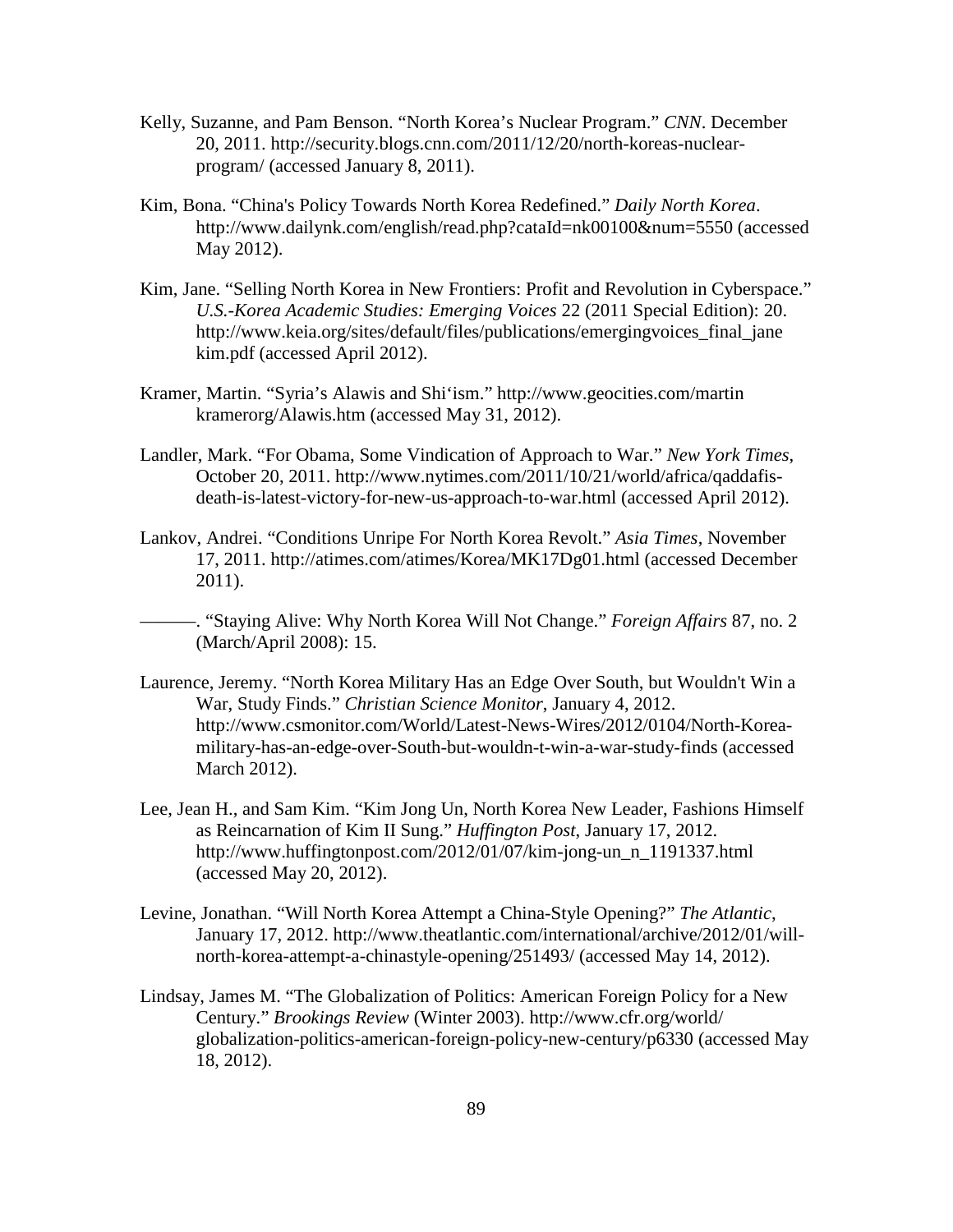Kelly, Suzanne, and Pam Benson. "North Korea's Nuclear Program." *CNN*. December 20, 2011. http://security.blogs.cnn.com/2011/12/20/north-koreas-nuclear-program/ (accessed January 8, 2011).

Kim, Bona. "China's Policy Towards North Korea Redefined." *Daily North Korea*. http://www.dailynk.com/english/read.php?cataId=nk00100&num=5550 (accessed May 2012).

Kim, Jane. "Selling North Korea in New Frontiers: Profit and Revolution in Cyberspace." *U.S.-Korea Academic Studies: Emerging Voices* 22 (2011 Special Edition): 20. http://www.keia.org/sites/default/files/publications/emergingvoices_final_jane kim.pdf (accessed April 2012).

Kramer, Martin. "Syria's Alawis and Shi'ism." http://www.geocities.com/martin kramerorg/Alawis.htm (accessed May 31, 2012).

Landler, Mark. "For Obama, Some Vindication of Approach to War." *New York Times*, October 20, 2011. http://www.nytimes.com/2011/10/21/world/africa/qaddafis-death-is-latest-victory-for-new-us-approach-to-war.html (accessed April 2012).

Lankov, Andrei. "Conditions Unripe For North Korea Revolt." *Asia Times*, November 17, 2011. http://atimes.com/atimes/Korea/MK17Dg01.html (accessed December 2011).

———. "Staying Alive: Why North Korea Will Not Change." *Foreign Affairs* 87, no. 2 (March/April 2008): 15.

Laurence, Jeremy. "North Korea Military Has an Edge Over South, but Wouldn't Win a War, Study Finds." *Christian Science Monitor*, January 4, 2012. http://www.csmonitor.com/World/Latest-News-Wires/2012/0104/North-Korea-military-has-an-edge-over-South-but-wouldn-t-win-a-war-study-finds (accessed March 2012).

Lee, Jean H., and Sam Kim. "Kim Jong Un, North Korea New Leader, Fashions Himself as Reincarnation of Kim II Sung." *Huffington Post*, January 17, 2012. http://www.huffingtonpost.com/2012/01/07/kim-jong-un_n_1191337.html (accessed May 20, 2012).

Levine, Jonathan. "Will North Korea Attempt a China-Style Opening?" *The Atlantic*, January 17, 2012. http://www.theatlantic.com/international/archive/2012/01/will-north-korea-attempt-a-chinastyle-opening/251493/ (accessed May 14, 2012).

Lindsay, James M. "The Globalization of Politics: American Foreign Policy for a New Century." *Brookings Review* (Winter 2003). http://www.cfr.org/world/globalization-politics-american-foreign-policy-new-century/p6330 (accessed May 18, 2012).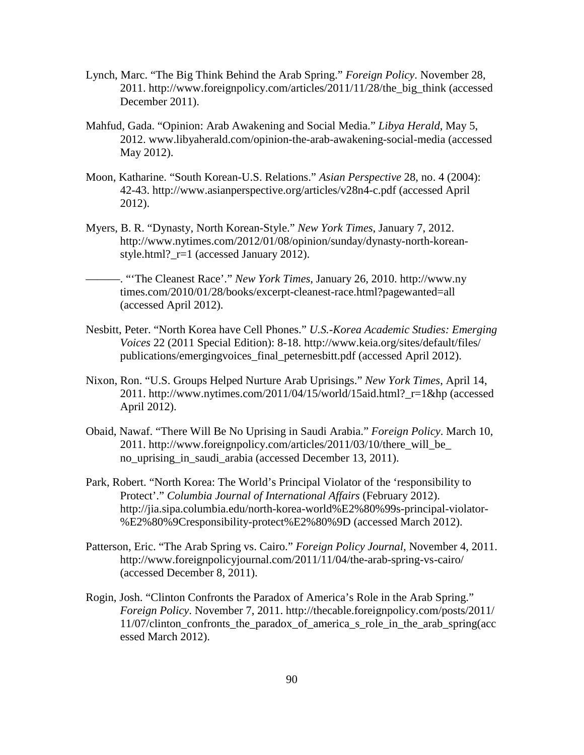Lynch, Marc. “The Big Think Behind the Arab Spring.” *Foreign Policy*. November 28, 2011. http://www.foreignpolicy.com/articles/2011/11/28/the_big_think (accessed December 2011).

Mahfud, Gada. “Opinion: Arab Awakening and Social Media.” *Libya Herald*, May 5, 2012. www.libyaherald.com/opinion-the-arab-awakening-social-media (accessed May 2012).

Moon, Katharine. “South Korean-U.S. Relations.” *Asian Perspective* 28, no. 4 (2004): 42-43. http://www.asianperspective.org/articles/v28n4-c.pdf (accessed April 2012).

Myers, B. R. “Dynasty, North Korean-Style.” *New York Times*, January 7, 2012. http://www.nytimes.com/2012/01/08/opinion/sunday/dynasty-north-korean-style.html?_r=1 (accessed January 2012).

———. “‘The Cleanest Race’.” *New York Times*, January 26, 2010. http://www.ny times.com/2010/01/28/books/excerpt-cleanest-race.html?pagewanted=all (accessed April 2012).

Nesbitt, Peter. “North Korea have Cell Phones.” *U.S.-Korea Academic Studies: Emerging Voices* 22 (2011 Special Edition): 8-18. http://www.keia.org/sites/default/files/ publications/emergingvoices_final_peternesbitt.pdf (accessed April 2012).

Nixon, Ron. “U.S. Groups Helped Nurture Arab Uprisings.” *New York Times*, April 14, 2011. http://www.nytimes.com/2011/04/15/world/15aid.html?_r=1&hp (accessed April 2012).

Obaid, Nawaf. “There Will Be No Uprising in Saudi Arabia.” *Foreign Policy*. March 10, 2011. http://www.foreignpolicy.com/articles/2011/03/10/there_will_be_ no_uprising_in_saudi_arabia (accessed December 13, 2011).

Park, Robert. “North Korea: The World’s Principal Violator of the ‘responsibility to Protect’.” *Columbia Journal of International Affairs* (February 2012). http://jia.sipa.columbia.edu/north-korea-world%E2%80%99s-principal-violator-%E2%80%9Cresponsibility-protect%E2%80%9D (accessed March 2012).

Patterson, Eric. “The Arab Spring vs. Cairo.” *Foreign Policy Journal*, November 4, 2011. http://www.foreignpolicyjournal.com/2011/11/04/the-arab-spring-vs-cairo/ (accessed December 8, 2011).

Rogin, Josh. “Clinton Confronts the Paradox of America’s Role in the Arab Spring.” *Foreign Policy*. November 7, 2011. http://thecable.foreignpolicy.com/posts/2011/ 11/07/clinton_confronts_the_paradox_of_america_s_role_in_the_arab_spring(acc essed March 2012).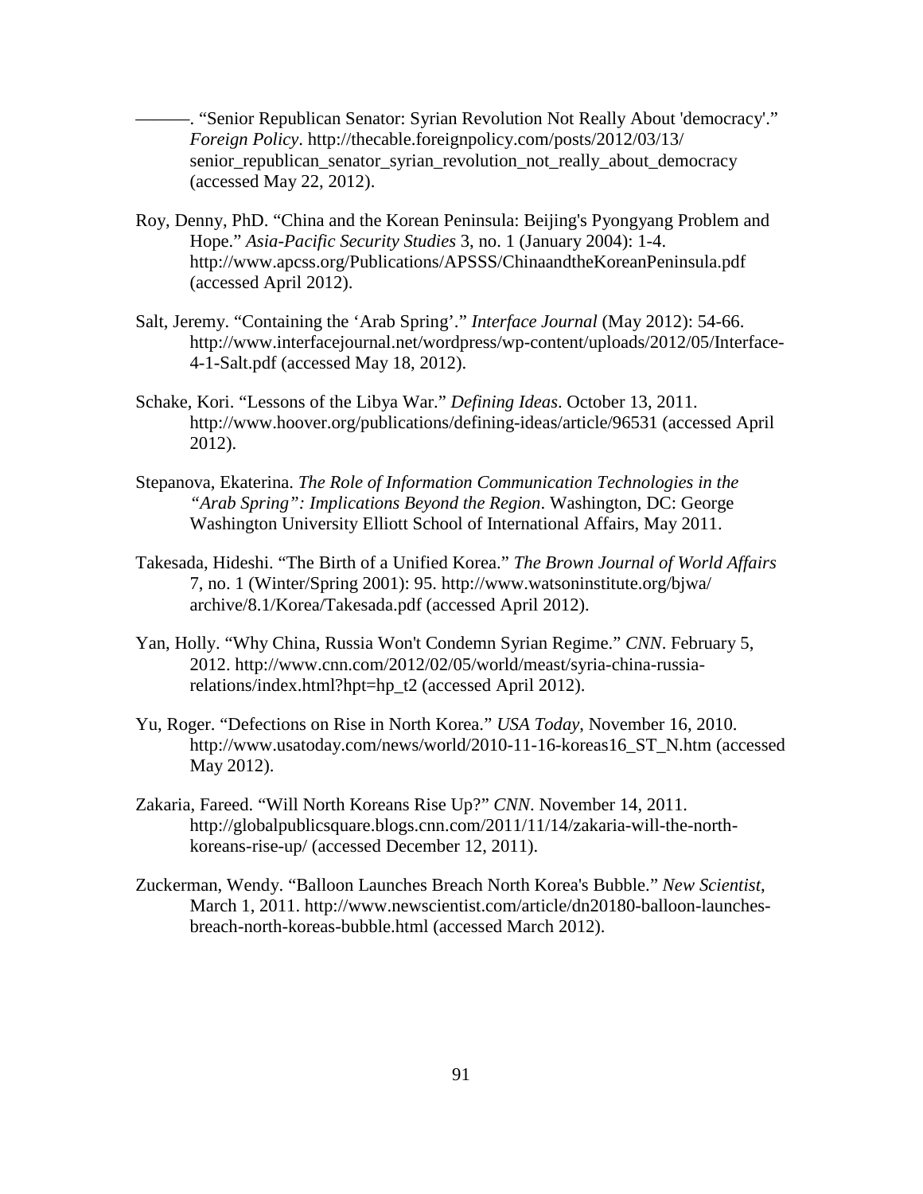———. “Senior Republican Senator: Syrian Revolution Not Really About 'democracy'.” *Foreign Policy*. http://thecable.foreignpolicy.com/posts/2012/03/13/senior_republican_senator_syrian_revolution_not_really_about_democracy (accessed May 22, 2012).

Roy, Denny, PhD. “China and the Korean Peninsula: Beijing's Pyongyang Problem and Hope.” *Asia-Pacific Security Studies* 3, no. 1 (January 2004): 1-4. http://www.apcss.org/Publications/APSSS/ChinaandtheKoreanPeninsula.pdf (accessed April 2012).

Salt, Jeremy. “Containing the ‘Arab Spring’.” *Interface Journal* (May 2012): 54-66. http://www.interfacejournal.net/wordpress/wp-content/uploads/2012/05/Interface-4-1-Salt.pdf (accessed May 18, 2012).

Schake, Kori. “Lessons of the Libya War.” *Defining Ideas*. October 13, 2011. http://www.hoover.org/publications/defining-ideas/article/96531 (accessed April 2012).

Stepanova, Ekaterina. *The Role of Information Communication Technologies in the “Arab Spring”: Implications Beyond the Region*. Washington, DC: George Washington University Elliott School of International Affairs, May 2011.

Takesada, Hideshi. “The Birth of a Unified Korea.” *The Brown Journal of World Affairs* 7, no. 1 (Winter/Spring 2001): 95. http://www.watsoninstitute.org/bjwa/archive/8.1/Korea/Takesada.pdf (accessed April 2012).

Yan, Holly. “Why China, Russia Won't Condemn Syrian Regime.” *CNN*. February 5, 2012. http://www.cnn.com/2012/02/05/world/meast/syria-china-russia-relations/index.html?hpt=hp_t2 (accessed April 2012).

Yu, Roger. “Defections on Rise in North Korea.” *USA Today*, November 16, 2010. http://www.usatoday.com/news/world/2010-11-16-koreas16_ST_N.htm (accessed May 2012).

Zakaria, Fareed. “Will North Koreans Rise Up?” *CNN*. November 14, 2011. http://globalpublicsquare.blogs.cnn.com/2011/11/14/zakaria-will-the-north-koreans-rise-up/ (accessed December 12, 2011).

Zuckerman, Wendy. “Balloon Launches Breach North Korea's Bubble.” *New Scientist*, March 1, 2011. http://www.newscientist.com/article/dn20180-balloon-launches-breach-north-koreas-bubble.html (accessed March 2012).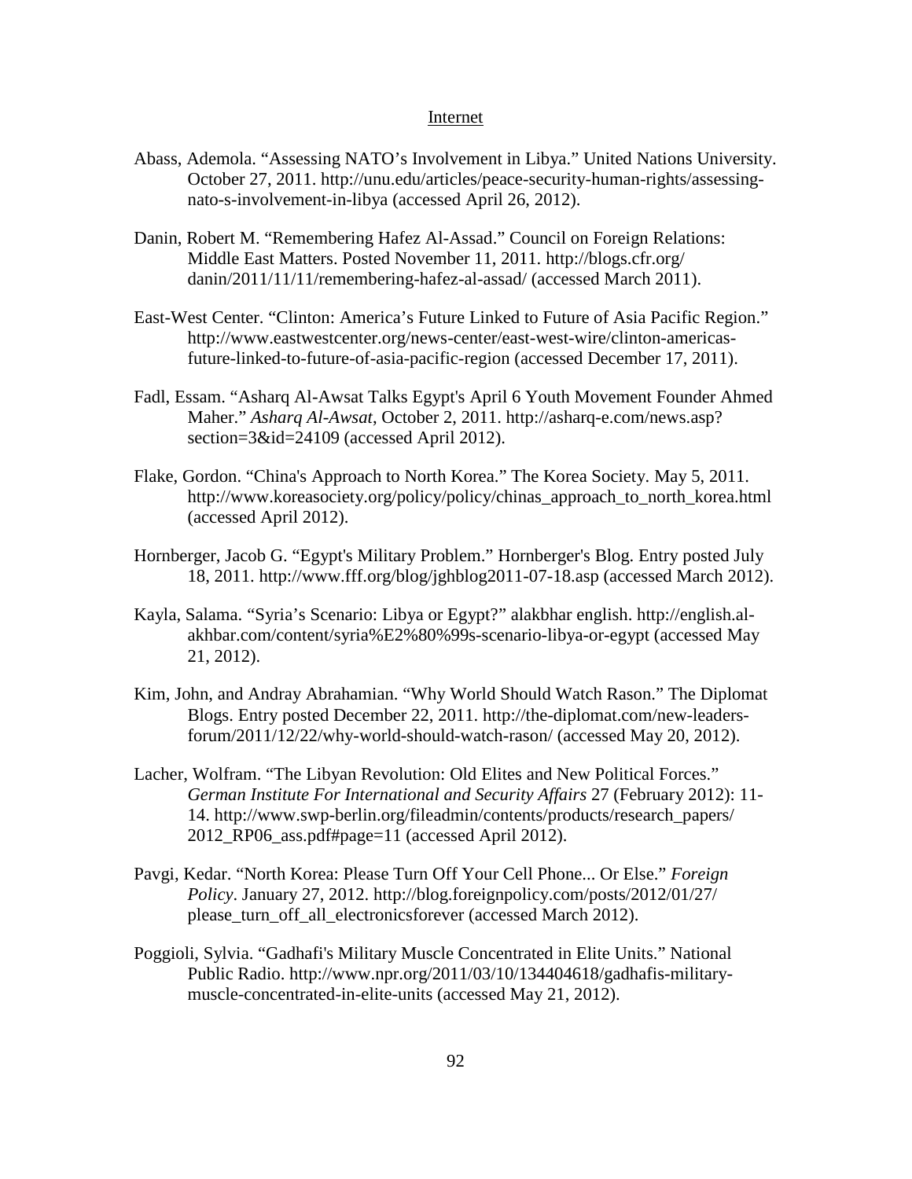## Internet

Abass, Ademola. "Assessing NATO's Involvement in Libya." United Nations University. October 27, 2011. http://unu.edu/articles/peace-security-human-rights/assessing-nato-s-involvement-in-libya (accessed April 26, 2012).

Danin, Robert M. "Remembering Hafez Al-Assad." Council on Foreign Relations: Middle East Matters. Posted November 11, 2011. http://blogs.cfr.org/danin/2011/11/11/remembering-hafez-al-assad/ (accessed March 2011).

East-West Center. "Clinton: America's Future Linked to Future of Asia Pacific Region." http://www.eastwestcenter.org/news-center/east-west-wire/clinton-americas-future-linked-to-future-of-asia-pacific-region (accessed December 17, 2011).

Fadl, Essam. "Asharq Al-Awsat Talks Egypt's April 6 Youth Movement Founder Ahmed Maher." *Asharq Al-Awsat*, October 2, 2011. http://asharq-e.com/news.asp?section=3&id=24109 (accessed April 2012).

Flake, Gordon. "China's Approach to North Korea." The Korea Society. May 5, 2011. http://www.koreasociety.org/policy/policy/chinas_approach_to_north_korea.html (accessed April 2012).

Hornberger, Jacob G. "Egypt's Military Problem." Hornberger's Blog. Entry posted July 18, 2011. http://www.fff.org/blog/jghblog2011-07-18.asp (accessed March 2012).

Kayla, Salama. "Syria's Scenario: Libya or Egypt?" alakbhar english. http://english.al-akhbar.com/content/syria%E2%80%99s-scenario-libya-or-egypt (accessed May 21, 2012).

Kim, John, and Andray Abrahamian. "Why World Should Watch Rason." The Diplomat Blogs. Entry posted December 22, 2011. http://the-diplomat.com/new-leaders-forum/2011/12/22/why-world-should-watch-rason/ (accessed May 20, 2012).

Lacher, Wolfram. "The Libyan Revolution: Old Elites and New Political Forces." *German Institute For International and Security Affairs* 27 (February 2012): 11-14. http://www.swp-berlin.org/fileadmin/contents/products/research_papers/2012_RP06_ass.pdf#page=11 (accessed April 2012).

Pavgi, Kedar. "North Korea: Please Turn Off Your Cell Phone... Or Else." *Foreign Policy*. January 27, 2012. http://blog.foreignpolicy.com/posts/2012/01/27/please_turn_off_all_electronicsforever (accessed March 2012).

Poggioli, Sylvia. "Gadhafi's Military Muscle Concentrated in Elite Units." National Public Radio. http://www.npr.org/2011/03/10/134404618/gadhafis-military-muscle-concentrated-in-elite-units (accessed May 21, 2012).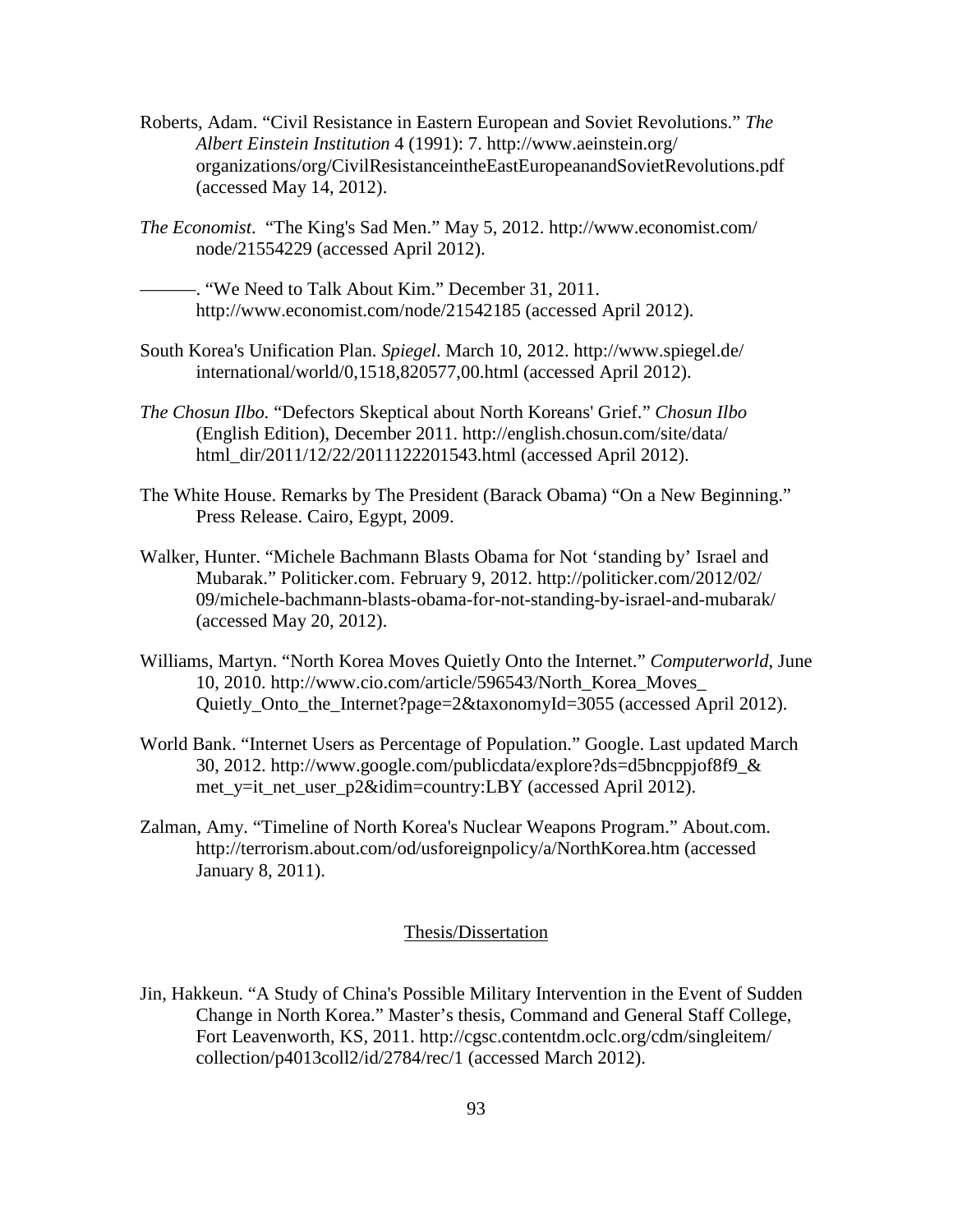Roberts, Adam. "Civil Resistance in Eastern European and Soviet Revolutions." *The Albert Einstein Institution* 4 (1991): 7. http://www.aeinstein.org/organizations/org/CivilResistanceintheEastEuropeanandSovietRevolutions.pdf (accessed May 14, 2012).

*The Economist*. "The King's Sad Men." May 5, 2012. http://www.economist.com/node/21554229 (accessed April 2012).

———. "We Need to Talk About Kim." December 31, 2011. http://www.economist.com/node/21542185 (accessed April 2012).

South Korea's Unification Plan. *Spiegel*. March 10, 2012. http://www.spiegel.de/international/world/0,1518,820577,00.html (accessed April 2012).

*The Chosun Ilbo.* "Defectors Skeptical about North Koreans' Grief." *Chosun Ilbo* (English Edition), December 2011. http://english.chosun.com/site/data/html_dir/2011/12/22/2011122201543.html (accessed April 2012).

The White House. Remarks by The President (Barack Obama) "On a New Beginning." Press Release. Cairo, Egypt, 2009.

Walker, Hunter. "Michele Bachmann Blasts Obama for Not 'standing by' Israel and Mubarak." Politicker.com. February 9, 2012. http://politicker.com/2012/02/09/michele-bachmann-blasts-obama-for-not-standing-by-israel-and-mubarak/ (accessed May 20, 2012).

Williams, Martyn. "North Korea Moves Quietly Onto the Internet." *Computerworld*, June 10, 2010. http://www.cio.com/article/596543/North_Korea_Moves_Quietly_Onto_the_Internet?page=2&taxonomyId=3055 (accessed April 2012).

World Bank. "Internet Users as Percentage of Population." Google. Last updated March 30, 2012. http://www.google.com/publicdata/explore?ds=d5bncppjof8f9_&met_y=it_net_user_p2&idim=country:LBY (accessed April 2012).

Zalman, Amy. "Timeline of North Korea's Nuclear Weapons Program." About.com. http://terrorism.about.com/od/usforeignpolicy/a/NorthKorea.htm (accessed January 8, 2011).

## Thesis/Dissertation

Jin, Hakkeun. "A Study of China's Possible Military Intervention in the Event of Sudden Change in North Korea." Master's thesis, Command and General Staff College, Fort Leavenworth, KS, 2011. http://cgsc.contentdm.oclc.org/cdm/singleitem/collection/p4013coll2/id/2784/rec/1 (accessed March 2012).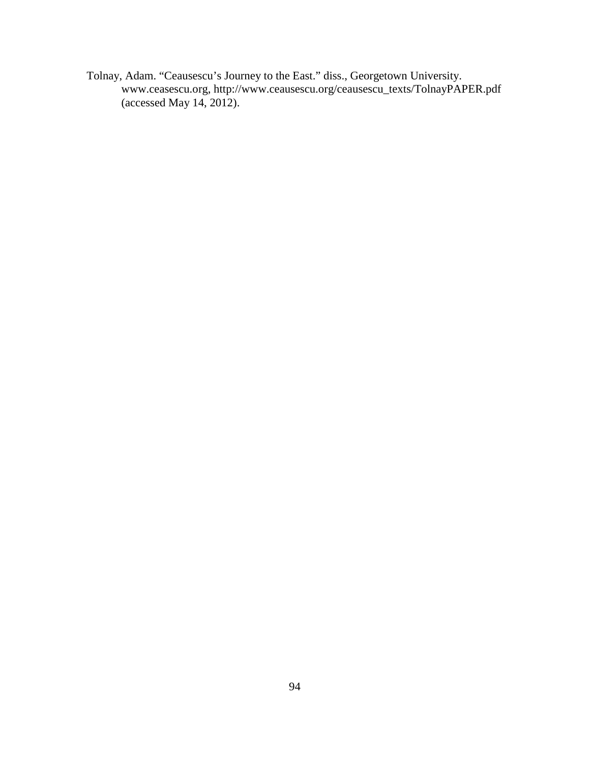Tolnay, Adam. "Ceausescu's Journey to the East." diss., Georgetown University. www.ceasescu.org, http://www.ceausescu.org/ceausescu_texts/TolnayPAPER.pdf (accessed May 14, 2012).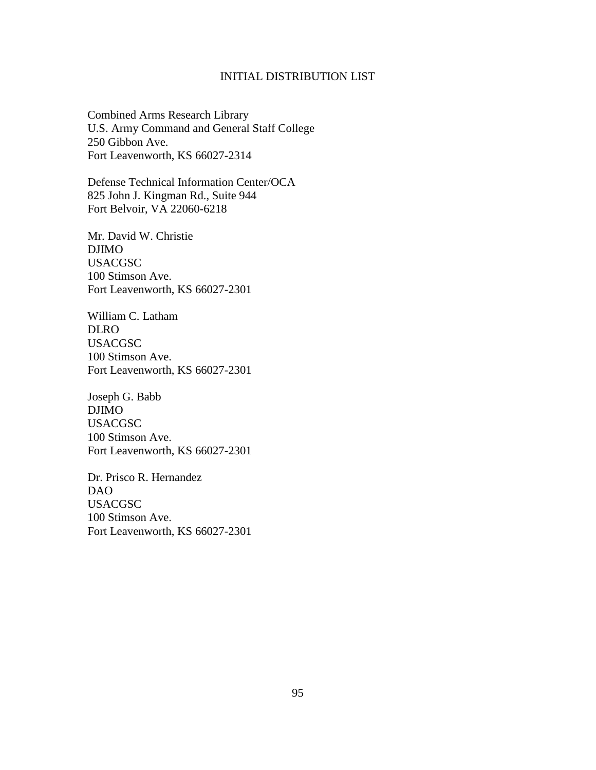# INITIAL DISTRIBUTION LIST

Combined Arms Research Library
U.S. Army Command and General Staff College
250 Gibbon Ave.
Fort Leavenworth, KS 66027-2314

Defense Technical Information Center/OCA
825 John J. Kingman Rd., Suite 944
Fort Belvoir, VA 22060-6218

Mr. David W. Christie
DJIMO
USACGSC
100 Stimson Ave.
Fort Leavenworth, KS 66027-2301

William C. Latham
DLRO
USACGSC
100 Stimson Ave.
Fort Leavenworth, KS 66027-2301

Joseph G. Babb
DJIMO
USACGSC
100 Stimson Ave.
Fort Leavenworth, KS 66027-2301

Dr. Prisco R. Hernandez
DAO
USACGSC
100 Stimson Ave.
Fort Leavenworth, KS 66027-2301